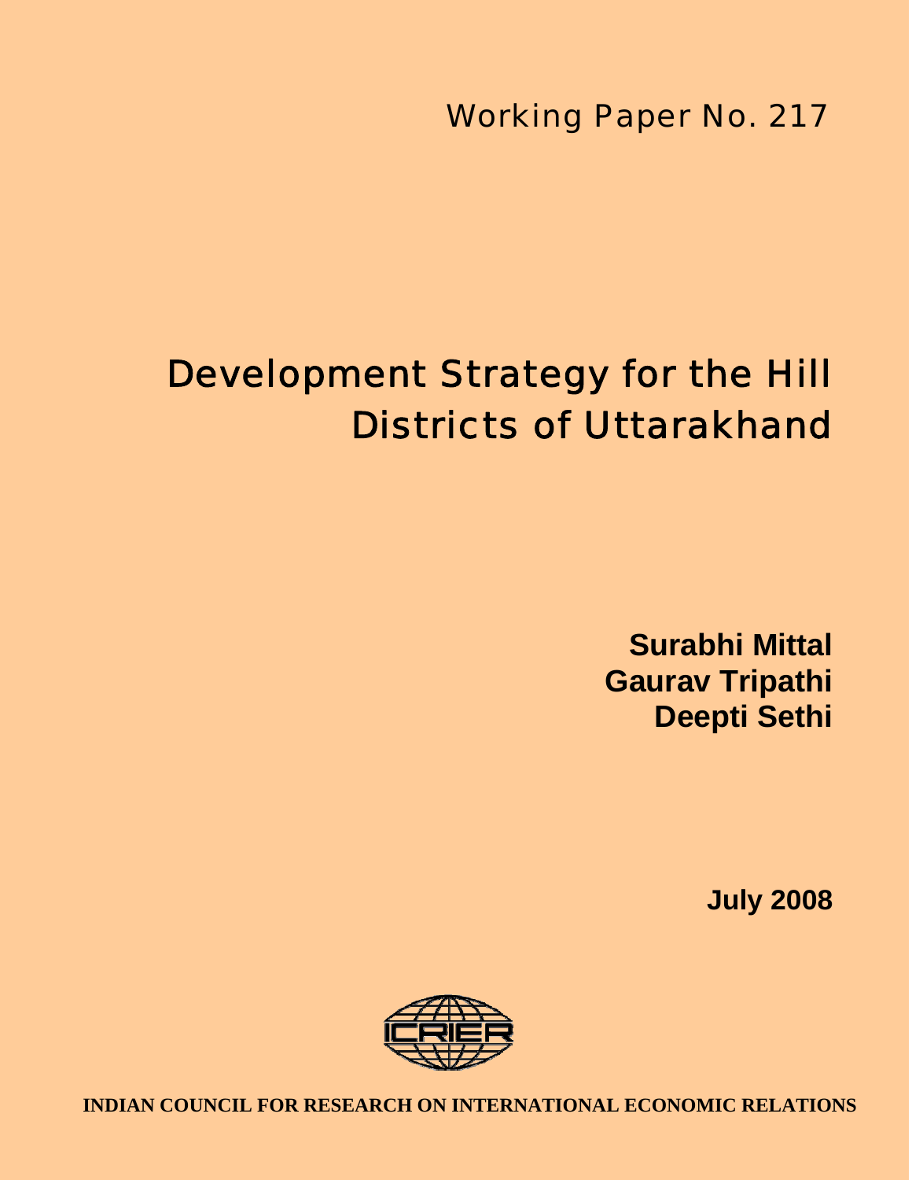Working Paper No. 217

# Development Strategy for the Hill Districts of Uttarakhand

**Surabhi Mittal**
**Gaurav Tripathi**
**Deepti Sethi**

**July 2008**

ICRIER

**INDIAN COUNCIL FOR RESEARCH ON INTERNATIONAL ECONOMIC RELATIONS**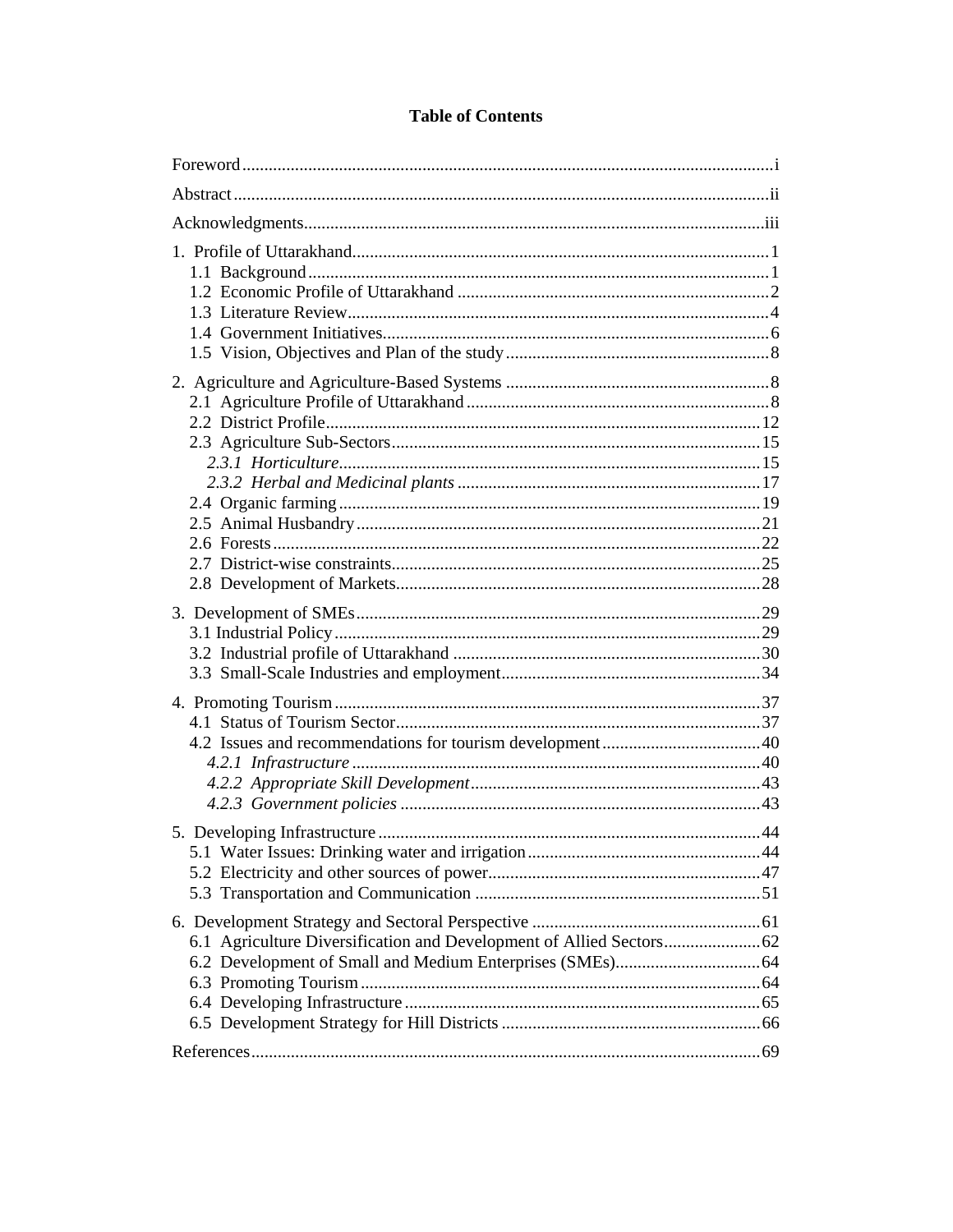# Table of Contents

Foreword ..... i

Abstract ..... ii

Acknowledgments ..... iii

1. Profile of Uttarakhand ..... 1
   - 1.1 Background ..... 1
   - 1.2 Economic Profile of Uttarakhand ..... 2
   - 1.3 Literature Review ..... 4
   - 1.4 Government Initiatives ..... 6
   - 1.5 Vision, Objectives and Plan of the study ..... 8

2. Agriculture and Agriculture-Based Systems ..... 8
   - 2.1 Agriculture Profile of Uttarakhand ..... 8
   - 2.2 District Profile ..... 12
   - 2.3 Agriculture Sub-Sectors ..... 15
     - *2.3.1 Horticulture* ..... 15
     - *2.3.2 Herbal and Medicinal plants* ..... 17
   - 2.4 Organic farming ..... 19
   - 2.5 Animal Husbandry ..... 21
   - 2.6 Forests ..... 22
   - 2.7 District-wise constraints ..... 25
   - 2.8 Development of Markets ..... 28

3. Development of SMEs ..... 29
   - 3.1 Industrial Policy ..... 29
   - 3.2 Industrial profile of Uttarakhand ..... 30
   - 3.3 Small-Scale Industries and employment ..... 34

4. Promoting Tourism ..... 37
   - 4.1 Status of Tourism Sector ..... 37
   - 4.2 Issues and recommendations for tourism development ..... 40
     - *4.2.1 Infrastructure* ..... 40
     - *4.2.2 Appropriate Skill Development* ..... 43
     - *4.2.3 Government policies* ..... 43

5. Developing Infrastructure ..... 44
   - 5.1 Water Issues: Drinking water and irrigation ..... 44
   - 5.2 Electricity and other sources of power ..... 47
   - 5.3 Transportation and Communication ..... 51

6. Development Strategy and Sectoral Perspective ..... 61
   - 6.1 Agriculture Diversification and Development of Allied Sectors ..... 62
   - 6.2 Development of Small and Medium Enterprises (SMEs) ..... 64
   - 6.3 Promoting Tourism ..... 64
   - 6.4 Developing Infrastructure ..... 65
   - 6.5 Development Strategy for Hill Districts ..... 66

References ..... 69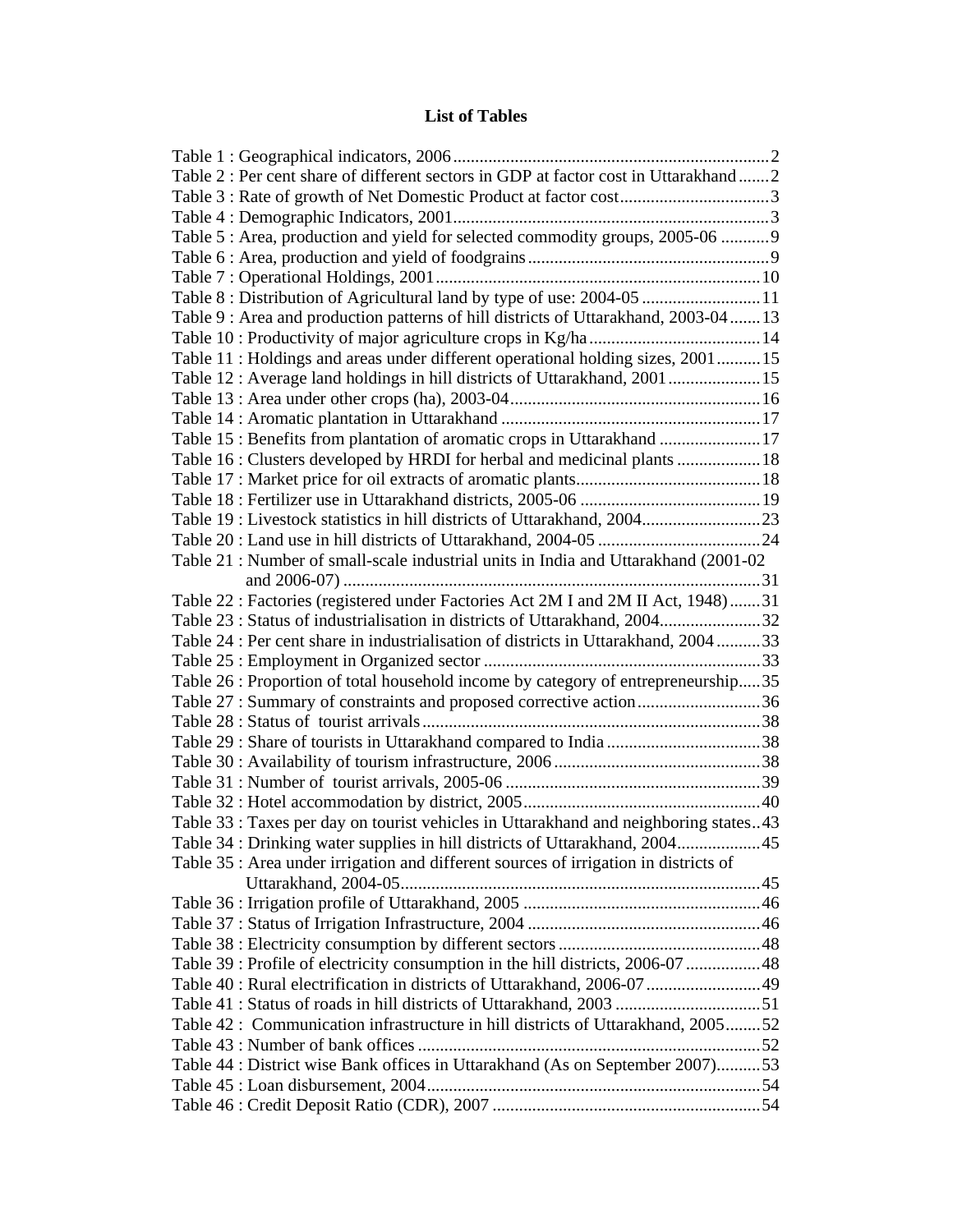# List of Tables

Table 1 : Geographical indicators, 2006 .......... 2
Table 2 : Per cent share of different sectors in GDP at factor cost in Uttarakhand .......... 2
Table 3 : Rate of growth of Net Domestic Product at factor cost .......... 3
Table 4 : Demographic Indicators, 2001 .......... 3
Table 5 : Area, production and yield for selected commodity groups, 2005-06 .......... 9
Table 6 : Area, production and yield of foodgrains .......... 9
Table 7 : Operational Holdings, 2001 .......... 10
Table 8 : Distribution of Agricultural land by type of use: 2004-05 .......... 11
Table 9 : Area and production patterns of hill districts of Uttarakhand, 2003-04 .......... 13
Table 10 : Productivity of major agriculture crops in Kg/ha .......... 14
Table 11 : Holdings and areas under different operational holding sizes, 2001 .......... 15
Table 12 : Average land holdings in hill districts of Uttarakhand, 2001 .......... 15
Table 13 : Area under other crops (ha), 2003-04 .......... 16
Table 14 : Aromatic plantation in Uttarakhand .......... 17
Table 15 : Benefits from plantation of aromatic crops in Uttarakhand .......... 17
Table 16 : Clusters developed by HRDI for herbal and medicinal plants .......... 18
Table 17 : Market price for oil extracts of aromatic plants .......... 18
Table 18 : Fertilizer use in Uttarakhand districts, 2005-06 .......... 19
Table 19 : Livestock statistics in hill districts of Uttarakhand, 2004 .......... 23
Table 20 : Land use in hill districts of Uttarakhand, 2004-05 .......... 24
Table 21 : Number of small-scale industrial units in India and Uttarakhand (2001-02 and 2006-07) .......... 31
Table 22 : Factories (registered under Factories Act 2M I and 2M II Act, 1948) .......... 31
Table 23 : Status of industrialisation in districts of Uttarakhand, 2004 .......... 32
Table 24 : Per cent share in industrialisation of districts in Uttarakhand, 2004 .......... 33
Table 25 : Employment in Organized sector .......... 33
Table 26 : Proportion of total household income by category of entrepreneurship .......... 35
Table 27 : Summary of constraints and proposed corrective action .......... 36
Table 28 : Status of tourist arrivals .......... 38
Table 29 : Share of tourists in Uttarakhand compared to India .......... 38
Table 30 : Availability of tourism infrastructure, 2006 .......... 38
Table 31 : Number of tourist arrivals, 2005-06 .......... 39
Table 32 : Hotel accommodation by district, 2005 .......... 40
Table 33 : Taxes per day on tourist vehicles in Uttarakhand and neighboring states .......... 43
Table 34 : Drinking water supplies in hill districts of Uttarakhand, 2004 .......... 45
Table 35 : Area under irrigation and different sources of irrigation in districts of Uttarakhand, 2004-05 .......... 45
Table 36 : Irrigation profile of Uttarakhand, 2005 .......... 46
Table 37 : Status of Irrigation Infrastructure, 2004 .......... 46
Table 38 : Electricity consumption by different sectors .......... 48
Table 39 : Profile of electricity consumption in the hill districts, 2006-07 .......... 48
Table 40 : Rural electrification in districts of Uttarakhand, 2006-07 .......... 49
Table 41 : Status of roads in hill districts of Uttarakhand, 2003 .......... 51
Table 42 : Communication infrastructure in hill districts of Uttarakhand, 2005 .......... 52
Table 43 : Number of bank offices .......... 52
Table 44 : District wise Bank offices in Uttarakhand (As on September 2007) .......... 53
Table 45 : Loan disbursement, 2004 .......... 54
Table 46 : Credit Deposit Ratio (CDR), 2007 .......... 54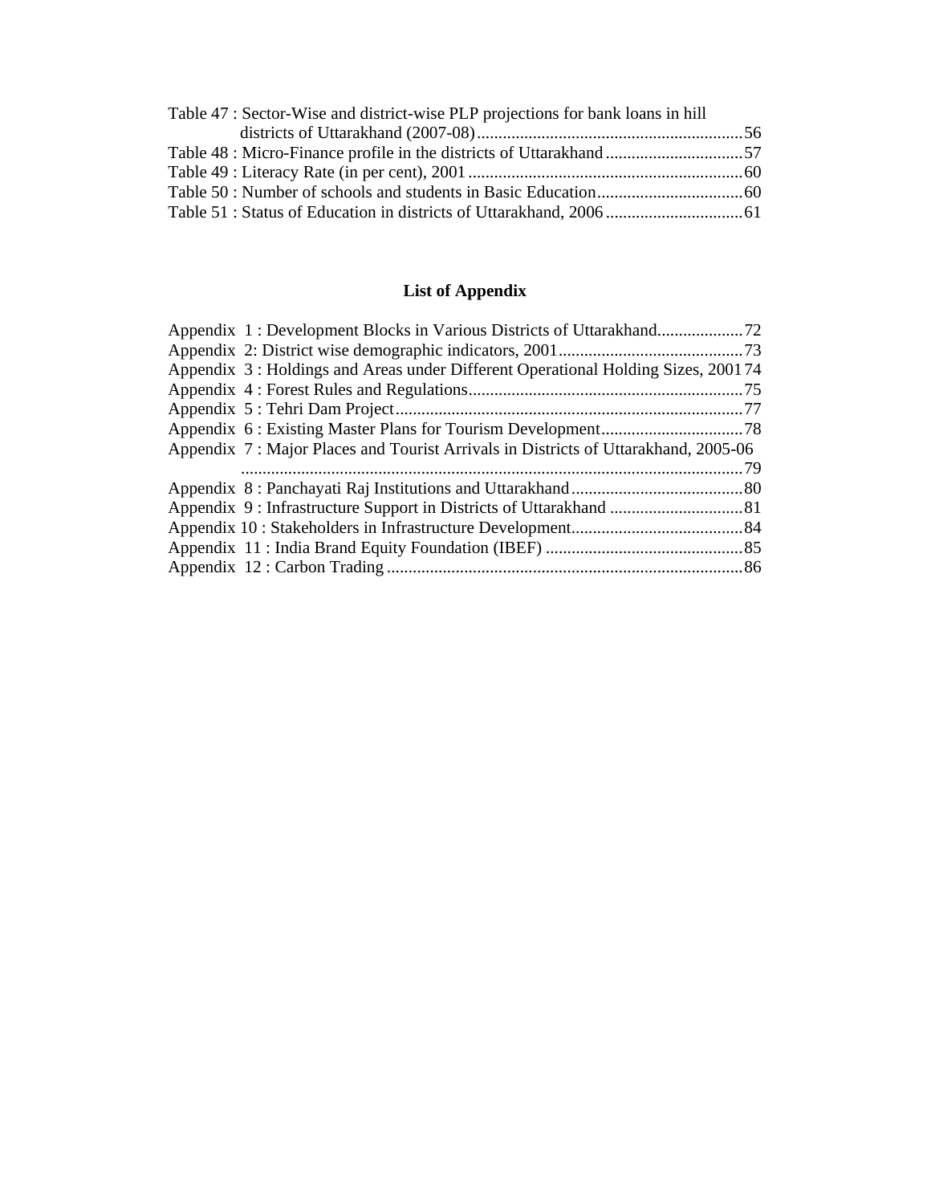Table 47 : Sector-Wise and district-wise PLP projections for bank loans in hill districts of Uttarakhand (2007-08)............................................................56
Table 48 : Micro-Finance profile in the districts of Uttarakhand ................................57
Table 49 : Literacy Rate (in per cent), 2001 ................................................................60
Table 50 : Number of schools and students in Basic Education..................................60
Table 51 : Status of Education in districts of Uttarakhand, 2006 ................................61

## List of Appendix

Appendix 1 : Development Blocks in Various Districts of Uttarakhand....................72
Appendix 2: District wise demographic indicators, 2001...........................................73
Appendix 3 : Holdings and Areas under Different Operational Holding Sizes, 2001 74
Appendix 4 : Forest Rules and Regulations................................................................75
Appendix 5 : Tehri Dam Project.................................................................................77
Appendix 6 : Existing Master Plans for Tourism Development.................................78
Appendix 7 : Major Places and Tourist Arrivals in Districts of Uttarakhand, 2005-06 .....................................................................................................................79
Appendix 8 : Panchayati Raj Institutions and Uttarakhand........................................80
Appendix 9 : Infrastructure Support in Districts of Uttarakhand ...............................81
Appendix 10 : Stakeholders in Infrastructure Development........................................84
Appendix 11 : India Brand Equity Foundation (IBEF) ..............................................85
Appendix 12 : Carbon Trading ...................................................................................86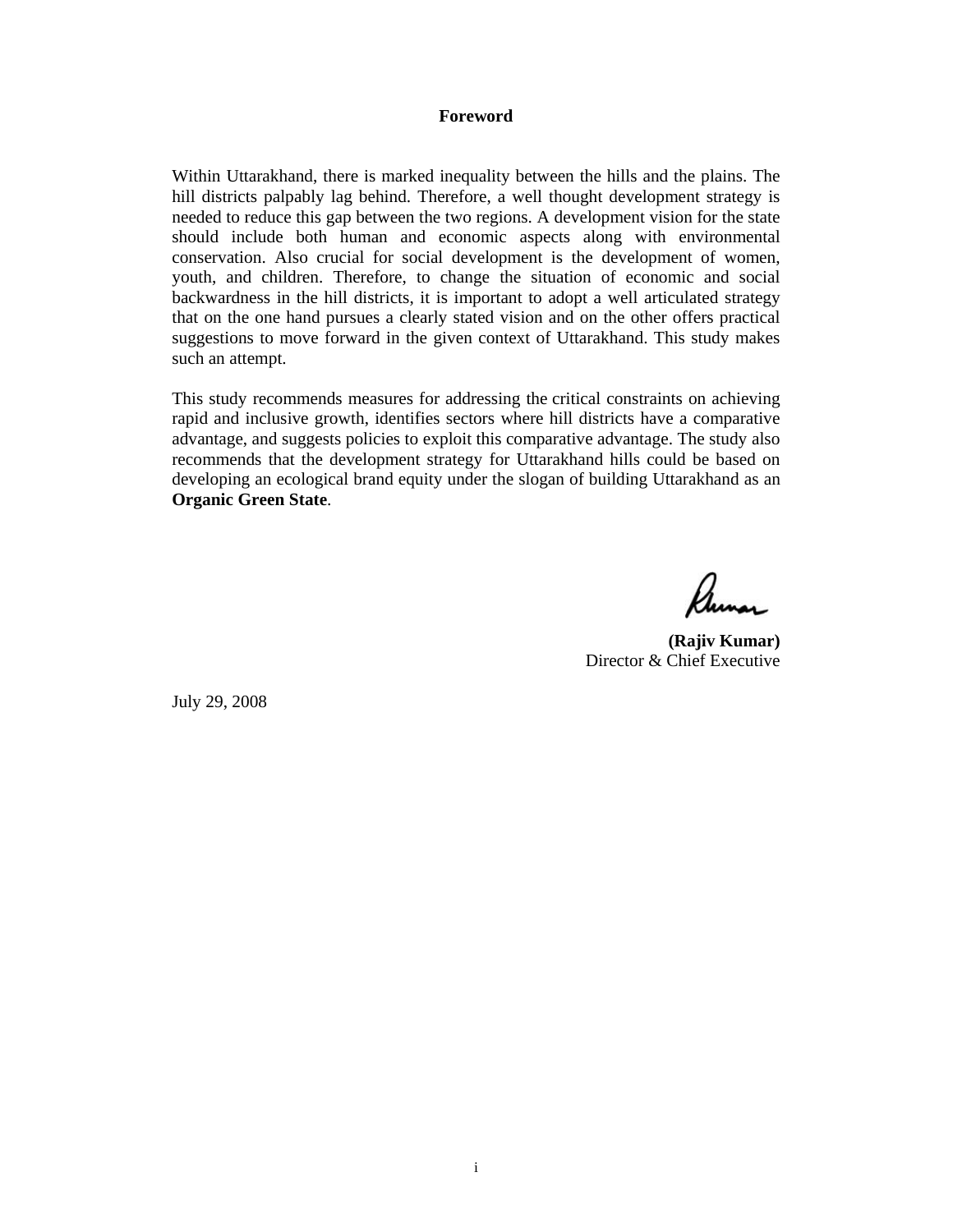# Foreword

Within Uttarakhand, there is marked inequality between the hills and the plains. The hill districts palpably lag behind. Therefore, a well thought development strategy is needed to reduce this gap between the two regions. A development vision for the state should include both human and economic aspects along with environmental conservation. Also crucial for social development is the development of women, youth, and children. Therefore, to change the situation of economic and social backwardness in the hill districts, it is important to adopt a well articulated strategy that on the one hand pursues a clearly stated vision and on the other offers practical suggestions to move forward in the given context of Uttarakhand. This study makes such an attempt.

This study recommends measures for addressing the critical constraints on achieving rapid and inclusive growth, identifies sectors where hill districts have a comparative advantage, and suggests policies to exploit this comparative advantage. The study also recommends that the development strategy for Uttarakhand hills could be based on developing an ecological brand equity under the slogan of building Uttarakhand as an **Organic Green State**.

**(Rajiv Kumar)**
Director & Chief Executive

July 29, 2008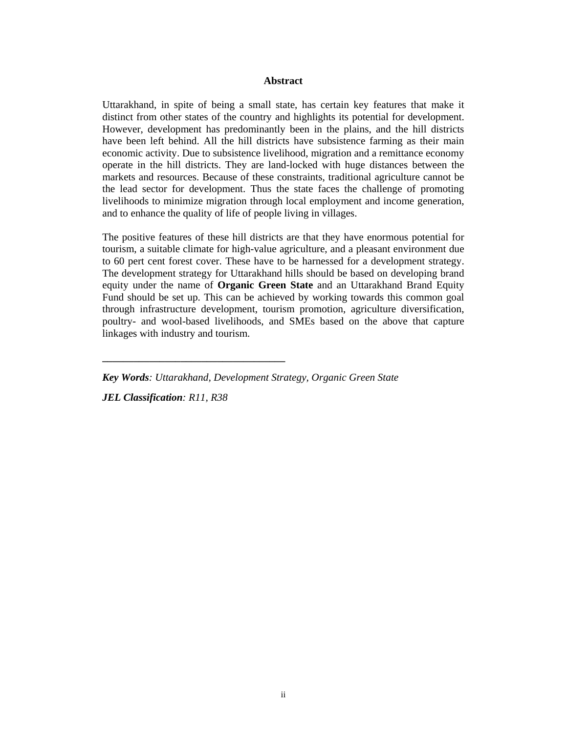## Abstract

Uttarakhand, in spite of being a small state, has certain key features that make it distinct from other states of the country and highlights its potential for development. However, development has predominantly been in the plains, and the hill districts have been left behind. All the hill districts have subsistence farming as their main economic activity. Due to subsistence livelihood, migration and a remittance economy operate in the hill districts. They are land-locked with huge distances between the markets and resources. Because of these constraints, traditional agriculture cannot be the lead sector for development. Thus the state faces the challenge of promoting livelihoods to minimize migration through local employment and income generation, and to enhance the quality of life of people living in villages.

The positive features of these hill districts are that they have enormous potential for tourism, a suitable climate for high-value agriculture, and a pleasant environment due to 60 pert cent forest cover. These have to be harnessed for a development strategy. The development strategy for Uttarakhand hills should be based on developing brand equity under the name of **Organic Green State** and an Uttarakhand Brand Equity Fund should be set up. This can be achieved by working towards this common goal through infrastructure development, tourism promotion, agriculture diversification, poultry- and wool-based livelihoods, and SMEs based on the above that capture linkages with industry and tourism.

---

***Key Words****: Uttarakhand, Development Strategy, Organic Green State*

***JEL Classification****: R11, R38*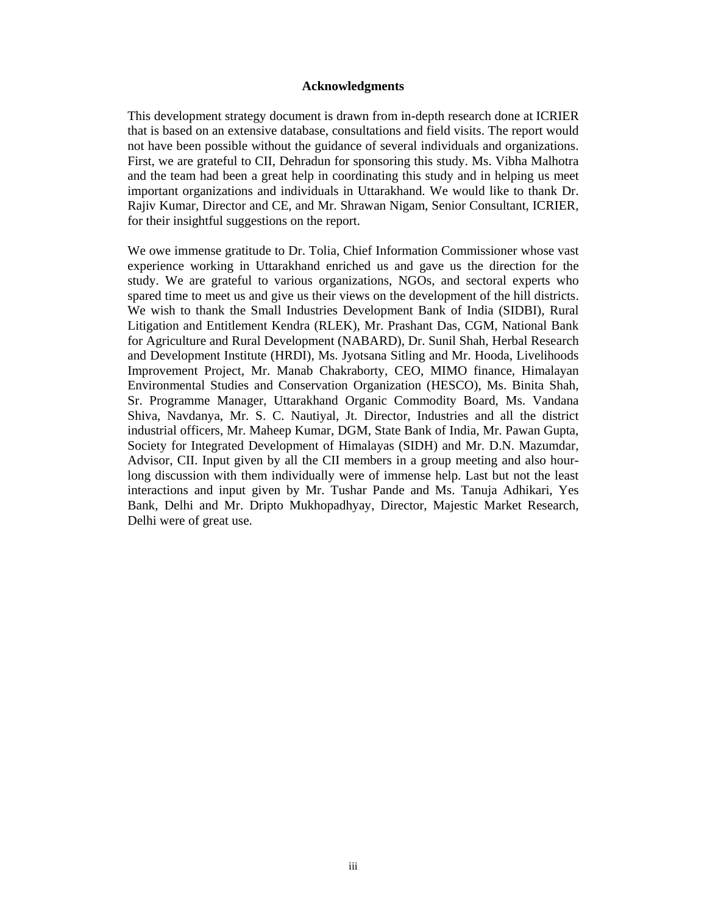## Acknowledgments

This development strategy document is drawn from in-depth research done at ICRIER that is based on an extensive database, consultations and field visits. The report would not have been possible without the guidance of several individuals and organizations. First, we are grateful to CII, Dehradun for sponsoring this study. Ms. Vibha Malhotra and the team had been a great help in coordinating this study and in helping us meet important organizations and individuals in Uttarakhand. We would like to thank Dr. Rajiv Kumar, Director and CE, and Mr. Shrawan Nigam, Senior Consultant, ICRIER, for their insightful suggestions on the report.

We owe immense gratitude to Dr. Tolia, Chief Information Commissioner whose vast experience working in Uttarakhand enriched us and gave us the direction for the study. We are grateful to various organizations, NGOs, and sectoral experts who spared time to meet us and give us their views on the development of the hill districts. We wish to thank the Small Industries Development Bank of India (SIDBI), Rural Litigation and Entitlement Kendra (RLEK), Mr. Prashant Das, CGM, National Bank for Agriculture and Rural Development (NABARD), Dr. Sunil Shah, Herbal Research and Development Institute (HRDI), Ms. Jyotsana Sitling and Mr. Hooda, Livelihoods Improvement Project, Mr. Manab Chakraborty, CEO, MIMO finance, Himalayan Environmental Studies and Conservation Organization (HESCO), Ms. Binita Shah, Sr. Programme Manager, Uttarakhand Organic Commodity Board, Ms. Vandana Shiva, Navdanya, Mr. S. C. Nautiyal, Jt. Director, Industries and all the district industrial officers, Mr. Maheep Kumar, DGM, State Bank of India, Mr. Pawan Gupta, Society for Integrated Development of Himalayas (SIDH) and Mr. D.N. Mazumdar, Advisor, CII. Input given by all the CII members in a group meeting and also hour-long discussion with them individually were of immense help. Last but not the least interactions and input given by Mr. Tushar Pande and Ms. Tanuja Adhikari, Yes Bank, Delhi and Mr. Dripto Mukhopadhyay, Director, Majestic Market Research, Delhi were of great use.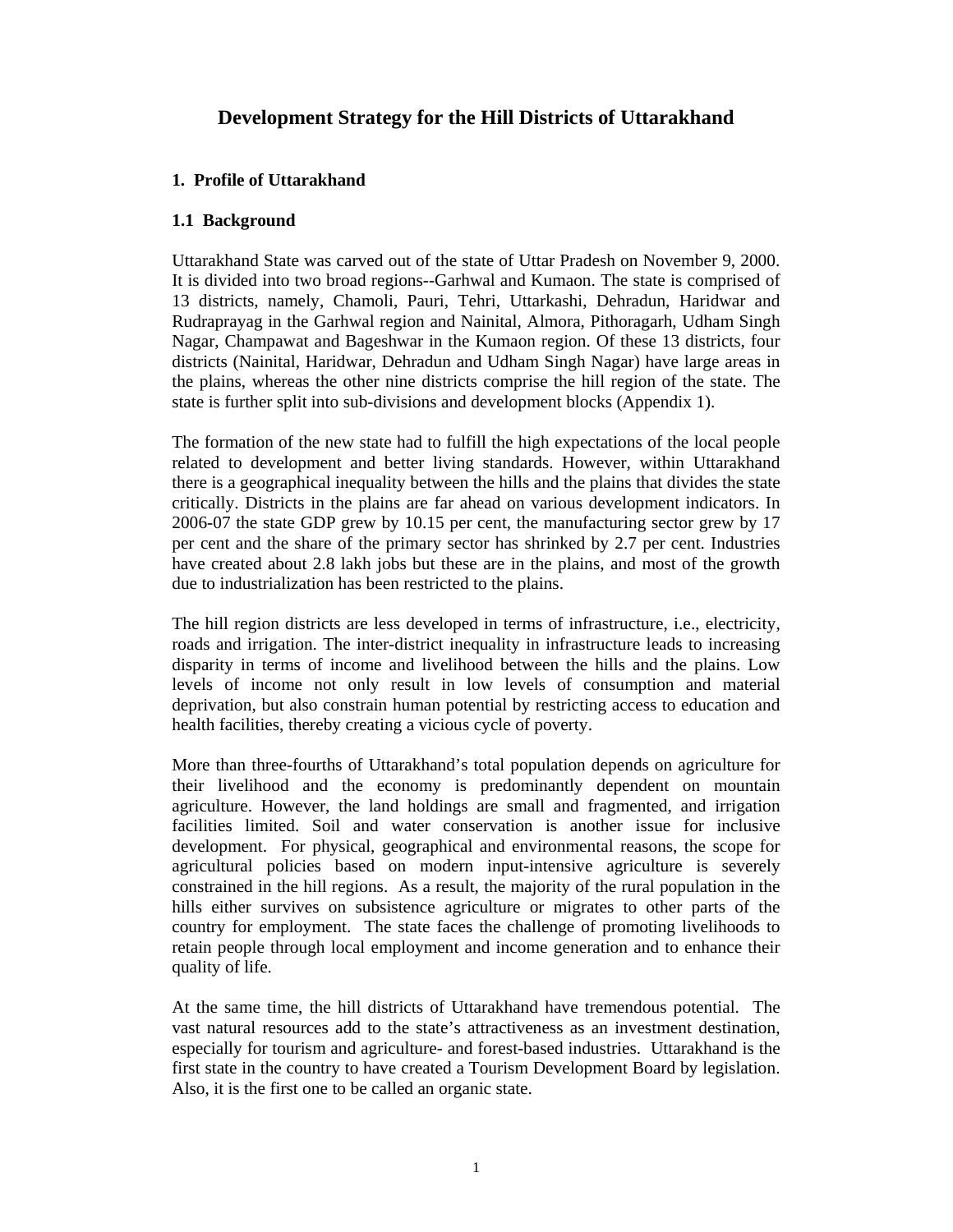# Development Strategy for the Hill Districts of Uttarakhand

## 1. Profile of Uttarakhand

### 1.1 Background

Uttarakhand State was carved out of the state of Uttar Pradesh on November 9, 2000. It is divided into two broad regions--Garhwal and Kumaon. The state is comprised of 13 districts, namely, Chamoli, Pauri, Tehri, Uttarkashi, Dehradun, Haridwar and Rudraprayag in the Garhwal region and Nainital, Almora, Pithoragarh, Udham Singh Nagar, Champawat and Bageshwar in the Kumaon region. Of these 13 districts, four districts (Nainital, Haridwar, Dehradun and Udham Singh Nagar) have large areas in the plains, whereas the other nine districts comprise the hill region of the state. The state is further split into sub-divisions and development blocks (Appendix 1).

The formation of the new state had to fulfill the high expectations of the local people related to development and better living standards. However, within Uttarakhand there is a geographical inequality between the hills and the plains that divides the state critically. Districts in the plains are far ahead on various development indicators. In 2006-07 the state GDP grew by 10.15 per cent, the manufacturing sector grew by 17 per cent and the share of the primary sector has shrinked by 2.7 per cent. Industries have created about 2.8 lakh jobs but these are in the plains, and most of the growth due to industrialization has been restricted to the plains.

The hill region districts are less developed in terms of infrastructure, i.e., electricity, roads and irrigation. The inter-district inequality in infrastructure leads to increasing disparity in terms of income and livelihood between the hills and the plains. Low levels of income not only result in low levels of consumption and material deprivation, but also constrain human potential by restricting access to education and health facilities, thereby creating a vicious cycle of poverty.

More than three-fourths of Uttarakhand's total population depends on agriculture for their livelihood and the economy is predominantly dependent on mountain agriculture. However, the land holdings are small and fragmented, and irrigation facilities limited. Soil and water conservation is another issue for inclusive development. For physical, geographical and environmental reasons, the scope for agricultural policies based on modern input-intensive agriculture is severely constrained in the hill regions. As a result, the majority of the rural population in the hills either survives on subsistence agriculture or migrates to other parts of the country for employment. The state faces the challenge of promoting livelihoods to retain people through local employment and income generation and to enhance their quality of life.

At the same time, the hill districts of Uttarakhand have tremendous potential. The vast natural resources add to the state's attractiveness as an investment destination, especially for tourism and agriculture- and forest-based industries. Uttarakhand is the first state in the country to have created a Tourism Development Board by legislation. Also, it is the first one to be called an organic state.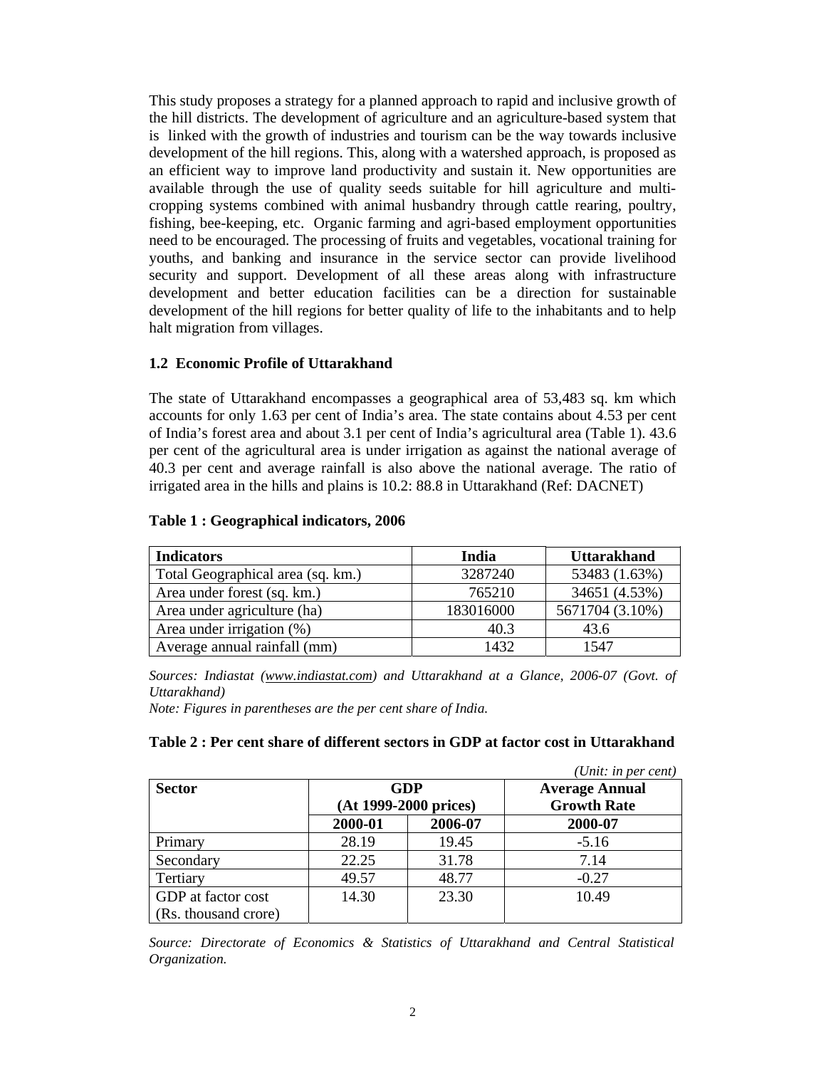This study proposes a strategy for a planned approach to rapid and inclusive growth of the hill districts. The development of agriculture and an agriculture-based system that is linked with the growth of industries and tourism can be the way towards inclusive development of the hill regions. This, along with a watershed approach, is proposed as an efficient way to improve land productivity and sustain it. New opportunities are available through the use of quality seeds suitable for hill agriculture and multi-cropping systems combined with animal husbandry through cattle rearing, poultry, fishing, bee-keeping, etc. Organic farming and agri-based employment opportunities need to be encouraged. The processing of fruits and vegetables, vocational training for youths, and banking and insurance in the service sector can provide livelihood security and support. Development of all these areas along with infrastructure development and better education facilities can be a direction for sustainable development of the hill regions for better quality of life to the inhabitants and to help halt migration from villages.

### 1.2 Economic Profile of Uttarakhand

The state of Uttarakhand encompasses a geographical area of 53,483 sq. km which accounts for only 1.63 per cent of India's area. The state contains about 4.53 per cent of India's forest area and about 3.1 per cent of India's agricultural area (Table 1). 43.6 per cent of the agricultural area is under irrigation as against the national average of 40.3 per cent and average rainfall is also above the national average. The ratio of irrigated area in the hills and plains is 10.2: 88.8 in Uttarakhand (Ref: DACNET)

**Table 1 : Geographical indicators, 2006**

| Indicators | India | Uttarakhand |
|---|---|---|
| Total Geographical area (sq. km.) | 3287240 | 53483 (1.63%) |
| Area under forest (sq. km.) | 765210 | 34651 (4.53%) |
| Area under agriculture (ha) | 183016000 | 5671704 (3.10%) |
| Area under irrigation (%) | 40.3 | 43.6 |
| Average annual rainfall (mm) | 1432 | 1547 |

*Sources: Indiastat (www.indiastat.com) and Uttarakhand at a Glance, 2006-07 (Govt. of Uttarakhand)*

*Note: Figures in parentheses are the per cent share of India.*

**Table 2 : Per cent share of different sectors in GDP at factor cost in Uttarakhand**

*(Unit: in per cent)*

| Sector | GDP (At 1999-2000 prices) | | Average Annual Growth Rate |
|---|---|---|---|
| | 2000-01 | 2006-07 | 2000-07 |
| Primary | 28.19 | 19.45 | -5.16 |
| Secondary | 22.25 | 31.78 | 7.14 |
| Tertiary | 49.57 | 48.77 | -0.27 |
| GDP at factor cost (Rs. thousand crore) | 14.30 | 23.30 | 10.49 |

*Source: Directorate of Economics & Statistics of Uttarakhand and Central Statistical Organization.*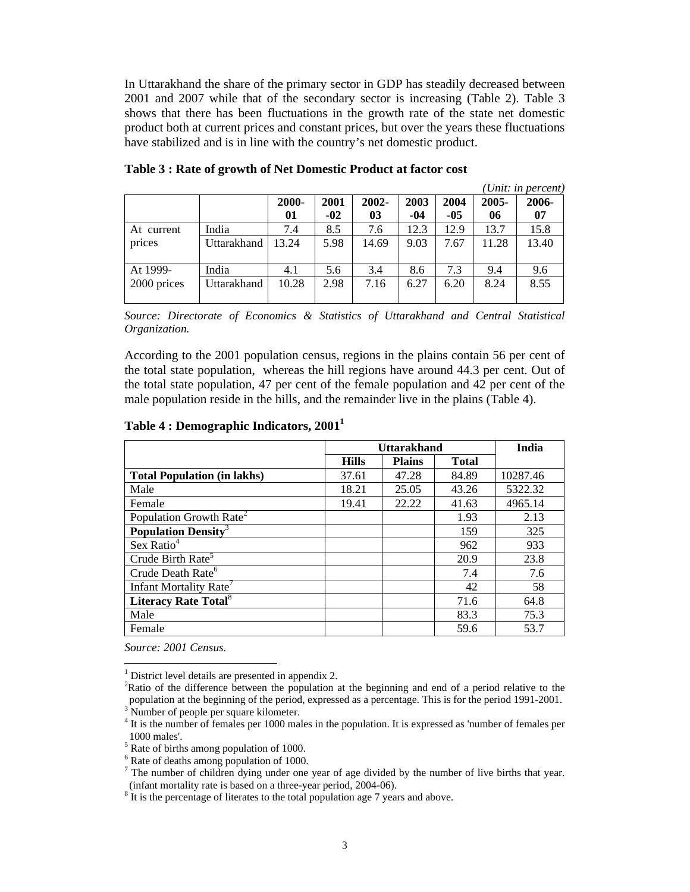In Uttarakhand the share of the primary sector in GDP has steadily decreased between 2001 and 2007 while that of the secondary sector is increasing (Table 2). Table 3 shows that there has been fluctuations in the growth rate of the state net domestic product both at current prices and constant prices, but over the years these fluctuations have stabilized and is in line with the country's net domestic product.

**Table 3 : Rate of growth of Net Domestic Product at factor cost**

*(Unit: in percent)*

| | | 2000-01 | 2001-02 | 2002-03 | 2003-04 | 2004-05 | 2005-06 | 2006-07 |
|---|---|---|---|---|---|---|---|---|
| At current prices | India | 7.4 | 8.5 | 7.6 | 12.3 | 12.9 | 13.7 | 15.8 |
| | Uttarakhand | 13.24 | 5.98 | 14.69 | 9.03 | 7.67 | 11.28 | 13.40 |
| At 1999-2000 prices | India | 4.1 | 5.6 | 3.4 | 8.6 | 7.3 | 9.4 | 9.6 |
| | Uttarakhand | 10.28 | 2.98 | 7.16 | 6.27 | 6.20 | 8.24 | 8.55 |

*Source: Directorate of Economics & Statistics of Uttarakhand and Central Statistical Organization.*

According to the 2001 population census, regions in the plains contain 56 per cent of the total state population, whereas the hill regions have around 44.3 per cent. Out of the total state population, 47 per cent of the female population and 42 per cent of the male population reside in the hills, and the remainder live in the plains (Table 4).

**Table 4 : Demographic Indicators, 2001[1]**

| | Uttarakhand | | | India |
|---|---|---|---|---|
| | Hills | Plains | Total | |
| **Total Population (in lakhs)** | 37.61 | 47.28 | 84.89 | 10287.46 |
| Male | 18.21 | 25.05 | 43.26 | 5322.32 |
| Female | 19.41 | 22.22 | 41.63 | 4965.14 |
| Population Growth Rate[2] | | | 1.93 | 2.13 |
| **Population Density**[3] | | | 159 | 325 |
| Sex Ratio[4] | | | 962 | 933 |
| Crude Birth Rate[5] | | | 20.9 | 23.8 |
| Crude Death Rate[6] | | | 7.4 | 7.6 |
| Infant Mortality Rate[7] | | | 42 | 58 |
| **Literacy Rate Total**[8] | | | 71.6 | 64.8 |
| Male | | | 83.3 | 75.3 |
| Female | | | 59.6 | 53.7 |

*Source: 2001 Census.*

[1] District level details are presented in appendix 2.

[2] Ratio of the difference between the population at the beginning and end of a period relative to the population at the beginning of the period, expressed as a percentage. This is for the period 1991-2001.

[3] Number of people per square kilometer.

[4] It is the number of females per 1000 males in the population. It is expressed as 'number of females per 1000 males'.

[5] Rate of births among population of 1000.

[6] Rate of deaths among population of 1000.

[7] The number of children dying under one year of age divided by the number of live births that year. (infant mortality rate is based on a three-year period, 2004-06).

[8] It is the percentage of literates to the total population age 7 years and above.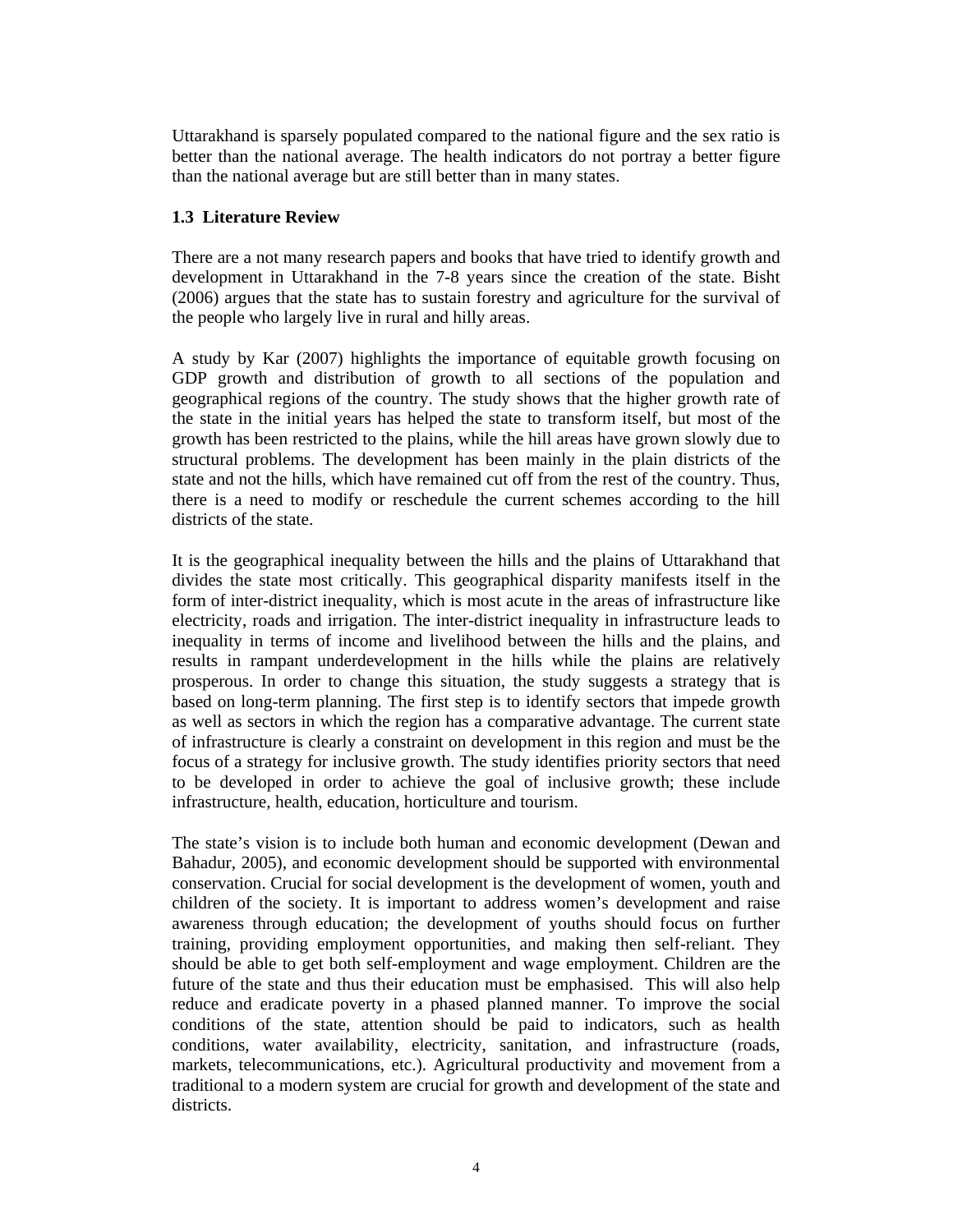Uttarakhand is sparsely populated compared to the national figure and the sex ratio is better than the national average. The health indicators do not portray a better figure than the national average but are still better than in many states.

### 1.3 Literature Review

There are a not many research papers and books that have tried to identify growth and development in Uttarakhand in the 7-8 years since the creation of the state. Bisht (2006) argues that the state has to sustain forestry and agriculture for the survival of the people who largely live in rural and hilly areas.

A study by Kar (2007) highlights the importance of equitable growth focusing on GDP growth and distribution of growth to all sections of the population and geographical regions of the country. The study shows that the higher growth rate of the state in the initial years has helped the state to transform itself, but most of the growth has been restricted to the plains, while the hill areas have grown slowly due to structural problems. The development has been mainly in the plain districts of the state and not the hills, which have remained cut off from the rest of the country. Thus, there is a need to modify or reschedule the current schemes according to the hill districts of the state.

It is the geographical inequality between the hills and the plains of Uttarakhand that divides the state most critically. This geographical disparity manifests itself in the form of inter-district inequality, which is most acute in the areas of infrastructure like electricity, roads and irrigation. The inter-district inequality in infrastructure leads to inequality in terms of income and livelihood between the hills and the plains, and results in rampant underdevelopment in the hills while the plains are relatively prosperous. In order to change this situation, the study suggests a strategy that is based on long-term planning. The first step is to identify sectors that impede growth as well as sectors in which the region has a comparative advantage. The current state of infrastructure is clearly a constraint on development in this region and must be the focus of a strategy for inclusive growth. The study identifies priority sectors that need to be developed in order to achieve the goal of inclusive growth; these include infrastructure, health, education, horticulture and tourism.

The state's vision is to include both human and economic development (Dewan and Bahadur, 2005), and economic development should be supported with environmental conservation. Crucial for social development is the development of women, youth and children of the society. It is important to address women's development and raise awareness through education; the development of youths should focus on further training, providing employment opportunities, and making then self-reliant. They should be able to get both self-employment and wage employment. Children are the future of the state and thus their education must be emphasised. This will also help reduce and eradicate poverty in a phased planned manner. To improve the social conditions of the state, attention should be paid to indicators, such as health conditions, water availability, electricity, sanitation, and infrastructure (roads, markets, telecommunications, etc.). Agricultural productivity and movement from a traditional to a modern system are crucial for growth and development of the state and districts.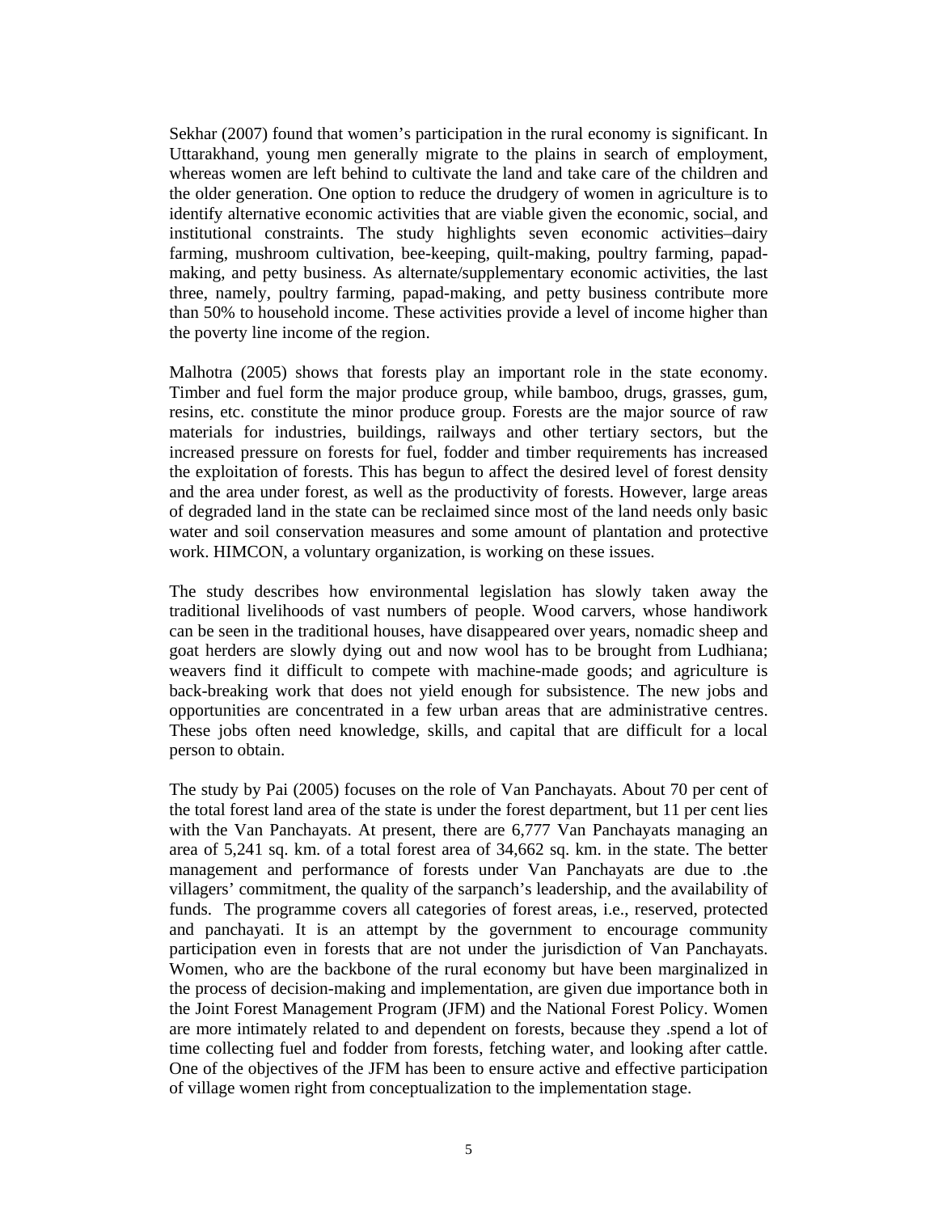Sekhar (2007) found that women's participation in the rural economy is significant. In Uttarakhand, young men generally migrate to the plains in search of employment, whereas women are left behind to cultivate the land and take care of the children and the older generation. One option to reduce the drudgery of women in agriculture is to identify alternative economic activities that are viable given the economic, social, and institutional constraints. The study highlights seven economic activities–dairy farming, mushroom cultivation, bee-keeping, quilt-making, poultry farming, papad-making, and petty business. As alternate/supplementary economic activities, the last three, namely, poultry farming, papad-making, and petty business contribute more than 50% to household income. These activities provide a level of income higher than the poverty line income of the region.

Malhotra (2005) shows that forests play an important role in the state economy. Timber and fuel form the major produce group, while bamboo, drugs, grasses, gum, resins, etc. constitute the minor produce group. Forests are the major source of raw materials for industries, buildings, railways and other tertiary sectors, but the increased pressure on forests for fuel, fodder and timber requirements has increased the exploitation of forests. This has begun to affect the desired level of forest density and the area under forest, as well as the productivity of forests. However, large areas of degraded land in the state can be reclaimed since most of the land needs only basic water and soil conservation measures and some amount of plantation and protective work. HIMCON, a voluntary organization, is working on these issues.

The study describes how environmental legislation has slowly taken away the traditional livelihoods of vast numbers of people. Wood carvers, whose handiwork can be seen in the traditional houses, have disappeared over years, nomadic sheep and goat herders are slowly dying out and now wool has to be brought from Ludhiana; weavers find it difficult to compete with machine-made goods; and agriculture is back-breaking work that does not yield enough for subsistence. The new jobs and opportunities are concentrated in a few urban areas that are administrative centres. These jobs often need knowledge, skills, and capital that are difficult for a local person to obtain.

The study by Pai (2005) focuses on the role of Van Panchayats. About 70 per cent of the total forest land area of the state is under the forest department, but 11 per cent lies with the Van Panchayats. At present, there are 6,777 Van Panchayats managing an area of 5,241 sq. km. of a total forest area of 34,662 sq. km. in the state. The better management and performance of forests under Van Panchayats are due to .the villagers' commitment, the quality of the sarpanch's leadership, and the availability of funds. The programme covers all categories of forest areas, i.e., reserved, protected and panchayati. It is an attempt by the government to encourage community participation even in forests that are not under the jurisdiction of Van Panchayats. Women, who are the backbone of the rural economy but have been marginalized in the process of decision-making and implementation, are given due importance both in the Joint Forest Management Program (JFM) and the National Forest Policy. Women are more intimately related to and dependent on forests, because they .spend a lot of time collecting fuel and fodder from forests, fetching water, and looking after cattle. One of the objectives of the JFM has been to ensure active and effective participation of village women right from conceptualization to the implementation stage.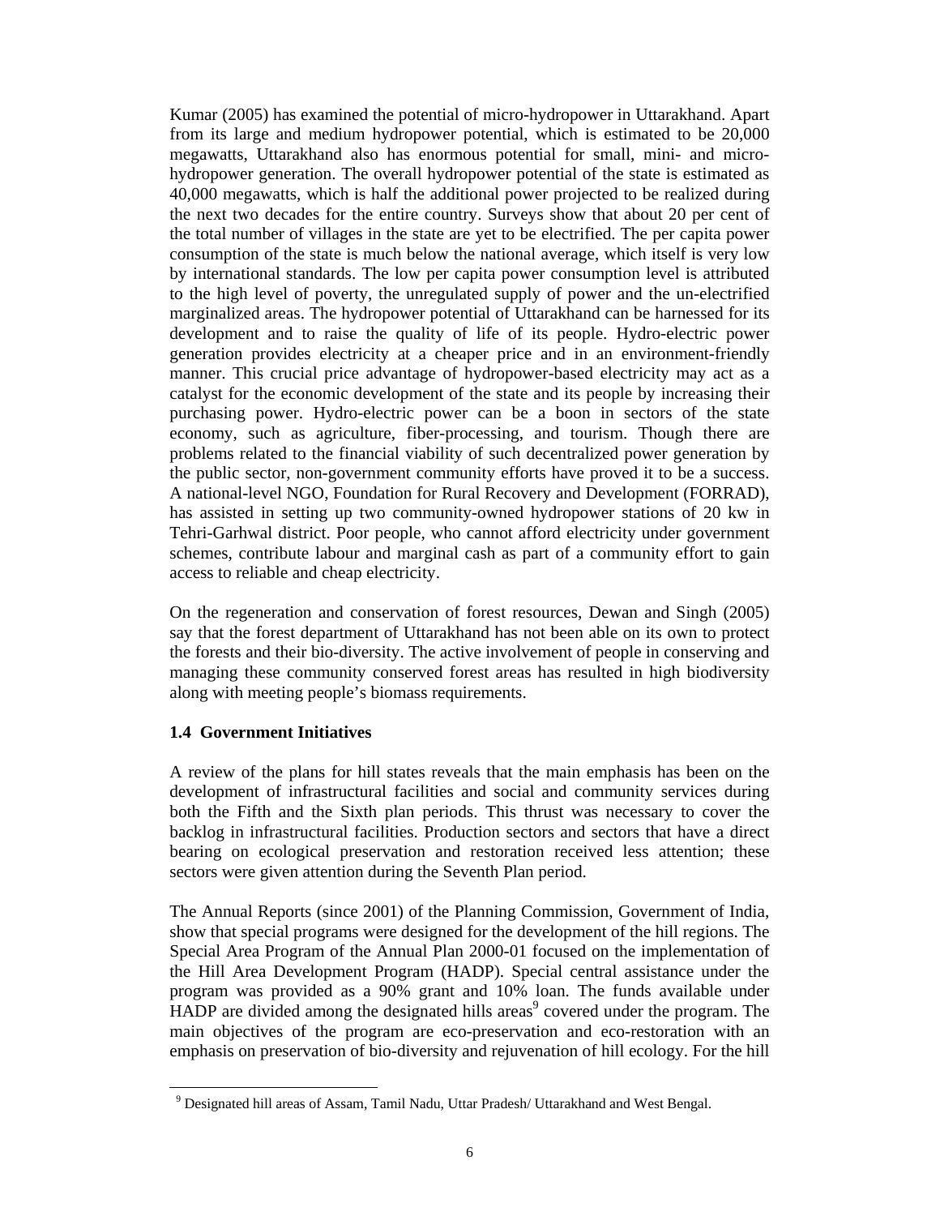Kumar (2005) has examined the potential of micro-hydropower in Uttarakhand. Apart from its large and medium hydropower potential, which is estimated to be 20,000 megawatts, Uttarakhand also has enormous potential for small, mini- and micro-hydropower generation. The overall hydropower potential of the state is estimated as 40,000 megawatts, which is half the additional power projected to be realized during the next two decades for the entire country. Surveys show that about 20 per cent of the total number of villages in the state are yet to be electrified. The per capita power consumption of the state is much below the national average, which itself is very low by international standards. The low per capita power consumption level is attributed to the high level of poverty, the unregulated supply of power and the un-electrified marginalized areas. The hydropower potential of Uttarakhand can be harnessed for its development and to raise the quality of life of its people. Hydro-electric power generation provides electricity at a cheaper price and in an environment-friendly manner. This crucial price advantage of hydropower-based electricity may act as a catalyst for the economic development of the state and its people by increasing their purchasing power. Hydro-electric power can be a boon in sectors of the state economy, such as agriculture, fiber-processing, and tourism. Though there are problems related to the financial viability of such decentralized power generation by the public sector, non-government community efforts have proved it to be a success. A national-level NGO, Foundation for Rural Recovery and Development (FORRAD), has assisted in setting up two community-owned hydropower stations of 20 kw in Tehri-Garhwal district. Poor people, who cannot afford electricity under government schemes, contribute labour and marginal cash as part of a community effort to gain access to reliable and cheap electricity.

On the regeneration and conservation of forest resources, Dewan and Singh (2005) say that the forest department of Uttarakhand has not been able on its own to protect the forests and their bio-diversity. The active involvement of people in conserving and managing these community conserved forest areas has resulted in high biodiversity along with meeting people's biomass requirements.

### 1.4 Government Initiatives

A review of the plans for hill states reveals that the main emphasis has been on the development of infrastructural facilities and social and community services during both the Fifth and the Sixth plan periods. This thrust was necessary to cover the backlog in infrastructural facilities. Production sectors and sectors that have a direct bearing on ecological preservation and restoration received less attention; these sectors were given attention during the Seventh Plan period.

The Annual Reports (since 2001) of the Planning Commission, Government of India, show that special programs were designed for the development of the hill regions. The Special Area Program of the Annual Plan 2000-01 focused on the implementation of the Hill Area Development Program (HADP). Special central assistance under the program was provided as a 90% grant and 10% loan. The funds available under HADP are divided among the designated hills areas[9] covered under the program. The main objectives of the program are eco-preservation and eco-restoration with an emphasis on preservation of bio-diversity and rejuvenation of hill ecology. For the hill

[9] Designated hill areas of Assam, Tamil Nadu, Uttar Pradesh/ Uttarakhand and West Bengal.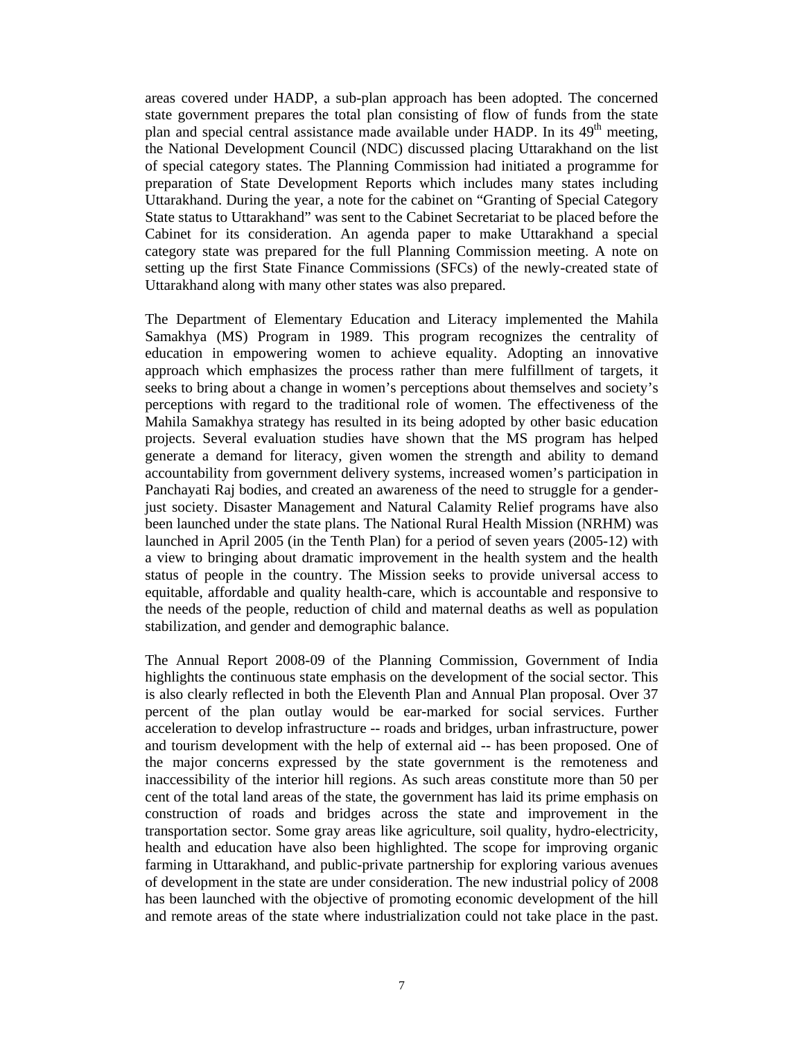areas covered under HADP, a sub-plan approach has been adopted. The concerned state government prepares the total plan consisting of flow of funds from the state plan and special central assistance made available under HADP. In its 49th meeting, the National Development Council (NDC) discussed placing Uttarakhand on the list of special category states. The Planning Commission had initiated a programme for preparation of State Development Reports which includes many states including Uttarakhand. During the year, a note for the cabinet on "Granting of Special Category State status to Uttarakhand" was sent to the Cabinet Secretariat to be placed before the Cabinet for its consideration. An agenda paper to make Uttarakhand a special category state was prepared for the full Planning Commission meeting. A note on setting up the first State Finance Commissions (SFCs) of the newly-created state of Uttarakhand along with many other states was also prepared.

The Department of Elementary Education and Literacy implemented the Mahila Samakhya (MS) Program in 1989. This program recognizes the centrality of education in empowering women to achieve equality. Adopting an innovative approach which emphasizes the process rather than mere fulfillment of targets, it seeks to bring about a change in women's perceptions about themselves and society's perceptions with regard to the traditional role of women. The effectiveness of the Mahila Samakhya strategy has resulted in its being adopted by other basic education projects. Several evaluation studies have shown that the MS program has helped generate a demand for literacy, given women the strength and ability to demand accountability from government delivery systems, increased women's participation in Panchayati Raj bodies, and created an awareness of the need to struggle for a gender-just society. Disaster Management and Natural Calamity Relief programs have also been launched under the state plans. The National Rural Health Mission (NRHM) was launched in April 2005 (in the Tenth Plan) for a period of seven years (2005-12) with a view to bringing about dramatic improvement in the health system and the health status of people in the country. The Mission seeks to provide universal access to equitable, affordable and quality health-care, which is accountable and responsive to the needs of the people, reduction of child and maternal deaths as well as population stabilization, and gender and demographic balance.

The Annual Report 2008-09 of the Planning Commission, Government of India highlights the continuous state emphasis on the development of the social sector. This is also clearly reflected in both the Eleventh Plan and Annual Plan proposal. Over 37 percent of the plan outlay would be ear-marked for social services. Further acceleration to develop infrastructure -- roads and bridges, urban infrastructure, power and tourism development with the help of external aid -- has been proposed. One of the major concerns expressed by the state government is the remoteness and inaccessibility of the interior hill regions. As such areas constitute more than 50 per cent of the total land areas of the state, the government has laid its prime emphasis on construction of roads and bridges across the state and improvement in the transportation sector. Some gray areas like agriculture, soil quality, hydro-electricity, health and education have also been highlighted. The scope for improving organic farming in Uttarakhand, and public-private partnership for exploring various avenues of development in the state are under consideration. The new industrial policy of 2008 has been launched with the objective of promoting economic development of the hill and remote areas of the state where industrialization could not take place in the past.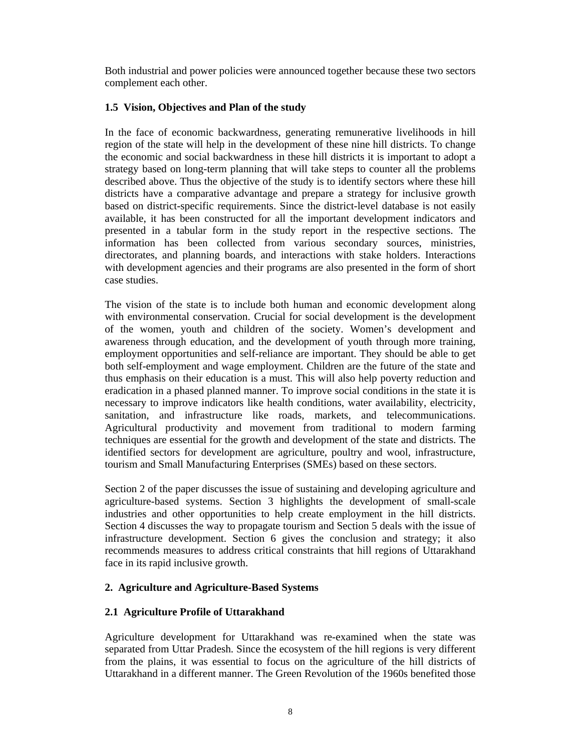Both industrial and power policies were announced together because these two sectors complement each other.

### 1.5 Vision, Objectives and Plan of the study

In the face of economic backwardness, generating remunerative livelihoods in hill region of the state will help in the development of these nine hill districts. To change the economic and social backwardness in these hill districts it is important to adopt a strategy based on long-term planning that will take steps to counter all the problems described above. Thus the objective of the study is to identify sectors where these hill districts have a comparative advantage and prepare a strategy for inclusive growth based on district-specific requirements. Since the district-level database is not easily available, it has been constructed for all the important development indicators and presented in a tabular form in the study report in the respective sections. The information has been collected from various secondary sources, ministries, directorates, and planning boards, and interactions with stake holders. Interactions with development agencies and their programs are also presented in the form of short case studies.

The vision of the state is to include both human and economic development along with environmental conservation. Crucial for social development is the development of the women, youth and children of the society. Women's development and awareness through education, and the development of youth through more training, employment opportunities and self-reliance are important. They should be able to get both self-employment and wage employment. Children are the future of the state and thus emphasis on their education is a must. This will also help poverty reduction and eradication in a phased planned manner. To improve social conditions in the state it is necessary to improve indicators like health conditions, water availability, electricity, sanitation, and infrastructure like roads, markets, and telecommunications. Agricultural productivity and movement from traditional to modern farming techniques are essential for the growth and development of the state and districts. The identified sectors for development are agriculture, poultry and wool, infrastructure, tourism and Small Manufacturing Enterprises (SMEs) based on these sectors.

Section 2 of the paper discusses the issue of sustaining and developing agriculture and agriculture-based systems. Section 3 highlights the development of small-scale industries and other opportunities to help create employment in the hill districts. Section 4 discusses the way to propagate tourism and Section 5 deals with the issue of infrastructure development. Section 6 gives the conclusion and strategy; it also recommends measures to address critical constraints that hill regions of Uttarakhand face in its rapid inclusive growth.

## 2. Agriculture and Agriculture-Based Systems

### 2.1 Agriculture Profile of Uttarakhand

Agriculture development for Uttarakhand was re-examined when the state was separated from Uttar Pradesh. Since the ecosystem of the hill regions is very different from the plains, it was essential to focus on the agriculture of the hill districts of Uttarakhand in a different manner. The Green Revolution of the 1960s benefited those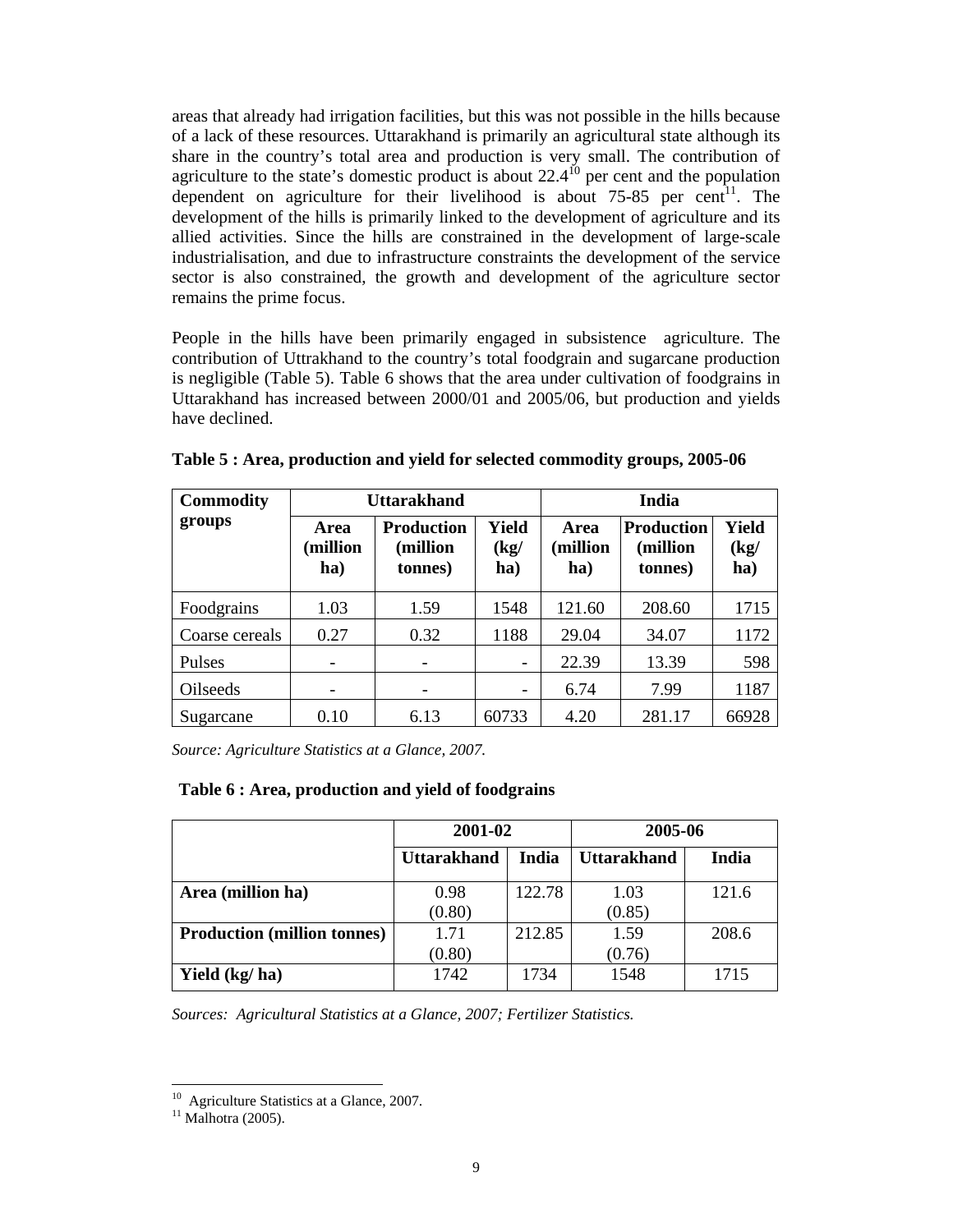areas that already had irrigation facilities, but this was not possible in the hills because of a lack of these resources. Uttarakhand is primarily an agricultural state although its share in the country's total area and production is very small. The contribution of agriculture to the state's domestic product is about 22.4[10] per cent and the population dependent on agriculture for their livelihood is about 75-85 per cent[11]. The development of the hills is primarily linked to the development of agriculture and its allied activities. Since the hills are constrained in the development of large-scale industrialisation, and due to infrastructure constraints the development of the service sector is also constrained, the growth and development of the agriculture sector remains the prime focus.

People in the hills have been primarily engaged in subsistence agriculture. The contribution of Uttrakhand to the country's total foodgrain and sugarcane production is negligible (Table 5). Table 6 shows that the area under cultivation of foodgrains in Uttarakhand has increased between 2000/01 and 2005/06, but production and yields have declined.

**Table 5 : Area, production and yield for selected commodity groups, 2005-06**

| Commodity groups | Uttarakhand | | | India | | |
|---|---|---|---|---|---|---|
| | Area (million ha) | Production (million tonnes) | Yield (kg/ ha) | Area (million ha) | Production (million tonnes) | Yield (kg/ ha) |
| Foodgrains | 1.03 | 1.59 | 1548 | 121.60 | 208.60 | 1715 |
| Coarse cereals | 0.27 | 0.32 | 1188 | 29.04 | 34.07 | 1172 |
| Pulses | - | - | - | 22.39 | 13.39 | 598 |
| Oilseeds | - | - | - | 6.74 | 7.99 | 1187 |
| Sugarcane | 0.10 | 6.13 | 60733 | 4.20 | 281.17 | 66928 |

*Source: Agriculture Statistics at a Glance, 2007.*

**Table 6 : Area, production and yield of foodgrains**

| | 2001-02 | | 2005-06 | |
|---|---|---|---|---|
| | Uttarakhand | India | Uttarakhand | India |
| **Area (million ha)** | 0.98 (0.80) | 122.78 | 1.03 (0.85) | 121.6 |
| **Production (million tonnes)** | 1.71 (0.80) | 212.85 | 1.59 (0.76) | 208.6 |
| **Yield (kg/ ha)** | 1742 | 1734 | 1548 | 1715 |

*Sources: Agricultural Statistics at a Glance, 2007; Fertilizer Statistics.*

---

[10] Agriculture Statistics at a Glance, 2007.

[11] Malhotra (2005).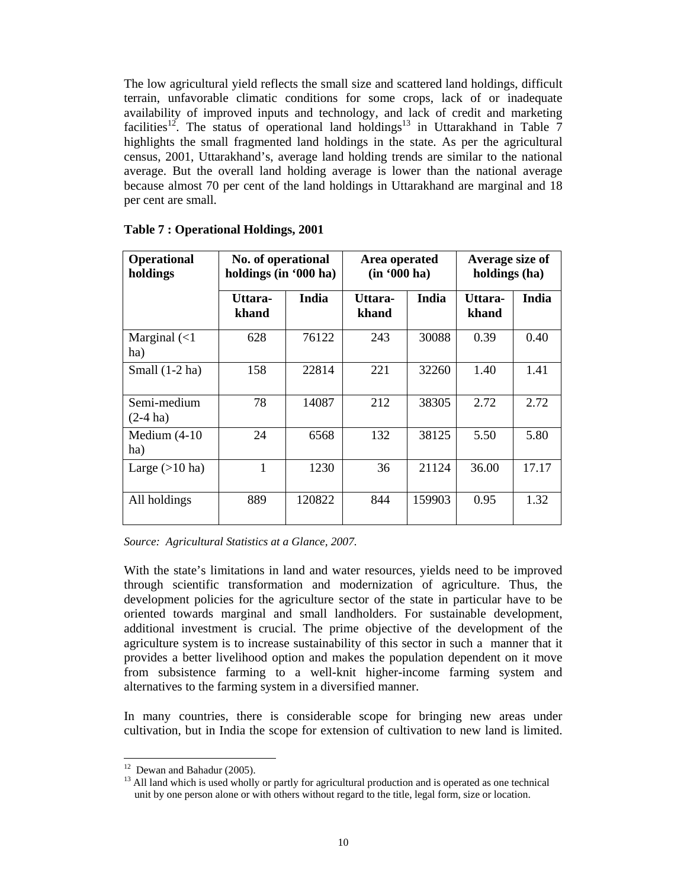The low agricultural yield reflects the small size and scattered land holdings, difficult terrain, unfavorable climatic conditions for some crops, lack of or inadequate availability of improved inputs and technology, and lack of credit and marketing facilities[12]. The status of operational land holdings[13] in Uttarakhand in Table 7 highlights the small fragmented land holdings in the state. As per the agricultural census, 2001, Uttarakhand's, average land holding trends are similar to the national average. But the overall land holding average is lower than the national average because almost 70 per cent of the land holdings in Uttarakhand are marginal and 18 per cent are small.

**Table 7 : Operational Holdings, 2001**

| Operational holdings | No. of operational holdings (in '000 ha) | | Area operated (in '000 ha) | | Average size of holdings (ha) | |
|---|---|---|---|---|---|---|
| | Uttara-khand | India | Uttara-khand | India | Uttara-khand | India |
| Marginal (<1 ha) | 628 | 76122 | 243 | 30088 | 0.39 | 0.40 |
| Small (1-2 ha) | 158 | 22814 | 221 | 32260 | 1.40 | 1.41 |
| Semi-medium (2-4 ha) | 78 | 14087 | 212 | 38305 | 2.72 | 2.72 |
| Medium (4-10 ha) | 24 | 6568 | 132 | 38125 | 5.50 | 5.80 |
| Large (>10 ha) | 1 | 1230 | 36 | 21124 | 36.00 | 17.17 |
| All holdings | 889 | 120822 | 844 | 159903 | 0.95 | 1.32 |

*Source: Agricultural Statistics at a Glance, 2007.*

With the state's limitations in land and water resources, yields need to be improved through scientific transformation and modernization of agriculture. Thus, the development policies for the agriculture sector of the state in particular have to be oriented towards marginal and small landholders. For sustainable development, additional investment is crucial. The prime objective of the development of the agriculture system is to increase sustainability of this sector in such a manner that it provides a better livelihood option and makes the population dependent on it move from subsistence farming to a well-knit higher-income farming system and alternatives to the farming system in a diversified manner.

In many countries, there is considerable scope for bringing new areas under cultivation, but in India the scope for extension of cultivation to new land is limited.

[12] Dewan and Bahadur (2005).

[13] All land which is used wholly or partly for agricultural production and is operated as one technical unit by one person alone or with others without regard to the title, legal form, size or location.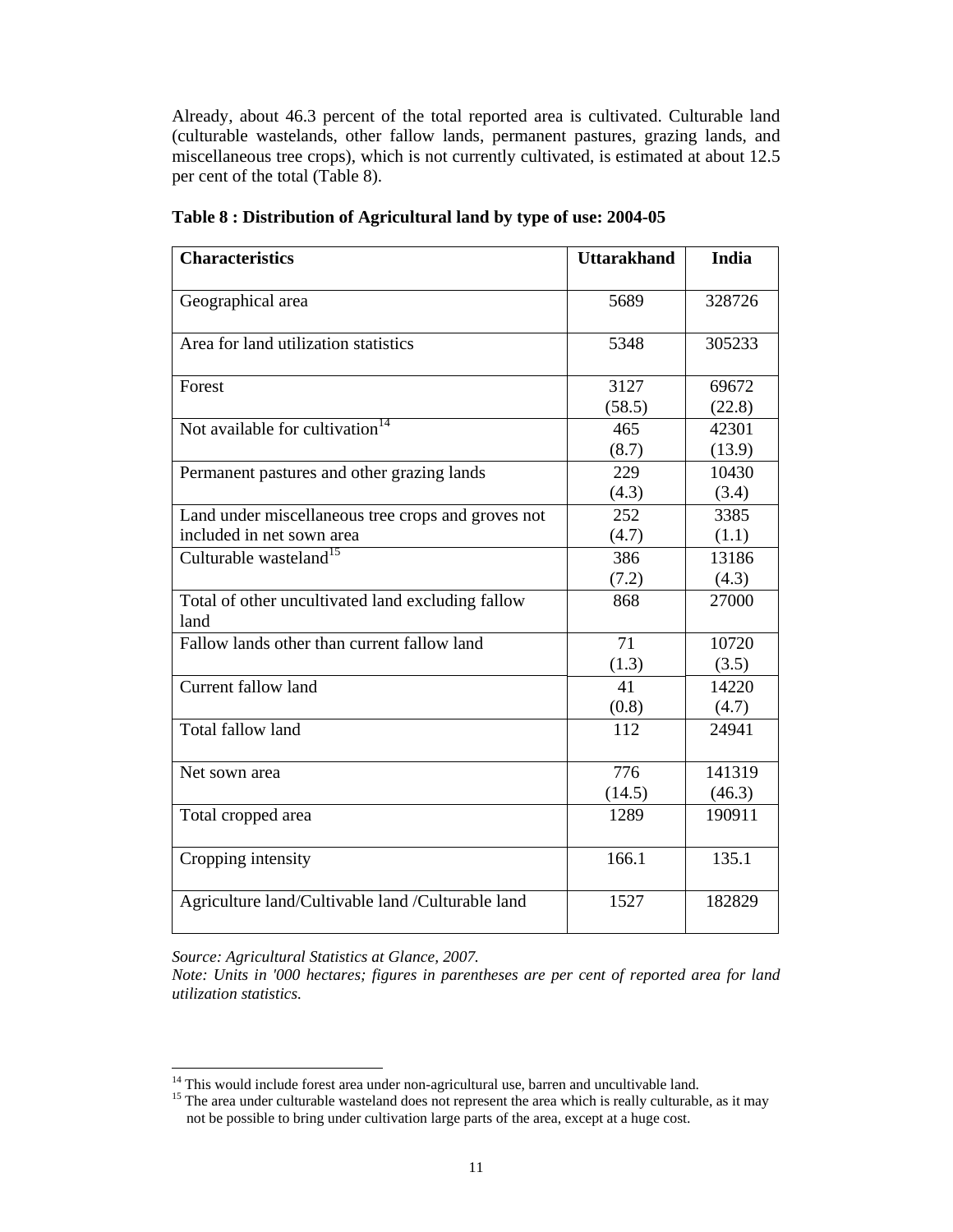Already, about 46.3 percent of the total reported area is cultivated. Culturable land (culturable wastelands, other fallow lands, permanent pastures, grazing lands, and miscellaneous tree crops), which is not currently cultivated, is estimated at about 12.5 per cent of the total (Table 8).

**Table 8 : Distribution of Agricultural land by type of use: 2004-05**

| Characteristics | Uttarakhand | India |
|---|---|---|
| Geographical area | 5689 | 328726 |
| Area for land utilization statistics | 5348 | 305233 |
| Forest | 3127 (58.5) | 69672 (22.8) |
| Not available for cultivation[14] | 465 (8.7) | 42301 (13.9) |
| Permanent pastures and other grazing lands | 229 (4.3) | 10430 (3.4) |
| Land under miscellaneous tree crops and groves not included in net sown area | 252 (4.7) | 3385 (1.1) |
| Culturable wasteland[15] | 386 (7.2) | 13186 (4.3) |
| Total of other uncultivated land excluding fallow land | 868 | 27000 |
| Fallow lands other than current fallow land | 71 (1.3) | 10720 (3.5) |
| Current fallow land | 41 (0.8) | 14220 (4.7) |
| Total fallow land | 112 | 24941 |
| Net sown area | 776 (14.5) | 141319 (46.3) |
| Total cropped area | 1289 | 190911 |
| Cropping intensity | 166.1 | 135.1 |
| Agriculture land/Cultivable land /Culturable land | 1527 | 182829 |

*Source: Agricultural Statistics at Glance, 2007.*
*Note: Units in '000 hectares; figures in parentheses are per cent of reported area for land utilization statistics.*

[14] This would include forest area under non-agricultural use, barren and uncultivable land.
[15] The area under culturable wasteland does not represent the area which is really culturable, as it may not be possible to bring under cultivation large parts of the area, except at a huge cost.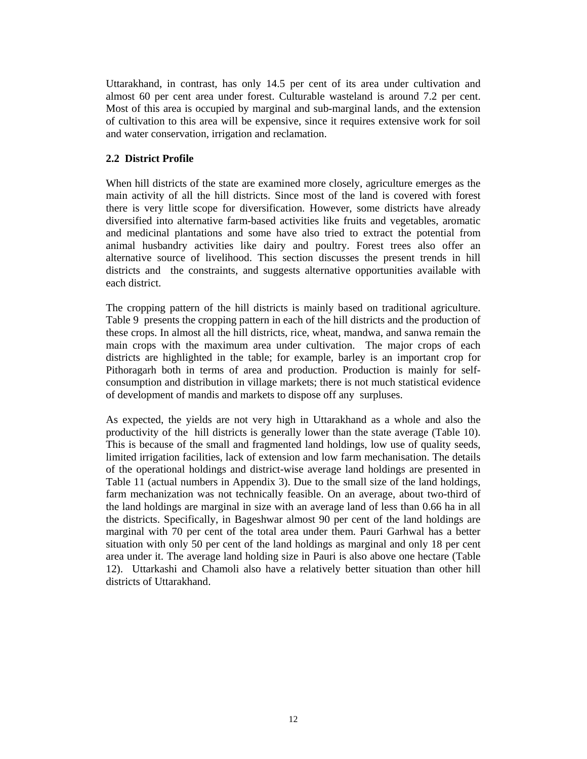Uttarakhand, in contrast, has only 14.5 per cent of its area under cultivation and almost 60 per cent area under forest. Culturable wasteland is around 7.2 per cent. Most of this area is occupied by marginal and sub-marginal lands, and the extension of cultivation to this area will be expensive, since it requires extensive work for soil and water conservation, irrigation and reclamation.

### 2.2 District Profile

When hill districts of the state are examined more closely, agriculture emerges as the main activity of all the hill districts. Since most of the land is covered with forest there is very little scope for diversification. However, some districts have already diversified into alternative farm-based activities like fruits and vegetables, aromatic and medicinal plantations and some have also tried to extract the potential from animal husbandry activities like dairy and poultry. Forest trees also offer an alternative source of livelihood. This section discusses the present trends in hill districts and the constraints, and suggests alternative opportunities available with each district.

The cropping pattern of the hill districts is mainly based on traditional agriculture. Table 9 presents the cropping pattern in each of the hill districts and the production of these crops. In almost all the hill districts, rice, wheat, mandwa, and sanwa remain the main crops with the maximum area under cultivation. The major crops of each districts are highlighted in the table; for example, barley is an important crop for Pithoragarh both in terms of area and production. Production is mainly for self-consumption and distribution in village markets; there is not much statistical evidence of development of mandis and markets to dispose off any surpluses.

As expected, the yields are not very high in Uttarakhand as a whole and also the productivity of the hill districts is generally lower than the state average (Table 10). This is because of the small and fragmented land holdings, low use of quality seeds, limited irrigation facilities, lack of extension and low farm mechanisation. The details of the operational holdings and district-wise average land holdings are presented in Table 11 (actual numbers in Appendix 3). Due to the small size of the land holdings, farm mechanization was not technically feasible. On an average, about two-third of the land holdings are marginal in size with an average land of less than 0.66 ha in all the districts. Specifically, in Bageshwar almost 90 per cent of the land holdings are marginal with 70 per cent of the total area under them. Pauri Garhwal has a better situation with only 50 per cent of the land holdings as marginal and only 18 per cent area under it. The average land holding size in Pauri is also above one hectare (Table 12). Uttarkashi and Chamoli also have a relatively better situation than other hill districts of Uttarakhand.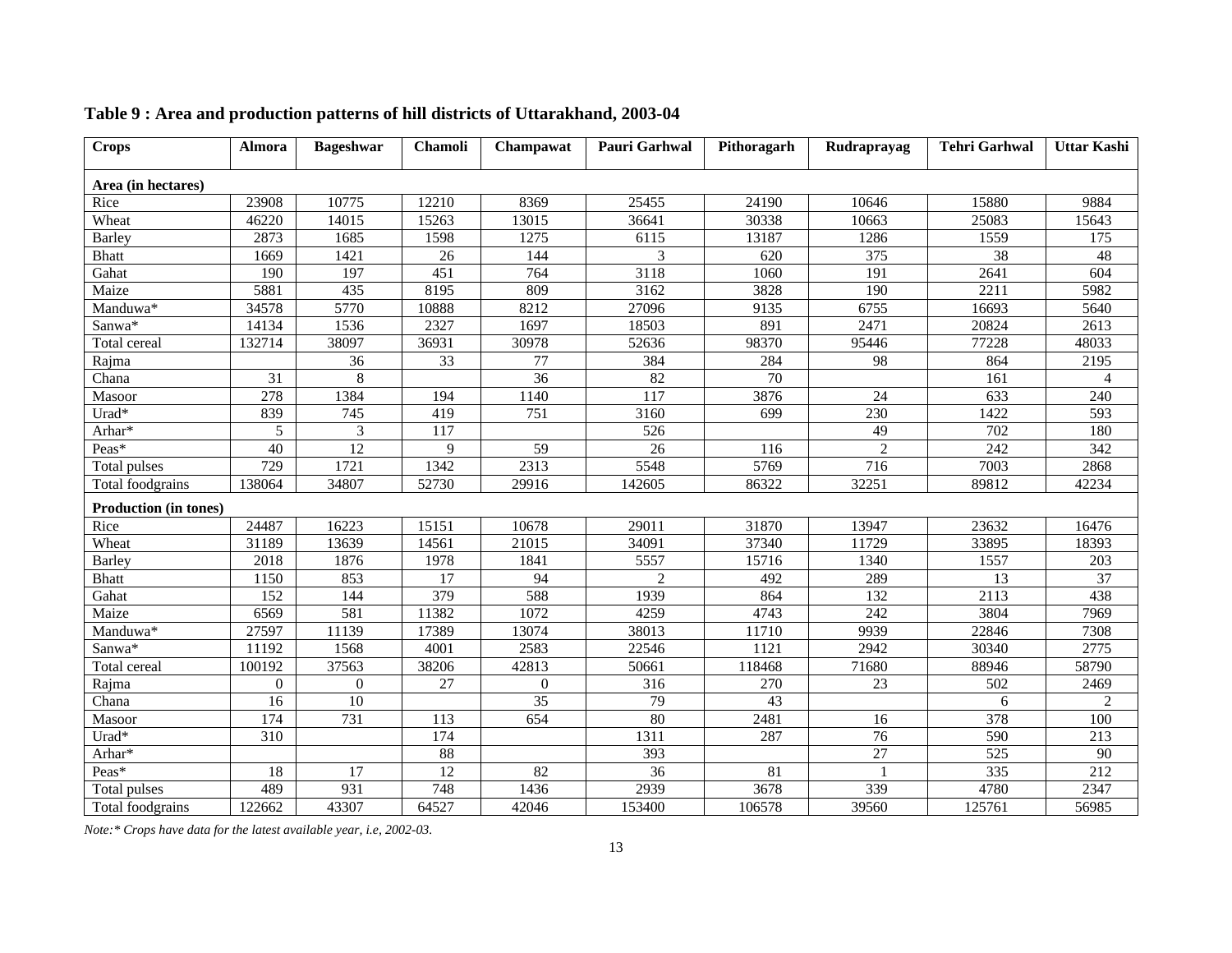**Table 9 : Area and production patterns of hill districts of Uttarakhand, 2003-04**

| Crops | Almora | Bageshwar | Chamoli | Champawat | Pauri Garhwal | Pithoragarh | Rudraprayag | Tehri Garhwal | Uttar Kashi |
|---|---|---|---|---|---|---|---|---|---|
| **Area (in hectares)** | | | | | | | | | |
| Rice | 23908 | 10775 | 12210 | 8369 | 25455 | 24190 | 10646 | 15880 | 9884 |
| Wheat | 46220 | 14015 | 15263 | 13015 | 36641 | 30338 | 10663 | 25083 | 15643 |
| Barley | 2873 | 1685 | 1598 | 1275 | 6115 | 13187 | 1286 | 1559 | 175 |
| Bhatt | 1669 | 1421 | 26 | 144 | 3 | 620 | 375 | 38 | 48 |
| Gahat | 190 | 197 | 451 | 764 | 3118 | 1060 | 191 | 2641 | 604 |
| Maize | 5881 | 435 | 8195 | 809 | 3162 | 3828 | 190 | 2211 | 5982 |
| Manduwa* | 34578 | 5770 | 10888 | 8212 | 27096 | 9135 | 6755 | 16693 | 5640 |
| Sanwa* | 14134 | 1536 | 2327 | 1697 | 18503 | 891 | 2471 | 20824 | 2613 |
| Total cereal | 132714 | 38097 | 36931 | 30978 | 52636 | 98370 | 95446 | 77228 | 48033 |
| Rajma | | 36 | 33 | 77 | 384 | 284 | 98 | 864 | 2195 |
| Chana | 31 | 8 | | 36 | 82 | 70 | | 161 | 4 |
| Masoor | 278 | 1384 | 194 | 1140 | 117 | 3876 | 24 | 633 | 240 |
| Urad* | 839 | 745 | 419 | 751 | 3160 | 699 | 230 | 1422 | 593 |
| Arhar* | 5 | 3 | 117 | | 526 | | 49 | 702 | 180 |
| Peas* | 40 | 12 | 9 | 59 | 26 | 116 | 2 | 242 | 342 |
| Total pulses | 729 | 1721 | 1342 | 2313 | 5548 | 5769 | 716 | 7003 | 2868 |
| Total foodgrains | 138064 | 34807 | 52730 | 29916 | 142605 | 86322 | 32251 | 89812 | 42234 |
| **Production (in tones)** | | | | | | | | | |
| Rice | 24487 | 16223 | 15151 | 10678 | 29011 | 31870 | 13947 | 23632 | 16476 |
| Wheat | 31189 | 13639 | 14561 | 21015 | 34091 | 37340 | 11729 | 33895 | 18393 |
| Barley | 2018 | 1876 | 1978 | 1841 | 5557 | 15716 | 1340 | 1557 | 203 |
| Bhatt | 1150 | 853 | 17 | 94 | 2 | 492 | 289 | 13 | 37 |
| Gahat | 152 | 144 | 379 | 588 | 1939 | 864 | 132 | 2113 | 438 |
| Maize | 6569 | 581 | 11382 | 1072 | 4259 | 4743 | 242 | 3804 | 7969 |
| Manduwa* | 27597 | 11139 | 17389 | 13074 | 38013 | 11710 | 9939 | 22846 | 7308 |
| Sanwa* | 11192 | 1568 | 4001 | 2583 | 22546 | 1121 | 2942 | 30340 | 2775 |
| Total cereal | 100192 | 37563 | 38206 | 42813 | 50661 | 118468 | 71680 | 88946 | 58790 |
| Rajma | 0 | 0 | 27 | 0 | 316 | 270 | 23 | 502 | 2469 |
| Chana | 16 | 10 | | 35 | 79 | 43 | | 6 | 2 |
| Masoor | 174 | 731 | 113 | 654 | 80 | 2481 | 16 | 378 | 100 |
| Urad* | 310 | | 174 | | 1311 | 287 | 76 | 590 | 213 |
| Arhar* | | | 88 | | 393 | | 27 | 525 | 90 |
| Peas* | 18 | 17 | 12 | 82 | 36 | 81 | 1 | 335 | 212 |
| Total pulses | 489 | 931 | 748 | 1436 | 2939 | 3678 | 339 | 4780 | 2347 |
| Total foodgrains | 122662 | 43307 | 64527 | 42046 | 153400 | 106578 | 39560 | 125761 | 56985 |

*Note:* Crops have data for the latest available year, i.e, 2002-03.*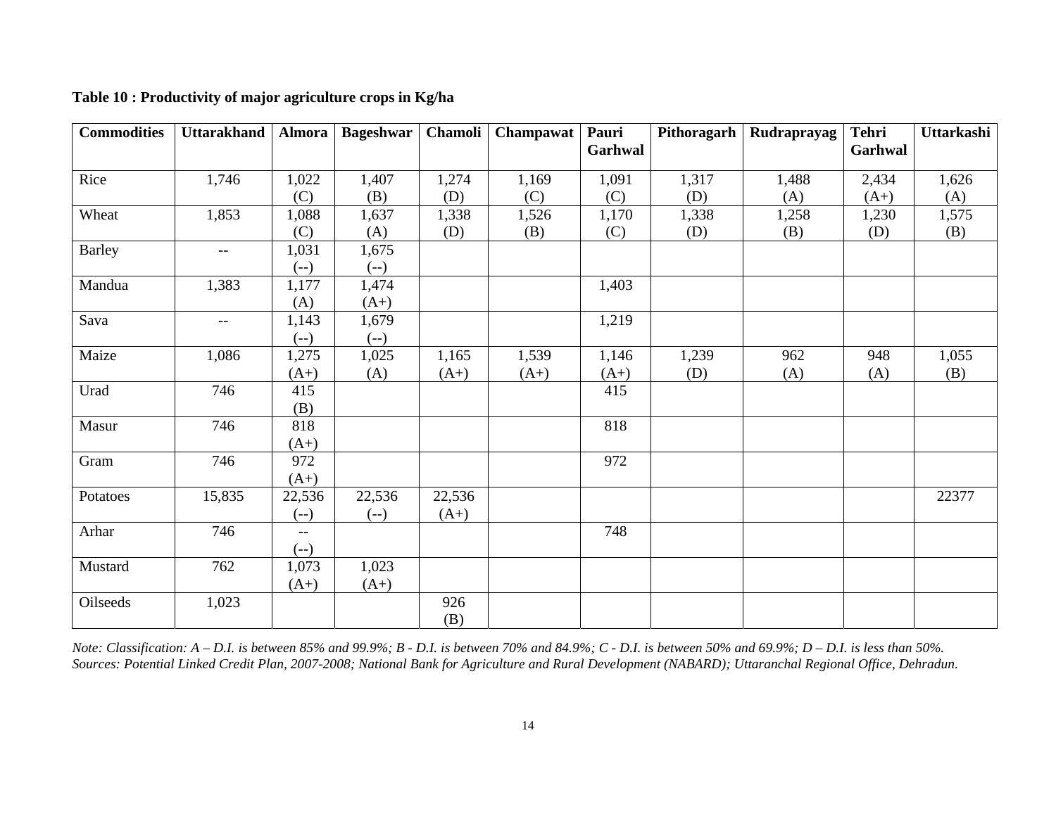**Table 10 : Productivity of major agriculture crops in Kg/ha**

| Commodities | Uttarakhand | Almora | Bageshwar | Chamoli | Champawat | Pauri Garhwal | Pithoragarh | Rudraprayag | Tehri Garhwal | Uttarkashi |
|---|---|---|---|---|---|---|---|---|---|---|
| Rice | 1,746 | 1,022 (C) | 1,407 (B) | 1,274 (D) | 1,169 (C) | 1,091 (C) | 1,317 (D) | 1,488 (A) | 2,434 (A+) | 1,626 (A) |
| Wheat | 1,853 | 1,088 (C) | 1,637 (A) | 1,338 (D) | 1,526 (B) | 1,170 (C) | 1,338 (D) | 1,258 (B) | 1,230 (D) | 1,575 (B) |
| Barley | -- | 1,031 (--) | 1,675 (--) | | | | | | | |
| Mandua | 1,383 | 1,177 (A) | 1,474 (A+) | | | 1,403 | | | | |
| Sava | -- | 1,143 (--) | 1,679 (--) | | | 1,219 | | | | |
| Maize | 1,086 | 1,275 (A+) | 1,025 (A) | 1,165 (A+) | 1,539 (A+) | 1,146 (A+) | 1,239 (D) | 962 (A) | 948 (A) | 1,055 (B) |
| Urad | 746 | 415 (B) | | | | 415 | | | | |
| Masur | 746 | 818 (A+) | | | | 818 | | | | |
| Gram | 746 | 972 (A+) | | | | 972 | | | | |
| Potatoes | 15,835 | 22,536 (--) | 22,536 (--) | 22,536 (A+) | | | | | | 22377 |
| Arhar | 746 | -- (--) | | | | 748 | | | | |
| Mustard | 762 | 1,073 (A+) | 1,023 (A+) | | | | | | | |
| Oilseeds | 1,023 | | | 926 (B) | | | | | | |

*Note: Classification: A – D.I. is between 85% and 99.9%; B - D.I. is between 70% and 84.9%; C - D.I. is between 50% and 69.9%; D – D.I. is less than 50%.*
*Sources: Potential Linked Credit Plan, 2007-2008; National Bank for Agriculture and Rural Development (NABARD); Uttaranchal Regional Office, Dehradun.*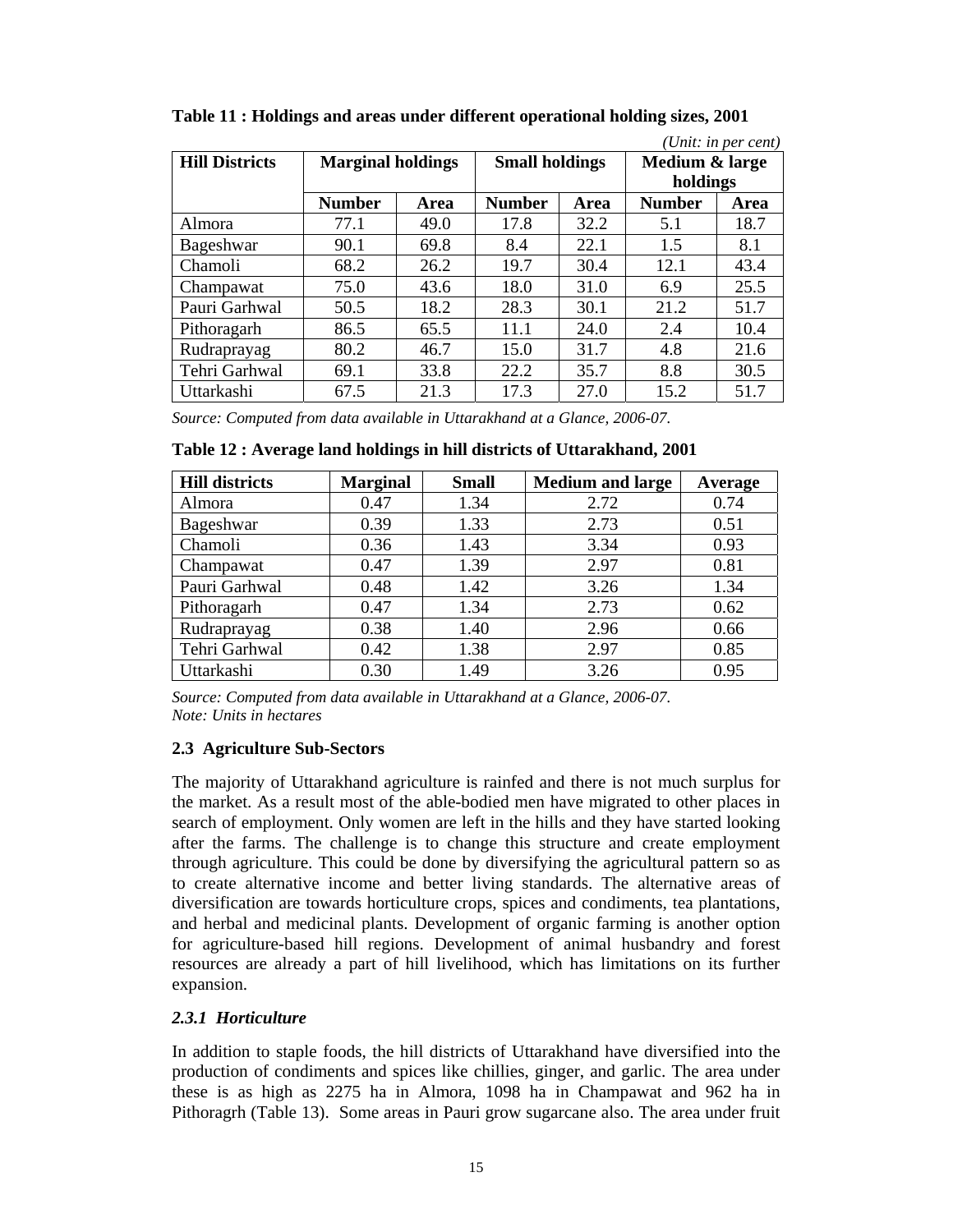**Table 11 : Holdings and areas under different operational holding sizes, 2001**

*(Unit: in per cent)*

| Hill Districts | Marginal holdings | | Small holdings | | Medium & large holdings | |
|---|---|---|---|---|---|---|
| | Number | Area | Number | Area | Number | Area |
| Almora | 77.1 | 49.0 | 17.8 | 32.2 | 5.1 | 18.7 |
| Bageshwar | 90.1 | 69.8 | 8.4 | 22.1 | 1.5 | 8.1 |
| Chamoli | 68.2 | 26.2 | 19.7 | 30.4 | 12.1 | 43.4 |
| Champawat | 75.0 | 43.6 | 18.0 | 31.0 | 6.9 | 25.5 |
| Pauri Garhwal | 50.5 | 18.2 | 28.3 | 30.1 | 21.2 | 51.7 |
| Pithoragarh | 86.5 | 65.5 | 11.1 | 24.0 | 2.4 | 10.4 |
| Rudraprayag | 80.2 | 46.7 | 15.0 | 31.7 | 4.8 | 21.6 |
| Tehri Garhwal | 69.1 | 33.8 | 22.2 | 35.7 | 8.8 | 30.5 |
| Uttarkashi | 67.5 | 21.3 | 17.3 | 27.0 | 15.2 | 51.7 |

*Source: Computed from data available in Uttarakhand at a Glance, 2006-07.*

**Table 12 : Average land holdings in hill districts of Uttarakhand, 2001**

| Hill districts | Marginal | Small | Medium and large | Average |
|---|---|---|---|---|
| Almora | 0.47 | 1.34 | 2.72 | 0.74 |
| Bageshwar | 0.39 | 1.33 | 2.73 | 0.51 |
| Chamoli | 0.36 | 1.43 | 3.34 | 0.93 |
| Champawat | 0.47 | 1.39 | 2.97 | 0.81 |
| Pauri Garhwal | 0.48 | 1.42 | 3.26 | 1.34 |
| Pithoragarh | 0.47 | 1.34 | 2.73 | 0.62 |
| Rudraprayag | 0.38 | 1.40 | 2.96 | 0.66 |
| Tehri Garhwal | 0.42 | 1.38 | 2.97 | 0.85 |
| Uttarkashi | 0.30 | 1.49 | 3.26 | 0.95 |

*Source: Computed from data available in Uttarakhand at a Glance, 2006-07.*
*Note: Units in hectares*

### 2.3 Agriculture Sub-Sectors

The majority of Uttarakhand agriculture is rainfed and there is not much surplus for the market. As a result most of the able-bodied men have migrated to other places in search of employment. Only women are left in the hills and they have started looking after the farms. The challenge is to change this structure and create employment through agriculture. This could be done by diversifying the agricultural pattern so as to create alternative income and better living standards. The alternative areas of diversification are towards horticulture crops, spices and condiments, tea plantations, and herbal and medicinal plants. Development of organic farming is another option for agriculture-based hill regions. Development of animal husbandry and forest resources are already a part of hill livelihood, which has limitations on its further expansion.

#### *2.3.1 Horticulture*

In addition to staple foods, the hill districts of Uttarakhand have diversified into the production of condiments and spices like chillies, ginger, and garlic. The area under these is as high as 2275 ha in Almora, 1098 ha in Champawat and 962 ha in Pithoragrh (Table 13). Some areas in Pauri grow sugarcane also. The area under fruit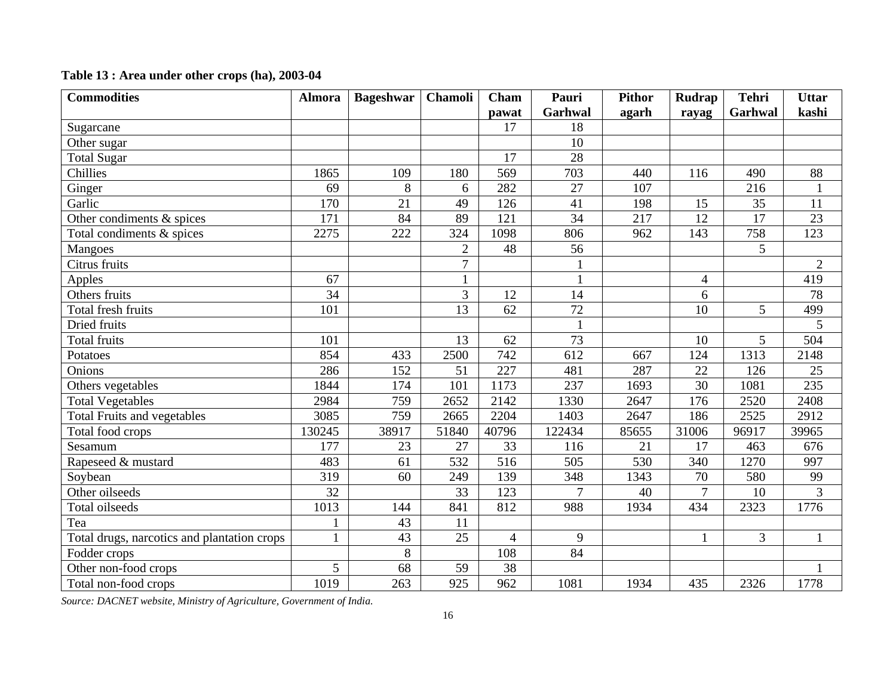**Table 13 : Area under other crops (ha), 2003-04**

| Commodities | Almora | Bageshwar | Chamoli | Cham pawat | Pauri Garhwal | Pithor agarh | Rudrap rayag | Tehri Garhwal | Uttar kashi |
|---|---|---|---|---|---|---|---|---|---|
| Sugarcane | | | | 17 | 18 | | | | |
| Other sugar | | | | | 10 | | | | |
| Total Sugar | | | | 17 | 28 | | | | |
| Chillies | 1865 | 109 | 180 | 569 | 703 | 440 | 116 | 490 | 88 |
| Ginger | 69 | 8 | 6 | 282 | 27 | 107 | | 216 | 1 |
| Garlic | 170 | 21 | 49 | 126 | 41 | 198 | 15 | 35 | 11 |
| Other condiments & spices | 171 | 84 | 89 | 121 | 34 | 217 | 12 | 17 | 23 |
| Total condiments & spices | 2275 | 222 | 324 | 1098 | 806 | 962 | 143 | 758 | 123 |
| Mangoes | | | 2 | 48 | 56 | | | 5 | |
| Citrus fruits | | | 7 | | 1 | | | | 2 |
| Apples | 67 | | 1 | | 1 | | 4 | | 419 |
| Others fruits | 34 | | 3 | 12 | 14 | | 6 | | 78 |
| Total fresh fruits | 101 | | 13 | 62 | 72 | | 10 | 5 | 499 |
| Dried fruits | | | | | 1 | | | | 5 |
| Total fruits | 101 | | 13 | 62 | 73 | | 10 | 5 | 504 |
| Potatoes | 854 | 433 | 2500 | 742 | 612 | 667 | 124 | 1313 | 2148 |
| Onions | 286 | 152 | 51 | 227 | 481 | 287 | 22 | 126 | 25 |
| Others vegetables | 1844 | 174 | 101 | 1173 | 237 | 1693 | 30 | 1081 | 235 |
| Total Vegetables | 2984 | 759 | 2652 | 2142 | 1330 | 2647 | 176 | 2520 | 2408 |
| Total Fruits and vegetables | 3085 | 759 | 2665 | 2204 | 1403 | 2647 | 186 | 2525 | 2912 |
| Total food crops | 130245 | 38917 | 51840 | 40796 | 122434 | 85655 | 31006 | 96917 | 39965 |
| Sesamum | 177 | 23 | 27 | 33 | 116 | 21 | 17 | 463 | 676 |
| Rapeseed & mustard | 483 | 61 | 532 | 516 | 505 | 530 | 340 | 1270 | 997 |
| Soybean | 319 | 60 | 249 | 139 | 348 | 1343 | 70 | 580 | 99 |
| Other oilseeds | 32 | | 33 | 123 | 7 | 40 | 7 | 10 | 3 |
| Total oilseeds | 1013 | 144 | 841 | 812 | 988 | 1934 | 434 | 2323 | 1776 |
| Tea | 1 | 43 | 11 | | | | | | |
| Total drugs, narcotics and plantation crops | 1 | 43 | 25 | 4 | 9 | | 1 | 3 | 1 |
| Fodder crops | | 8 | | 108 | 84 | | | | |
| Other non-food crops | 5 | 68 | 59 | 38 | | | | | 1 |
| Total non-food crops | 1019 | 263 | 925 | 962 | 1081 | 1934 | 435 | 2326 | 1778 |

*Source: DACNET website, Ministry of Agriculture, Government of India.*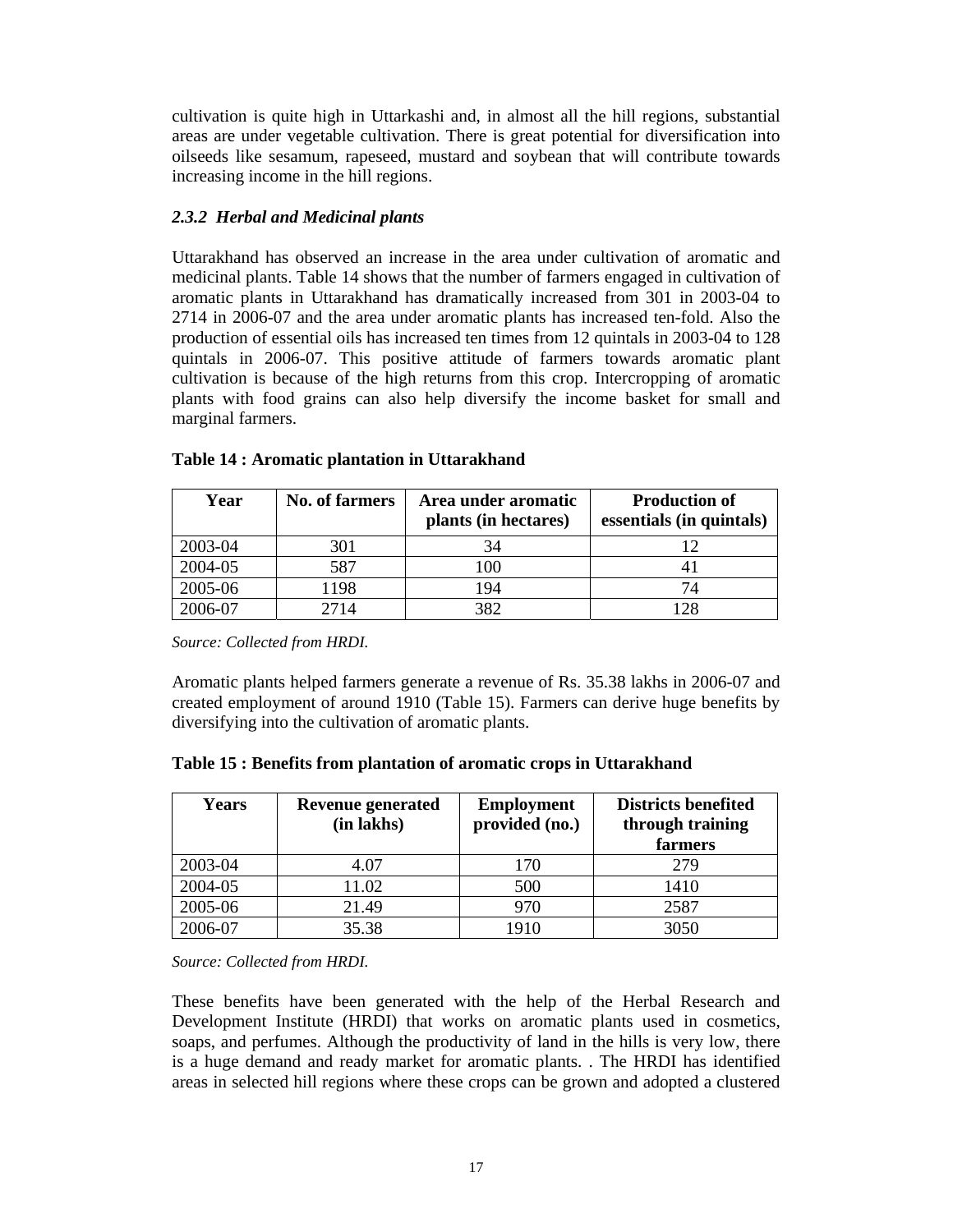cultivation is quite high in Uttarkashi and, in almost all the hill regions, substantial areas are under vegetable cultivation. There is great potential for diversification into oilseeds like sesamum, rapeseed, mustard and soybean that will contribute towards increasing income in the hill regions.

### *2.3.2 Herbal and Medicinal plants*

Uttarakhand has observed an increase in the area under cultivation of aromatic and medicinal plants. Table 14 shows that the number of farmers engaged in cultivation of aromatic plants in Uttarakhand has dramatically increased from 301 in 2003-04 to 2714 in 2006-07 and the area under aromatic plants has increased ten-fold. Also the production of essential oils has increased ten times from 12 quintals in 2003-04 to 128 quintals in 2006-07. This positive attitude of farmers towards aromatic plant cultivation is because of the high returns from this crop. Intercropping of aromatic plants with food grains can also help diversify the income basket for small and marginal farmers.

**Table 14 : Aromatic plantation in Uttarakhand**

| Year | No. of farmers | Area under aromatic plants (in hectares) | Production of essentials (in quintals) |
|---|---|---|---|
| 2003-04 | 301 | 34 | 12 |
| 2004-05 | 587 | 100 | 41 |
| 2005-06 | 1198 | 194 | 74 |
| 2006-07 | 2714 | 382 | 128 |

*Source: Collected from HRDI.*

Aromatic plants helped farmers generate a revenue of Rs. 35.38 lakhs in 2006-07 and created employment of around 1910 (Table 15). Farmers can derive huge benefits by diversifying into the cultivation of aromatic plants.

**Table 15 : Benefits from plantation of aromatic crops in Uttarakhand**

| Years | Revenue generated (in lakhs) | Employment provided (no.) | Districts benefited through training farmers |
|---|---|---|---|
| 2003-04 | 4.07 | 170 | 279 |
| 2004-05 | 11.02 | 500 | 1410 |
| 2005-06 | 21.49 | 970 | 2587 |
| 2006-07 | 35.38 | 1910 | 3050 |

*Source: Collected from HRDI.*

These benefits have been generated with the help of the Herbal Research and Development Institute (HRDI) that works on aromatic plants used in cosmetics, soaps, and perfumes. Although the productivity of land in the hills is very low, there is a huge demand and ready market for aromatic plants. . The HRDI has identified areas in selected hill regions where these crops can be grown and adopted a clustered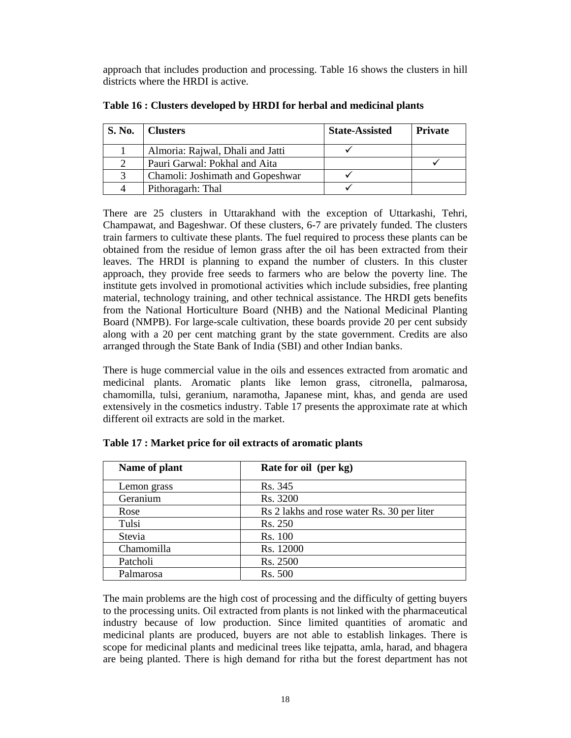approach that includes production and processing. Table 16 shows the clusters in hill districts where the HRDI is active.

**Table 16 : Clusters developed by HRDI for herbal and medicinal plants**

| S. No. | Clusters | State-Assisted | Private |
|---|---|---|---|
| 1 | Almoria: Rajwal, Dhali and Jatti | ✓ | |
| 2 | Pauri Garwal: Pokhal and Aita | | ✓ |
| 3 | Chamoli: Joshimath and Gopeshwar | ✓ | |
| 4 | Pithoragarh: Thal | ✓ | |

There are 25 clusters in Uttarakhand with the exception of Uttarkashi, Tehri, Champawat, and Bageshwar. Of these clusters, 6-7 are privately funded. The clusters train farmers to cultivate these plants. The fuel required to process these plants can be obtained from the residue of lemon grass after the oil has been extracted from their leaves. The HRDI is planning to expand the number of clusters. In this cluster approach, they provide free seeds to farmers who are below the poverty line. The institute gets involved in promotional activities which include subsidies, free planting material, technology training, and other technical assistance. The HRDI gets benefits from the National Horticulture Board (NHB) and the National Medicinal Planting Board (NMPB). For large-scale cultivation, these boards provide 20 per cent subsidy along with a 20 per cent matching grant by the state government. Credits are also arranged through the State Bank of India (SBI) and other Indian banks.

There is huge commercial value in the oils and essences extracted from aromatic and medicinal plants. Aromatic plants like lemon grass, citronella, palmarosa, chamomilla, tulsi, geranium, naramotha, Japanese mint, khas, and genda are used extensively in the cosmetics industry. Table 17 presents the approximate rate at which different oil extracts are sold in the market.

**Table 17 : Market price for oil extracts of aromatic plants**

| Name of plant | Rate for oil (per kg) |
|---|---|
| Lemon grass | Rs. 345 |
| Geranium | Rs. 3200 |
| Rose | Rs 2 lakhs and rose water Rs. 30 per liter |
| Tulsi | Rs. 250 |
| Stevia | Rs. 100 |
| Chamomilla | Rs. 12000 |
| Patcholi | Rs. 2500 |
| Palmarosa | Rs. 500 |

The main problems are the high cost of processing and the difficulty of getting buyers to the processing units. Oil extracted from plants is not linked with the pharmaceutical industry because of low production. Since limited quantities of aromatic and medicinal plants are produced, buyers are not able to establish linkages. There is scope for medicinal plants and medicinal trees like tejpatta, amla, harad, and bhagera are being planted. There is high demand for ritha but the forest department has not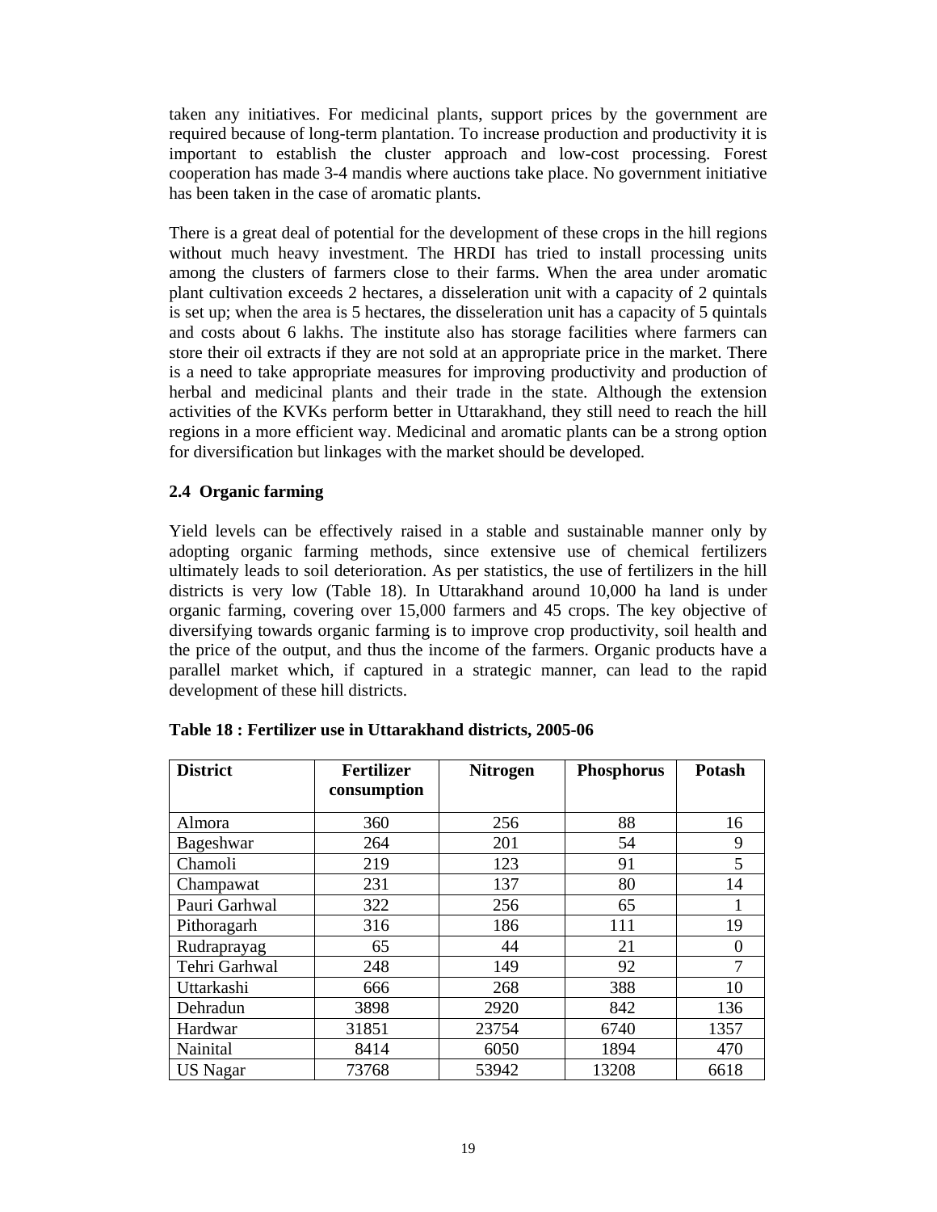taken any initiatives. For medicinal plants, support prices by the government are required because of long-term plantation. To increase production and productivity it is important to establish the cluster approach and low-cost processing. Forest cooperation has made 3-4 mandis where auctions take place. No government initiative has been taken in the case of aromatic plants.

There is a great deal of potential for the development of these crops in the hill regions without much heavy investment. The HRDI has tried to install processing units among the clusters of farmers close to their farms. When the area under aromatic plant cultivation exceeds 2 hectares, a disseleration unit with a capacity of 2 quintals is set up; when the area is 5 hectares, the disseleration unit has a capacity of 5 quintals and costs about 6 lakhs. The institute also has storage facilities where farmers can store their oil extracts if they are not sold at an appropriate price in the market. There is a need to take appropriate measures for improving productivity and production of herbal and medicinal plants and their trade in the state. Although the extension activities of the KVKs perform better in Uttarakhand, they still need to reach the hill regions in a more efficient way. Medicinal and aromatic plants can be a strong option for diversification but linkages with the market should be developed.

### 2.4 Organic farming

Yield levels can be effectively raised in a stable and sustainable manner only by adopting organic farming methods, since extensive use of chemical fertilizers ultimately leads to soil deterioration. As per statistics, the use of fertilizers in the hill districts is very low (Table 18). In Uttarakhand around 10,000 ha land is under organic farming, covering over 15,000 farmers and 45 crops. The key objective of diversifying towards organic farming is to improve crop productivity, soil health and the price of the output, and thus the income of the farmers. Organic products have a parallel market which, if captured in a strategic manner, can lead to the rapid development of these hill districts.

**Table 18 : Fertilizer use in Uttarakhand districts, 2005-06**

| District | Fertilizer consumption | Nitrogen | Phosphorus | Potash |
|---|---|---|---|---|
| Almora | 360 | 256 | 88 | 16 |
| Bageshwar | 264 | 201 | 54 | 9 |
| Chamoli | 219 | 123 | 91 | 5 |
| Champawat | 231 | 137 | 80 | 14 |
| Pauri Garhwal | 322 | 256 | 65 | 1 |
| Pithoragarh | 316 | 186 | 111 | 19 |
| Rudraprayag | 65 | 44 | 21 | 0 |
| Tehri Garhwal | 248 | 149 | 92 | 7 |
| Uttarkashi | 666 | 268 | 388 | 10 |
| Dehradun | 3898 | 2920 | 842 | 136 |
| Hardwar | 31851 | 23754 | 6740 | 1357 |
| Nainital | 8414 | 6050 | 1894 | 470 |
| US Nagar | 73768 | 53942 | 13208 | 6618 |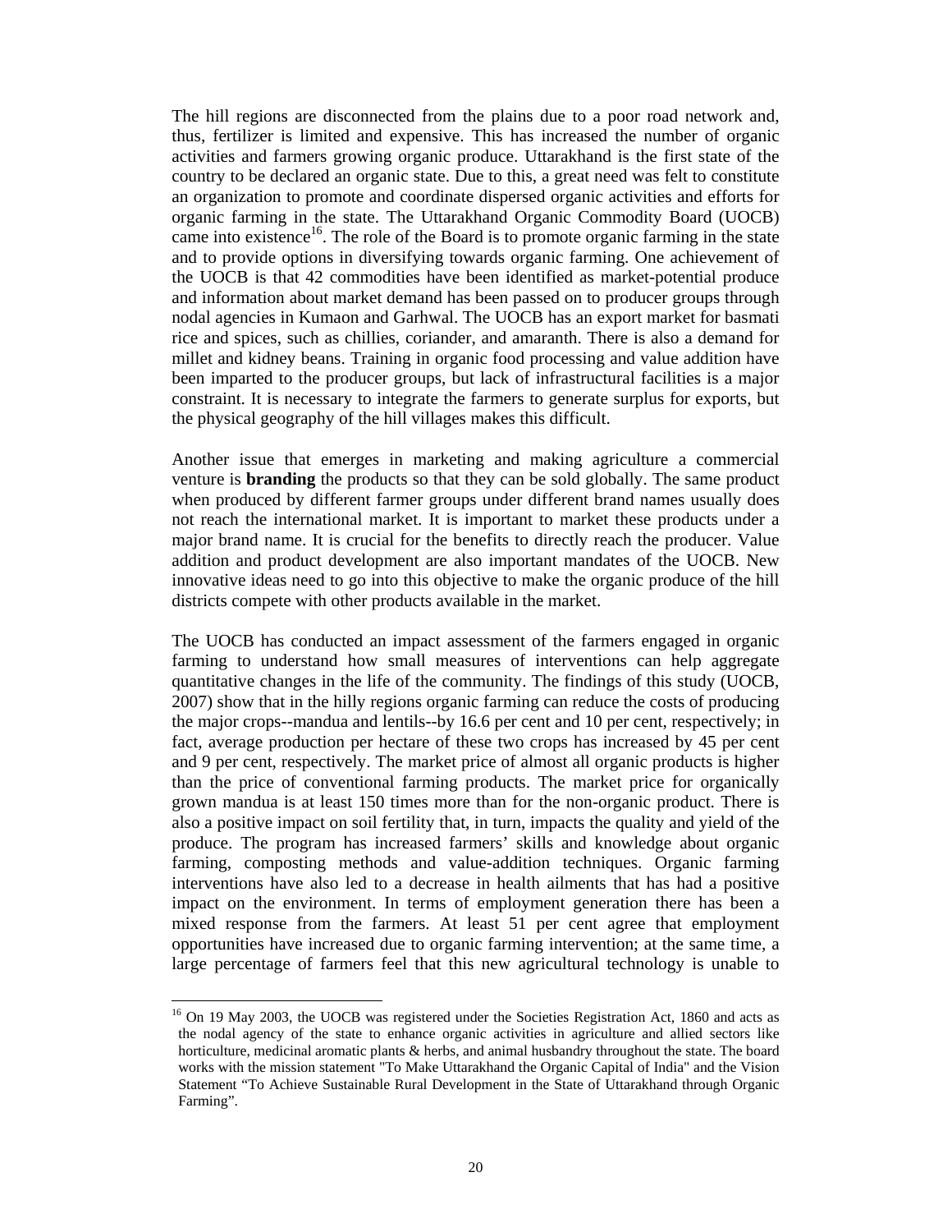The hill regions are disconnected from the plains due to a poor road network and, thus, fertilizer is limited and expensive. This has increased the number of organic activities and farmers growing organic produce. Uttarakhand is the first state of the country to be declared an organic state. Due to this, a great need was felt to constitute an organization to promote and coordinate dispersed organic activities and efforts for organic farming in the state. The Uttarakhand Organic Commodity Board (UOCB) came into existence[16]. The role of the Board is to promote organic farming in the state and to provide options in diversifying towards organic farming. One achievement of the UOCB is that 42 commodities have been identified as market-potential produce and information about market demand has been passed on to producer groups through nodal agencies in Kumaon and Garhwal. The UOCB has an export market for basmati rice and spices, such as chillies, coriander, and amaranth. There is also a demand for millet and kidney beans. Training in organic food processing and value addition have been imparted to the producer groups, but lack of infrastructural facilities is a major constraint. It is necessary to integrate the farmers to generate surplus for exports, but the physical geography of the hill villages makes this difficult.

Another issue that emerges in marketing and making agriculture a commercial venture is **branding** the products so that they can be sold globally. The same product when produced by different farmer groups under different brand names usually does not reach the international market. It is important to market these products under a major brand name. It is crucial for the benefits to directly reach the producer. Value addition and product development are also important mandates of the UOCB. New innovative ideas need to go into this objective to make the organic produce of the hill districts compete with other products available in the market.

The UOCB has conducted an impact assessment of the farmers engaged in organic farming to understand how small measures of interventions can help aggregate quantitative changes in the life of the community. The findings of this study (UOCB, 2007) show that in the hilly regions organic farming can reduce the costs of producing the major crops--mandua and lentils--by 16.6 per cent and 10 per cent, respectively; in fact, average production per hectare of these two crops has increased by 45 per cent and 9 per cent, respectively. The market price of almost all organic products is higher than the price of conventional farming products. The market price for organically grown mandua is at least 150 times more than for the non-organic product. There is also a positive impact on soil fertility that, in turn, impacts the quality and yield of the produce. The program has increased farmers' skills and knowledge about organic farming, composting methods and value-addition techniques. Organic farming interventions have also led to a decrease in health ailments that has had a positive impact on the environment. In terms of employment generation there has been a mixed response from the farmers. At least 51 per cent agree that employment opportunities have increased due to organic farming intervention; at the same time, a large percentage of farmers feel that this new agricultural technology is unable to

[16] On 19 May 2003, the UOCB was registered under the Societies Registration Act, 1860 and acts as the nodal agency of the state to enhance organic activities in agriculture and allied sectors like horticulture, medicinal aromatic plants & herbs, and animal husbandry throughout the state. The board works with the mission statement "To Make Uttarakhand the Organic Capital of India" and the Vision Statement "To Achieve Sustainable Rural Development in the State of Uttarakhand through Organic Farming".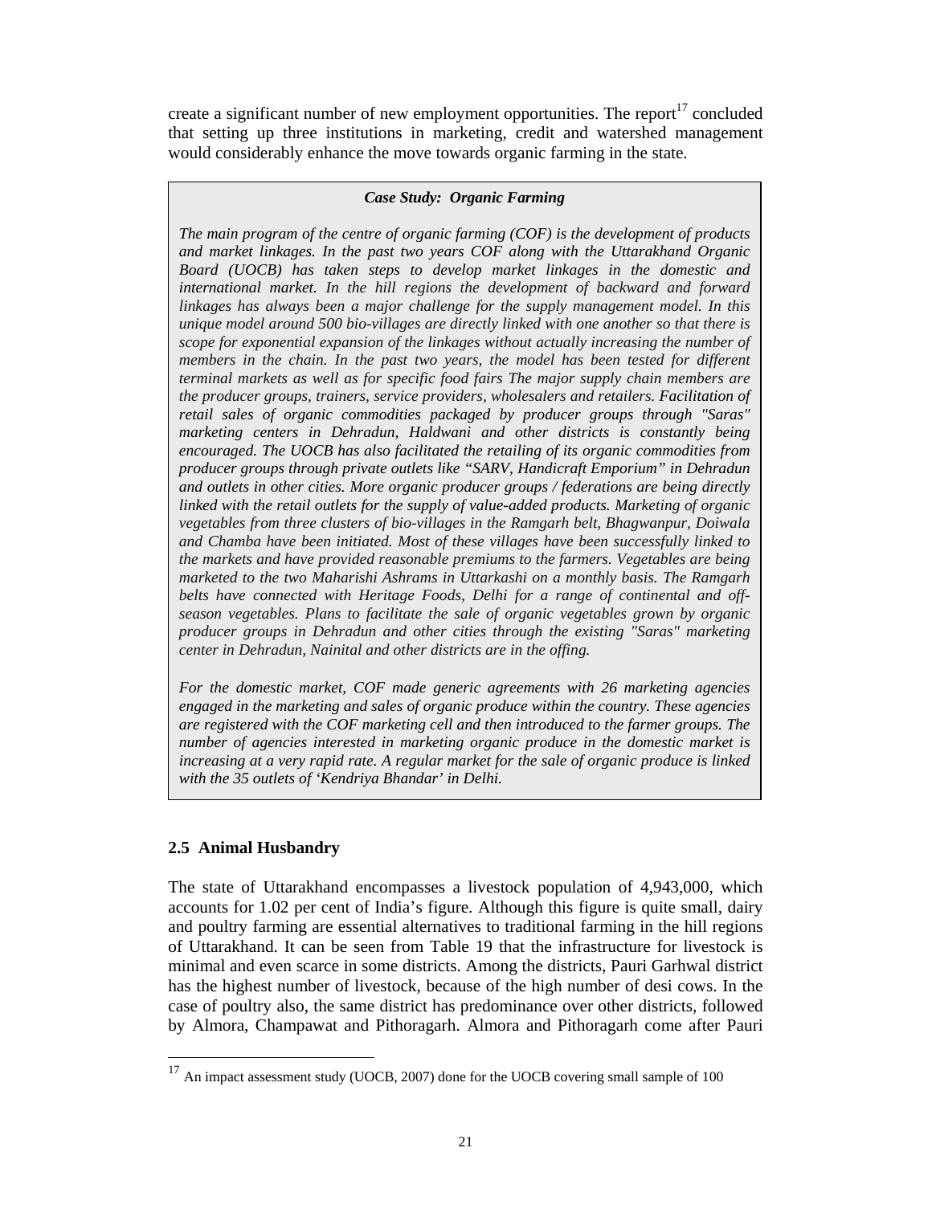create a significant number of new employment opportunities. The report[17] concluded that setting up three institutions in marketing, credit and watershed management would considerably enhance the move towards organic farming in the state.

> ***Case Study: Organic Farming***
>
> *The main program of the centre of organic farming (COF) is the development of products and market linkages. In the past two years COF along with the Uttarakhand Organic Board (UOCB) has taken steps to develop market linkages in the domestic and international market. In the hill regions the development of backward and forward linkages has always been a major challenge for the supply management model. In this unique model around 500 bio-villages are directly linked with one another so that there is scope for exponential expansion of the linkages without actually increasing the number of members in the chain. In the past two years, the model has been tested for different terminal markets as well as for specific food fairs The major supply chain members are the producer groups, trainers, service providers, wholesalers and retailers. Facilitation of retail sales of organic commodities packaged by producer groups through "Saras" marketing centers in Dehradun, Haldwani and other districts is constantly being encouraged. The UOCB has also facilitated the retailing of its organic commodities from producer groups through private outlets like "SARV, Handicraft Emporium" in Dehradun and outlets in other cities. More organic producer groups / federations are being directly linked with the retail outlets for the supply of value-added products. Marketing of organic vegetables from three clusters of bio-villages in the Ramgarh belt, Bhagwanpur, Doiwala and Chamba have been initiated. Most of these villages have been successfully linked to the markets and have provided reasonable premiums to the farmers. Vegetables are being marketed to the two Maharishi Ashrams in Uttarkashi on a monthly basis. The Ramgarh belts have connected with Heritage Foods, Delhi for a range of continental and off-season vegetables. Plans to facilitate the sale of organic vegetables grown by organic producer groups in Dehradun and other cities through the existing "Saras" marketing center in Dehradun, Nainital and other districts are in the offing.*
>
> *For the domestic market, COF made generic agreements with 26 marketing agencies engaged in the marketing and sales of organic produce within the country. These agencies are registered with the COF marketing cell and then introduced to the farmer groups. The number of agencies interested in marketing organic produce in the domestic market is increasing at a very rapid rate. A regular market for the sale of organic produce is linked with the 35 outlets of 'Kendriya Bhandar' in Delhi.*

### 2.5 Animal Husbandry

The state of Uttarakhand encompasses a livestock population of 4,943,000, which accounts for 1.02 per cent of India's figure. Although this figure is quite small, dairy and poultry farming are essential alternatives to traditional farming in the hill regions of Uttarakhand. It can be seen from Table 19 that the infrastructure for livestock is minimal and even scarce in some districts. Among the districts, Pauri Garhwal district has the highest number of livestock, because of the high number of desi cows. In the case of poultry also, the same district has predominance over other districts, followed by Almora, Champawat and Pithoragarh. Almora and Pithoragarh come after Pauri

---

[17] An impact assessment study (UOCB, 2007) done for the UOCB covering small sample of 100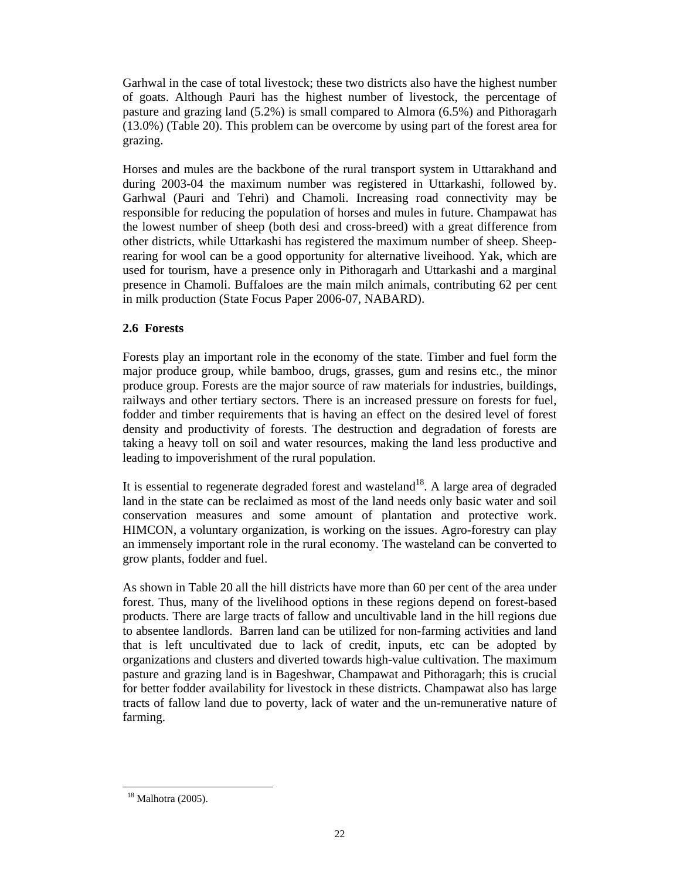Garhwal in the case of total livestock; these two districts also have the highest number of goats. Although Pauri has the highest number of livestock, the percentage of pasture and grazing land (5.2%) is small compared to Almora (6.5%) and Pithoragarh (13.0%) (Table 20). This problem can be overcome by using part of the forest area for grazing.

Horses and mules are the backbone of the rural transport system in Uttarakhand and during 2003-04 the maximum number was registered in Uttarkashi, followed by. Garhwal (Pauri and Tehri) and Chamoli. Increasing road connectivity may be responsible for reducing the population of horses and mules in future. Champawat has the lowest number of sheep (both desi and cross-breed) with a great difference from other districts, while Uttarkashi has registered the maximum number of sheep. Sheep-rearing for wool can be a good opportunity for alternative liveihood. Yak, which are used for tourism, have a presence only in Pithoragarh and Uttarkashi and a marginal presence in Chamoli. Buffaloes are the main milch animals, contributing 62 per cent in milk production (State Focus Paper 2006-07, NABARD).

### 2.6 Forests

Forests play an important role in the economy of the state. Timber and fuel form the major produce group, while bamboo, drugs, grasses, gum and resins etc., the minor produce group. Forests are the major source of raw materials for industries, buildings, railways and other tertiary sectors. There is an increased pressure on forests for fuel, fodder and timber requirements that is having an effect on the desired level of forest density and productivity of forests. The destruction and degradation of forests are taking a heavy toll on soil and water resources, making the land less productive and leading to impoverishment of the rural population.

It is essential to regenerate degraded forest and wasteland[18]. A large area of degraded land in the state can be reclaimed as most of the land needs only basic water and soil conservation measures and some amount of plantation and protective work. HIMCON, a voluntary organization, is working on the issues. Agro-forestry can play an immensely important role in the rural economy. The wasteland can be converted to grow plants, fodder and fuel.

As shown in Table 20 all the hill districts have more than 60 per cent of the area under forest. Thus, many of the livelihood options in these regions depend on forest-based products. There are large tracts of fallow and uncultivable land in the hill regions due to absentee landlords. Barren land can be utilized for non-farming activities and land that is left uncultivated due to lack of credit, inputs, etc can be adopted by organizations and clusters and diverted towards high-value cultivation. The maximum pasture and grazing land is in Bageshwar, Champawat and Pithoragarh; this is crucial for better fodder availability for livestock in these districts. Champawat also has large tracts of fallow land due to poverty, lack of water and the un-remunerative nature of farming.

[18] Malhotra (2005).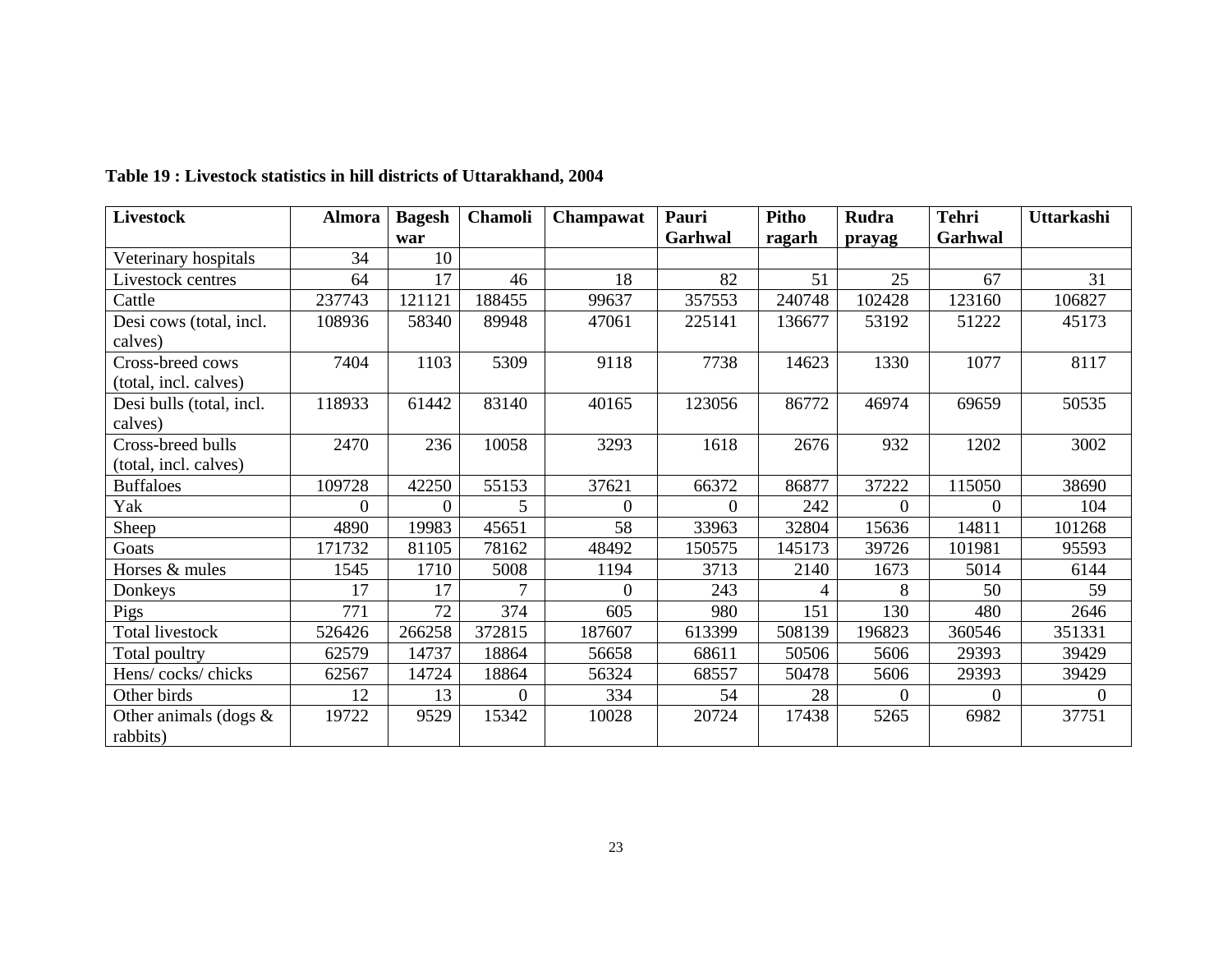**Table 19 : Livestock statistics in hill districts of Uttarakhand, 2004**

| Livestock | Almora | Bageshwar | Chamoli | Champawat | Pauri Garhwal | Pithoragarh | Rudraprayag | Tehri Garhwal | Uttarkashi |
|---|---|---|---|---|---|---|---|---|---|
| Veterinary hospitals | 34 | 10 | | | | | | | |
| Livestock centres | 64 | 17 | 46 | 18 | 82 | 51 | 25 | 67 | 31 |
| Cattle | 237743 | 121121 | 188455 | 99637 | 357553 | 240748 | 102428 | 123160 | 106827 |
| Desi cows (total, incl. calves) | 108936 | 58340 | 89948 | 47061 | 225141 | 136677 | 53192 | 51222 | 45173 |
| Cross-breed cows (total, incl. calves) | 7404 | 1103 | 5309 | 9118 | 7738 | 14623 | 1330 | 1077 | 8117 |
| Desi bulls (total, incl. calves) | 118933 | 61442 | 83140 | 40165 | 123056 | 86772 | 46974 | 69659 | 50535 |
| Cross-breed bulls (total, incl. calves) | 2470 | 236 | 10058 | 3293 | 1618 | 2676 | 932 | 1202 | 3002 |
| Buffaloes | 109728 | 42250 | 55153 | 37621 | 66372 | 86877 | 37222 | 115050 | 38690 |
| Yak | 0 | 0 | 5 | 0 | 0 | 242 | 0 | 0 | 104 |
| Sheep | 4890 | 19983 | 45651 | 58 | 33963 | 32804 | 15636 | 14811 | 101268 |
| Goats | 171732 | 81105 | 78162 | 48492 | 150575 | 145173 | 39726 | 101981 | 95593 |
| Horses & mules | 1545 | 1710 | 5008 | 1194 | 3713 | 2140 | 1673 | 5014 | 6144 |
| Donkeys | 17 | 17 | 7 | 0 | 243 | 4 | 8 | 50 | 59 |
| Pigs | 771 | 72 | 374 | 605 | 980 | 151 | 130 | 480 | 2646 |
| Total livestock | 526426 | 266258 | 372815 | 187607 | 613399 | 508139 | 196823 | 360546 | 351331 |
| Total poultry | 62579 | 14737 | 18864 | 56658 | 68611 | 50506 | 5606 | 29393 | 39429 |
| Hens/ cocks/ chicks | 62567 | 14724 | 18864 | 56324 | 68557 | 50478 | 5606 | 29393 | 39429 |
| Other birds | 12 | 13 | 0 | 334 | 54 | 28 | 0 | 0 | 0 |
| Other animals (dogs & rabbits) | 19722 | 9529 | 15342 | 10028 | 20724 | 17438 | 5265 | 6982 | 37751 |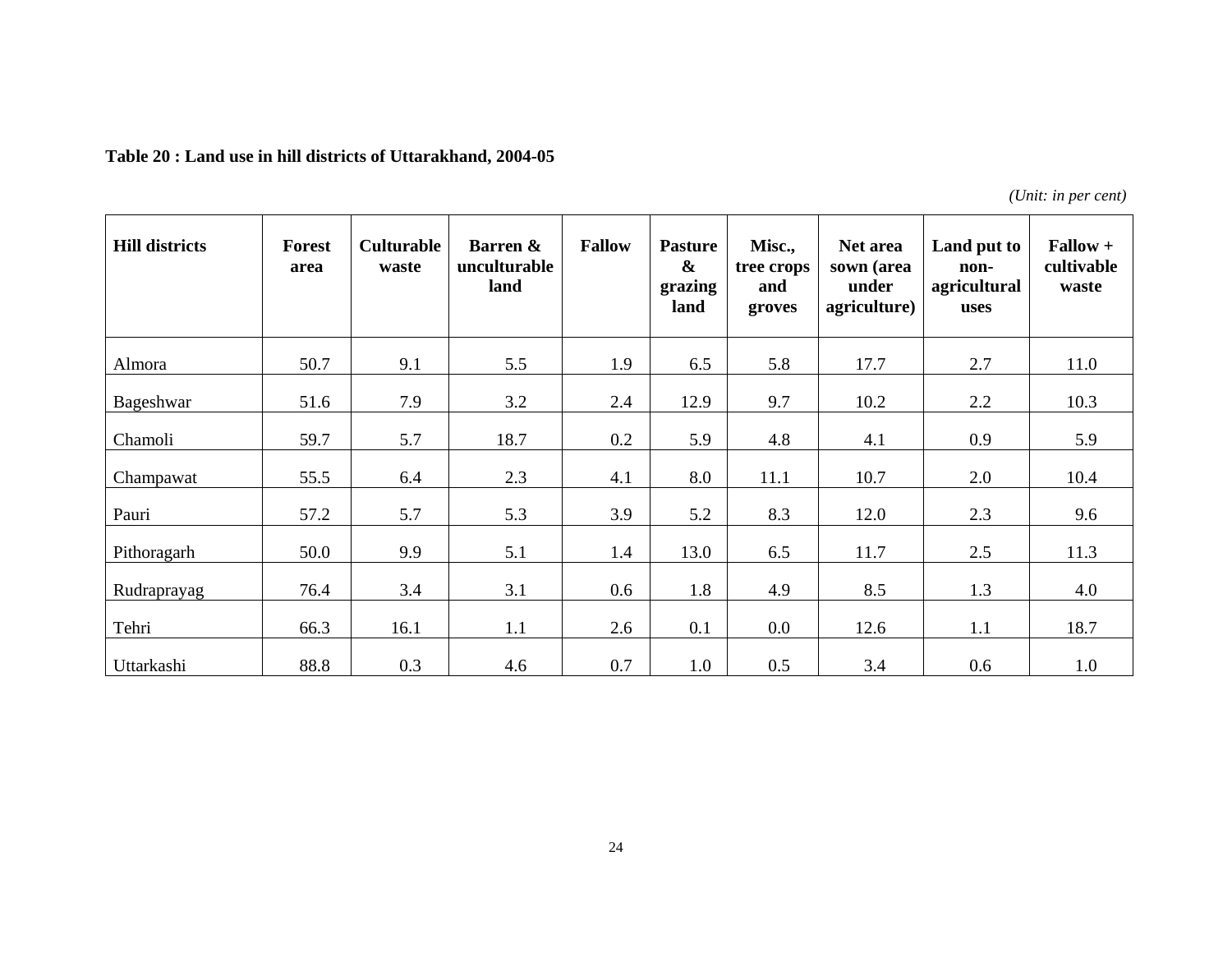**Table 20 : Land use in hill districts of Uttarakhand, 2004-05**

*(Unit: in per cent)*

| Hill districts | Forest area | Culturable waste | Barren & unculturable land | Fallow | Pasture & grazing land | Misc., tree crops and groves | Net area sown (area under agriculture) | Land put to non-agricultural uses | Fallow + cultivable waste |
|---|---|---|---|---|---|---|---|---|---|
| Almora | 50.7 | 9.1 | 5.5 | 1.9 | 6.5 | 5.8 | 17.7 | 2.7 | 11.0 |
| Bageshwar | 51.6 | 7.9 | 3.2 | 2.4 | 12.9 | 9.7 | 10.2 | 2.2 | 10.3 |
| Chamoli | 59.7 | 5.7 | 18.7 | 0.2 | 5.9 | 4.8 | 4.1 | 0.9 | 5.9 |
| Champawat | 55.5 | 6.4 | 2.3 | 4.1 | 8.0 | 11.1 | 10.7 | 2.0 | 10.4 |
| Pauri | 57.2 | 5.7 | 5.3 | 3.9 | 5.2 | 8.3 | 12.0 | 2.3 | 9.6 |
| Pithoragarh | 50.0 | 9.9 | 5.1 | 1.4 | 13.0 | 6.5 | 11.7 | 2.5 | 11.3 |
| Rudraprayag | 76.4 | 3.4 | 3.1 | 0.6 | 1.8 | 4.9 | 8.5 | 1.3 | 4.0 |
| Tehri | 66.3 | 16.1 | 1.1 | 2.6 | 0.1 | 0.0 | 12.6 | 1.1 | 18.7 |
| Uttarkashi | 88.8 | 0.3 | 4.6 | 0.7 | 1.0 | 0.5 | 3.4 | 0.6 | 1.0 |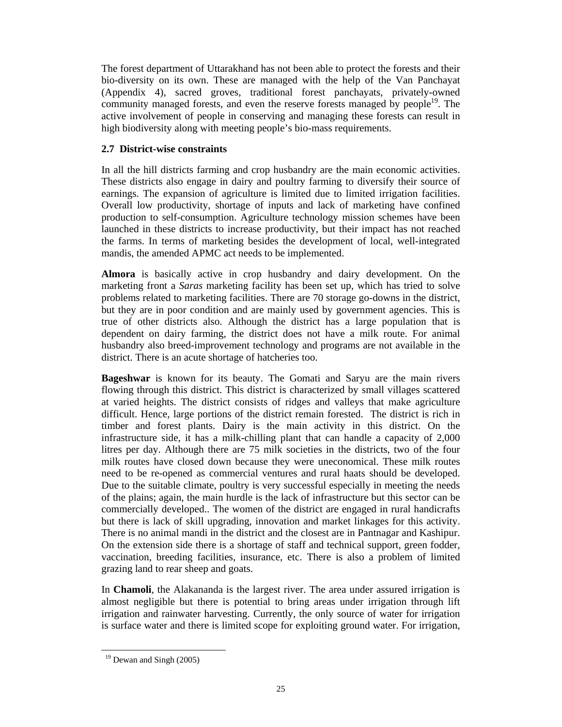The forest department of Uttarakhand has not been able to protect the forests and their bio-diversity on its own. These are managed with the help of the Van Panchayat (Appendix 4), sacred groves, traditional forest panchayats, privately-owned community managed forests, and even the reserve forests managed by people[19]. The active involvement of people in conserving and managing these forests can result in high biodiversity along with meeting people's bio-mass requirements.

### 2.7 District-wise constraints

In all the hill districts farming and crop husbandry are the main economic activities. These districts also engage in dairy and poultry farming to diversify their source of earnings. The expansion of agriculture is limited due to limited irrigation facilities. Overall low productivity, shortage of inputs and lack of marketing have confined production to self-consumption. Agriculture technology mission schemes have been launched in these districts to increase productivity, but their impact has not reached the farms. In terms of marketing besides the development of local, well-integrated mandis, the amended APMC act needs to be implemented.

**Almora** is basically active in crop husbandry and dairy development. On the marketing front a *Saras* marketing facility has been set up, which has tried to solve problems related to marketing facilities. There are 70 storage go-downs in the district, but they are in poor condition and are mainly used by government agencies. This is true of other districts also. Although the district has a large population that is dependent on dairy farming, the district does not have a milk route. For animal husbandry also breed-improvement technology and programs are not available in the district. There is an acute shortage of hatcheries too.

**Bageshwar** is known for its beauty. The Gomati and Saryu are the main rivers flowing through this district. This district is characterized by small villages scattered at varied heights. The district consists of ridges and valleys that make agriculture difficult. Hence, large portions of the district remain forested. The district is rich in timber and forest plants. Dairy is the main activity in this district. On the infrastructure side, it has a milk-chilling plant that can handle a capacity of 2,000 litres per day. Although there are 75 milk societies in the districts, two of the four milk routes have closed down because they were uneconomical. These milk routes need to be re-opened as commercial ventures and rural haats should be developed. Due to the suitable climate, poultry is very successful especially in meeting the needs of the plains; again, the main hurdle is the lack of infrastructure but this sector can be commercially developed.. The women of the district are engaged in rural handicrafts but there is lack of skill upgrading, innovation and market linkages for this activity. There is no animal mandi in the district and the closest are in Pantnagar and Kashipur. On the extension side there is a shortage of staff and technical support, green fodder, vaccination, breeding facilities, insurance, etc. There is also a problem of limited grazing land to rear sheep and goats.

In **Chamoli**, the Alakananda is the largest river. The area under assured irrigation is almost negligible but there is potential to bring areas under irrigation through lift irrigation and rainwater harvesting. Currently, the only source of water for irrigation is surface water and there is limited scope for exploiting ground water. For irrigation,

---

[19] Dewan and Singh (2005)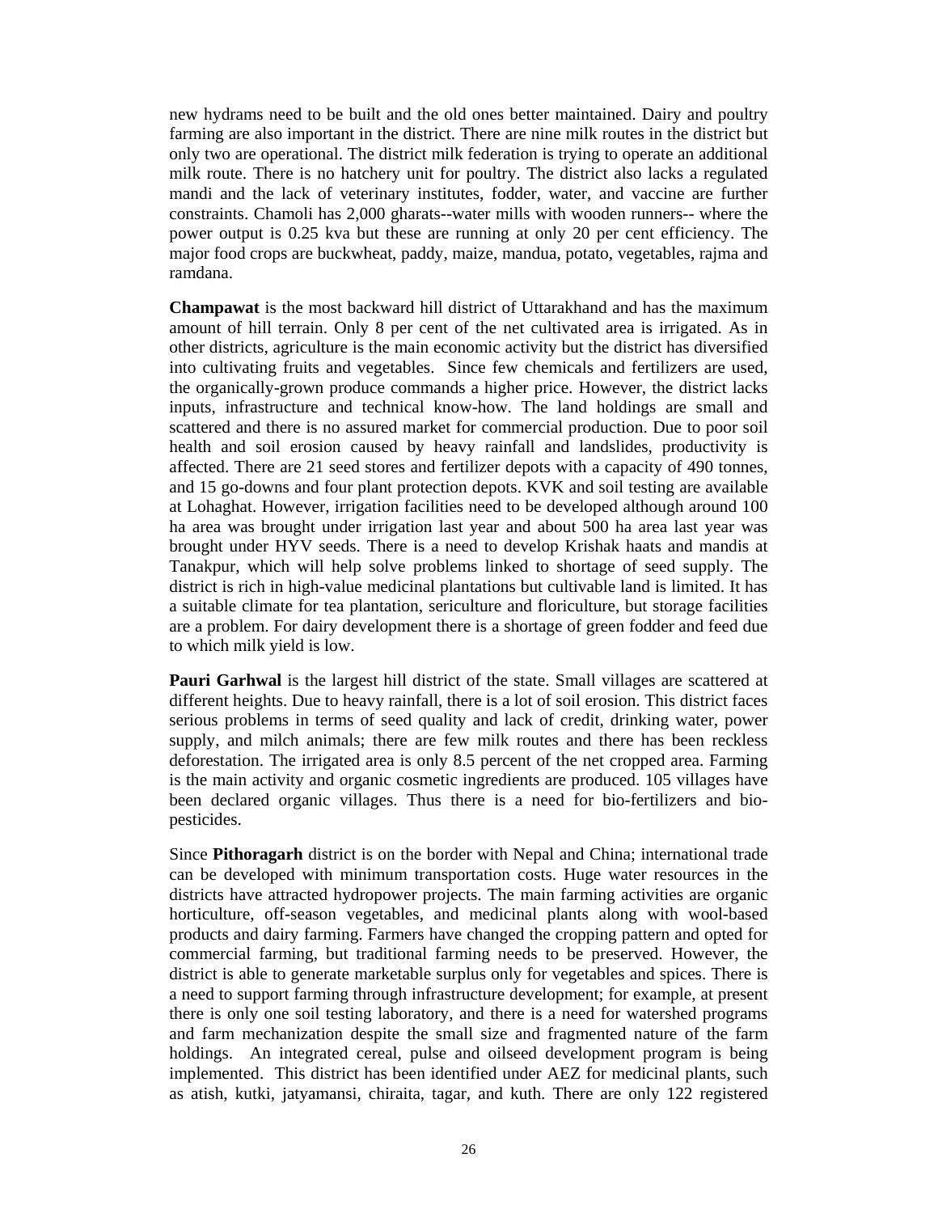new hydrams need to be built and the old ones better maintained. Dairy and poultry farming are also important in the district. There are nine milk routes in the district but only two are operational. The district milk federation is trying to operate an additional milk route. There is no hatchery unit for poultry. The district also lacks a regulated mandi and the lack of veterinary institutes, fodder, water, and vaccine are further constraints. Chamoli has 2,000 gharats--water mills with wooden runners-- where the power output is 0.25 kva but these are running at only 20 per cent efficiency. The major food crops are buckwheat, paddy, maize, mandua, potato, vegetables, rajma and ramdana.

**Champawat** is the most backward hill district of Uttarakhand and has the maximum amount of hill terrain. Only 8 per cent of the net cultivated area is irrigated. As in other districts, agriculture is the main economic activity but the district has diversified into cultivating fruits and vegetables. Since few chemicals and fertilizers are used, the organically-grown produce commands a higher price. However, the district lacks inputs, infrastructure and technical know-how. The land holdings are small and scattered and there is no assured market for commercial production. Due to poor soil health and soil erosion caused by heavy rainfall and landslides, productivity is affected. There are 21 seed stores and fertilizer depots with a capacity of 490 tonnes, and 15 go-downs and four plant protection depots. KVK and soil testing are available at Lohaghat. However, irrigation facilities need to be developed although around 100 ha area was brought under irrigation last year and about 500 ha area last year was brought under HYV seeds. There is a need to develop Krishak haats and mandis at Tanakpur, which will help solve problems linked to shortage of seed supply. The district is rich in high-value medicinal plantations but cultivable land is limited. It has a suitable climate for tea plantation, sericulture and floriculture, but storage facilities are a problem. For dairy development there is a shortage of green fodder and feed due to which milk yield is low.

**Pauri Garhwal** is the largest hill district of the state. Small villages are scattered at different heights. Due to heavy rainfall, there is a lot of soil erosion. This district faces serious problems in terms of seed quality and lack of credit, drinking water, power supply, and milch animals; there are few milk routes and there has been reckless deforestation. The irrigated area is only 8.5 percent of the net cropped area. Farming is the main activity and organic cosmetic ingredients are produced. 105 villages have been declared organic villages. Thus there is a need for bio-fertilizers and bio-pesticides.

Since **Pithoragarh** district is on the border with Nepal and China; international trade can be developed with minimum transportation costs. Huge water resources in the districts have attracted hydropower projects. The main farming activities are organic horticulture, off-season vegetables, and medicinal plants along with wool-based products and dairy farming. Farmers have changed the cropping pattern and opted for commercial farming, but traditional farming needs to be preserved. However, the district is able to generate marketable surplus only for vegetables and spices. There is a need to support farming through infrastructure development; for example, at present there is only one soil testing laboratory, and there is a need for watershed programs and farm mechanization despite the small size and fragmented nature of the farm holdings. An integrated cereal, pulse and oilseed development program is being implemented. This district has been identified under AEZ for medicinal plants, such as atish, kutki, jatyamansi, chiraita, tagar, and kuth. There are only 122 registered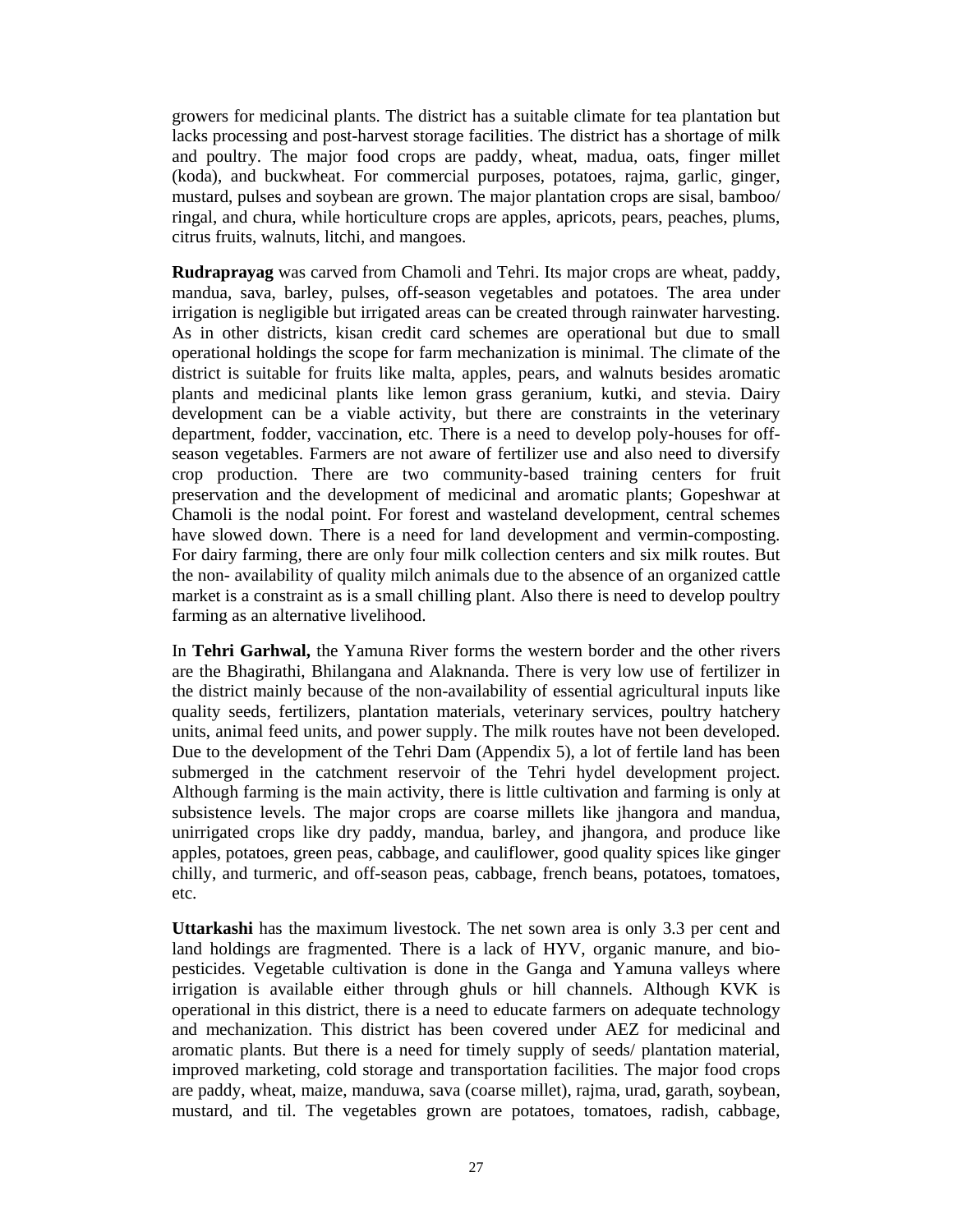growers for medicinal plants. The district has a suitable climate for tea plantation but lacks processing and post-harvest storage facilities. The district has a shortage of milk and poultry. The major food crops are paddy, wheat, madua, oats, finger millet (koda), and buckwheat. For commercial purposes, potatoes, rajma, garlic, ginger, mustard, pulses and soybean are grown. The major plantation crops are sisal, bamboo/ ringal, and chura, while horticulture crops are apples, apricots, pears, peaches, plums, citrus fruits, walnuts, litchi, and mangoes.

**Rudraprayag** was carved from Chamoli and Tehri. Its major crops are wheat, paddy, mandua, sava, barley, pulses, off-season vegetables and potatoes. The area under irrigation is negligible but irrigated areas can be created through rainwater harvesting. As in other districts, kisan credit card schemes are operational but due to small operational holdings the scope for farm mechanization is minimal. The climate of the district is suitable for fruits like malta, apples, pears, and walnuts besides aromatic plants and medicinal plants like lemon grass geranium, kutki, and stevia. Dairy development can be a viable activity, but there are constraints in the veterinary department, fodder, vaccination, etc. There is a need to develop poly-houses for off-season vegetables. Farmers are not aware of fertilizer use and also need to diversify crop production. There are two community-based training centers for fruit preservation and the development of medicinal and aromatic plants; Gopeshwar at Chamoli is the nodal point. For forest and wasteland development, central schemes have slowed down. There is a need for land development and vermin-composting. For dairy farming, there are only four milk collection centers and six milk routes. But the non- availability of quality milch animals due to the absence of an organized cattle market is a constraint as is a small chilling plant. Also there is need to develop poultry farming as an alternative livelihood.

In **Tehri Garhwal,** the Yamuna River forms the western border and the other rivers are the Bhagirathi, Bhilangana and Alaknanda. There is very low use of fertilizer in the district mainly because of the non-availability of essential agricultural inputs like quality seeds, fertilizers, plantation materials, veterinary services, poultry hatchery units, animal feed units, and power supply. The milk routes have not been developed. Due to the development of the Tehri Dam (Appendix 5), a lot of fertile land has been submerged in the catchment reservoir of the Tehri hydel development project. Although farming is the main activity, there is little cultivation and farming is only at subsistence levels. The major crops are coarse millets like jhangora and mandua, unirrigated crops like dry paddy, mandua, barley, and jhangora, and produce like apples, potatoes, green peas, cabbage, and cauliflower, good quality spices like ginger chilly, and turmeric, and off-season peas, cabbage, french beans, potatoes, tomatoes, etc.

**Uttarkashi** has the maximum livestock. The net sown area is only 3.3 per cent and land holdings are fragmented. There is a lack of HYV, organic manure, and bio-pesticides. Vegetable cultivation is done in the Ganga and Yamuna valleys where irrigation is available either through ghuls or hill channels. Although KVK is operational in this district, there is a need to educate farmers on adequate technology and mechanization. This district has been covered under AEZ for medicinal and aromatic plants. But there is a need for timely supply of seeds/ plantation material, improved marketing, cold storage and transportation facilities. The major food crops are paddy, wheat, maize, manduwa, sava (coarse millet), rajma, urad, garath, soybean, mustard, and til. The vegetables grown are potatoes, tomatoes, radish, cabbage,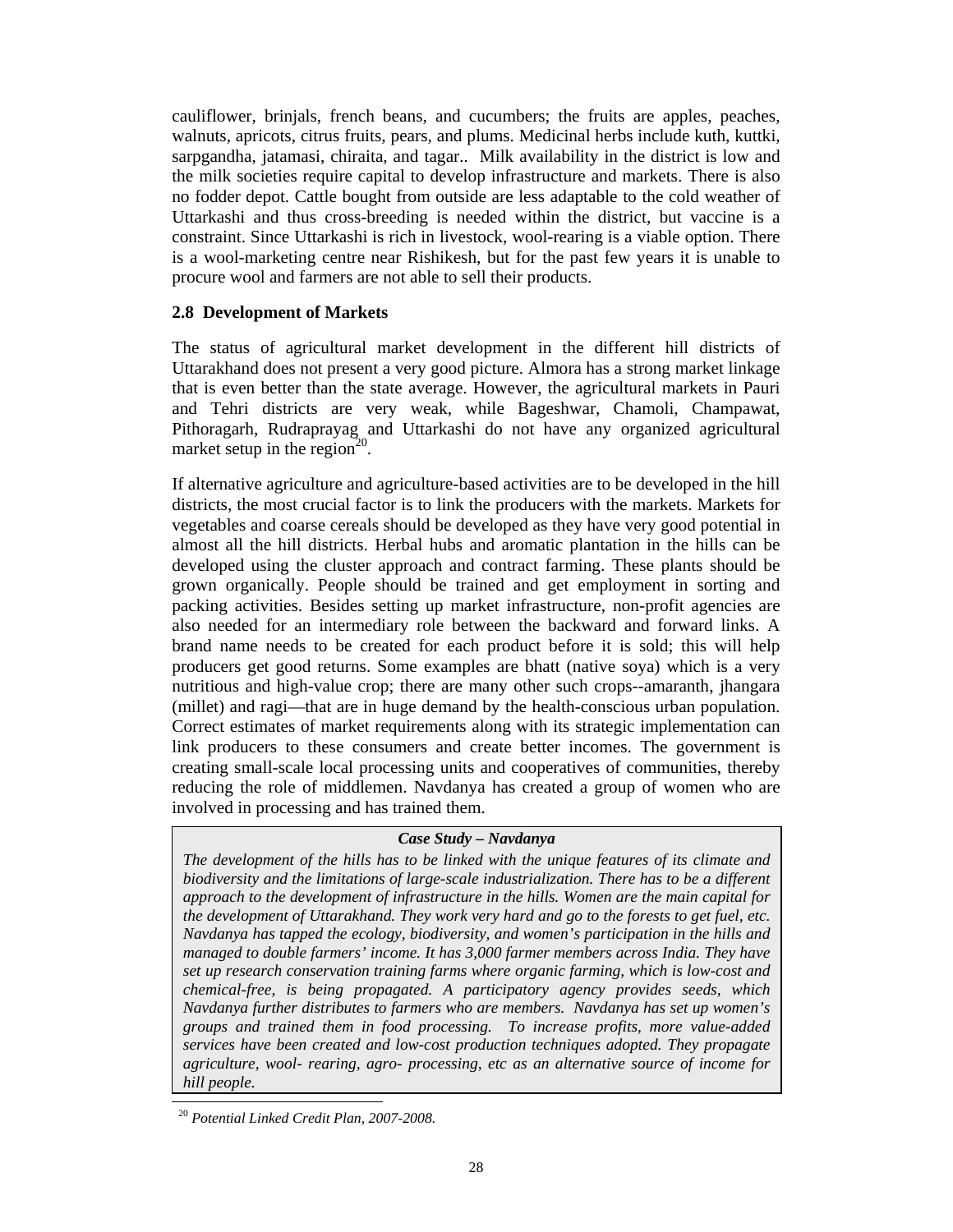cauliflower, brinjals, french beans, and cucumbers; the fruits are apples, peaches, walnuts, apricots, citrus fruits, pears, and plums. Medicinal herbs include kuth, kuttki, sarpgandha, jatamasi, chiraita, and tagar.. Milk availability in the district is low and the milk societies require capital to develop infrastructure and markets. There is also no fodder depot. Cattle bought from outside are less adaptable to the cold weather of Uttarkashi and thus cross-breeding is needed within the district, but vaccine is a constraint. Since Uttarkashi is rich in livestock, wool-rearing is a viable option. There is a wool-marketing centre near Rishikesh, but for the past few years it is unable to procure wool and farmers are not able to sell their products.

### 2.8 Development of Markets

The status of agricultural market development in the different hill districts of Uttarakhand does not present a very good picture. Almora has a strong market linkage that is even better than the state average. However, the agricultural markets in Pauri and Tehri districts are very weak, while Bageshwar, Chamoli, Champawat, Pithoragarh, Rudraprayag and Uttarkashi do not have any organized agricultural market setup in the region[20].

If alternative agriculture and agriculture-based activities are to be developed in the hill districts, the most crucial factor is to link the producers with the markets. Markets for vegetables and coarse cereals should be developed as they have very good potential in almost all the hill districts. Herbal hubs and aromatic plantation in the hills can be developed using the cluster approach and contract farming. These plants should be grown organically. People should be trained and get employment in sorting and packing activities. Besides setting up market infrastructure, non-profit agencies are also needed for an intermediary role between the backward and forward links. A brand name needs to be created for each product before it is sold; this will help producers get good returns. Some examples are bhatt (native soya) which is a very nutritious and high-value crop; there are many other such crops--amaranth, jhangara (millet) and ragi—that are in huge demand by the health-conscious urban population. Correct estimates of market requirements along with its strategic implementation can link producers to these consumers and create better incomes. The government is creating small-scale local processing units and cooperatives of communities, thereby reducing the role of middlemen. Navdanya has created a group of women who are involved in processing and has trained them.

> ***Case Study – Navdanya***
>
> *The development of the hills has to be linked with the unique features of its climate and biodiversity and the limitations of large-scale industrialization. There has to be a different approach to the development of infrastructure in the hills. Women are the main capital for the development of Uttarakhand. They work very hard and go to the forests to get fuel, etc. Navdanya has tapped the ecology, biodiversity, and women's participation in the hills and managed to double farmers' income. It has 3,000 farmer members across India. They have set up research conservation training farms where organic farming, which is low-cost and chemical-free, is being propagated. A participatory agency provides seeds, which Navdanya further distributes to farmers who are members. Navdanya has set up women's groups and trained them in food processing. To increase profits, more value-added services have been created and low-cost production techniques adopted. They propagate agriculture, wool- rearing, agro- processing, etc as an alternative source of income for hill people.*

[20] *Potential Linked Credit Plan, 2007-2008.*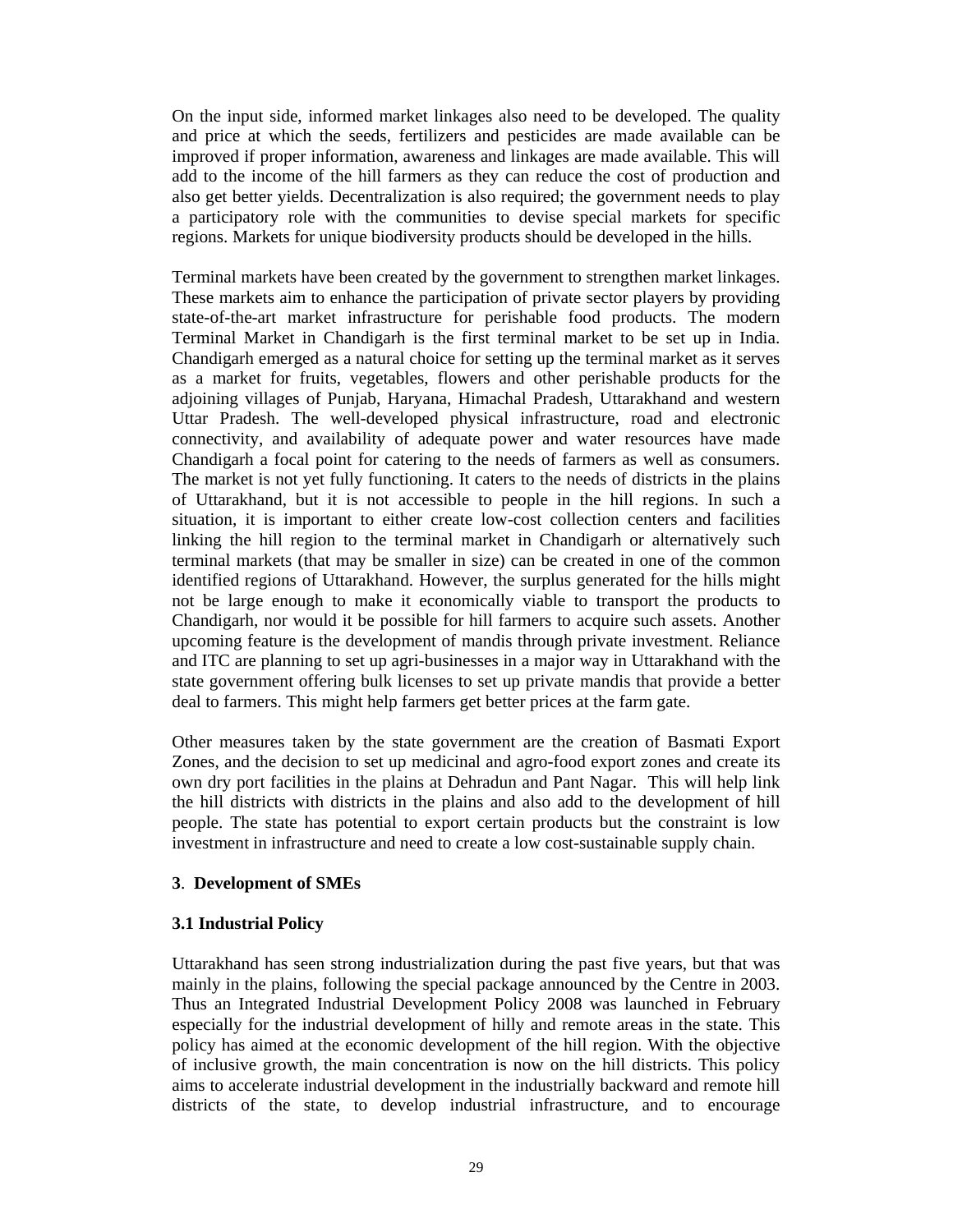On the input side, informed market linkages also need to be developed. The quality and price at which the seeds, fertilizers and pesticides are made available can be improved if proper information, awareness and linkages are made available. This will add to the income of the hill farmers as they can reduce the cost of production and also get better yields. Decentralization is also required; the government needs to play a participatory role with the communities to devise special markets for specific regions. Markets for unique biodiversity products should be developed in the hills.

Terminal markets have been created by the government to strengthen market linkages. These markets aim to enhance the participation of private sector players by providing state-of-the-art market infrastructure for perishable food products. The modern Terminal Market in Chandigarh is the first terminal market to be set up in India. Chandigarh emerged as a natural choice for setting up the terminal market as it serves as a market for fruits, vegetables, flowers and other perishable products for the adjoining villages of Punjab, Haryana, Himachal Pradesh, Uttarakhand and western Uttar Pradesh. The well-developed physical infrastructure, road and electronic connectivity, and availability of adequate power and water resources have made Chandigarh a focal point for catering to the needs of farmers as well as consumers. The market is not yet fully functioning. It caters to the needs of districts in the plains of Uttarakhand, but it is not accessible to people in the hill regions. In such a situation, it is important to either create low-cost collection centers and facilities linking the hill region to the terminal market in Chandigarh or alternatively such terminal markets (that may be smaller in size) can be created in one of the common identified regions of Uttarakhand. However, the surplus generated for the hills might not be large enough to make it economically viable to transport the products to Chandigarh, nor would it be possible for hill farmers to acquire such assets. Another upcoming feature is the development of mandis through private investment. Reliance and ITC are planning to set up agri-businesses in a major way in Uttarakhand with the state government offering bulk licenses to set up private mandis that provide a better deal to farmers. This might help farmers get better prices at the farm gate.

Other measures taken by the state government are the creation of Basmati Export Zones, and the decision to set up medicinal and agro-food export zones and create its own dry port facilities in the plains at Dehradun and Pant Nagar. This will help link the hill districts with districts in the plains and also add to the development of hill people. The state has potential to export certain products but the constraint is low investment in infrastructure and need to create a low cost-sustainable supply chain.

## 3. Development of SMEs

### 3.1 Industrial Policy

Uttarakhand has seen strong industrialization during the past five years, but that was mainly in the plains, following the special package announced by the Centre in 2003. Thus an Integrated Industrial Development Policy 2008 was launched in February especially for the industrial development of hilly and remote areas in the state. This policy has aimed at the economic development of the hill region. With the objective of inclusive growth, the main concentration is now on the hill districts. This policy aims to accelerate industrial development in the industrially backward and remote hill districts of the state, to develop industrial infrastructure, and to encourage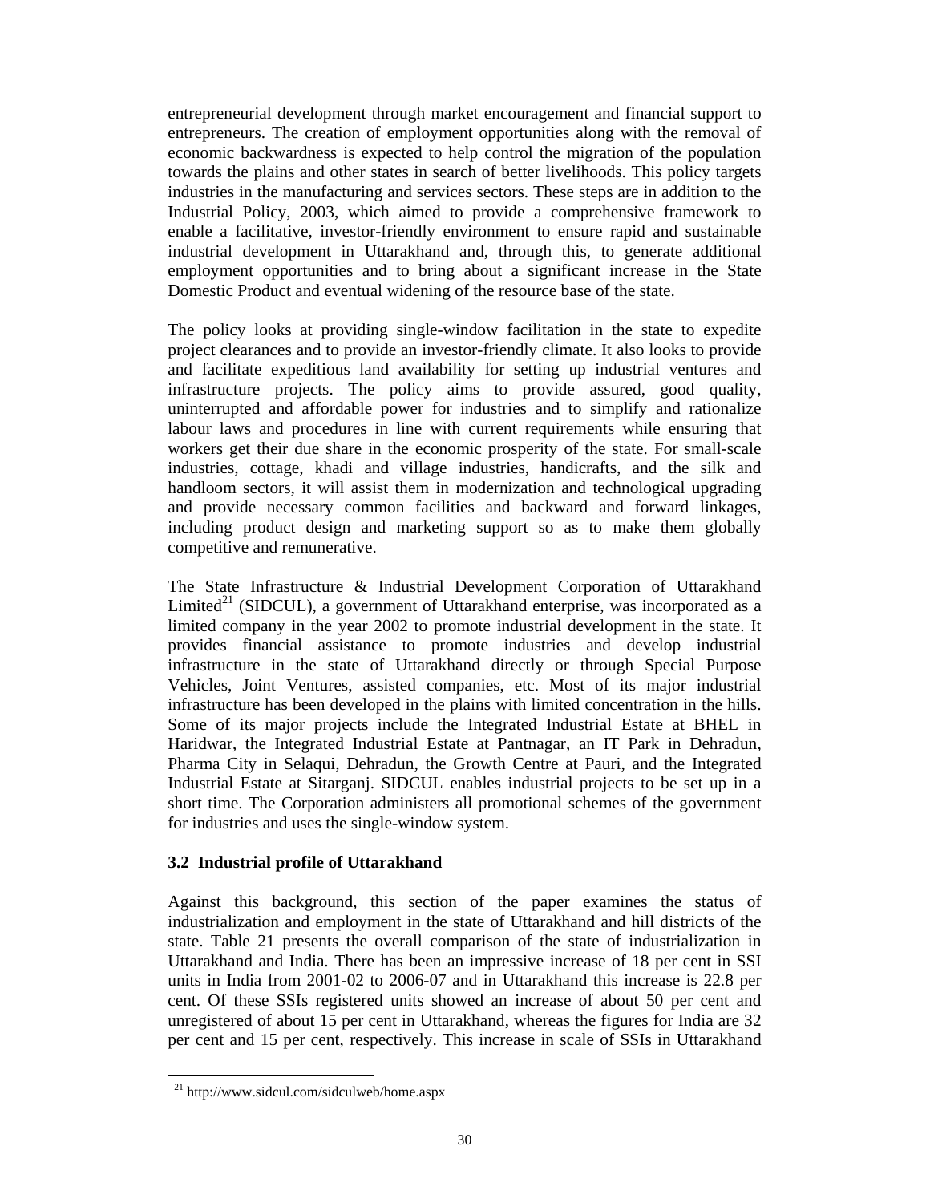entrepreneurial development through market encouragement and financial support to entrepreneurs. The creation of employment opportunities along with the removal of economic backwardness is expected to help control the migration of the population towards the plains and other states in search of better livelihoods. This policy targets industries in the manufacturing and services sectors. These steps are in addition to the Industrial Policy, 2003, which aimed to provide a comprehensive framework to enable a facilitative, investor-friendly environment to ensure rapid and sustainable industrial development in Uttarakhand and, through this, to generate additional employment opportunities and to bring about a significant increase in the State Domestic Product and eventual widening of the resource base of the state.

The policy looks at providing single-window facilitation in the state to expedite project clearances and to provide an investor-friendly climate. It also looks to provide and facilitate expeditious land availability for setting up industrial ventures and infrastructure projects. The policy aims to provide assured, good quality, uninterrupted and affordable power for industries and to simplify and rationalize labour laws and procedures in line with current requirements while ensuring that workers get their due share in the economic prosperity of the state. For small-scale industries, cottage, khadi and village industries, handicrafts, and the silk and handloom sectors, it will assist them in modernization and technological upgrading and provide necessary common facilities and backward and forward linkages, including product design and marketing support so as to make them globally competitive and remunerative.

The State Infrastructure & Industrial Development Corporation of Uttarakhand Limited[21] (SIDCUL), a government of Uttarakhand enterprise, was incorporated as a limited company in the year 2002 to promote industrial development in the state. It provides financial assistance to promote industries and develop industrial infrastructure in the state of Uttarakhand directly or through Special Purpose Vehicles, Joint Ventures, assisted companies, etc. Most of its major industrial infrastructure has been developed in the plains with limited concentration in the hills. Some of its major projects include the Integrated Industrial Estate at BHEL in Haridwar, the Integrated Industrial Estate at Pantnagar, an IT Park in Dehradun, Pharma City in Selaqui, Dehradun, the Growth Centre at Pauri, and the Integrated Industrial Estate at Sitarganj. SIDCUL enables industrial projects to be set up in a short time. The Corporation administers all promotional schemes of the government for industries and uses the single-window system.

### 3.2 Industrial profile of Uttarakhand

Against this background, this section of the paper examines the status of industrialization and employment in the state of Uttarakhand and hill districts of the state. Table 21 presents the overall comparison of the state of industrialization in Uttarakhand and India. There has been an impressive increase of 18 per cent in SSI units in India from 2001-02 to 2006-07 and in Uttarakhand this increase is 22.8 per cent. Of these SSIs registered units showed an increase of about 50 per cent and unregistered of about 15 per cent in Uttarakhand, whereas the figures for India are 32 per cent and 15 per cent, respectively. This increase in scale of SSIs in Uttarakhand

[21] http://www.sidcul.com/sidculweb/home.aspx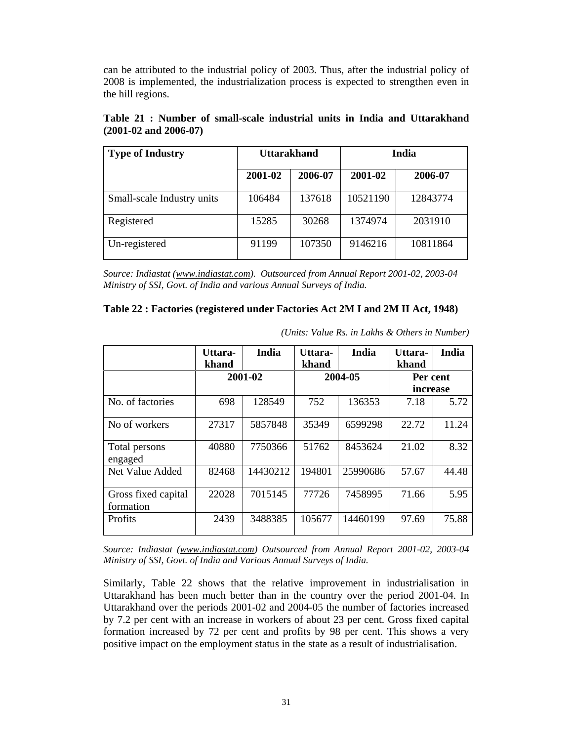can be attributed to the industrial policy of 2003. Thus, after the industrial policy of 2008 is implemented, the industrialization process is expected to strengthen even in the hill regions.

**Table 21 : Number of small-scale industrial units in India and Uttarakhand (2001-02 and 2006-07)**

| Type of Industry | Uttarakhand | | India | |
|---|---|---|---|---|
| | 2001-02 | 2006-07 | 2001-02 | 2006-07 |
| Small-scale Industry units | 106484 | 137618 | 10521190 | 12843774 |
| Registered | 15285 | 30268 | 1374974 | 2031910 |
| Un-registered | 91199 | 107350 | 9146216 | 10811864 |

*Source: Indiastat (www.indiastat.com). Outsourced from Annual Report 2001-02, 2003-04 Ministry of SSI, Govt. of India and various Annual Surveys of India.*

**Table 22 : Factories (registered under Factories Act 2M I and 2M II Act, 1948)**

*(Units: Value Rs. in Lakhs & Others in Number)*

| | Uttara-khand | India | Uttara-khand | India | Uttara-khand | India |
|---|---|---|---|---|---|---|
| | 2001-02 | | 2004-05 | | Per cent increase | |
| No. of factories | 698 | 128549 | 752 | 136353 | 7.18 | 5.72 |
| No of workers | 27317 | 5857848 | 35349 | 6599298 | 22.72 | 11.24 |
| Total persons engaged | 40880 | 7750366 | 51762 | 8453624 | 21.02 | 8.32 |
| Net Value Added | 82468 | 14430212 | 194801 | 25990686 | 57.67 | 44.48 |
| Gross fixed capital formation | 22028 | 7015145 | 77726 | 7458995 | 71.66 | 5.95 |
| Profits | 2439 | 3488385 | 105677 | 14460199 | 97.69 | 75.88 |

*Source: Indiastat (www.indiastat.com) Outsourced from Annual Report 2001-02, 2003-04 Ministry of SSI, Govt. of India and Various Annual Surveys of India.*

Similarly, Table 22 shows that the relative improvement in industrialisation in Uttarakhand has been much better than in the country over the period 2001-04. In Uttarakhand over the periods 2001-02 and 2004-05 the number of factories increased by 7.2 per cent with an increase in workers of about 23 per cent. Gross fixed capital formation increased by 72 per cent and profits by 98 per cent. This shows a very positive impact on the employment status in the state as a result of industrialisation.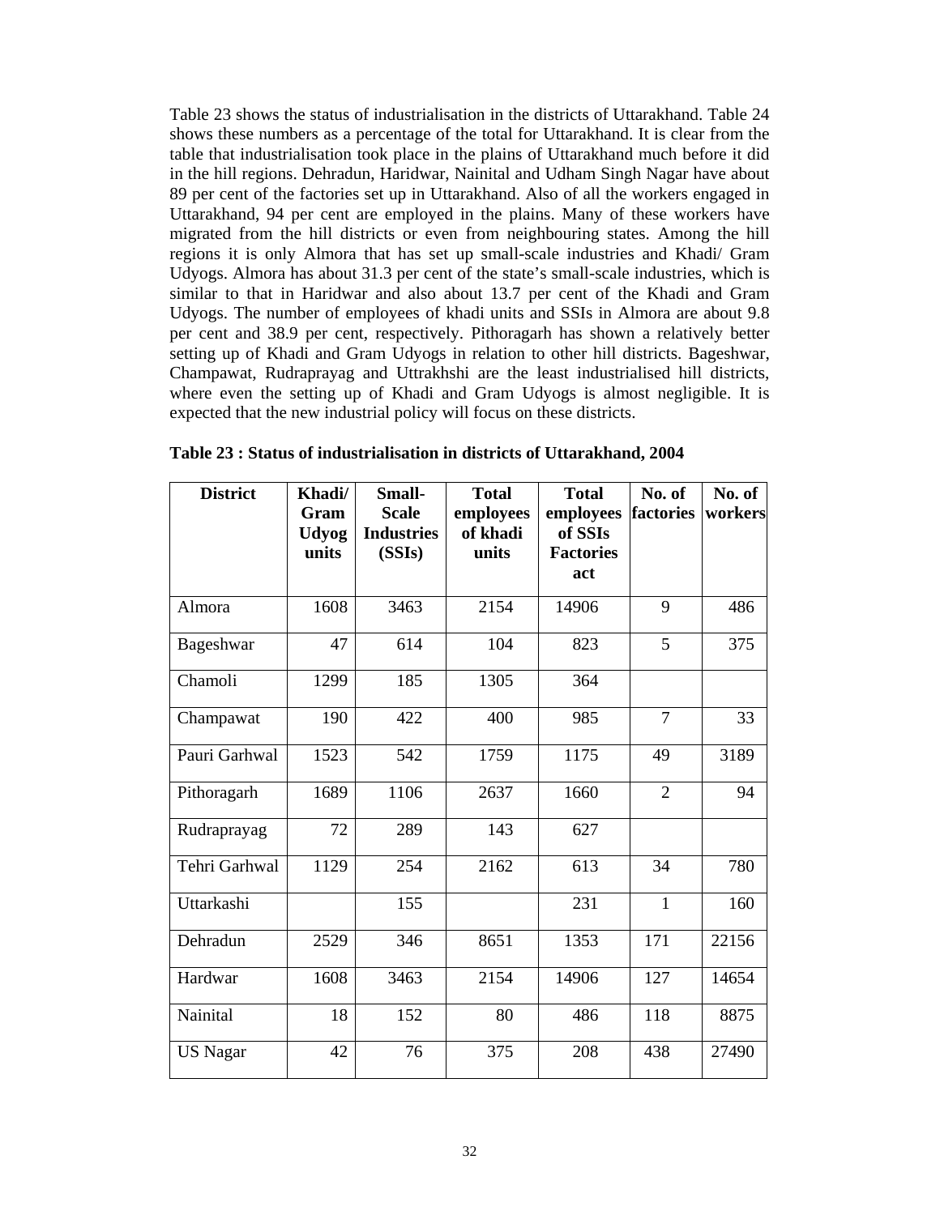Table 23 shows the status of industrialisation in the districts of Uttarakhand. Table 24 shows these numbers as a percentage of the total for Uttarakhand. It is clear from the table that industrialisation took place in the plains of Uttarakhand much before it did in the hill regions. Dehradun, Haridwar, Nainital and Udham Singh Nagar have about 89 per cent of the factories set up in Uttarakhand. Also of all the workers engaged in Uttarakhand, 94 per cent are employed in the plains. Many of these workers have migrated from the hill districts or even from neighbouring states. Among the hill regions it is only Almora that has set up small-scale industries and Khadi/ Gram Udyogs. Almora has about 31.3 per cent of the state's small-scale industries, which is similar to that in Haridwar and also about 13.7 per cent of the Khadi and Gram Udyogs. The number of employees of khadi units and SSIs in Almora are about 9.8 per cent and 38.9 per cent, respectively. Pithoragarh has shown a relatively better setting up of Khadi and Gram Udyogs in relation to other hill districts. Bageshwar, Champawat, Rudraprayag and Uttrakhshi are the least industrialised hill districts, where even the setting up of Khadi and Gram Udyogs is almost negligible. It is expected that the new industrial policy will focus on these districts.

**Table 23 : Status of industrialisation in districts of Uttarakhand, 2004**

| District | Khadi/ Gram Udyog units | Small-Scale Industries (SSIs) | Total employees of khadi units | Total employees of SSIs Factories act | No. of factories | No. of workers |
|---|---|---|---|---|---|---|
| Almora | 1608 | 3463 | 2154 | 14906 | 9 | 486 |
| Bageshwar | 47 | 614 | 104 | 823 | 5 | 375 |
| Chamoli | 1299 | 185 | 1305 | 364 | | |
| Champawat | 190 | 422 | 400 | 985 | 7 | 33 |
| Pauri Garhwal | 1523 | 542 | 1759 | 1175 | 49 | 3189 |
| Pithoragarh | 1689 | 1106 | 2637 | 1660 | 2 | 94 |
| Rudraprayag | 72 | 289 | 143 | 627 | | |
| Tehri Garhwal | 1129 | 254 | 2162 | 613 | 34 | 780 |
| Uttarkashi | | 155 | | 231 | 1 | 160 |
| Dehradun | 2529 | 346 | 8651 | 1353 | 171 | 22156 |
| Hardwar | 1608 | 3463 | 2154 | 14906 | 127 | 14654 |
| Nainital | 18 | 152 | 80 | 486 | 118 | 8875 |
| US Nagar | 42 | 76 | 375 | 208 | 438 | 27490 |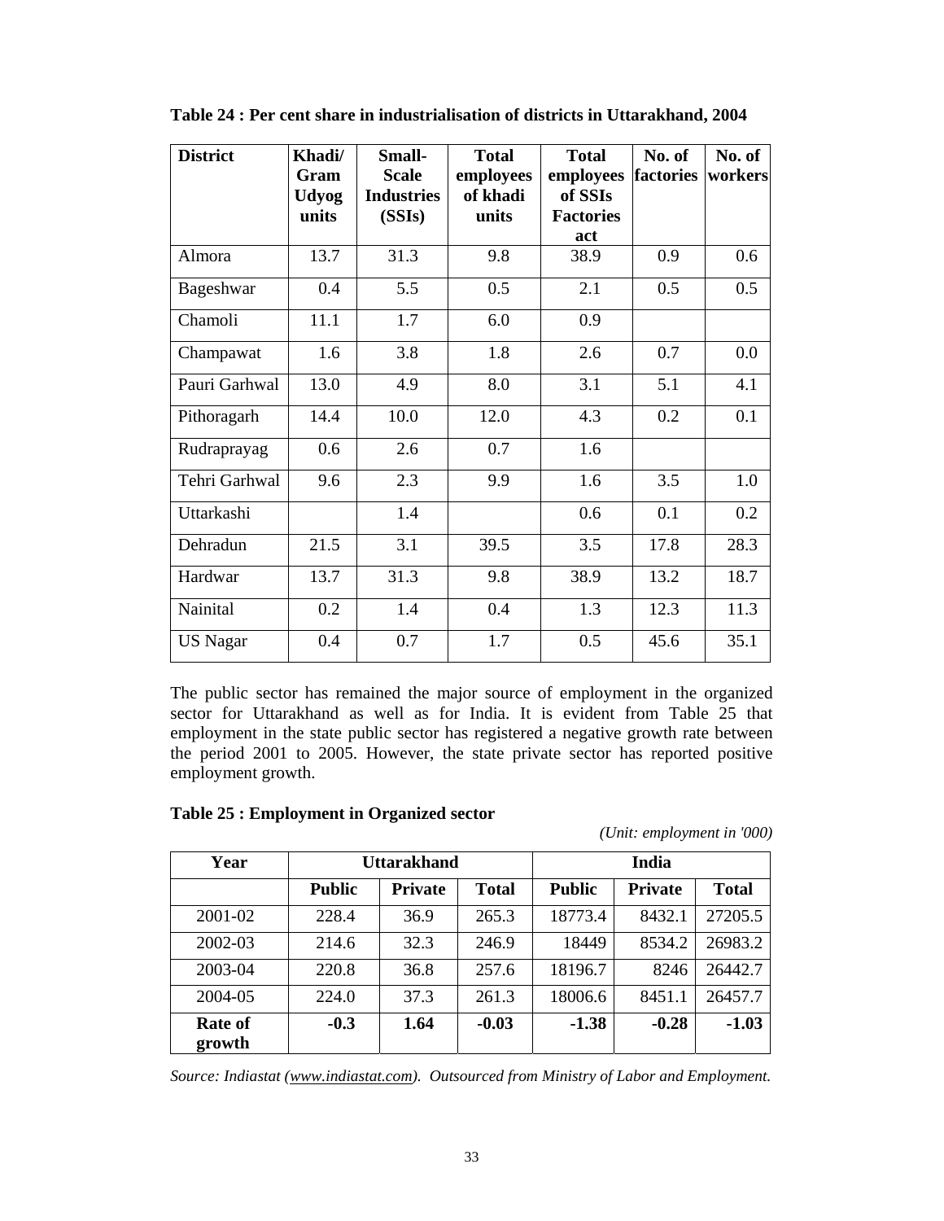**Table 24 : Per cent share in industrialisation of districts in Uttarakhand, 2004**

| District | Khadi/ Gram Udyog units | Small-Scale Industries (SSIs) | Total employees of khadi units | Total employees of SSIs Factories act | No. of factories | No. of workers |
|---|---|---|---|---|---|---|
| Almora | 13.7 | 31.3 | 9.8 | 38.9 | 0.9 | 0.6 |
| Bageshwar | 0.4 | 5.5 | 0.5 | 2.1 | 0.5 | 0.5 |
| Chamoli | 11.1 | 1.7 | 6.0 | 0.9 | | |
| Champawat | 1.6 | 3.8 | 1.8 | 2.6 | 0.7 | 0.0 |
| Pauri Garhwal | 13.0 | 4.9 | 8.0 | 3.1 | 5.1 | 4.1 |
| Pithoragarh | 14.4 | 10.0 | 12.0 | 4.3 | 0.2 | 0.1 |
| Rudraprayag | 0.6 | 2.6 | 0.7 | 1.6 | | |
| Tehri Garhwal | 9.6 | 2.3 | 9.9 | 1.6 | 3.5 | 1.0 |
| Uttarkashi | | 1.4 | | 0.6 | 0.1 | 0.2 |
| Dehradun | 21.5 | 3.1 | 39.5 | 3.5 | 17.8 | 28.3 |
| Hardwar | 13.7 | 31.3 | 9.8 | 38.9 | 13.2 | 18.7 |
| Nainital | 0.2 | 1.4 | 0.4 | 1.3 | 12.3 | 11.3 |
| US Nagar | 0.4 | 0.7 | 1.7 | 0.5 | 45.6 | 35.1 |

The public sector has remained the major source of employment in the organized sector for Uttarakhand as well as for India. It is evident from Table 25 that employment in the state public sector has registered a negative growth rate between the period 2001 to 2005. However, the state private sector has reported positive employment growth.

**Table 25 : Employment in Organized sector**

*(Unit: employment in '000)*

| Year | Uttarakhand | | | India | | |
|---|---|---|---|---|---|---|
| | **Public** | **Private** | **Total** | **Public** | **Private** | **Total** |
| 2001-02 | 228.4 | 36.9 | 265.3 | 18773.4 | 8432.1 | 27205.5 |
| 2002-03 | 214.6 | 32.3 | 246.9 | 18449 | 8534.2 | 26983.2 |
| 2003-04 | 220.8 | 36.8 | 257.6 | 18196.7 | 8246 | 26442.7 |
| 2004-05 | 224.0 | 37.3 | 261.3 | 18006.6 | 8451.1 | 26457.7 |
| **Rate of growth** | **-0.3** | **1.64** | **-0.03** | **-1.38** | **-0.28** | **-1.03** |

*Source: Indiastat (www.indiastat.com). Outsourced from Ministry of Labor and Employment.*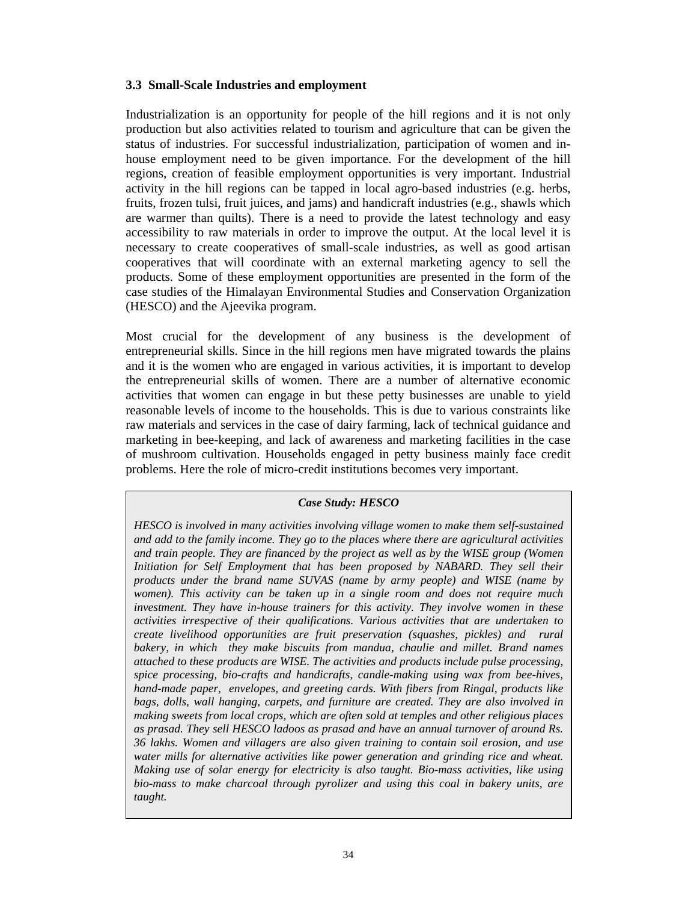### 3.3 Small-Scale Industries and employment

Industrialization is an opportunity for people of the hill regions and it is not only production but also activities related to tourism and agriculture that can be given the status of industries. For successful industrialization, participation of women and in-house employment need to be given importance. For the development of the hill regions, creation of feasible employment opportunities is very important. Industrial activity in the hill regions can be tapped in local agro-based industries (e.g. herbs, fruits, frozen tulsi, fruit juices, and jams) and handicraft industries (e.g., shawls which are warmer than quilts). There is a need to provide the latest technology and easy accessibility to raw materials in order to improve the output. At the local level it is necessary to create cooperatives of small-scale industries, as well as good artisan cooperatives that will coordinate with an external marketing agency to sell the products. Some of these employment opportunities are presented in the form of the case studies of the Himalayan Environmental Studies and Conservation Organization (HESCO) and the Ajeevika program.

Most crucial for the development of any business is the development of entrepreneurial skills. Since in the hill regions men have migrated towards the plains and it is the women who are engaged in various activities, it is important to develop the entrepreneurial skills of women. There are a number of alternative economic activities that women can engage in but these petty businesses are unable to yield reasonable levels of income to the households. This is due to various constraints like raw materials and services in the case of dairy farming, lack of technical guidance and marketing in bee-keeping, and lack of awareness and marketing facilities in the case of mushroom cultivation. Households engaged in petty business mainly face credit problems. Here the role of micro-credit institutions becomes very important.

> ***Case Study: HESCO***
>
> *HESCO is involved in many activities involving village women to make them self-sustained and add to the family income. They go to the places where there are agricultural activities and train people. They are financed by the project as well as by the WISE group (Women Initiation for Self Employment that has been proposed by NABARD. They sell their products under the brand name SUVAS (name by army people) and WISE (name by women). This activity can be taken up in a single room and does not require much investment. They have in-house trainers for this activity. They involve women in these activities irrespective of their qualifications. Various activities that are undertaken to create livelihood opportunities are fruit preservation (squashes, pickles) and rural bakery, in which they make biscuits from mandua, chaulie and millet. Brand names attached to these products are WISE. The activities and products include pulse processing, spice processing, bio-crafts and handicrafts, candle-making using wax from bee-hives, hand-made paper, envelopes, and greeting cards. With fibers from Ringal, products like bags, dolls, wall hanging, carpets, and furniture are created. They are also involved in making sweets from local crops, which are often sold at temples and other religious places as prasad. They sell HESCO ladoos as prasad and have an annual turnover of around Rs. 36 lakhs. Women and villagers are also given training to contain soil erosion, and use water mills for alternative activities like power generation and grinding rice and wheat. Making use of solar energy for electricity is also taught. Bio-mass activities, like using bio-mass to make charcoal through pyrolizer and using this coal in bakery units, are taught.*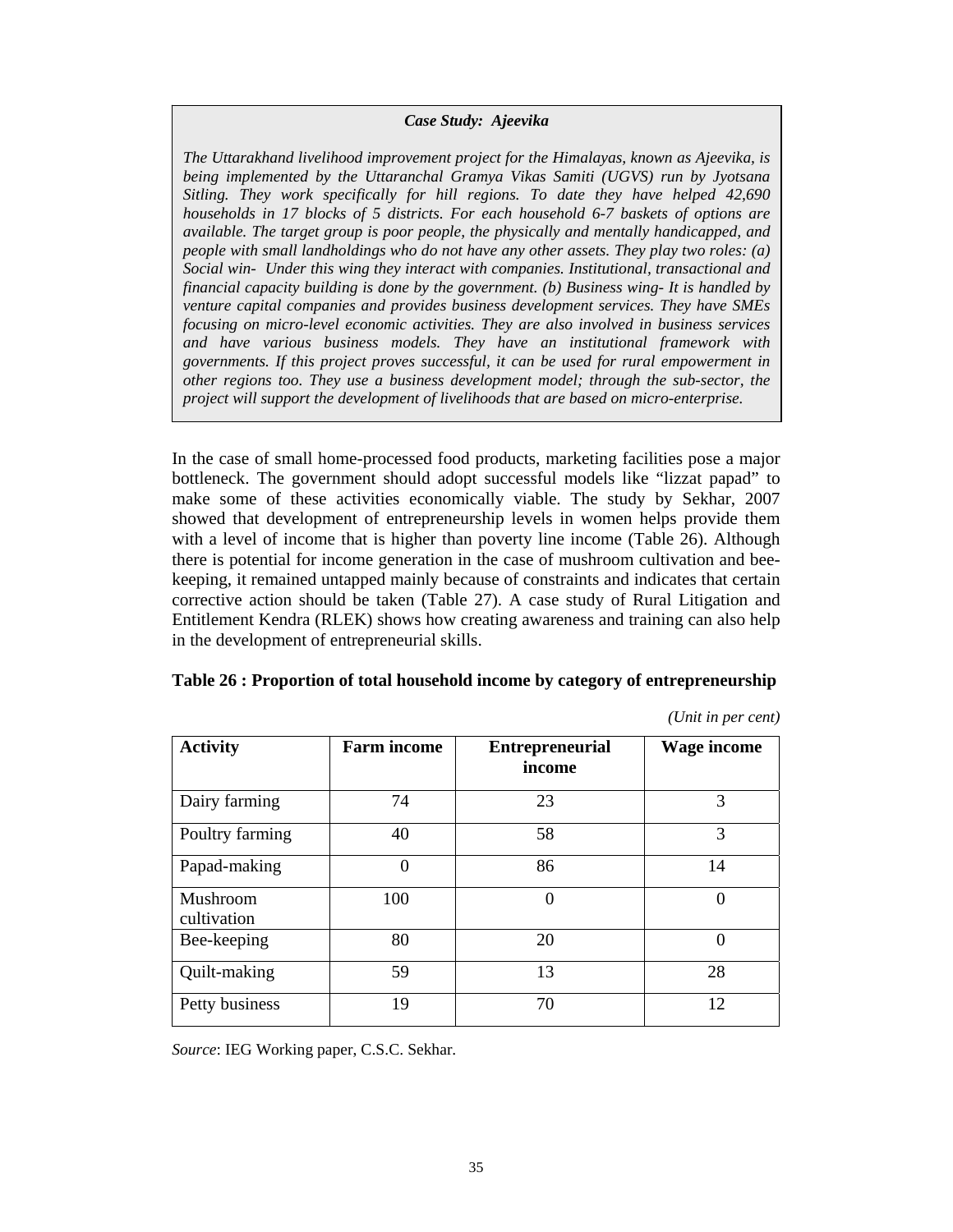> ***Case Study: Ajeevika***
>
> *The Uttarakhand livelihood improvement project for the Himalayas, known as Ajeevika, is being implemented by the Uttaranchal Gramya Vikas Samiti (UGVS) run by Jyotsana Sitling. They work specifically for hill regions. To date they have helped 42,690 households in 17 blocks of 5 districts. For each household 6-7 baskets of options are available. The target group is poor people, the physically and mentally handicapped, and people with small landholdings who do not have any other assets. They play two roles: (a) Social win- Under this wing they interact with companies. Institutional, transactional and financial capacity building is done by the government. (b) Business wing- It is handled by venture capital companies and provides business development services. They have SMEs focusing on micro-level economic activities. They are also involved in business services and have various business models. They have an institutional framework with governments. If this project proves successful, it can be used for rural empowerment in other regions too. They use a business development model; through the sub-sector, the project will support the development of livelihoods that are based on micro-enterprise.*

In the case of small home-processed food products, marketing facilities pose a major bottleneck. The government should adopt successful models like "lizzat papad" to make some of these activities economically viable. The study by Sekhar, 2007 showed that development of entrepreneurship levels in women helps provide them with a level of income that is higher than poverty line income (Table 26). Although there is potential for income generation in the case of mushroom cultivation and bee-keeping, it remained untapped mainly because of constraints and indicates that certain corrective action should be taken (Table 27). A case study of Rural Litigation and Entitlement Kendra (RLEK) shows how creating awareness and training can also help in the development of entrepreneurial skills.

**Table 26 : Proportion of total household income by category of entrepreneurship**

*(Unit in per cent)*

| Activity | Farm income | Entrepreneurial income | Wage income |
|---|---|---|---|
| Dairy farming | 74 | 23 | 3 |
| Poultry farming | 40 | 58 | 3 |
| Papad-making | 0 | 86 | 14 |
| Mushroom cultivation | 100 | 0 | 0 |
| Bee-keeping | 80 | 20 | 0 |
| Quilt-making | 59 | 13 | 28 |
| Petty business | 19 | 70 | 12 |

*Source*: IEG Working paper, C.S.C. Sekhar.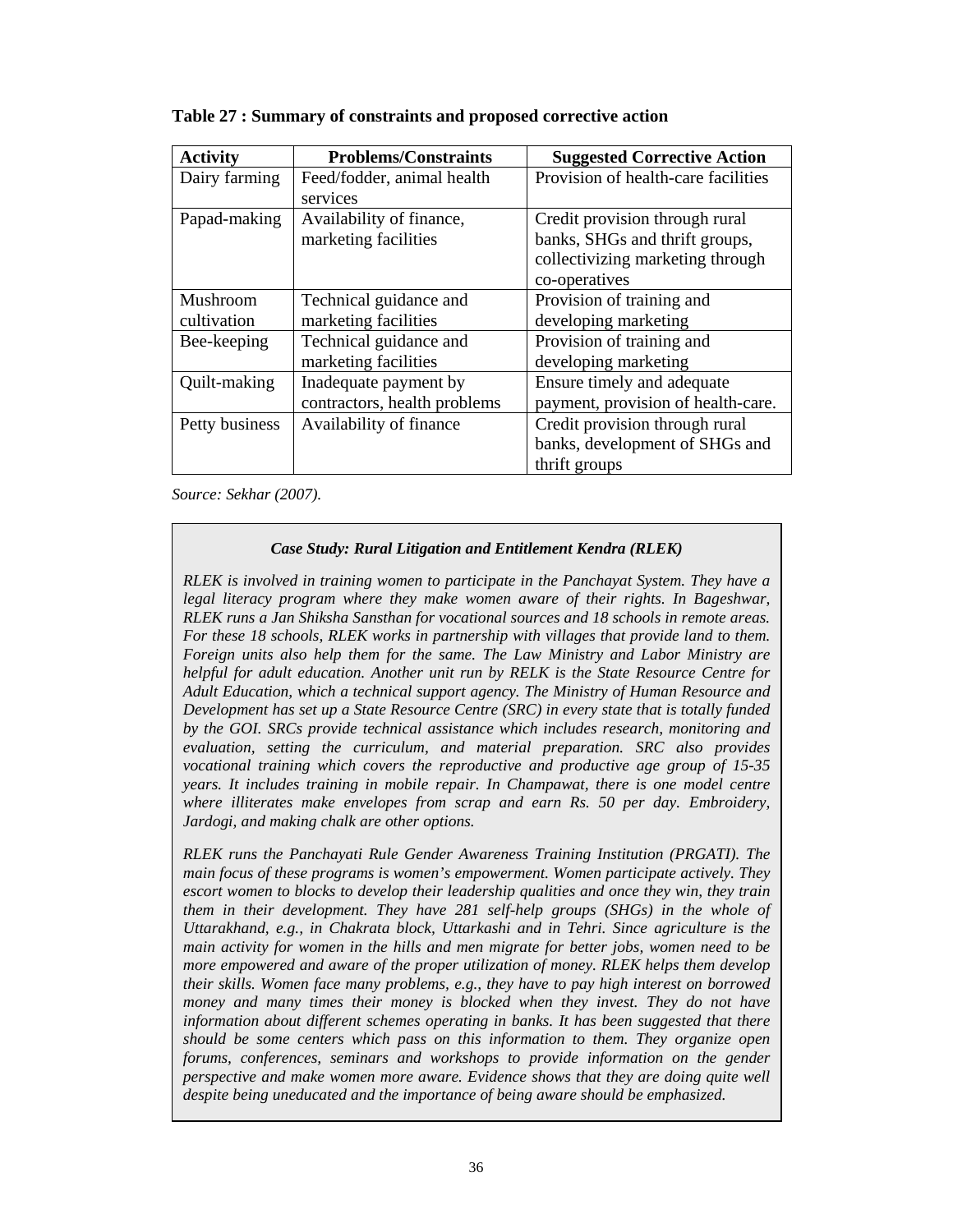**Table 27 : Summary of constraints and proposed corrective action**

| Activity | Problems/Constraints | Suggested Corrective Action |
|---|---|---|
| Dairy farming | Feed/fodder, animal health services | Provision of health-care facilities |
| Papad-making | Availability of finance, marketing facilities | Credit provision through rural banks, SHGs and thrift groups, collectivizing marketing through co-operatives |
| Mushroom cultivation | Technical guidance and marketing facilities | Provision of training and developing marketing |
| Bee-keeping | Technical guidance and marketing facilities | Provision of training and developing marketing |
| Quilt-making | Inadequate payment by contractors, health problems | Ensure timely and adequate payment, provision of health-care. |
| Petty business | Availability of finance | Credit provision through rural banks, development of SHGs and thrift groups |

*Source: Sekhar (2007).*

***Case Study: Rural Litigation and Entitlement Kendra (RLEK)***

*RLEK is involved in training women to participate in the Panchayat System. They have a legal literacy program where they make women aware of their rights. In Bageshwar, RLEK runs a Jan Shiksha Sansthan for vocational sources and 18 schools in remote areas. For these 18 schools, RLEK works in partnership with villages that provide land to them. Foreign units also help them for the same. The Law Ministry and Labor Ministry are helpful for adult education. Another unit run by RELK is the State Resource Centre for Adult Education, which a technical support agency. The Ministry of Human Resource and Development has set up a State Resource Centre (SRC) in every state that is totally funded by the GOI. SRCs provide technical assistance which includes research, monitoring and evaluation, setting the curriculum, and material preparation. SRC also provides vocational training which covers the reproductive and productive age group of 15-35 years. It includes training in mobile repair. In Champawat, there is one model centre where illiterates make envelopes from scrap and earn Rs. 50 per day. Embroidery, Jardogi, and making chalk are other options.*

*RLEK runs the Panchayati Rule Gender Awareness Training Institution (PRGATI). The main focus of these programs is women's empowerment. Women participate actively. They escort women to blocks to develop their leadership qualities and once they win, they train them in their development. They have 281 self-help groups (SHGs) in the whole of Uttarakhand, e.g., in Chakrata block, Uttarkashi and in Tehri. Since agriculture is the main activity for women in the hills and men migrate for better jobs, women need to be more empowered and aware of the proper utilization of money. RLEK helps them develop their skills. Women face many problems, e.g., they have to pay high interest on borrowed money and many times their money is blocked when they invest. They do not have information about different schemes operating in banks. It has been suggested that there should be some centers which pass on this information to them. They organize open forums, conferences, seminars and workshops to provide information on the gender perspective and make women more aware. Evidence shows that they are doing quite well despite being uneducated and the importance of being aware should be emphasized.*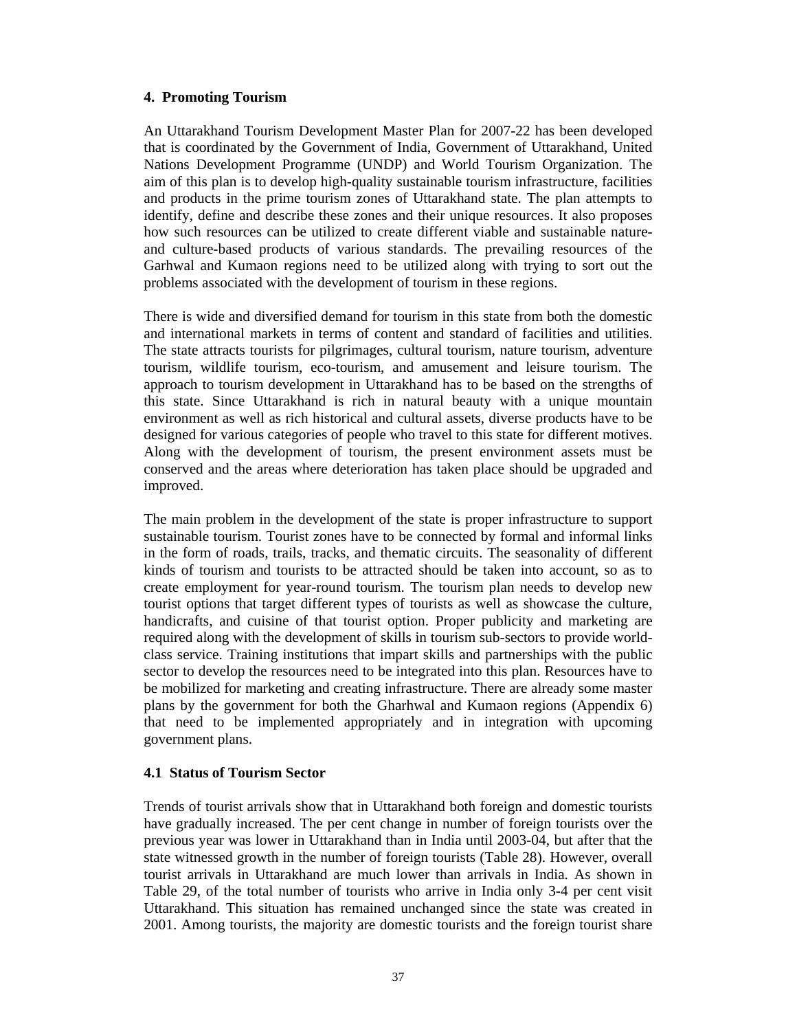## 4. Promoting Tourism

An Uttarakhand Tourism Development Master Plan for 2007-22 has been developed that is coordinated by the Government of India, Government of Uttarakhand, United Nations Development Programme (UNDP) and World Tourism Organization. The aim of this plan is to develop high-quality sustainable tourism infrastructure, facilities and products in the prime tourism zones of Uttarakhand state. The plan attempts to identify, define and describe these zones and their unique resources. It also proposes how such resources can be utilized to create different viable and sustainable nature- and culture-based products of various standards. The prevailing resources of the Garhwal and Kumaon regions need to be utilized along with trying to sort out the problems associated with the development of tourism in these regions.

There is wide and diversified demand for tourism in this state from both the domestic and international markets in terms of content and standard of facilities and utilities. The state attracts tourists for pilgrimages, cultural tourism, nature tourism, adventure tourism, wildlife tourism, eco-tourism, and amusement and leisure tourism. The approach to tourism development in Uttarakhand has to be based on the strengths of this state. Since Uttarakhand is rich in natural beauty with a unique mountain environment as well as rich historical and cultural assets, diverse products have to be designed for various categories of people who travel to this state for different motives. Along with the development of tourism, the present environment assets must be conserved and the areas where deterioration has taken place should be upgraded and improved.

The main problem in the development of the state is proper infrastructure to support sustainable tourism. Tourist zones have to be connected by formal and informal links in the form of roads, trails, tracks, and thematic circuits. The seasonality of different kinds of tourism and tourists to be attracted should be taken into account, so as to create employment for year-round tourism. The tourism plan needs to develop new tourist options that target different types of tourists as well as showcase the culture, handicrafts, and cuisine of that tourist option. Proper publicity and marketing are required along with the development of skills in tourism sub-sectors to provide world-class service. Training institutions that impart skills and partnerships with the public sector to develop the resources need to be integrated into this plan. Resources have to be mobilized for marketing and creating infrastructure. There are already some master plans by the government for both the Gharhwal and Kumaon regions (Appendix 6) that need to be implemented appropriately and in integration with upcoming government plans.

### 4.1 Status of Tourism Sector

Trends of tourist arrivals show that in Uttarakhand both foreign and domestic tourists have gradually increased. The per cent change in number of foreign tourists over the previous year was lower in Uttarakhand than in India until 2003-04, but after that the state witnessed growth in the number of foreign tourists (Table 28). However, overall tourist arrivals in Uttarakhand are much lower than arrivals in India. As shown in Table 29, of the total number of tourists who arrive in India only 3-4 per cent visit Uttarakhand. This situation has remained unchanged since the state was created in 2001. Among tourists, the majority are domestic tourists and the foreign tourist share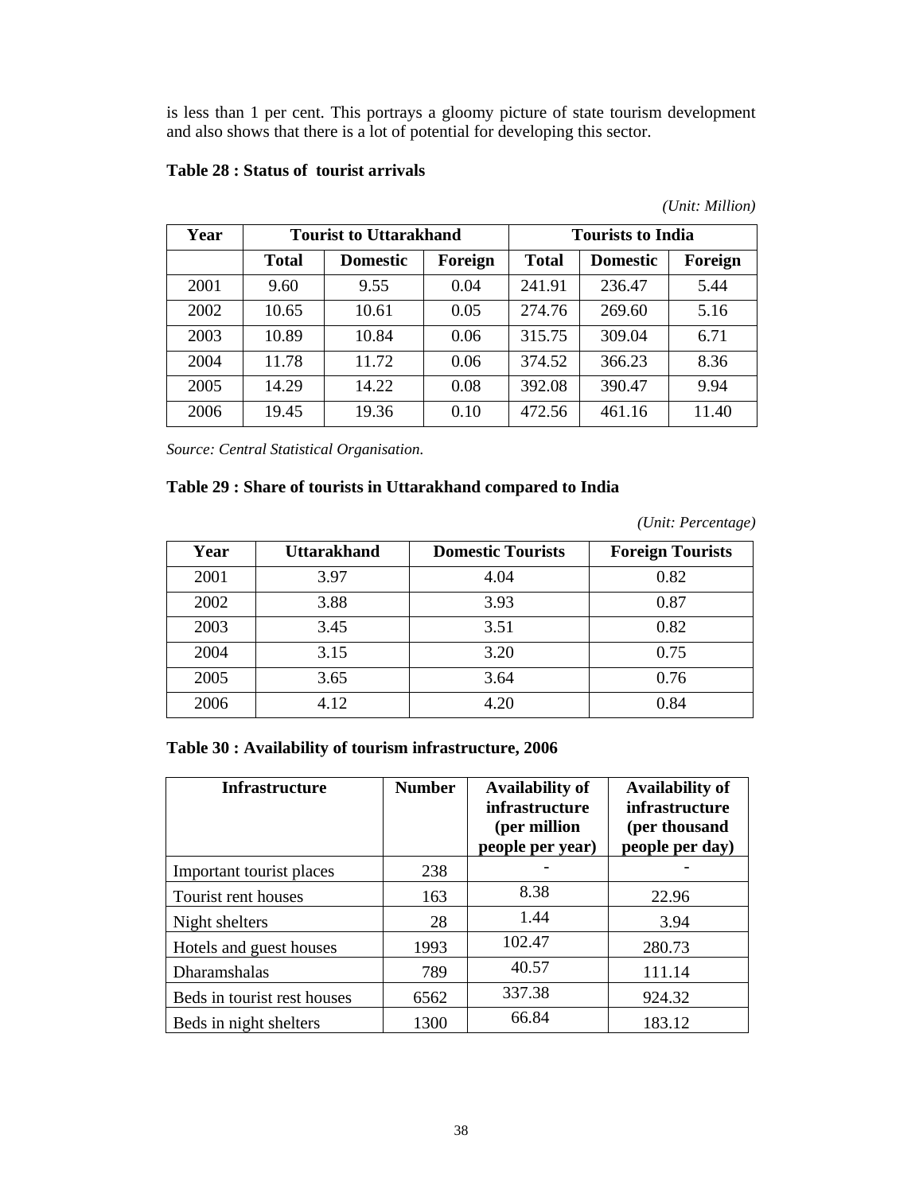is less than 1 per cent. This portrays a gloomy picture of state tourism development and also shows that there is a lot of potential for developing this sector.

**Table 28 : Status of tourist arrivals**

*(Unit: Million)*

| Year | Tourist to Uttarakhand | | | Tourists to India | | |
|---|---|---|---|---|---|---|
| | **Total** | **Domestic** | **Foreign** | **Total** | **Domestic** | **Foreign** |
| 2001 | 9.60 | 9.55 | 0.04 | 241.91 | 236.47 | 5.44 |
| 2002 | 10.65 | 10.61 | 0.05 | 274.76 | 269.60 | 5.16 |
| 2003 | 10.89 | 10.84 | 0.06 | 315.75 | 309.04 | 6.71 |
| 2004 | 11.78 | 11.72 | 0.06 | 374.52 | 366.23 | 8.36 |
| 2005 | 14.29 | 14.22 | 0.08 | 392.08 | 390.47 | 9.94 |
| 2006 | 19.45 | 19.36 | 0.10 | 472.56 | 461.16 | 11.40 |

*Source: Central Statistical Organisation.*

**Table 29 : Share of tourists in Uttarakhand compared to India**

*(Unit: Percentage)*

| Year | Uttarakhand | Domestic Tourists | Foreign Tourists |
|---|---|---|---|
| 2001 | 3.97 | 4.04 | 0.82 |
| 2002 | 3.88 | 3.93 | 0.87 |
| 2003 | 3.45 | 3.51 | 0.82 |
| 2004 | 3.15 | 3.20 | 0.75 |
| 2005 | 3.65 | 3.64 | 0.76 |
| 2006 | 4.12 | 4.20 | 0.84 |

**Table 30 : Availability of tourism infrastructure, 2006**

| Infrastructure | Number | Availability of infrastructure (per million people per year) | Availability of infrastructure (per thousand people per day) |
|---|---|---|---|
| Important tourist places | 238 | - | - |
| Tourist rent houses | 163 | 8.38 | 22.96 |
| Night shelters | 28 | 1.44 | 3.94 |
| Hotels and guest houses | 1993 | 102.47 | 280.73 |
| Dharamshalas | 789 | 40.57 | 111.14 |
| Beds in tourist rest houses | 6562 | 337.38 | 924.32 |
| Beds in night shelters | 1300 | 66.84 | 183.12 |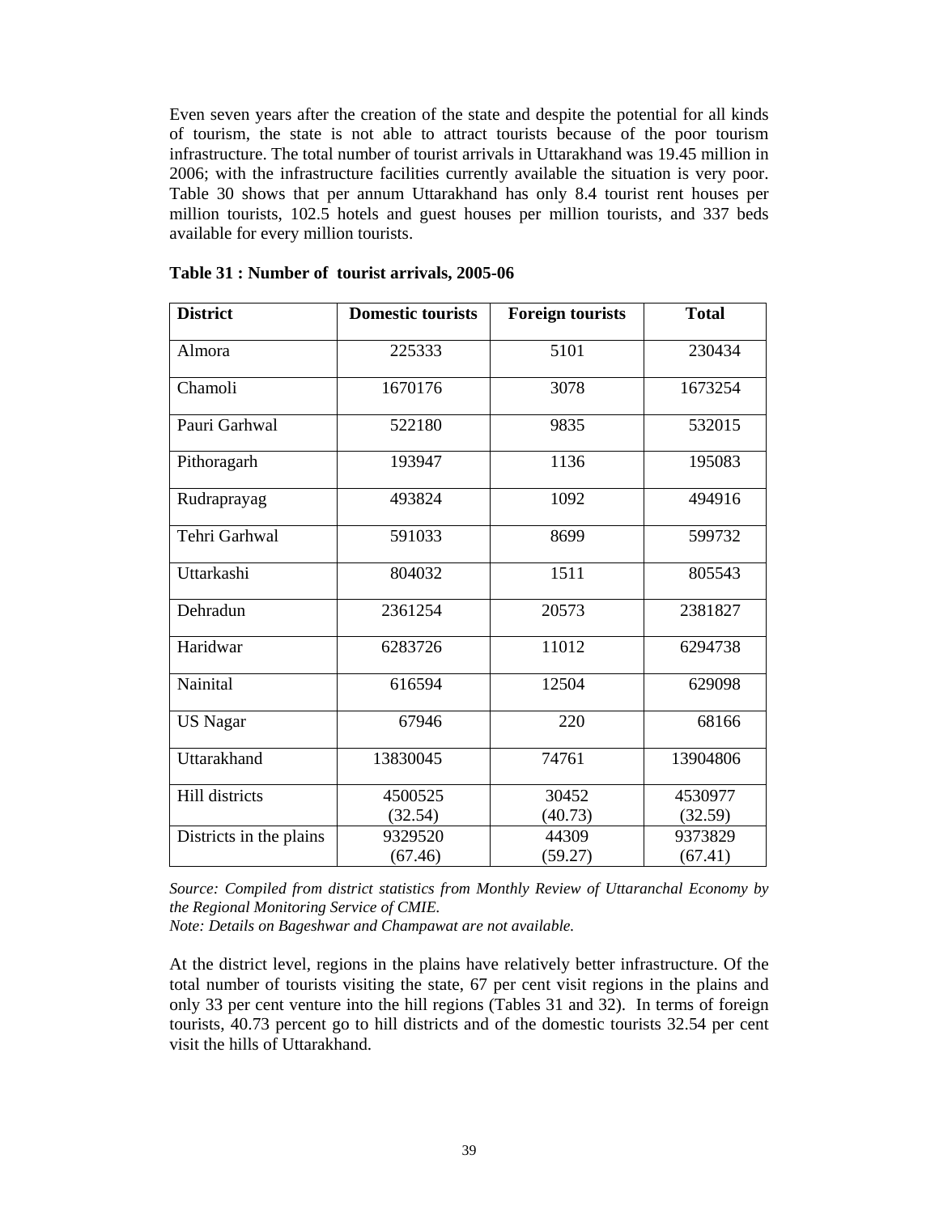Even seven years after the creation of the state and despite the potential for all kinds of tourism, the state is not able to attract tourists because of the poor tourism infrastructure. The total number of tourist arrivals in Uttarakhand was 19.45 million in 2006; with the infrastructure facilities currently available the situation is very poor. Table 30 shows that per annum Uttarakhand has only 8.4 tourist rent houses per million tourists, 102.5 hotels and guest houses per million tourists, and 337 beds available for every million tourists.

**Table 31 : Number of tourist arrivals, 2005-06**

| District | Domestic tourists | Foreign tourists | Total |
|---|---|---|---|
| Almora | 225333 | 5101 | 230434 |
| Chamoli | 1670176 | 3078 | 1673254 |
| Pauri Garhwal | 522180 | 9835 | 532015 |
| Pithoragarh | 193947 | 1136 | 195083 |
| Rudraprayag | 493824 | 1092 | 494916 |
| Tehri Garhwal | 591033 | 8699 | 599732 |
| Uttarkashi | 804032 | 1511 | 805543 |
| Dehradun | 2361254 | 20573 | 2381827 |
| Haridwar | 6283726 | 11012 | 6294738 |
| Nainital | 616594 | 12504 | 629098 |
| US Nagar | 67946 | 220 | 68166 |
| Uttarakhand | 13830045 | 74761 | 13904806 |
| Hill districts | 4500525 (32.54) | 30452 (40.73) | 4530977 (32.59) |
| Districts in the plains | 9329520 (67.46) | 44309 (59.27) | 9373829 (67.41) |

*Source: Compiled from district statistics from Monthly Review of Uttaranchal Economy by the Regional Monitoring Service of CMIE.*
*Note: Details on Bageshwar and Champawat are not available.*

At the district level, regions in the plains have relatively better infrastructure. Of the total number of tourists visiting the state, 67 per cent visit regions in the plains and only 33 per cent venture into the hill regions (Tables 31 and 32). In terms of foreign tourists, 40.73 percent go to hill districts and of the domestic tourists 32.54 per cent visit the hills of Uttarakhand.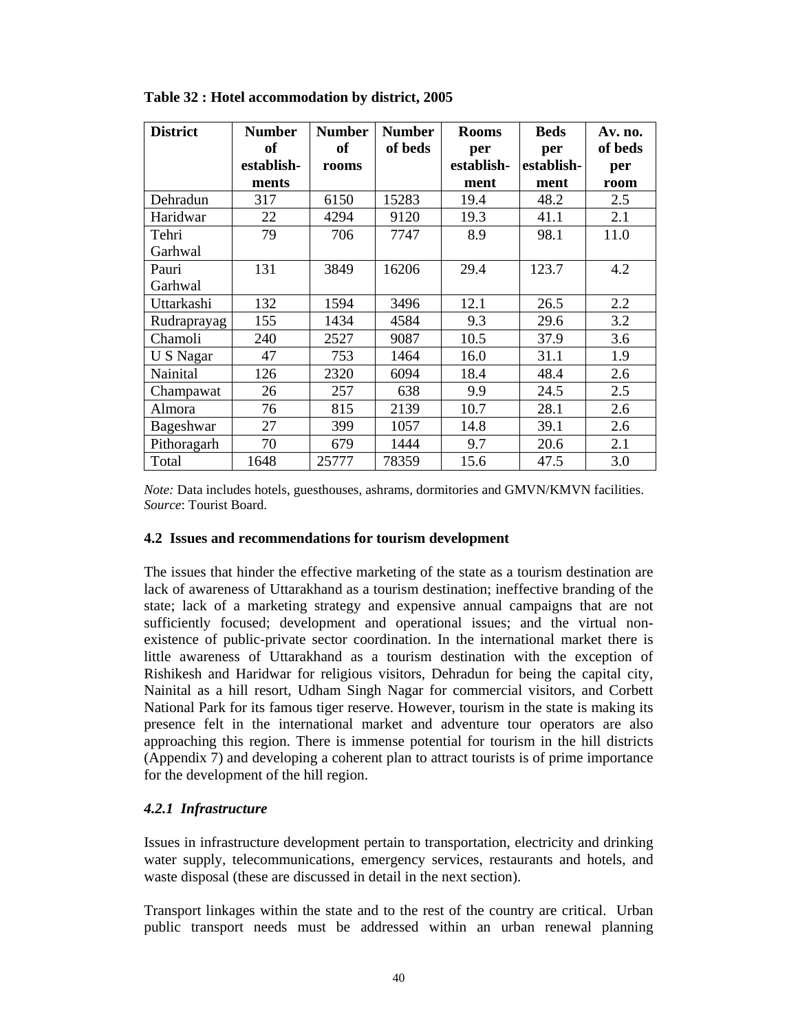**Table 32 : Hotel accommodation by district, 2005**

| District | Number of establish-ments | Number of rooms | Number of beds | Rooms per establish-ment | Beds per establish-ment | Av. no. of beds per room |
|---|---|---|---|---|---|---|
| Dehradun | 317 | 6150 | 15283 | 19.4 | 48.2 | 2.5 |
| Haridwar | 22 | 4294 | 9120 | 19.3 | 41.1 | 2.1 |
| Tehri Garhwal | 79 | 706 | 7747 | 8.9 | 98.1 | 11.0 |
| Pauri Garhwal | 131 | 3849 | 16206 | 29.4 | 123.7 | 4.2 |
| Uttarkashi | 132 | 1594 | 3496 | 12.1 | 26.5 | 2.2 |
| Rudraprayag | 155 | 1434 | 4584 | 9.3 | 29.6 | 3.2 |
| Chamoli | 240 | 2527 | 9087 | 10.5 | 37.9 | 3.6 |
| U S Nagar | 47 | 753 | 1464 | 16.0 | 31.1 | 1.9 |
| Nainital | 126 | 2320 | 6094 | 18.4 | 48.4 | 2.6 |
| Champawat | 26 | 257 | 638 | 9.9 | 24.5 | 2.5 |
| Almora | 76 | 815 | 2139 | 10.7 | 28.1 | 2.6 |
| Bageshwar | 27 | 399 | 1057 | 14.8 | 39.1 | 2.6 |
| Pithoragarh | 70 | 679 | 1444 | 9.7 | 20.6 | 2.1 |
| Total | 1648 | 25777 | 78359 | 15.6 | 47.5 | 3.0 |

*Note:* Data includes hotels, guesthouses, ashrams, dormitories and GMVN/KMVN facilities.
*Source*: Tourist Board.

### 4.2 Issues and recommendations for tourism development

The issues that hinder the effective marketing of the state as a tourism destination are lack of awareness of Uttarakhand as a tourism destination; ineffective branding of the state; lack of a marketing strategy and expensive annual campaigns that are not sufficiently focused; development and operational issues; and the virtual non-existence of public-private sector coordination. In the international market there is little awareness of Uttarakhand as a tourism destination with the exception of Rishikesh and Haridwar for religious visitors, Dehradun for being the capital city, Nainital as a hill resort, Udham Singh Nagar for commercial visitors, and Corbett National Park for its famous tiger reserve. However, tourism in the state is making its presence felt in the international market and adventure tour operators are also approaching this region. There is immense potential for tourism in the hill districts (Appendix 7) and developing a coherent plan to attract tourists is of prime importance for the development of the hill region.

#### *4.2.1 Infrastructure*

Issues in infrastructure development pertain to transportation, electricity and drinking water supply, telecommunications, emergency services, restaurants and hotels, and waste disposal (these are discussed in detail in the next section).

Transport linkages within the state and to the rest of the country are critical. Urban public transport needs must be addressed within an urban renewal planning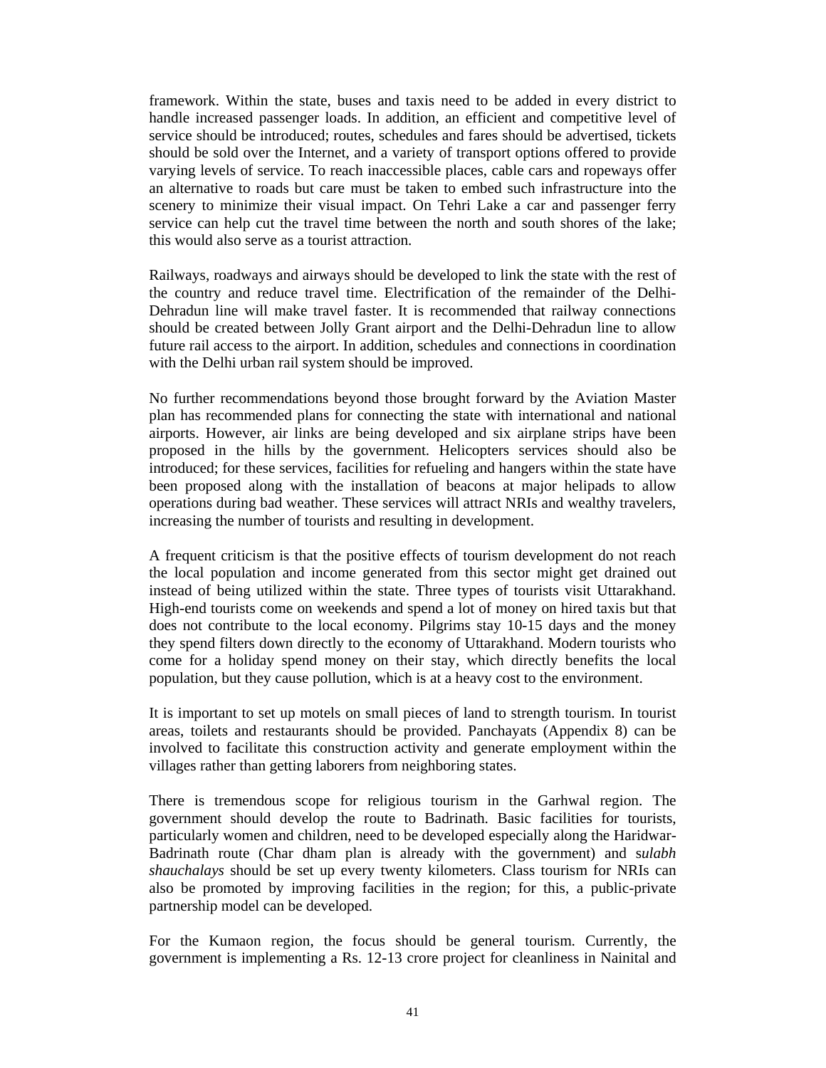framework. Within the state, buses and taxis need to be added in every district to handle increased passenger loads. In addition, an efficient and competitive level of service should be introduced; routes, schedules and fares should be advertised, tickets should be sold over the Internet, and a variety of transport options offered to provide varying levels of service. To reach inaccessible places, cable cars and ropeways offer an alternative to roads but care must be taken to embed such infrastructure into the scenery to minimize their visual impact. On Tehri Lake a car and passenger ferry service can help cut the travel time between the north and south shores of the lake; this would also serve as a tourist attraction.

Railways, roadways and airways should be developed to link the state with the rest of the country and reduce travel time. Electrification of the remainder of the Delhi-Dehradun line will make travel faster. It is recommended that railway connections should be created between Jolly Grant airport and the Delhi-Dehradun line to allow future rail access to the airport. In addition, schedules and connections in coordination with the Delhi urban rail system should be improved.

No further recommendations beyond those brought forward by the Aviation Master plan has recommended plans for connecting the state with international and national airports. However, air links are being developed and six airplane strips have been proposed in the hills by the government. Helicopters services should also be introduced; for these services, facilities for refueling and hangers within the state have been proposed along with the installation of beacons at major helipads to allow operations during bad weather. These services will attract NRIs and wealthy travelers, increasing the number of tourists and resulting in development.

A frequent criticism is that the positive effects of tourism development do not reach the local population and income generated from this sector might get drained out instead of being utilized within the state. Three types of tourists visit Uttarakhand. High-end tourists come on weekends and spend a lot of money on hired taxis but that does not contribute to the local economy. Pilgrims stay 10-15 days and the money they spend filters down directly to the economy of Uttarakhand. Modern tourists who come for a holiday spend money on their stay, which directly benefits the local population, but they cause pollution, which is at a heavy cost to the environment.

It is important to set up motels on small pieces of land to strength tourism. In tourist areas, toilets and restaurants should be provided. Panchayats (Appendix 8) can be involved to facilitate this construction activity and generate employment within the villages rather than getting laborers from neighboring states.

There is tremendous scope for religious tourism in the Garhwal region. The government should develop the route to Badrinath. Basic facilities for tourists, particularly women and children, need to be developed especially along the Haridwar-Badrinath route (Char dham plan is already with the government) and *sulabh shauchalays* should be set up every twenty kilometers. Class tourism for NRIs can also be promoted by improving facilities in the region; for this, a public-private partnership model can be developed.

For the Kumaon region, the focus should be general tourism. Currently, the government is implementing a Rs. 12-13 crore project for cleanliness in Nainital and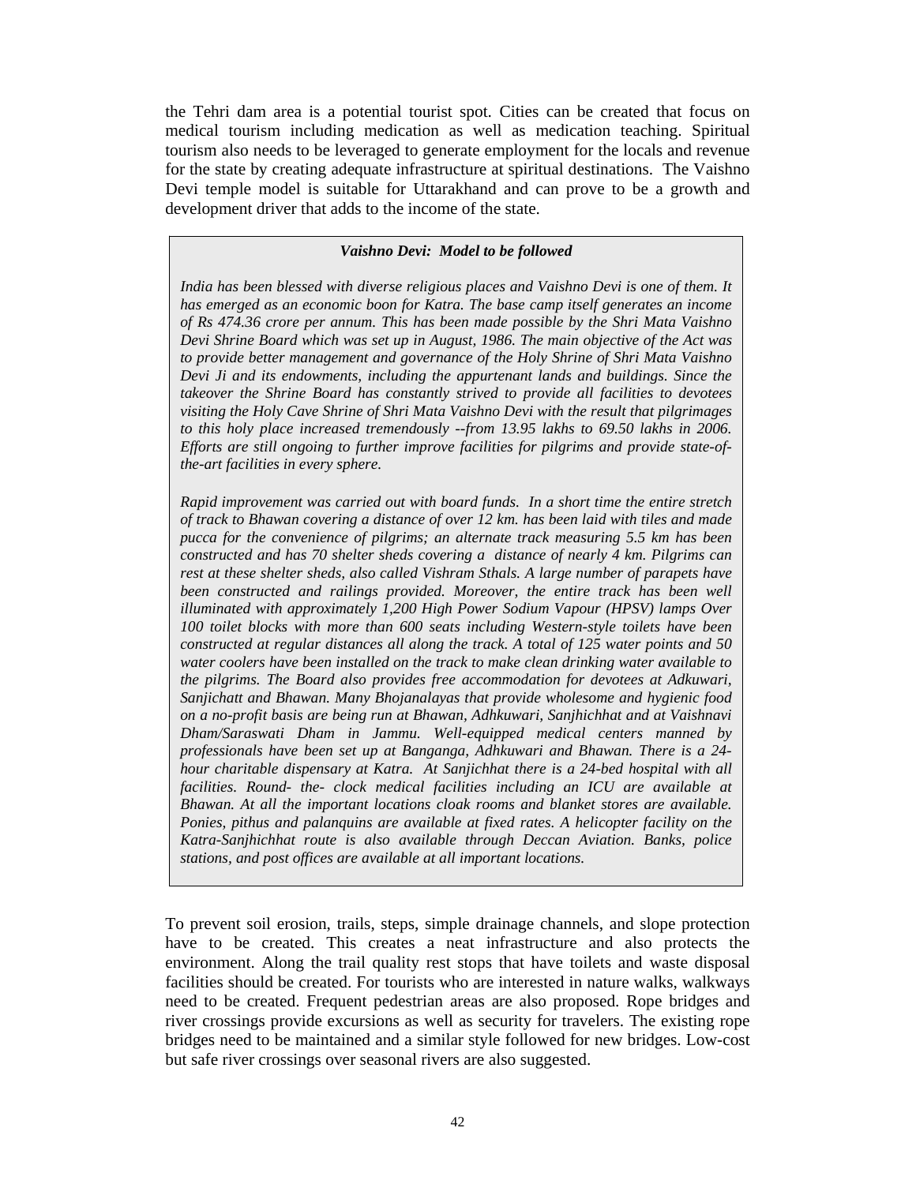the Tehri dam area is a potential tourist spot. Cities can be created that focus on medical tourism including medication as well as medication teaching. Spiritual tourism also needs to be leveraged to generate employment for the locals and revenue for the state by creating adequate infrastructure at spiritual destinations. The Vaishno Devi temple model is suitable for Uttarakhand and can prove to be a growth and development driver that adds to the income of the state.

> ***Vaishno Devi: Model to be followed***
>
> *India has been blessed with diverse religious places and Vaishno Devi is one of them. It has emerged as an economic boon for Katra. The base camp itself generates an income of Rs 474.36 crore per annum. This has been made possible by the Shri Mata Vaishno Devi Shrine Board which was set up in August, 1986. The main objective of the Act was to provide better management and governance of the Holy Shrine of Shri Mata Vaishno Devi Ji and its endowments, including the appurtenant lands and buildings. Since the takeover the Shrine Board has constantly strived to provide all facilities to devotees visiting the Holy Cave Shrine of Shri Mata Vaishno Devi with the result that pilgrimages to this holy place increased tremendously --from 13.95 lakhs to 69.50 lakhs in 2006. Efforts are still ongoing to further improve facilities for pilgrims and provide state-of-the-art facilities in every sphere.*
>
> *Rapid improvement was carried out with board funds. In a short time the entire stretch of track to Bhawan covering a distance of over 12 km. has been laid with tiles and made pucca for the convenience of pilgrims; an alternate track measuring 5.5 km has been constructed and has 70 shelter sheds covering a distance of nearly 4 km. Pilgrims can rest at these shelter sheds, also called Vishram Sthals. A large number of parapets have been constructed and railings provided. Moreover, the entire track has been well illuminated with approximately 1,200 High Power Sodium Vapour (HPSV) lamps Over 100 toilet blocks with more than 600 seats including Western-style toilets have been constructed at regular distances all along the track. A total of 125 water points and 50 water coolers have been installed on the track to make clean drinking water available to the pilgrims. The Board also provides free accommodation for devotees at Adkuwari, Sanjichatt and Bhawan. Many Bhojanalayas that provide wholesome and hygienic food on a no-profit basis are being run at Bhawan, Adhkuwari, Sanjhichhat and at Vaishnavi Dham/Saraswati Dham in Jammu. Well-equipped medical centers manned by professionals have been set up at Banganga, Adhkuwari and Bhawan. There is a 24-hour charitable dispensary at Katra. At Sanjichhat there is a 24-bed hospital with all facilities. Round- the- clock medical facilities including an ICU are available at Bhawan. At all the important locations cloak rooms and blanket stores are available. Ponies, pithus and palanquins are available at fixed rates. A helicopter facility on the Katra-Sanjhichhat route is also available through Deccan Aviation. Banks, police stations, and post offices are available at all important locations.*

To prevent soil erosion, trails, steps, simple drainage channels, and slope protection have to be created. This creates a neat infrastructure and also protects the environment. Along the trail quality rest stops that have toilets and waste disposal facilities should be created. For tourists who are interested in nature walks, walkways need to be created. Frequent pedestrian areas are also proposed. Rope bridges and river crossings provide excursions as well as security for travelers. The existing rope bridges need to be maintained and a similar style followed for new bridges. Low-cost but safe river crossings over seasonal rivers are also suggested.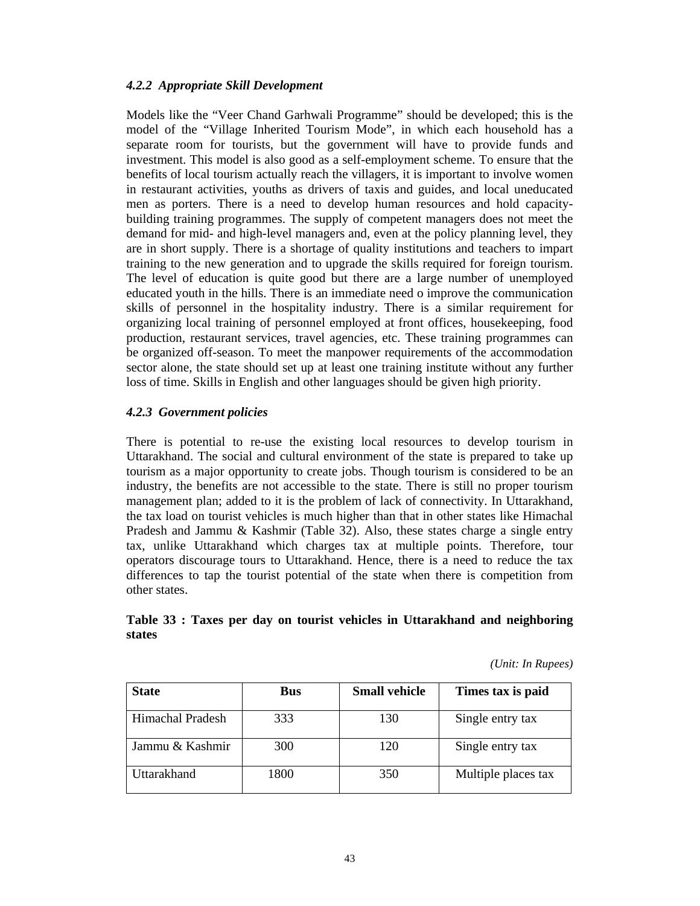#### *4.2.2 Appropriate Skill Development*

Models like the "Veer Chand Garhwali Programme" should be developed; this is the model of the "Village Inherited Tourism Mode", in which each household has a separate room for tourists, but the government will have to provide funds and investment. This model is also good as a self-employment scheme. To ensure that the benefits of local tourism actually reach the villagers, it is important to involve women in restaurant activities, youths as drivers of taxis and guides, and local uneducated men as porters. There is a need to develop human resources and hold capacity-building training programmes. The supply of competent managers does not meet the demand for mid- and high-level managers and, even at the policy planning level, they are in short supply. There is a shortage of quality institutions and teachers to impart training to the new generation and to upgrade the skills required for foreign tourism. The level of education is quite good but there are a large number of unemployed educated youth in the hills. There is an immediate need o improve the communication skills of personnel in the hospitality industry. There is a similar requirement for organizing local training of personnel employed at front offices, housekeeping, food production, restaurant services, travel agencies, etc. These training programmes can be organized off-season. To meet the manpower requirements of the accommodation sector alone, the state should set up at least one training institute without any further loss of time. Skills in English and other languages should be given high priority.

#### *4.2.3 Government policies*

There is potential to re-use the existing local resources to develop tourism in Uttarakhand. The social and cultural environment of the state is prepared to take up tourism as a major opportunity to create jobs. Though tourism is considered to be an industry, the benefits are not accessible to the state. There is still no proper tourism management plan; added to it is the problem of lack of connectivity. In Uttarakhand, the tax load on tourist vehicles is much higher than that in other states like Himachal Pradesh and Jammu & Kashmir (Table 32). Also, these states charge a single entry tax, unlike Uttarakhand which charges tax at multiple points. Therefore, tour operators discourage tours to Uttarakhand. Hence, there is a need to reduce the tax differences to tap the tourist potential of the state when there is competition from other states.

**Table 33 : Taxes per day on tourist vehicles in Uttarakhand and neighboring states**

*(Unit: In Rupees)*

| State | Bus | Small vehicle | Times tax is paid |
|---|---|---|---|
| Himachal Pradesh | 333 | 130 | Single entry tax |
| Jammu & Kashmir | 300 | 120 | Single entry tax |
| Uttarakhand | 1800 | 350 | Multiple places tax |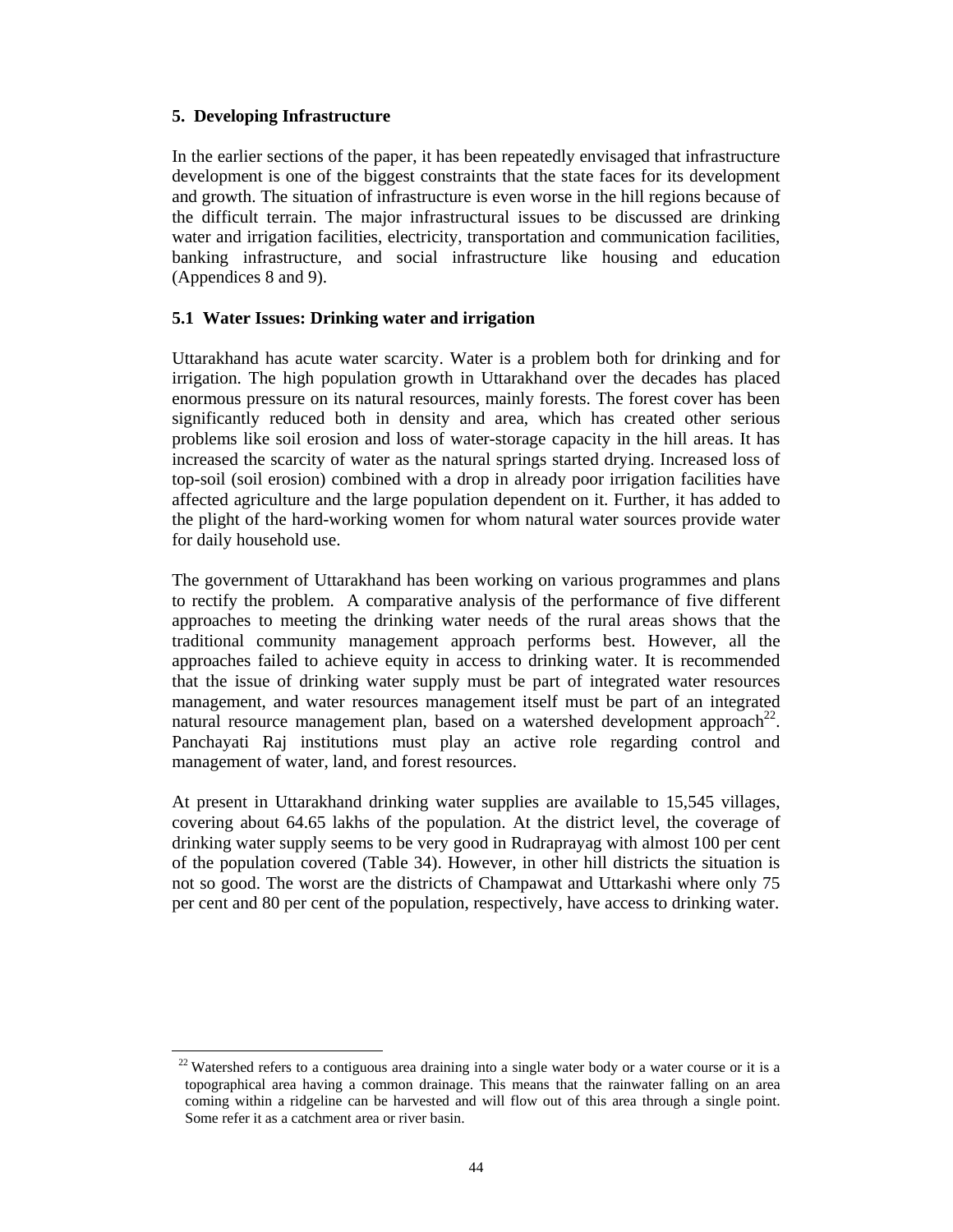## 5. Developing Infrastructure

In the earlier sections of the paper, it has been repeatedly envisaged that infrastructure development is one of the biggest constraints that the state faces for its development and growth. The situation of infrastructure is even worse in the hill regions because of the difficult terrain. The major infrastructural issues to be discussed are drinking water and irrigation facilities, electricity, transportation and communication facilities, banking infrastructure, and social infrastructure like housing and education (Appendices 8 and 9).

### 5.1 Water Issues: Drinking water and irrigation

Uttarakhand has acute water scarcity. Water is a problem both for drinking and for irrigation. The high population growth in Uttarakhand over the decades has placed enormous pressure on its natural resources, mainly forests. The forest cover has been significantly reduced both in density and area, which has created other serious problems like soil erosion and loss of water-storage capacity in the hill areas. It has increased the scarcity of water as the natural springs started drying. Increased loss of top-soil (soil erosion) combined with a drop in already poor irrigation facilities have affected agriculture and the large population dependent on it. Further, it has added to the plight of the hard-working women for whom natural water sources provide water for daily household use.

The government of Uttarakhand has been working on various programmes and plans to rectify the problem. A comparative analysis of the performance of five different approaches to meeting the drinking water needs of the rural areas shows that the traditional community management approach performs best. However, all the approaches failed to achieve equity in access to drinking water. It is recommended that the issue of drinking water supply must be part of integrated water resources management, and water resources management itself must be part of an integrated natural resource management plan, based on a watershed development approach[22]. Panchayati Raj institutions must play an active role regarding control and management of water, land, and forest resources.

At present in Uttarakhand drinking water supplies are available to 15,545 villages, covering about 64.65 lakhs of the population. At the district level, the coverage of drinking water supply seems to be very good in Rudraprayag with almost 100 per cent of the population covered (Table 34). However, in other hill districts the situation is not so good. The worst are the districts of Champawat and Uttarkashi where only 75 per cent and 80 per cent of the population, respectively, have access to drinking water.

---

[22] Watershed refers to a contiguous area draining into a single water body or a water course or it is a topographical area having a common drainage. This means that the rainwater falling on an area coming within a ridgeline can be harvested and will flow out of this area through a single point. Some refer it as a catchment area or river basin.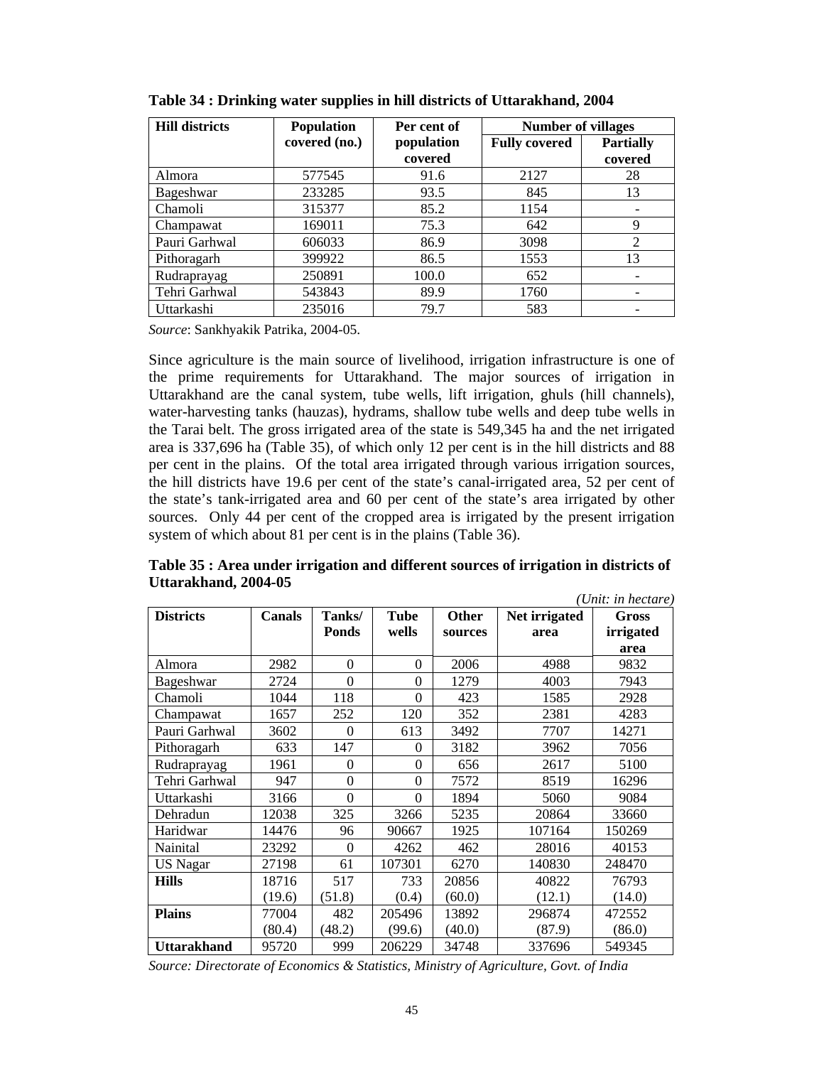**Table 34 : Drinking water supplies in hill districts of Uttarakhand, 2004**

| Hill districts | Population covered (no.) | Per cent of population covered | Number of villages | |
|---|---|---|---|---|
| | | | Fully covered | Partially covered |
| Almora | 577545 | 91.6 | 2127 | 28 |
| Bageshwar | 233285 | 93.5 | 845 | 13 |
| Chamoli | 315377 | 85.2 | 1154 | - |
| Champawat | 169011 | 75.3 | 642 | 9 |
| Pauri Garhwal | 606033 | 86.9 | 3098 | 2 |
| Pithoragarh | 399922 | 86.5 | 1553 | 13 |
| Rudraprayag | 250891 | 100.0 | 652 | - |
| Tehri Garhwal | 543843 | 89.9 | 1760 | - |
| Uttarkashi | 235016 | 79.7 | 583 | - |

*Source*: Sankhyakik Patrika, 2004-05.

Since agriculture is the main source of livelihood, irrigation infrastructure is one of the prime requirements for Uttarakhand. The major sources of irrigation in Uttarakhand are the canal system, tube wells, lift irrigation, ghuls (hill channels), water-harvesting tanks (hauzas), hydrams, shallow tube wells and deep tube wells in the Tarai belt. The gross irrigated area of the state is 549,345 ha and the net irrigated area is 337,696 ha (Table 35), of which only 12 per cent is in the hill districts and 88 per cent in the plains. Of the total area irrigated through various irrigation sources, the hill districts have 19.6 per cent of the state's canal-irrigated area, 52 per cent of the state's tank-irrigated area and 60 per cent of the state's area irrigated by other sources. Only 44 per cent of the cropped area is irrigated by the present irrigation system of which about 81 per cent is in the plains (Table 36).

**Table 35 : Area under irrigation and different sources of irrigation in districts of Uttarakhand, 2004-05**

*(Unit: in hectare)*

| Districts | Canals | Tanks/ Ponds | Tube wells | Other sources | Net irrigated area | Gross irrigated area |
|---|---|---|---|---|---|---|
| Almora | 2982 | 0 | 0 | 2006 | 4988 | 9832 |
| Bageshwar | 2724 | 0 | 0 | 1279 | 4003 | 7943 |
| Chamoli | 1044 | 118 | 0 | 423 | 1585 | 2928 |
| Champawat | 1657 | 252 | 120 | 352 | 2381 | 4283 |
| Pauri Garhwal | 3602 | 0 | 613 | 3492 | 7707 | 14271 |
| Pithoragarh | 633 | 147 | 0 | 3182 | 3962 | 7056 |
| Rudraprayag | 1961 | 0 | 0 | 656 | 2617 | 5100 |
| Tehri Garhwal | 947 | 0 | 0 | 7572 | 8519 | 16296 |
| Uttarkashi | 3166 | 0 | 0 | 1894 | 5060 | 9084 |
| Dehradun | 12038 | 325 | 3266 | 5235 | 20864 | 33660 |
| Haridwar | 14476 | 96 | 90667 | 1925 | 107164 | 150269 |
| Nainital | 23292 | 0 | 4262 | 462 | 28016 | 40153 |
| US Nagar | 27198 | 61 | 107301 | 6270 | 140830 | 248470 |
| **Hills** | 18716 (19.6) | 517 (51.8) | 733 (0.4) | 20856 (60.0) | 40822 (12.1) | 76793 (14.0) |
| **Plains** | 77004 (80.4) | 482 (48.2) | 205496 (99.6) | 13892 (40.0) | 296874 (87.9) | 472552 (86.0) |
| **Uttarakhand** | 95720 | 999 | 206229 | 34748 | 337696 | 549345 |

*Source: Directorate of Economics & Statistics, Ministry of Agriculture, Govt. of India*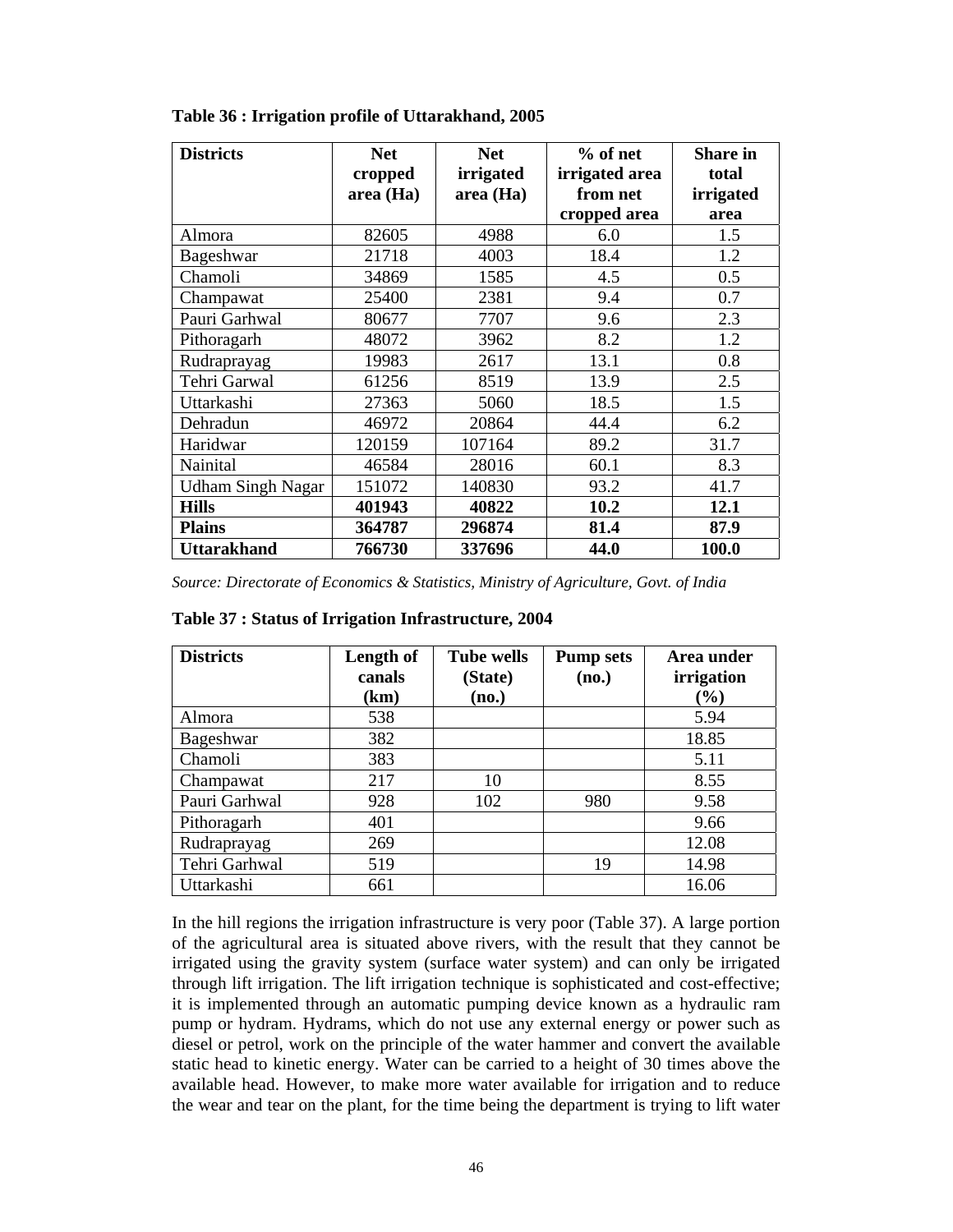**Table 36 : Irrigation profile of Uttarakhand, 2005**

| Districts | Net cropped area (Ha) | Net irrigated area (Ha) | % of net irrigated area from net cropped area | Share in total irrigated area |
|---|---|---|---|---|
| Almora | 82605 | 4988 | 6.0 | 1.5 |
| Bageshwar | 21718 | 4003 | 18.4 | 1.2 |
| Chamoli | 34869 | 1585 | 4.5 | 0.5 |
| Champawat | 25400 | 2381 | 9.4 | 0.7 |
| Pauri Garhwal | 80677 | 7707 | 9.6 | 2.3 |
| Pithoragarh | 48072 | 3962 | 8.2 | 1.2 |
| Rudraprayag | 19983 | 2617 | 13.1 | 0.8 |
| Tehri Garwal | 61256 | 8519 | 13.9 | 2.5 |
| Uttarkashi | 27363 | 5060 | 18.5 | 1.5 |
| Dehradun | 46972 | 20864 | 44.4 | 6.2 |
| Haridwar | 120159 | 107164 | 89.2 | 31.7 |
| Nainital | 46584 | 28016 | 60.1 | 8.3 |
| Udham Singh Nagar | 151072 | 140830 | 93.2 | 41.7 |
| **Hills** | **401943** | **40822** | **10.2** | **12.1** |
| **Plains** | **364787** | **296874** | **81.4** | **87.9** |
| **Uttarakhand** | **766730** | **337696** | **44.0** | **100.0** |

*Source: Directorate of Economics & Statistics, Ministry of Agriculture, Govt. of India*

**Table 37 : Status of Irrigation Infrastructure, 2004**

| Districts | Length of canals (km) | Tube wells (State) (no.) | Pump sets (no.) | Area under irrigation (%) |
|---|---|---|---|---|
| Almora | 538 | | | 5.94 |
| Bageshwar | 382 | | | 18.85 |
| Chamoli | 383 | | | 5.11 |
| Champawat | 217 | 10 | | 8.55 |
| Pauri Garhwal | 928 | 102 | 980 | 9.58 |
| Pithoragarh | 401 | | | 9.66 |
| Rudraprayag | 269 | | | 12.08 |
| Tehri Garhwal | 519 | | 19 | 14.98 |
| Uttarkashi | 661 | | | 16.06 |

In the hill regions the irrigation infrastructure is very poor (Table 37). A large portion of the agricultural area is situated above rivers, with the result that they cannot be irrigated using the gravity system (surface water system) and can only be irrigated through lift irrigation. The lift irrigation technique is sophisticated and cost-effective; it is implemented through an automatic pumping device known as a hydraulic ram pump or hydram. Hydrams, which do not use any external energy or power such as diesel or petrol, work on the principle of the water hammer and convert the available static head to kinetic energy. Water can be carried to a height of 30 times above the available head. However, to make more water available for irrigation and to reduce the wear and tear on the plant, for the time being the department is trying to lift water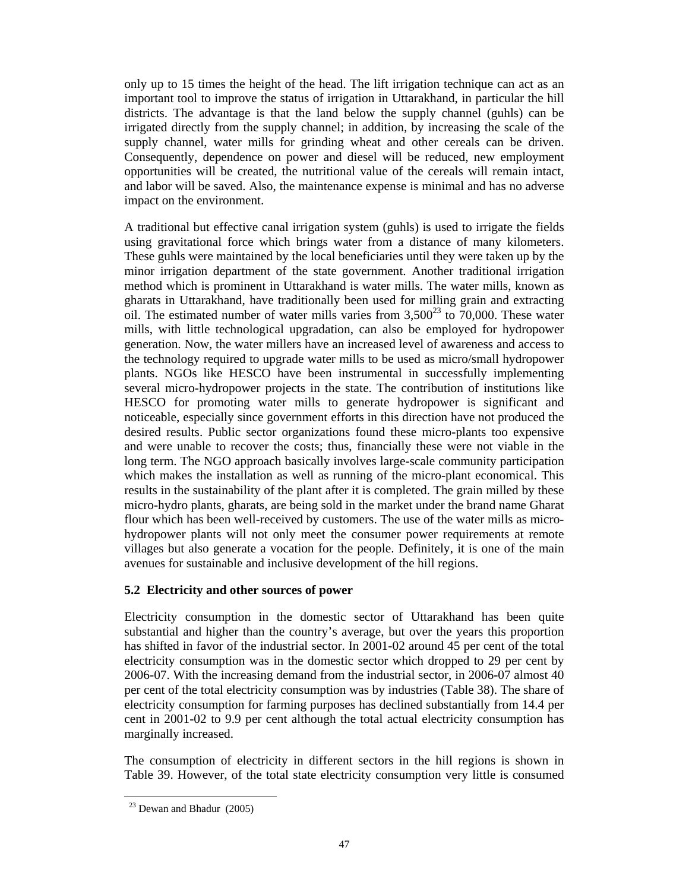only up to 15 times the height of the head. The lift irrigation technique can act as an important tool to improve the status of irrigation in Uttarakhand, in particular the hill districts. The advantage is that the land below the supply channel (guhls) can be irrigated directly from the supply channel; in addition, by increasing the scale of the supply channel, water mills for grinding wheat and other cereals can be driven. Consequently, dependence on power and diesel will be reduced, new employment opportunities will be created, the nutritional value of the cereals will remain intact, and labor will be saved. Also, the maintenance expense is minimal and has no adverse impact on the environment.

A traditional but effective canal irrigation system (guhls) is used to irrigate the fields using gravitational force which brings water from a distance of many kilometers. These guhls were maintained by the local beneficiaries until they were taken up by the minor irrigation department of the state government. Another traditional irrigation method which is prominent in Uttarakhand is water mills. The water mills, known as gharats in Uttarakhand, have traditionally been used for milling grain and extracting oil. The estimated number of water mills varies from 3,500[23] to 70,000. These water mills, with little technological upgradation, can also be employed for hydropower generation. Now, the water millers have an increased level of awareness and access to the technology required to upgrade water mills to be used as micro/small hydropower plants. NGOs like HESCO have been instrumental in successfully implementing several micro-hydropower projects in the state. The contribution of institutions like HESCO for promoting water mills to generate hydropower is significant and noticeable, especially since government efforts in this direction have not produced the desired results. Public sector organizations found these micro-plants too expensive and were unable to recover the costs; thus, financially these were not viable in the long term. The NGO approach basically involves large-scale community participation which makes the installation as well as running of the micro-plant economical. This results in the sustainability of the plant after it is completed. The grain milled by these micro-hydro plants, gharats, are being sold in the market under the brand name Gharat flour which has been well-received by customers. The use of the water mills as micro-hydropower plants will not only meet the consumer power requirements at remote villages but also generate a vocation for the people. Definitely, it is one of the main avenues for sustainable and inclusive development of the hill regions.

### 5.2 Electricity and other sources of power

Electricity consumption in the domestic sector of Uttarakhand has been quite substantial and higher than the country's average, but over the years this proportion has shifted in favor of the industrial sector. In 2001-02 around 45 per cent of the total electricity consumption was in the domestic sector which dropped to 29 per cent by 2006-07. With the increasing demand from the industrial sector, in 2006-07 almost 40 per cent of the total electricity consumption was by industries (Table 38). The share of electricity consumption for farming purposes has declined substantially from 14.4 per cent in 2001-02 to 9.9 per cent although the total actual electricity consumption has marginally increased.

The consumption of electricity in different sectors in the hill regions is shown in Table 39. However, of the total state electricity consumption very little is consumed

[23] Dewan and Bhadur (2005)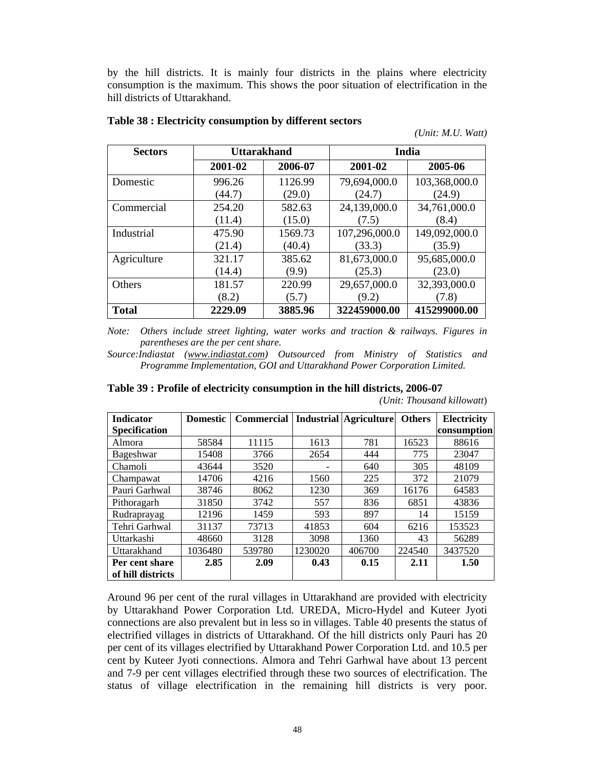by the hill districts. It is mainly four districts in the plains where electricity consumption is the maximum. This shows the poor situation of electrification in the hill districts of Uttarakhand.

**Table 38 : Electricity consumption by different sectors**

*(Unit: M.U. Watt)*

| Sectors | Uttarakhand | | India | |
|---|---|---|---|---|
| | 2001-02 | 2006-07 | 2001-02 | 2005-06 |
| Domestic | 996.26 (44.7) | 1126.99 (29.0) | 79,694,000.0 (24.7) | 103,368,000.0 (24.9) |
| Commercial | 254.20 (11.4) | 582.63 (15.0) | 24,139,000.0 (7.5) | 34,761,000.0 (8.4) |
| Industrial | 475.90 (21.4) | 1569.73 (40.4) | 107,296,000.0 (33.3) | 149,092,000.0 (35.9) |
| Agriculture | 321.17 (14.4) | 385.62 (9.9) | 81,673,000.0 (25.3) | 95,685,000.0 (23.0) |
| Others | 181.57 (8.2) | 220.99 (5.7) | 29,657,000.0 (9.2) | 32,393,000.0 (7.8) |
| **Total** | **2229.09** | **3885.96** | **322459000.00** | **415299000.00** |

*Note: Others include street lighting, water works and traction & railways. Figures in parentheses are the per cent share.*

*Source: Indiastat (www.indiastat.com) Outsourced from Ministry of Statistics and Programme Implementation, GOI and Uttarakhand Power Corporation Limited.*

**Table 39 : Profile of electricity consumption in the hill districts, 2006-07**

*(Unit: Thousand killowatt)*

| Indicator Specification | Domestic | Commercial | Industrial | Agriculture | Others | Electricity consumption |
|---|---|---|---|---|---|---|
| Almora | 58584 | 11115 | 1613 | 781 | 16523 | 88616 |
| Bageshwar | 15408 | 3766 | 2654 | 444 | 775 | 23047 |
| Chamoli | 43644 | 3520 | - | 640 | 305 | 48109 |
| Champawat | 14706 | 4216 | 1560 | 225 | 372 | 21079 |
| Pauri Garhwal | 38746 | 8062 | 1230 | 369 | 16176 | 64583 |
| Pithoragarh | 31850 | 3742 | 557 | 836 | 6851 | 43836 |
| Rudraprayag | 12196 | 1459 | 593 | 897 | 14 | 15159 |
| Tehri Garhwal | 31137 | 73713 | 41853 | 604 | 6216 | 153523 |
| Uttarkashi | 48660 | 3128 | 3098 | 1360 | 43 | 56289 |
| Uttarakhand | 1036480 | 539780 | 1230020 | 406700 | 224540 | 3437520 |
| **Per cent share of hill districts** | **2.85** | **2.09** | **0.43** | **0.15** | **2.11** | **1.50** |

Around 96 per cent of the rural villages in Uttarakhand are provided with electricity by Uttarakhand Power Corporation Ltd. UREDA, Micro-Hydel and Kuteer Jyoti connections are also prevalent but in less so in villages. Table 40 presents the status of electrified villages in districts of Uttarakhand. Of the hill districts only Pauri has 20 per cent of its villages electrified by Uttarakhand Power Corporation Ltd. and 10.5 per cent by Kuteer Jyoti connections. Almora and Tehri Garhwal have about 13 percent and 7-9 per cent villages electrified through these two sources of electrification. The status of village electrification in the remaining hill districts is very poor.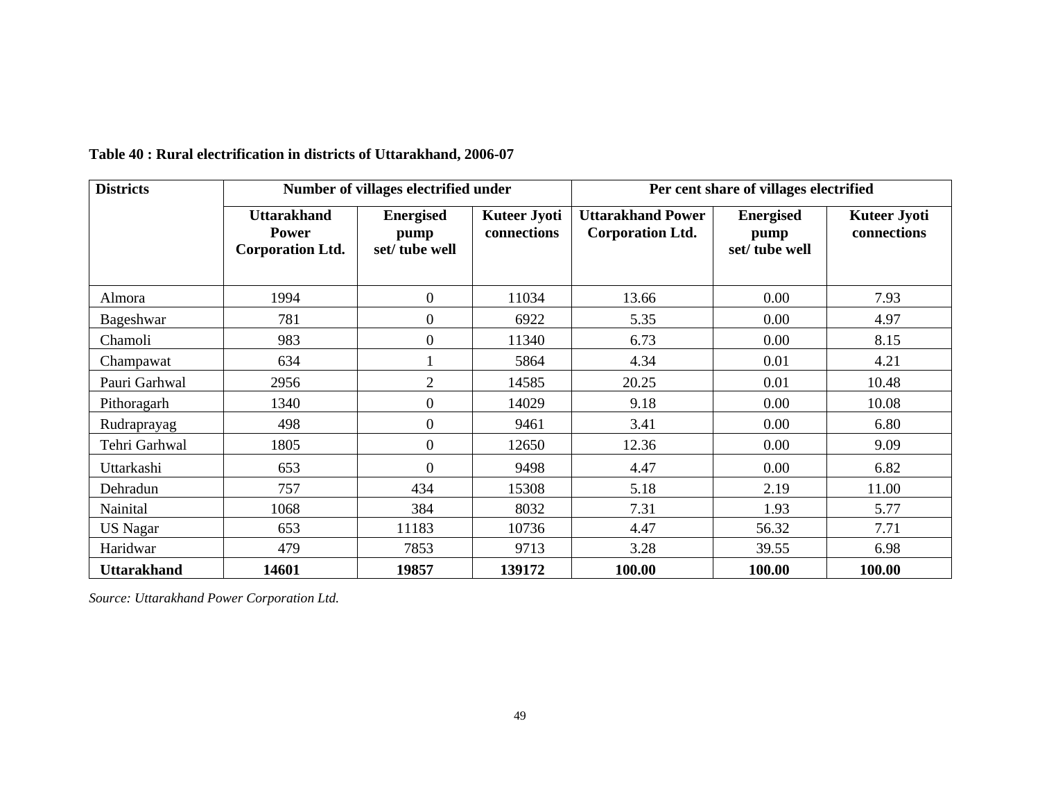**Table 40 : Rural electrification in districts of Uttarakhand, 2006-07**

| Districts | Number of villages electrified under | | | Per cent share of villages electrified | | |
|---|---|---|---|---|---|---|
| | Uttarakhand Power Corporation Ltd. | Energised pump set/ tube well | Kuteer Jyoti connections | Uttarakhand Power Corporation Ltd. | Energised pump set/ tube well | Kuteer Jyoti connections |
| Almora | 1994 | 0 | 11034 | 13.66 | 0.00 | 7.93 |
| Bageshwar | 781 | 0 | 6922 | 5.35 | 0.00 | 4.97 |
| Chamoli | 983 | 0 | 11340 | 6.73 | 0.00 | 8.15 |
| Champawat | 634 | 1 | 5864 | 4.34 | 0.01 | 4.21 |
| Pauri Garhwal | 2956 | 2 | 14585 | 20.25 | 0.01 | 10.48 |
| Pithoragarh | 1340 | 0 | 14029 | 9.18 | 0.00 | 10.08 |
| Rudraprayag | 498 | 0 | 9461 | 3.41 | 0.00 | 6.80 |
| Tehri Garhwal | 1805 | 0 | 12650 | 12.36 | 0.00 | 9.09 |
| Uttarkashi | 653 | 0 | 9498 | 4.47 | 0.00 | 6.82 |
| Dehradun | 757 | 434 | 15308 | 5.18 | 2.19 | 11.00 |
| Nainital | 1068 | 384 | 8032 | 7.31 | 1.93 | 5.77 |
| US Nagar | 653 | 11183 | 10736 | 4.47 | 56.32 | 7.71 |
| Haridwar | 479 | 7853 | 9713 | 3.28 | 39.55 | 6.98 |
| **Uttarakhand** | **14601** | **19857** | **139172** | **100.00** | **100.00** | **100.00** |

*Source: Uttarakhand Power Corporation Ltd.*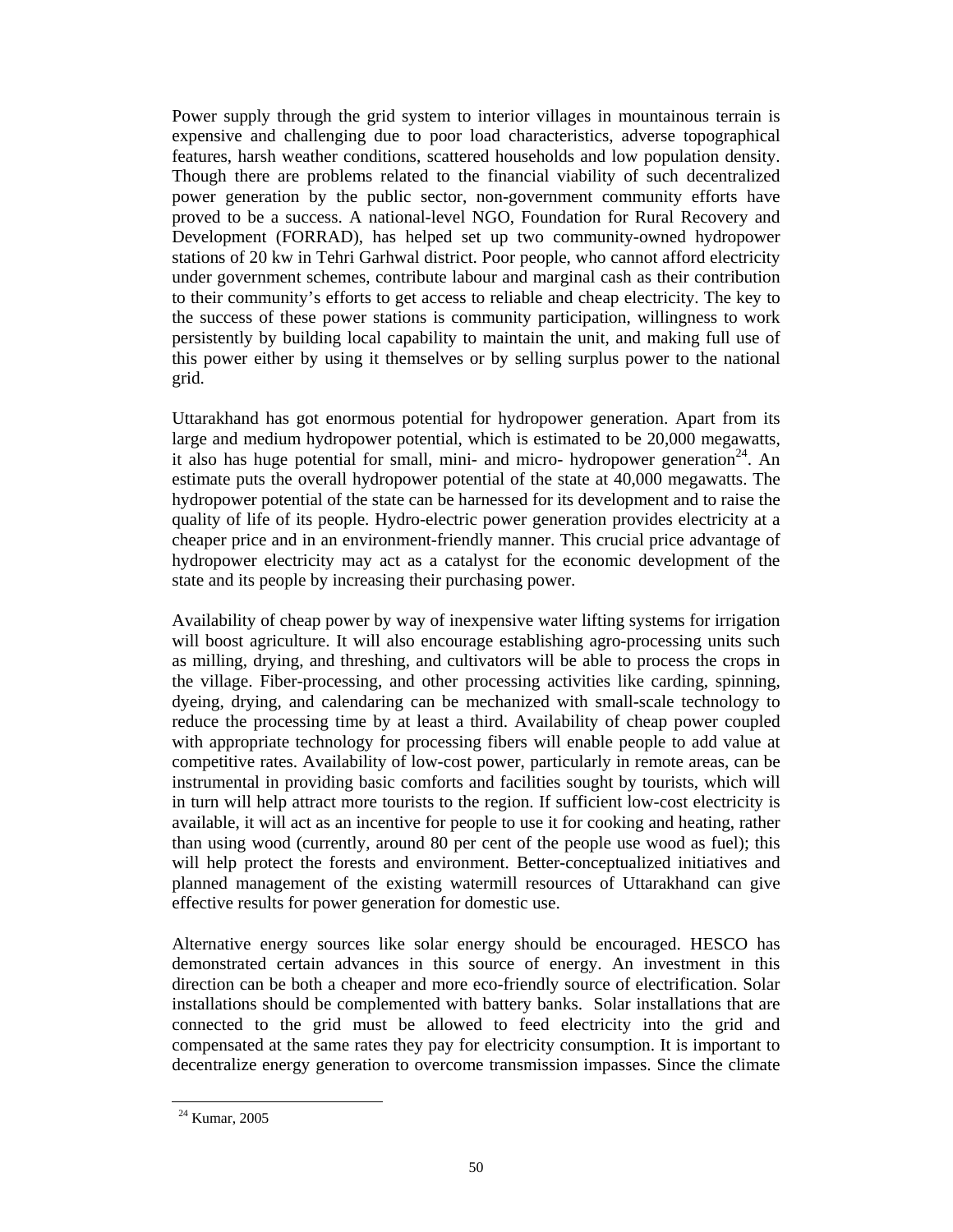Power supply through the grid system to interior villages in mountainous terrain is expensive and challenging due to poor load characteristics, adverse topographical features, harsh weather conditions, scattered households and low population density. Though there are problems related to the financial viability of such decentralized power generation by the public sector, non-government community efforts have proved to be a success. A national-level NGO, Foundation for Rural Recovery and Development (FORRAD), has helped set up two community-owned hydropower stations of 20 kw in Tehri Garhwal district. Poor people, who cannot afford electricity under government schemes, contribute labour and marginal cash as their contribution to their community's efforts to get access to reliable and cheap electricity. The key to the success of these power stations is community participation, willingness to work persistently by building local capability to maintain the unit, and making full use of this power either by using it themselves or by selling surplus power to the national grid.

Uttarakhand has got enormous potential for hydropower generation. Apart from its large and medium hydropower potential, which is estimated to be 20,000 megawatts, it also has huge potential for small, mini- and micro- hydropower generation[24]. An estimate puts the overall hydropower potential of the state at 40,000 megawatts. The hydropower potential of the state can be harnessed for its development and to raise the quality of life of its people. Hydro-electric power generation provides electricity at a cheaper price and in an environment-friendly manner. This crucial price advantage of hydropower electricity may act as a catalyst for the economic development of the state and its people by increasing their purchasing power.

Availability of cheap power by way of inexpensive water lifting systems for irrigation will boost agriculture. It will also encourage establishing agro-processing units such as milling, drying, and threshing, and cultivators will be able to process the crops in the village. Fiber-processing, and other processing activities like carding, spinning, dyeing, drying, and calendaring can be mechanized with small-scale technology to reduce the processing time by at least a third. Availability of cheap power coupled with appropriate technology for processing fibers will enable people to add value at competitive rates. Availability of low-cost power, particularly in remote areas, can be instrumental in providing basic comforts and facilities sought by tourists, which will in turn will help attract more tourists to the region. If sufficient low-cost electricity is available, it will act as an incentive for people to use it for cooking and heating, rather than using wood (currently, around 80 per cent of the people use wood as fuel); this will help protect the forests and environment. Better-conceptualized initiatives and planned management of the existing watermill resources of Uttarakhand can give effective results for power generation for domestic use.

Alternative energy sources like solar energy should be encouraged. HESCO has demonstrated certain advances in this source of energy. An investment in this direction can be both a cheaper and more eco-friendly source of electrification. Solar installations should be complemented with battery banks. Solar installations that are connected to the grid must be allowed to feed electricity into the grid and compensated at the same rates they pay for electricity consumption. It is important to decentralize energy generation to overcome transmission impasses. Since the climate

[24] Kumar, 2005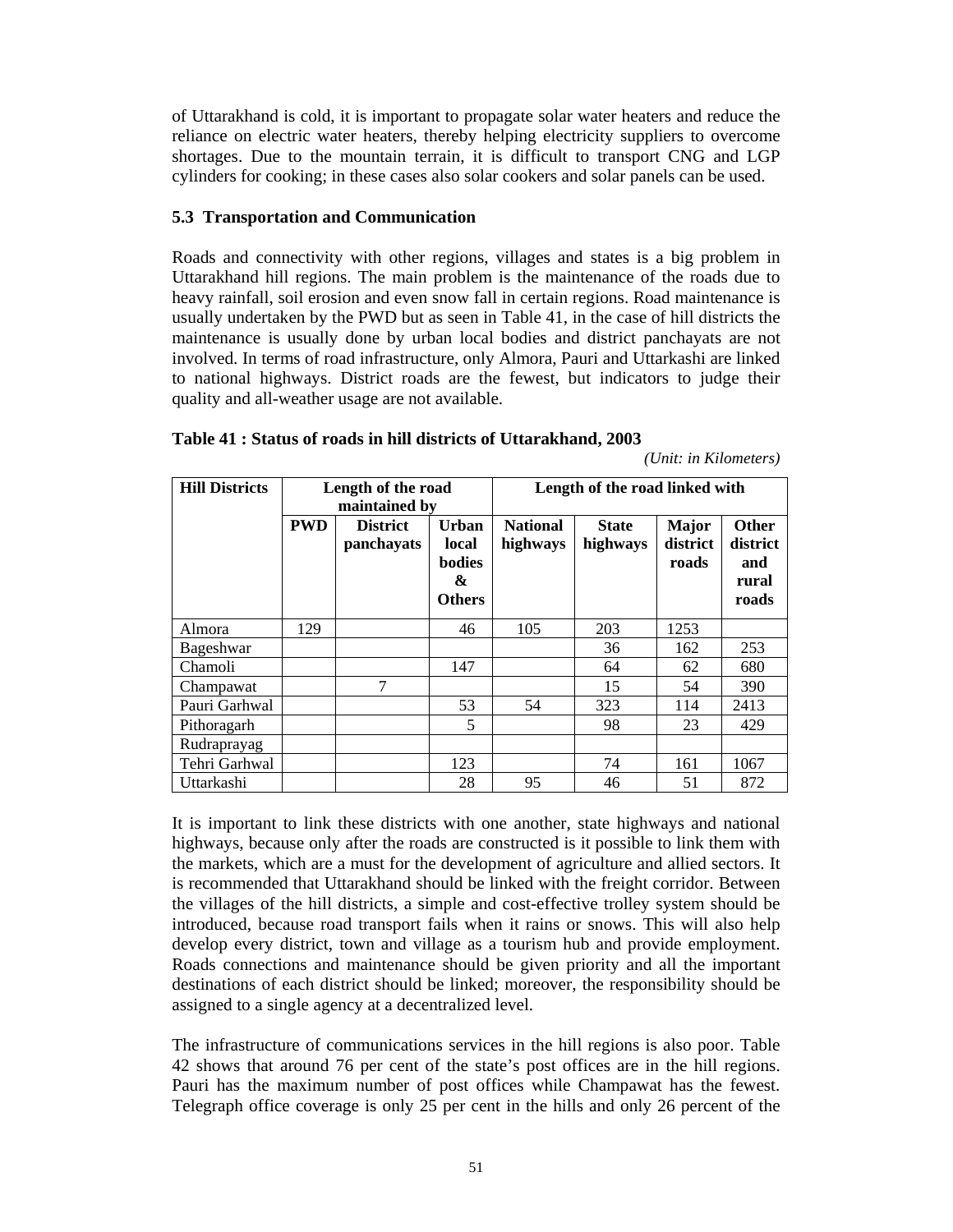of Uttarakhand is cold, it is important to propagate solar water heaters and reduce the reliance on electric water heaters, thereby helping electricity suppliers to overcome shortages. Due to the mountain terrain, it is difficult to transport CNG and LGP cylinders for cooking; in these cases also solar cookers and solar panels can be used.

### 5.3 Transportation and Communication

Roads and connectivity with other regions, villages and states is a big problem in Uttarakhand hill regions. The main problem is the maintenance of the roads due to heavy rainfall, soil erosion and even snow fall in certain regions. Road maintenance is usually undertaken by the PWD but as seen in Table 41, in the case of hill districts the maintenance is usually done by urban local bodies and district panchayats are not involved. In terms of road infrastructure, only Almora, Pauri and Uttarkashi are linked to national highways. District roads are the fewest, but indicators to judge their quality and all-weather usage are not available.

**Table 41 : Status of roads in hill districts of Uttarakhand, 2003**

*(Unit: in Kilometers)*

| Hill Districts | Length of the road maintained by | | | Length of the road linked with | | | |
|---|---|---|---|---|---|---|---|
| | PWD | District panchayats | Urban local bodies & Others | National highways | State highways | Major district roads | Other district and rural roads |
| Almora | 129 | | 46 | 105 | 203 | 1253 | |
| Bageshwar | | | | | 36 | 162 | 253 |
| Chamoli | | | 147 | | 64 | 62 | 680 |
| Champawat | | 7 | | | 15 | 54 | 390 |
| Pauri Garhwal | | | 53 | 54 | 323 | 114 | 2413 |
| Pithoragarh | | | 5 | | 98 | 23 | 429 |
| Rudraprayag | | | | | | | |
| Tehri Garhwal | | | 123 | | 74 | 161 | 1067 |
| Uttarkashi | | | 28 | 95 | 46 | 51 | 872 |

It is important to link these districts with one another, state highways and national highways, because only after the roads are constructed is it possible to link them with the markets, which are a must for the development of agriculture and allied sectors. It is recommended that Uttarakhand should be linked with the freight corridor. Between the villages of the hill districts, a simple and cost-effective trolley system should be introduced, because road transport fails when it rains or snows. This will also help develop every district, town and village as a tourism hub and provide employment. Roads connections and maintenance should be given priority and all the important destinations of each district should be linked; moreover, the responsibility should be assigned to a single agency at a decentralized level.

The infrastructure of communications services in the hill regions is also poor. Table 42 shows that around 76 per cent of the state's post offices are in the hill regions. Pauri has the maximum number of post offices while Champawat has the fewest. Telegraph office coverage is only 25 per cent in the hills and only 26 percent of the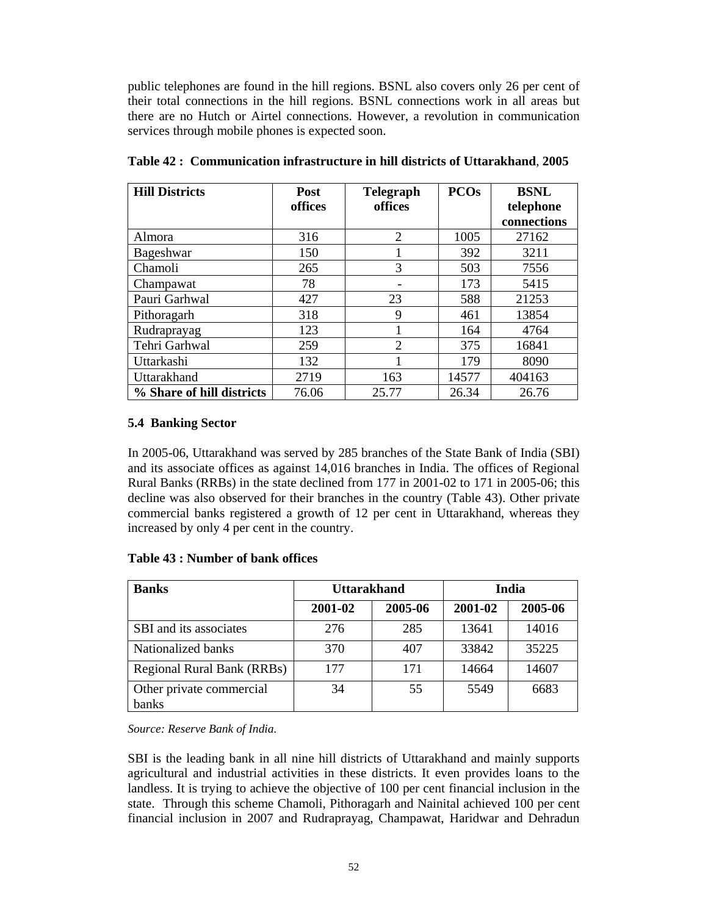public telephones are found in the hill regions. BSNL also covers only 26 per cent of their total connections in the hill regions. BSNL connections work in all areas but there are no Hutch or Airtel connections. However, a revolution in communication services through mobile phones is expected soon.

**Table 42 : Communication infrastructure in hill districts of Uttarakhand, 2005**

| Hill Districts | Post offices | Telegraph offices | PCOs | BSNL telephone connections |
|---|---|---|---|---|
| Almora | 316 | 2 | 1005 | 27162 |
| Bageshwar | 150 | 1 | 392 | 3211 |
| Chamoli | 265 | 3 | 503 | 7556 |
| Champawat | 78 | - | 173 | 5415 |
| Pauri Garhwal | 427 | 23 | 588 | 21253 |
| Pithoragarh | 318 | 9 | 461 | 13854 |
| Rudraprayag | 123 | 1 | 164 | 4764 |
| Tehri Garhwal | 259 | 2 | 375 | 16841 |
| Uttarkashi | 132 | 1 | 179 | 8090 |
| Uttarakhand | 2719 | 163 | 14577 | 404163 |
| **% Share of hill districts** | 76.06 | 25.77 | 26.34 | 26.76 |

### 5.4 Banking Sector

In 2005-06, Uttarakhand was served by 285 branches of the State Bank of India (SBI) and its associate offices as against 14,016 branches in India. The offices of Regional Rural Banks (RRBs) in the state declined from 177 in 2001-02 to 171 in 2005-06; this decline was also observed for their branches in the country (Table 43). Other private commercial banks registered a growth of 12 per cent in Uttarakhand, whereas they increased by only 4 per cent in the country.

**Table 43 : Number of bank offices**

| Banks | Uttarakhand | | India | |
|---|---|---|---|---|
| | 2001-02 | 2005-06 | 2001-02 | 2005-06 |
| SBI and its associates | 276 | 285 | 13641 | 14016 |
| Nationalized banks | 370 | 407 | 33842 | 35225 |
| Regional Rural Bank (RRBs) | 177 | 171 | 14664 | 14607 |
| Other private commercial banks | 34 | 55 | 5549 | 6683 |

*Source: Reserve Bank of India.*

SBI is the leading bank in all nine hill districts of Uttarakhand and mainly supports agricultural and industrial activities in these districts. It even provides loans to the landless. It is trying to achieve the objective of 100 per cent financial inclusion in the state. Through this scheme Chamoli, Pithoragarh and Nainital achieved 100 per cent financial inclusion in 2007 and Rudraprayag, Champawat, Haridwar and Dehradun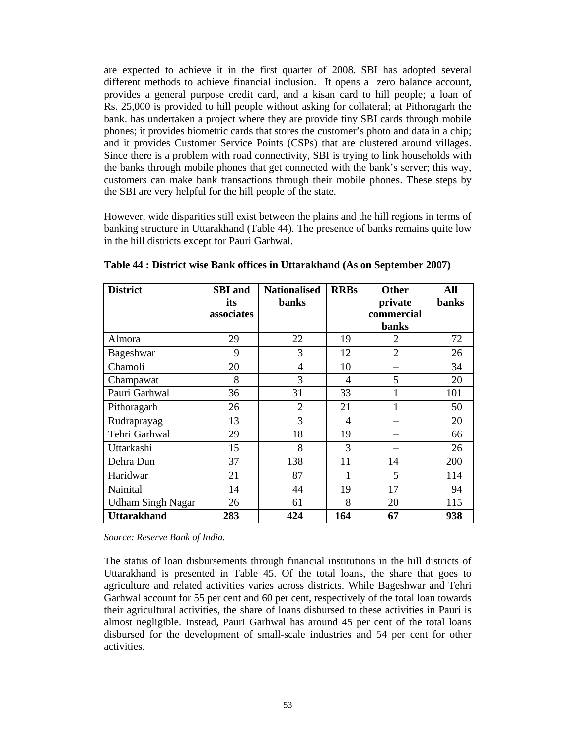are expected to achieve it in the first quarter of 2008. SBI has adopted several different methods to achieve financial inclusion. It opens a zero balance account, provides a general purpose credit card, and a kisan card to hill people; a loan of Rs. 25,000 is provided to hill people without asking for collateral; at Pithoragarh the bank. has undertaken a project where they are provide tiny SBI cards through mobile phones; it provides biometric cards that stores the customer's photo and data in a chip; and it provides Customer Service Points (CSPs) that are clustered around villages. Since there is a problem with road connectivity, SBI is trying to link households with the banks through mobile phones that get connected with the bank's server; this way, customers can make bank transactions through their mobile phones. These steps by the SBI are very helpful for the hill people of the state.

However, wide disparities still exist between the plains and the hill regions in terms of banking structure in Uttarakhand (Table 44). The presence of banks remains quite low in the hill districts except for Pauri Garhwal.

**Table 44 : District wise Bank offices in Uttarakhand (As on September 2007)**

| District | SBI and its associates | Nationalised banks | RRBs | Other private commercial banks | All banks |
|---|---|---|---|---|---|
| Almora | 29 | 22 | 19 | 2 | 72 |
| Bageshwar | 9 | 3 | 12 | 2 | 26 |
| Chamoli | 20 | 4 | 10 | – | 34 |
| Champawat | 8 | 3 | 4 | 5 | 20 |
| Pauri Garhwal | 36 | 31 | 33 | 1 | 101 |
| Pithoragarh | 26 | 2 | 21 | 1 | 50 |
| Rudraprayag | 13 | 3 | 4 | – | 20 |
| Tehri Garhwal | 29 | 18 | 19 | – | 66 |
| Uttarkashi | 15 | 8 | 3 | – | 26 |
| Dehra Dun | 37 | 138 | 11 | 14 | 200 |
| Haridwar | 21 | 87 | 1 | 5 | 114 |
| Nainital | 14 | 44 | 19 | 17 | 94 |
| Udham Singh Nagar | 26 | 61 | 8 | 20 | 115 |
| **Uttarakhand** | **283** | **424** | **164** | **67** | **938** |

*Source: Reserve Bank of India.*

The status of loan disbursements through financial institutions in the hill districts of Uttarakhand is presented in Table 45. Of the total loans, the share that goes to agriculture and related activities varies across districts. While Bageshwar and Tehri Garhwal account for 55 per cent and 60 per cent, respectively of the total loan towards their agricultural activities, the share of loans disbursed to these activities in Pauri is almost negligible. Instead, Pauri Garhwal has around 45 per cent of the total loans disbursed for the development of small-scale industries and 54 per cent for other activities.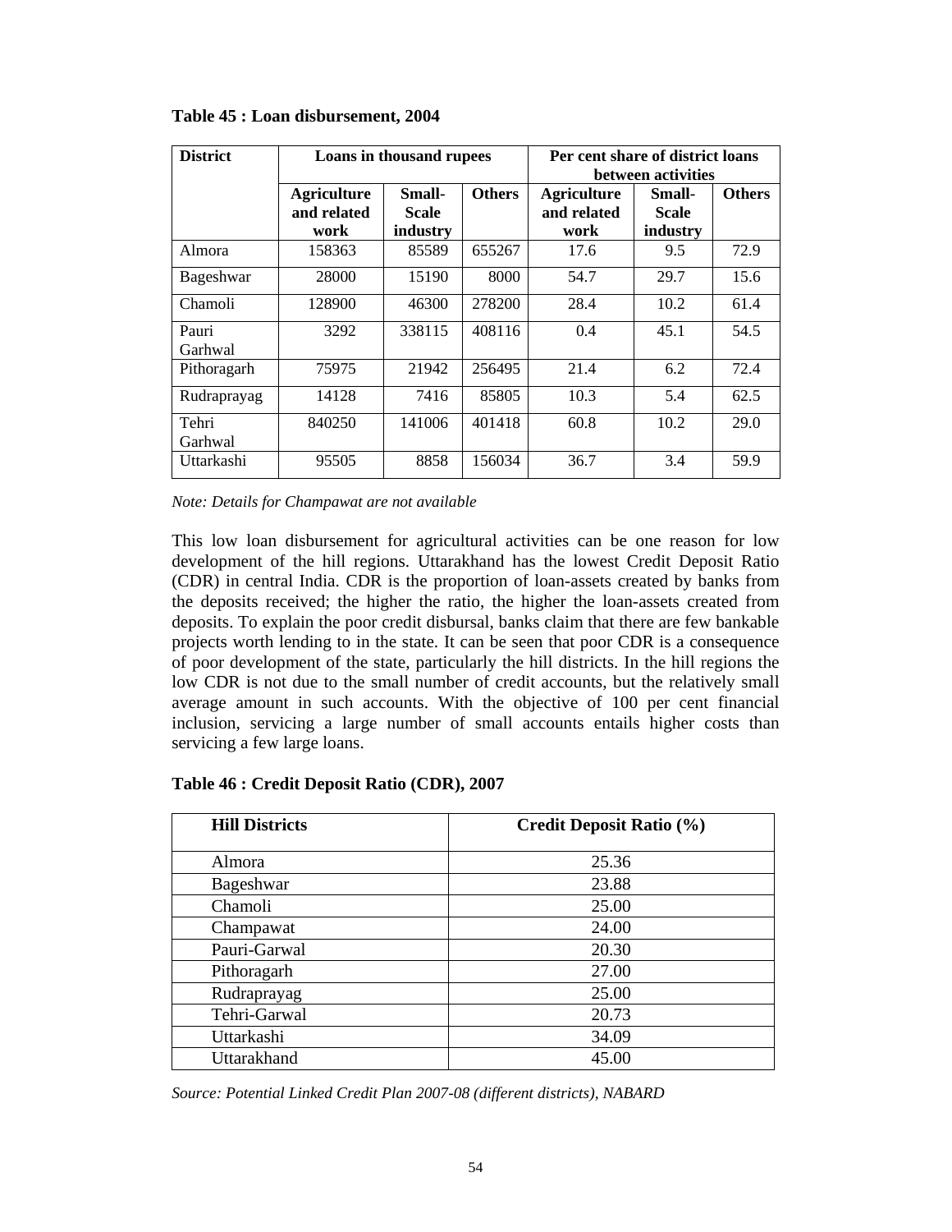**Table 45 : Loan disbursement, 2004**

| District | Loans in thousand rupees | | | Per cent share of district loans between activities | | |
|---|---|---|---|---|---|---|
| | Agriculture and related work | Small-Scale industry | Others | Agriculture and related work | Small-Scale industry | Others |
| Almora | 158363 | 85589 | 655267 | 17.6 | 9.5 | 72.9 |
| Bageshwar | 28000 | 15190 | 8000 | 54.7 | 29.7 | 15.6 |
| Chamoli | 128900 | 46300 | 278200 | 28.4 | 10.2 | 61.4 |
| Pauri Garhwal | 3292 | 338115 | 408116 | 0.4 | 45.1 | 54.5 |
| Pithoragarh | 75975 | 21942 | 256495 | 21.4 | 6.2 | 72.4 |
| Rudraprayag | 14128 | 7416 | 85805 | 10.3 | 5.4 | 62.5 |
| Tehri Garhwal | 840250 | 141006 | 401418 | 60.8 | 10.2 | 29.0 |
| Uttarkashi | 95505 | 8858 | 156034 | 36.7 | 3.4 | 59.9 |

*Note: Details for Champawat are not available*

This low loan disbursement for agricultural activities can be one reason for low development of the hill regions. Uttarakhand has the lowest Credit Deposit Ratio (CDR) in central India. CDR is the proportion of loan-assets created by banks from the deposits received; the higher the ratio, the higher the loan-assets created from deposits. To explain the poor credit disbursal, banks claim that there are few bankable projects worth lending to in the state. It can be seen that poor CDR is a consequence of poor development of the state, particularly the hill districts. In the hill regions the low CDR is not due to the small number of credit accounts, but the relatively small average amount in such accounts. With the objective of 100 per cent financial inclusion, servicing a large number of small accounts entails higher costs than servicing a few large loans.

**Table 46 : Credit Deposit Ratio (CDR), 2007**

| Hill Districts | Credit Deposit Ratio (%) |
|---|---|
| Almora | 25.36 |
| Bageshwar | 23.88 |
| Chamoli | 25.00 |
| Champawat | 24.00 |
| Pauri-Garwal | 20.30 |
| Pithoragarh | 27.00 |
| Rudraprayag | 25.00 |
| Tehri-Garwal | 20.73 |
| Uttarkashi | 34.09 |
| Uttarakhand | 45.00 |

*Source: Potential Linked Credit Plan 2007-08 (different districts), NABARD*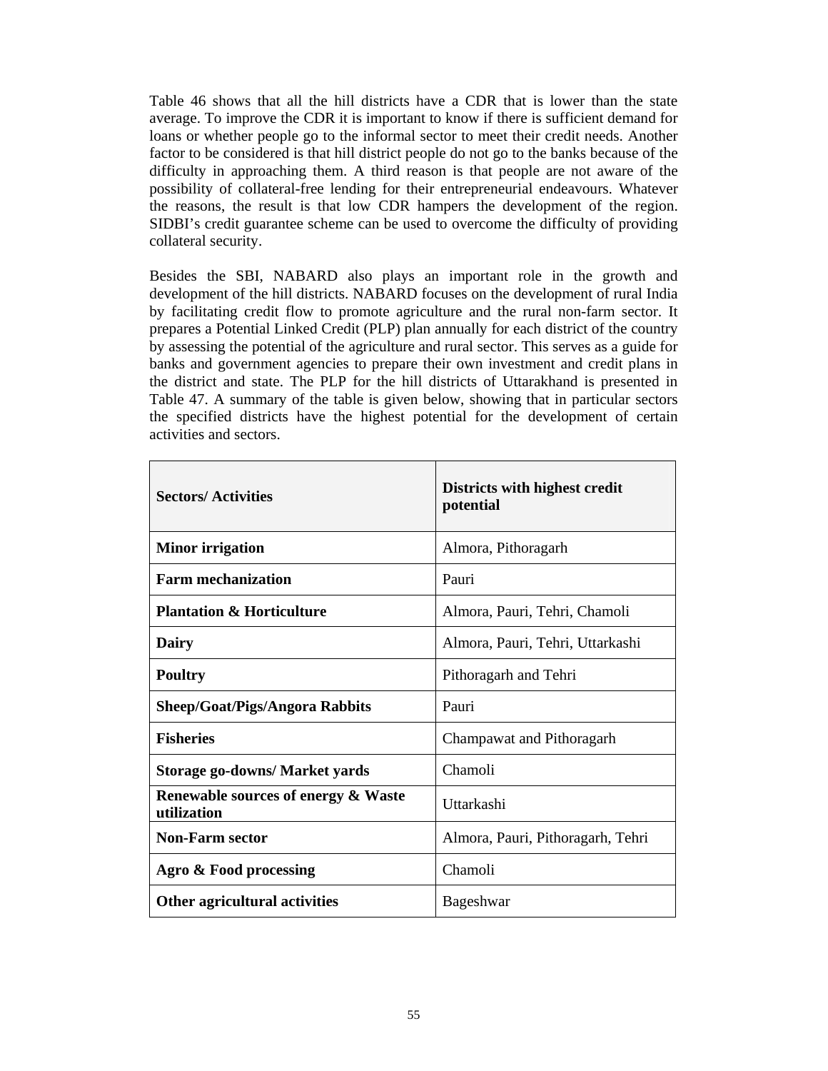Table 46 shows that all the hill districts have a CDR that is lower than the state average. To improve the CDR it is important to know if there is sufficient demand for loans or whether people go to the informal sector to meet their credit needs. Another factor to be considered is that hill district people do not go to the banks because of the difficulty in approaching them. A third reason is that people are not aware of the possibility of collateral-free lending for their entrepreneurial endeavours. Whatever the reasons, the result is that low CDR hampers the development of the region. SIDBI's credit guarantee scheme can be used to overcome the difficulty of providing collateral security.

Besides the SBI, NABARD also plays an important role in the growth and development of the hill districts. NABARD focuses on the development of rural India by facilitating credit flow to promote agriculture and the rural non-farm sector. It prepares a Potential Linked Credit (PLP) plan annually for each district of the country by assessing the potential of the agriculture and rural sector. This serves as a guide for banks and government agencies to prepare their own investment and credit plans in the district and state. The PLP for the hill districts of Uttarakhand is presented in Table 47. A summary of the table is given below, showing that in particular sectors the specified districts have the highest potential for the development of certain activities and sectors.

| Sectors/ Activities | Districts with highest credit potential |
|---|---|
| **Minor irrigation** | Almora, Pithoragarh |
| **Farm mechanization** | Pauri |
| **Plantation & Horticulture** | Almora, Pauri, Tehri, Chamoli |
| **Dairy** | Almora, Pauri, Tehri, Uttarkashi |
| **Poultry** | Pithoragarh and Tehri |
| **Sheep/Goat/Pigs/Angora Rabbits** | Pauri |
| **Fisheries** | Champawat and Pithoragarh |
| **Storage go-downs/ Market yards** | Chamoli |
| **Renewable sources of energy & Waste utilization** | Uttarkashi |
| **Non-Farm sector** | Almora, Pauri, Pithoragarh, Tehri |
| **Agro & Food processing** | Chamoli |
| **Other agricultural activities** | Bageshwar |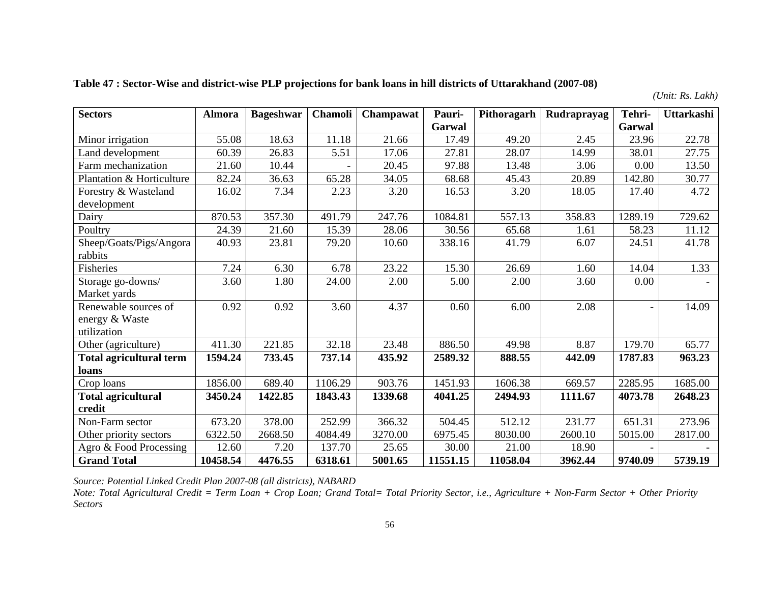**Table 47 : Sector-Wise and district-wise PLP projections for bank loans in hill districts of Uttarakhand (2007-08)**

*(Unit: Rs. Lakh)*

| Sectors | Almora | Bageshwar | Chamoli | Champawat | Pauri-Garwal | Pithoragarh | Rudraprayag | Tehri-Garwal | Uttarkashi |
|---|---|---|---|---|---|---|---|---|---|
| Minor irrigation | 55.08 | 18.63 | 11.18 | 21.66 | 17.49 | 49.20 | 2.45 | 23.96 | 22.78 |
| Land development | 60.39 | 26.83 | 5.51 | 17.06 | 27.81 | 28.07 | 14.99 | 38.01 | 27.75 |
| Farm mechanization | 21.60 | 10.44 | - | 20.45 | 97.88 | 13.48 | 3.06 | 0.00 | 13.50 |
| Plantation & Horticulture | 82.24 | 36.63 | 65.28 | 34.05 | 68.68 | 45.43 | 20.89 | 142.80 | 30.77 |
| Forestry & Wasteland development | 16.02 | 7.34 | 2.23 | 3.20 | 16.53 | 3.20 | 18.05 | 17.40 | 4.72 |
| Dairy | 870.53 | 357.30 | 491.79 | 247.76 | 1084.81 | 557.13 | 358.83 | 1289.19 | 729.62 |
| Poultry | 24.39 | 21.60 | 15.39 | 28.06 | 30.56 | 65.68 | 1.61 | 58.23 | 11.12 |
| Sheep/Goats/Pigs/Angora rabbits | 40.93 | 23.81 | 79.20 | 10.60 | 338.16 | 41.79 | 6.07 | 24.51 | 41.78 |
| Fisheries | 7.24 | 6.30 | 6.78 | 23.22 | 15.30 | 26.69 | 1.60 | 14.04 | 1.33 |
| Storage go-downs/ Market yards | 3.60 | 1.80 | 24.00 | 2.00 | 5.00 | 2.00 | 3.60 | 0.00 | - |
| Renewable sources of energy & Waste utilization | 0.92 | 0.92 | 3.60 | 4.37 | 0.60 | 6.00 | 2.08 | - | 14.09 |
| Other (agriculture) | 411.30 | 221.85 | 32.18 | 23.48 | 886.50 | 49.98 | 8.87 | 179.70 | 65.77 |
| **Total agricultural term loans** | **1594.24** | **733.45** | **737.14** | **435.92** | **2589.32** | **888.55** | **442.09** | **1787.83** | **963.23** |
| Crop loans | 1856.00 | 689.40 | 1106.29 | 903.76 | 1451.93 | 1606.38 | 669.57 | 2285.95 | 1685.00 |
| **Total agricultural credit** | **3450.24** | **1422.85** | **1843.43** | **1339.68** | **4041.25** | **2494.93** | **1111.67** | **4073.78** | **2648.23** |
| Non-Farm sector | 673.20 | 378.00 | 252.99 | 366.32 | 504.45 | 512.12 | 231.77 | 651.31 | 273.96 |
| Other priority sectors | 6322.50 | 2668.50 | 4084.49 | 3270.00 | 6975.45 | 8030.00 | 2600.10 | 5015.00 | 2817.00 |
| Agro & Food Processing | 12.60 | 7.20 | 137.70 | 25.65 | 30.00 | 21.00 | 18.90 | - | - |
| **Grand Total** | **10458.54** | **4476.55** | **6318.61** | **5001.65** | **11551.15** | **11058.04** | **3962.44** | **9740.09** | **5739.19** |

*Source: Potential Linked Credit Plan 2007-08 (all districts), NABARD*

*Note: Total Agricultural Credit = Term Loan + Crop Loan; Grand Total= Total Priority Sector, i.e., Agriculture + Non-Farm Sector + Other Priority Sectors*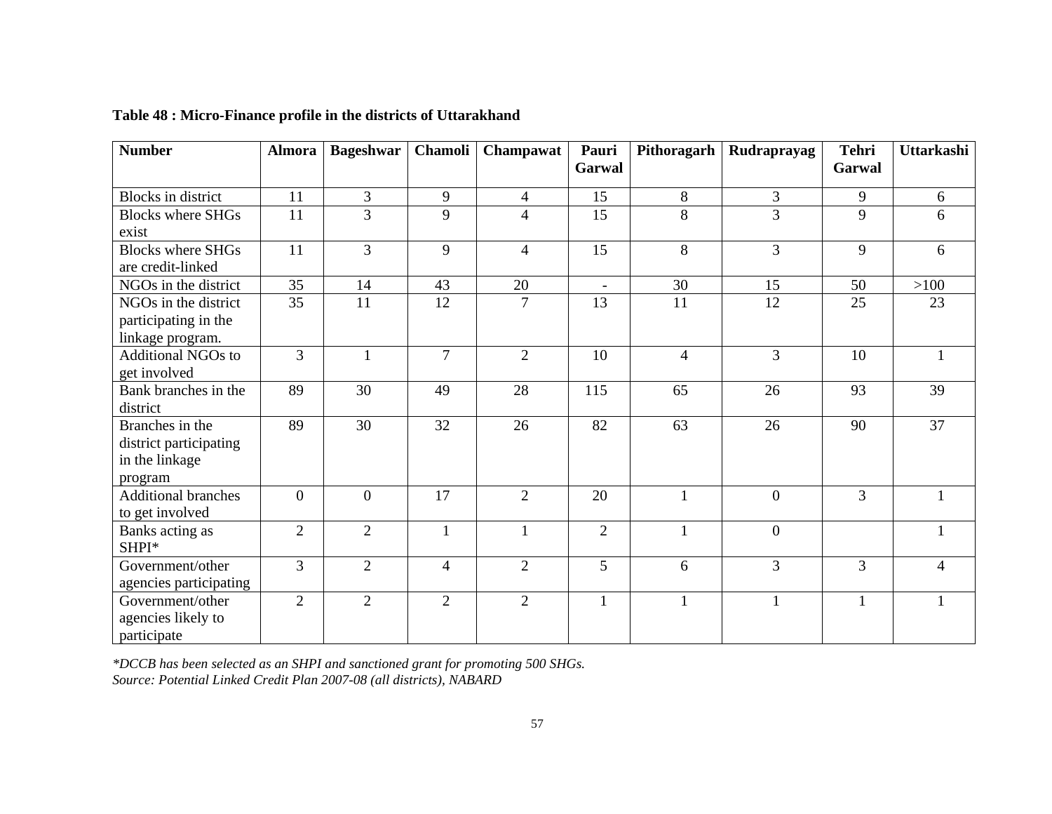**Table 48 : Micro-Finance profile in the districts of Uttarakhand**

| Number | Almora | Bageshwar | Chamoli | Champawat | Pauri Garwal | Pithoragarh | Rudraprayag | Tehri Garwal | Uttarkashi |
|---|---|---|---|---|---|---|---|---|---|
| Blocks in district | 11 | 3 | 9 | 4 | 15 | 8 | 3 | 9 | 6 |
| Blocks where SHGs exist | 11 | 3 | 9 | 4 | 15 | 8 | 3 | 9 | 6 |
| Blocks where SHGs are credit-linked | 11 | 3 | 9 | 4 | 15 | 8 | 3 | 9 | 6 |
| NGOs in the district | 35 | 14 | 43 | 20 | - | 30 | 15 | 50 | >100 |
| NGOs in the district participating in the linkage program. | 35 | 11 | 12 | 7 | 13 | 11 | 12 | 25 | 23 |
| Additional NGOs to get involved | 3 | 1 | 7 | 2 | 10 | 4 | 3 | 10 | 1 |
| Bank branches in the district | 89 | 30 | 49 | 28 | 115 | 65 | 26 | 93 | 39 |
| Branches in the district participating in the linkage program | 89 | 30 | 32 | 26 | 82 | 63 | 26 | 90 | 37 |
| Additional branches to get involved | 0 | 0 | 17 | 2 | 20 | 1 | 0 | 3 | 1 |
| Banks acting as SHPI* | 2 | 2 | 1 | 1 | 2 | 1 | 0 | | 1 |
| Government/other agencies participating | 3 | 2 | 4 | 2 | 5 | 6 | 3 | 3 | 4 |
| Government/other agencies likely to participate | 2 | 2 | 2 | 2 | 1 | 1 | 1 | 1 | 1 |

*\*DCCB has been selected as an SHPI and sanctioned grant for promoting 500 SHGs.*
*Source: Potential Linked Credit Plan 2007-08 (all districts), NABARD*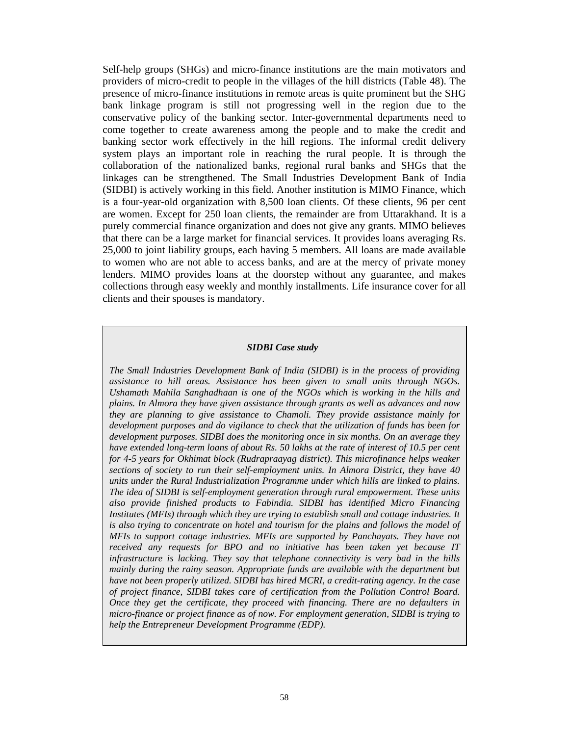Self-help groups (SHGs) and micro-finance institutions are the main motivators and providers of micro-credit to people in the villages of the hill districts (Table 48). The presence of micro-finance institutions in remote areas is quite prominent but the SHG bank linkage program is still not progressing well in the region due to the conservative policy of the banking sector. Inter-governmental departments need to come together to create awareness among the people and to make the credit and banking sector work effectively in the hill regions. The informal credit delivery system plays an important role in reaching the rural people. It is through the collaboration of the nationalized banks, regional rural banks and SHGs that the linkages can be strengthened. The Small Industries Development Bank of India (SIDBI) is actively working in this field. Another institution is MIMO Finance, which is a four-year-old organization with 8,500 loan clients. Of these clients, 96 per cent are women. Except for 250 loan clients, the remainder are from Uttarakhand. It is a purely commercial finance organization and does not give any grants. MIMO believes that there can be a large market for financial services. It provides loans averaging Rs. 25,000 to joint liability groups, each having 5 members. All loans are made available to women who are not able to access banks, and are at the mercy of private money lenders. MIMO provides loans at the doorstep without any guarantee, and makes collections through easy weekly and monthly installments. Life insurance cover for all clients and their spouses is mandatory.

***SIDBI Case study***

*The Small Industries Development Bank of India (SIDBI) is in the process of providing assistance to hill areas. Assistance has been given to small units through NGOs. Ushamath Mahila Sanghadhaan is one of the NGOs which is working in the hills and plains. In Almora they have given assistance through grants as well as advances and now they are planning to give assistance to Chamoli. They provide assistance mainly for development purposes and do vigilance to check that the utilization of funds has been for development purposes. SIDBI does the monitoring once in six months. On an average they have extended long-term loans of about Rs. 50 lakhs at the rate of interest of 10.5 per cent for 4-5 years for Okhimat block (Rudrapraayag district). This microfinance helps weaker sections of society to run their self-employment units. In Almora District, they have 40 units under the Rural Industrialization Programme under which hills are linked to plains. The idea of SIDBI is self-employment generation through rural empowerment. These units also provide finished products to Fabindia. SIDBI has identified Micro Financing Institutes (MFIs) through which they are trying to establish small and cottage industries. It is also trying to concentrate on hotel and tourism for the plains and follows the model of MFIs to support cottage industries. MFIs are supported by Panchayats. They have not received any requests for BPO and no initiative has been taken yet because IT infrastructure is lacking. They say that telephone connectivity is very bad in the hills mainly during the rainy season. Appropriate funds are available with the department but have not been properly utilized. SIDBI has hired MCRI, a credit-rating agency. In the case of project finance, SIDBI takes care of certification from the Pollution Control Board. Once they get the certificate, they proceed with financing. There are no defaulters in micro-finance or project finance as of now. For employment generation, SIDBI is trying to help the Entrepreneur Development Programme (EDP).*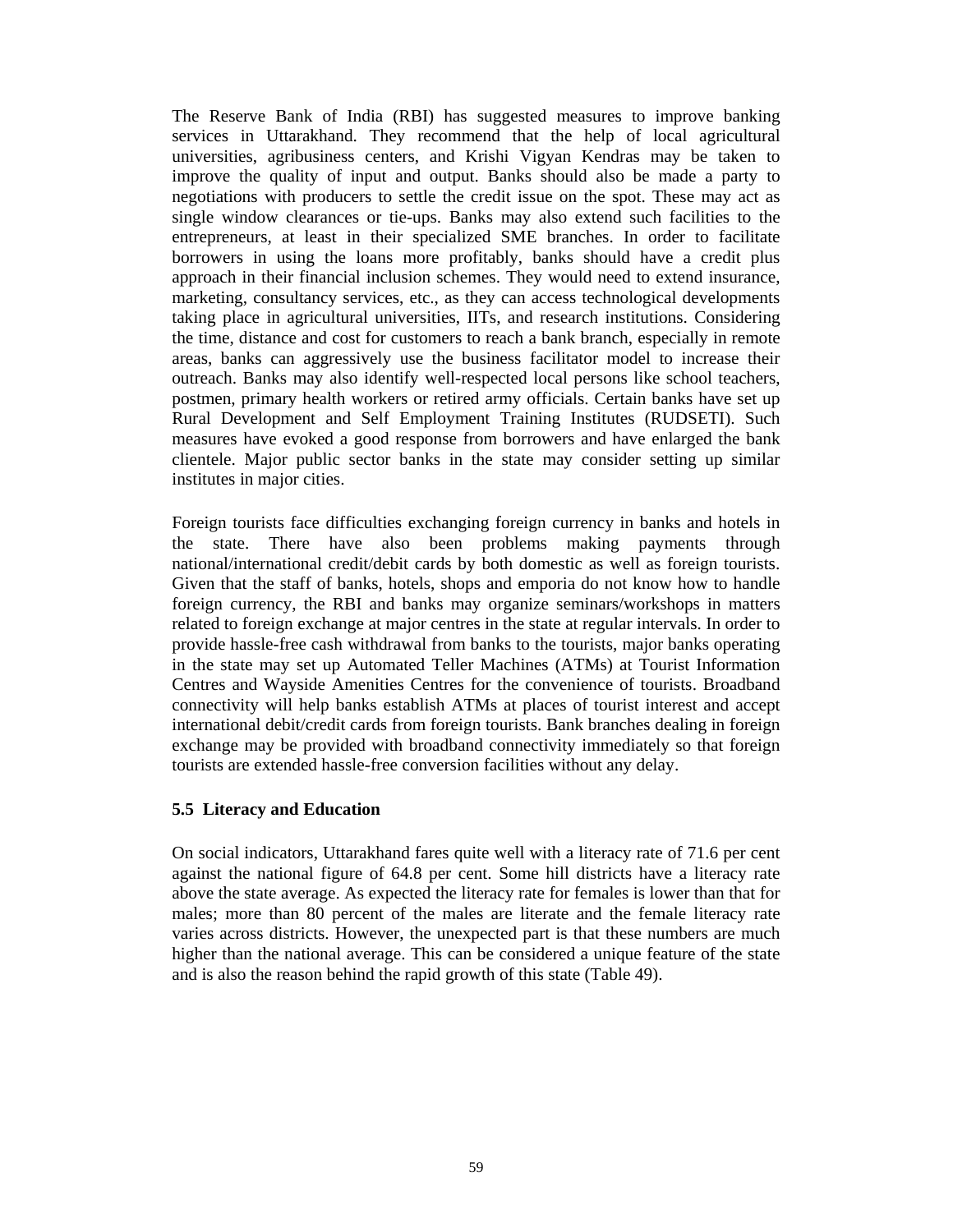The Reserve Bank of India (RBI) has suggested measures to improve banking services in Uttarakhand. They recommend that the help of local agricultural universities, agribusiness centers, and Krishi Vigyan Kendras may be taken to improve the quality of input and output. Banks should also be made a party to negotiations with producers to settle the credit issue on the spot. These may act as single window clearances or tie-ups. Banks may also extend such facilities to the entrepreneurs, at least in their specialized SME branches. In order to facilitate borrowers in using the loans more profitably, banks should have a credit plus approach in their financial inclusion schemes. They would need to extend insurance, marketing, consultancy services, etc., as they can access technological developments taking place in agricultural universities, IITs, and research institutions. Considering the time, distance and cost for customers to reach a bank branch, especially in remote areas, banks can aggressively use the business facilitator model to increase their outreach. Banks may also identify well-respected local persons like school teachers, postmen, primary health workers or retired army officials. Certain banks have set up Rural Development and Self Employment Training Institutes (RUDSETI). Such measures have evoked a good response from borrowers and have enlarged the bank clientele. Major public sector banks in the state may consider setting up similar institutes in major cities.

Foreign tourists face difficulties exchanging foreign currency in banks and hotels in the state. There have also been problems making payments through national/international credit/debit cards by both domestic as well as foreign tourists. Given that the staff of banks, hotels, shops and emporia do not know how to handle foreign currency, the RBI and banks may organize seminars/workshops in matters related to foreign exchange at major centres in the state at regular intervals. In order to provide hassle-free cash withdrawal from banks to the tourists, major banks operating in the state may set up Automated Teller Machines (ATMs) at Tourist Information Centres and Wayside Amenities Centres for the convenience of tourists. Broadband connectivity will help banks establish ATMs at places of tourist interest and accept international debit/credit cards from foreign tourists. Bank branches dealing in foreign exchange may be provided with broadband connectivity immediately so that foreign tourists are extended hassle-free conversion facilities without any delay.

### 5.5 Literacy and Education

On social indicators, Uttarakhand fares quite well with a literacy rate of 71.6 per cent against the national figure of 64.8 per cent. Some hill districts have a literacy rate above the state average. As expected the literacy rate for females is lower than that for males; more than 80 percent of the males are literate and the female literacy rate varies across districts. However, the unexpected part is that these numbers are much higher than the national average. This can be considered a unique feature of the state and is also the reason behind the rapid growth of this state (Table 49).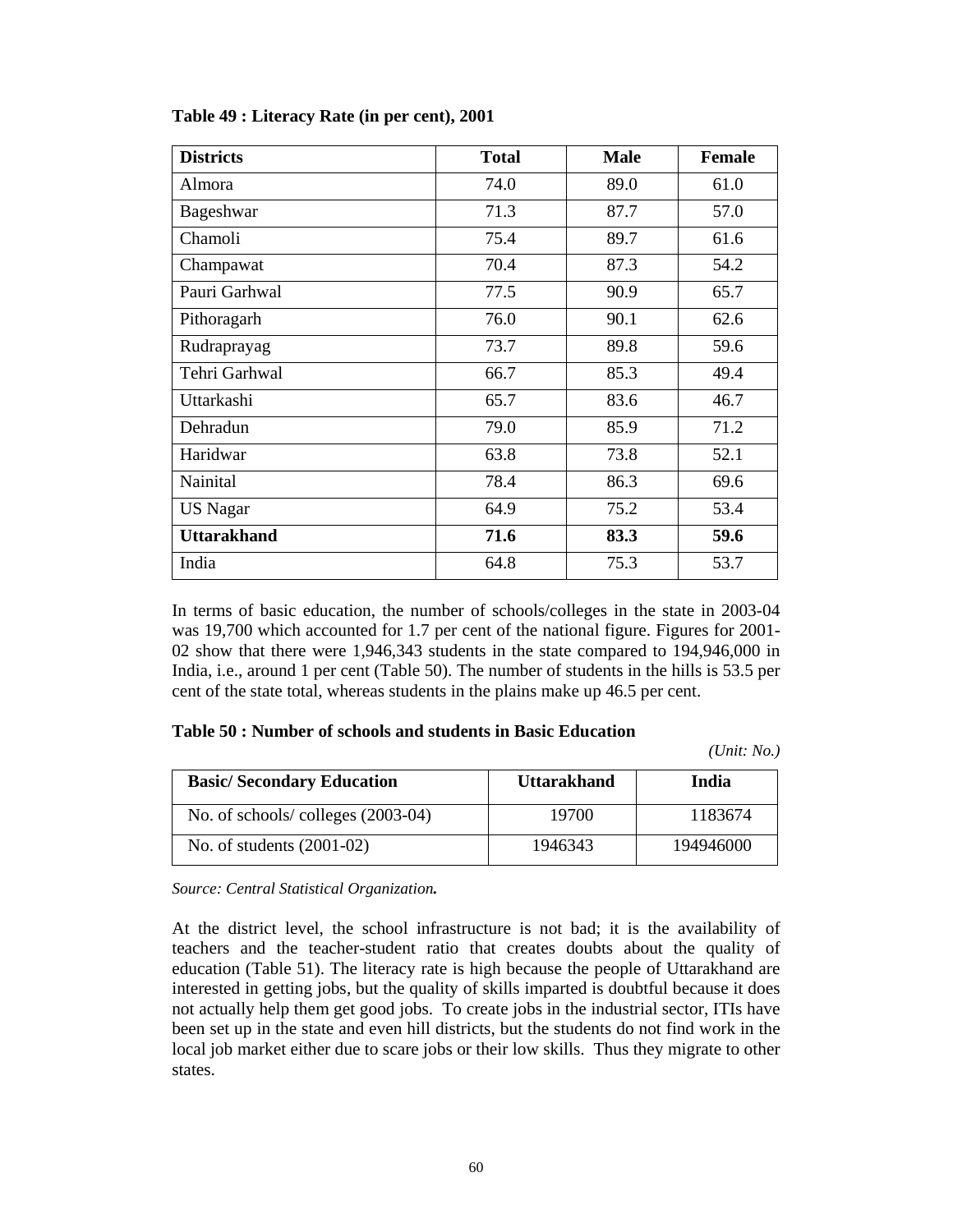**Table 49 : Literacy Rate (in per cent), 2001**

| Districts | Total | Male | Female |
|---|---|---|---|
| Almora | 74.0 | 89.0 | 61.0 |
| Bageshwar | 71.3 | 87.7 | 57.0 |
| Chamoli | 75.4 | 89.7 | 61.6 |
| Champawat | 70.4 | 87.3 | 54.2 |
| Pauri Garhwal | 77.5 | 90.9 | 65.7 |
| Pithoragarh | 76.0 | 90.1 | 62.6 |
| Rudraprayag | 73.7 | 89.8 | 59.6 |
| Tehri Garhwal | 66.7 | 85.3 | 49.4 |
| Uttarkashi | 65.7 | 83.6 | 46.7 |
| Dehradun | 79.0 | 85.9 | 71.2 |
| Haridwar | 63.8 | 73.8 | 52.1 |
| Nainital | 78.4 | 86.3 | 69.6 |
| US Nagar | 64.9 | 75.2 | 53.4 |
| **Uttarakhand** | **71.6** | **83.3** | **59.6** |
| India | 64.8 | 75.3 | 53.7 |

In terms of basic education, the number of schools/colleges in the state in 2003-04 was 19,700 which accounted for 1.7 per cent of the national figure. Figures for 2001-02 show that there were 1,946,343 students in the state compared to 194,946,000 in India, i.e., around 1 per cent (Table 50). The number of students in the hills is 53.5 per cent of the state total, whereas students in the plains make up 46.5 per cent.

**Table 50 : Number of schools and students in Basic Education**

*(Unit: No.)*

| Basic/ Secondary Education | Uttarakhand | India |
|---|---|---|
| No. of schools/ colleges (2003-04) | 19700 | 1183674 |
| No. of students (2001-02) | 1946343 | 194946000 |

*Source: Central Statistical Organization.*

At the district level, the school infrastructure is not bad; it is the availability of teachers and the teacher-student ratio that creates doubts about the quality of education (Table 51). The literacy rate is high because the people of Uttarakhand are interested in getting jobs, but the quality of skills imparted is doubtful because it does not actually help them get good jobs. To create jobs in the industrial sector, ITIs have been set up in the state and even hill districts, but the students do not find work in the local job market either due to scare jobs or their low skills. Thus they migrate to other states.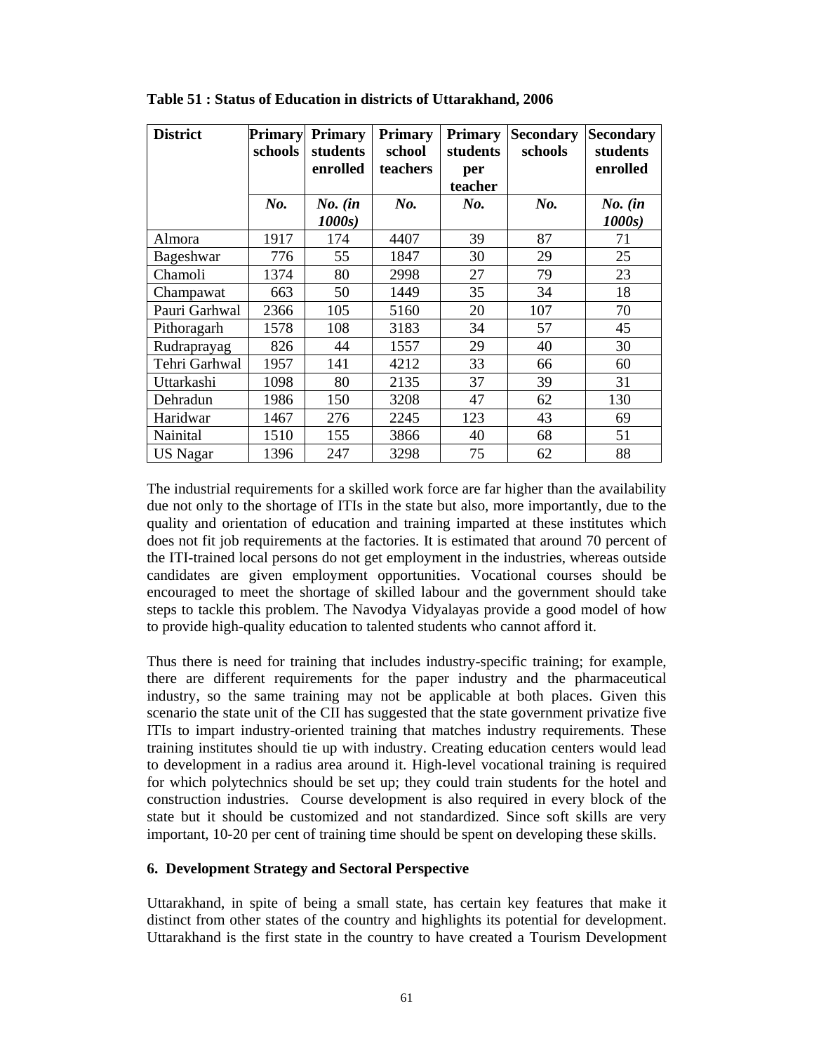**Table 51 : Status of Education in districts of Uttarakhand, 2006**

| District | Primary schools | Primary students enrolled | Primary school teachers | Primary students per teacher | Secondary schools | Secondary students enrolled |
|---|---|---|---|---|---|---|
| | *No.* | *No. (in 1000s)* | *No.* | *No.* | *No.* | *No. (in 1000s)* |
| Almora | 1917 | 174 | 4407 | 39 | 87 | 71 |
| Bageshwar | 776 | 55 | 1847 | 30 | 29 | 25 |
| Chamoli | 1374 | 80 | 2998 | 27 | 79 | 23 |
| Champawat | 663 | 50 | 1449 | 35 | 34 | 18 |
| Pauri Garhwal | 2366 | 105 | 5160 | 20 | 107 | 70 |
| Pithoragarh | 1578 | 108 | 3183 | 34 | 57 | 45 |
| Rudraprayag | 826 | 44 | 1557 | 29 | 40 | 30 |
| Tehri Garhwal | 1957 | 141 | 4212 | 33 | 66 | 60 |
| Uttarkashi | 1098 | 80 | 2135 | 37 | 39 | 31 |
| Dehradun | 1986 | 150 | 3208 | 47 | 62 | 130 |
| Haridwar | 1467 | 276 | 2245 | 123 | 43 | 69 |
| Nainital | 1510 | 155 | 3866 | 40 | 68 | 51 |
| US Nagar | 1396 | 247 | 3298 | 75 | 62 | 88 |

The industrial requirements for a skilled work force are far higher than the availability due not only to the shortage of ITIs in the state but also, more importantly, due to the quality and orientation of education and training imparted at these institutes which does not fit job requirements at the factories. It is estimated that around 70 percent of the ITI-trained local persons do not get employment in the industries, whereas outside candidates are given employment opportunities. Vocational courses should be encouraged to meet the shortage of skilled labour and the government should take steps to tackle this problem. The Navodya Vidyalayas provide a good model of how to provide high-quality education to talented students who cannot afford it.

Thus there is need for training that includes industry-specific training; for example, there are different requirements for the paper industry and the pharmaceutical industry, so the same training may not be applicable at both places. Given this scenario the state unit of the CII has suggested that the state government privatize five ITIs to impart industry-oriented training that matches industry requirements. These training institutes should tie up with industry. Creating education centers would lead to development in a radius area around it. High-level vocational training is required for which polytechnics should be set up; they could train students for the hotel and construction industries. Course development is also required in every block of the state but it should be customized and not standardized. Since soft skills are very important, 10-20 per cent of training time should be spent on developing these skills.

## 6. Development Strategy and Sectoral Perspective

Uttarakhand, in spite of being a small state, has certain key features that make it distinct from other states of the country and highlights its potential for development. Uttarakhand is the first state in the country to have created a Tourism Development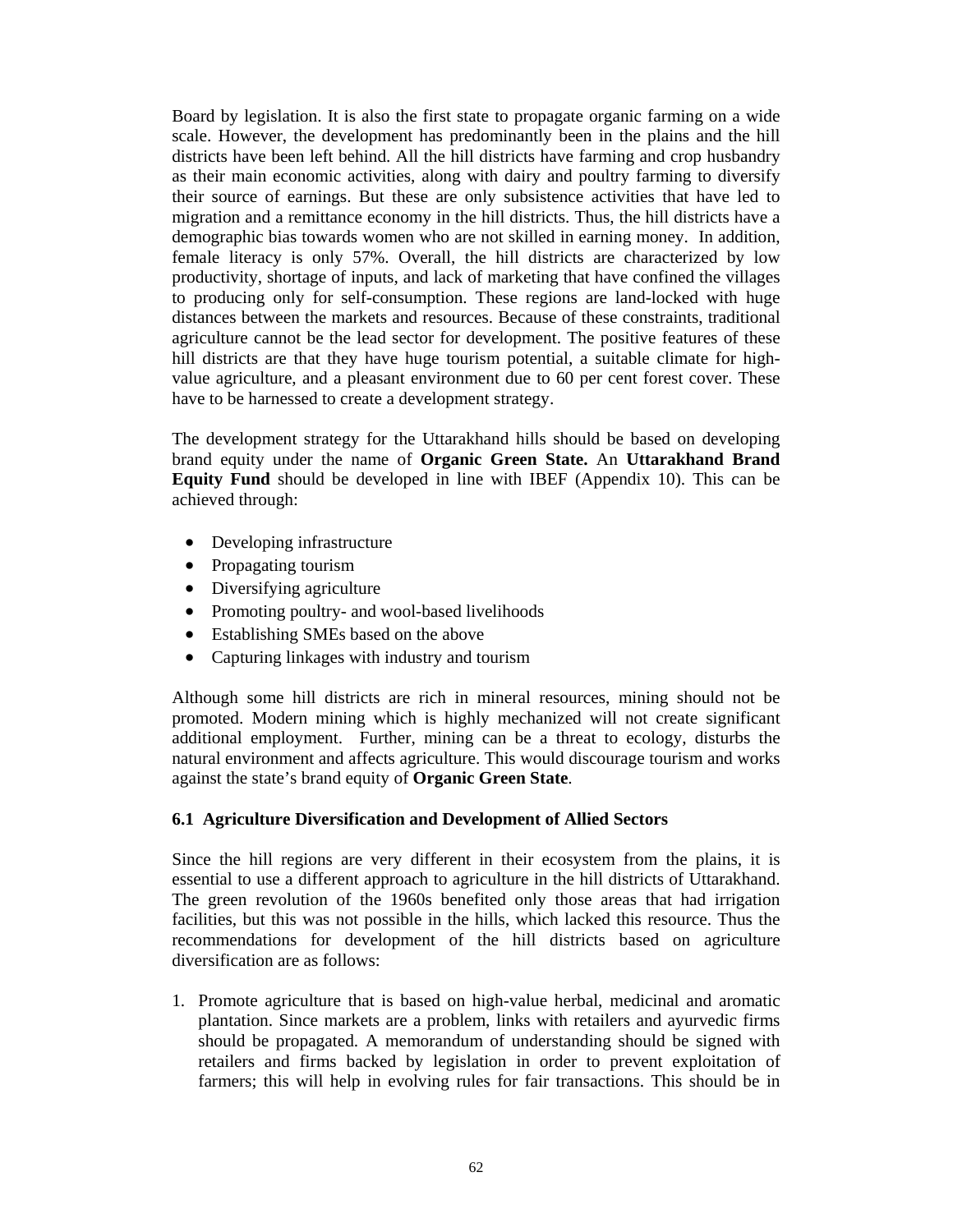Board by legislation. It is also the first state to propagate organic farming on a wide scale. However, the development has predominantly been in the plains and the hill districts have been left behind. All the hill districts have farming and crop husbandry as their main economic activities, along with dairy and poultry farming to diversify their source of earnings. But these are only subsistence activities that have led to migration and a remittance economy in the hill districts. Thus, the hill districts have a demographic bias towards women who are not skilled in earning money. In addition, female literacy is only 57%. Overall, the hill districts are characterized by low productivity, shortage of inputs, and lack of marketing that have confined the villages to producing only for self-consumption. These regions are land-locked with huge distances between the markets and resources. Because of these constraints, traditional agriculture cannot be the lead sector for development. The positive features of these hill districts are that they have huge tourism potential, a suitable climate for high-value agriculture, and a pleasant environment due to 60 per cent forest cover. These have to be harnessed to create a development strategy.

The development strategy for the Uttarakhand hills should be based on developing brand equity under the name of **Organic Green State.** An **Uttarakhand Brand Equity Fund** should be developed in line with IBEF (Appendix 10). This can be achieved through:

- Developing infrastructure
- Propagating tourism
- Diversifying agriculture
- Promoting poultry- and wool-based livelihoods
- Establishing SMEs based on the above
- Capturing linkages with industry and tourism

Although some hill districts are rich in mineral resources, mining should not be promoted. Modern mining which is highly mechanized will not create significant additional employment. Further, mining can be a threat to ecology, disturbs the natural environment and affects agriculture. This would discourage tourism and works against the state's brand equity of **Organic Green State**.

### 6.1 Agriculture Diversification and Development of Allied Sectors

Since the hill regions are very different in their ecosystem from the plains, it is essential to use a different approach to agriculture in the hill districts of Uttarakhand. The green revolution of the 1960s benefited only those areas that had irrigation facilities, but this was not possible in the hills, which lacked this resource. Thus the recommendations for development of the hill districts based on agriculture diversification are as follows:

1. Promote agriculture that is based on high-value herbal, medicinal and aromatic plantation. Since markets are a problem, links with retailers and ayurvedic firms should be propagated. A memorandum of understanding should be signed with retailers and firms backed by legislation in order to prevent exploitation of farmers; this will help in evolving rules for fair transactions. This should be in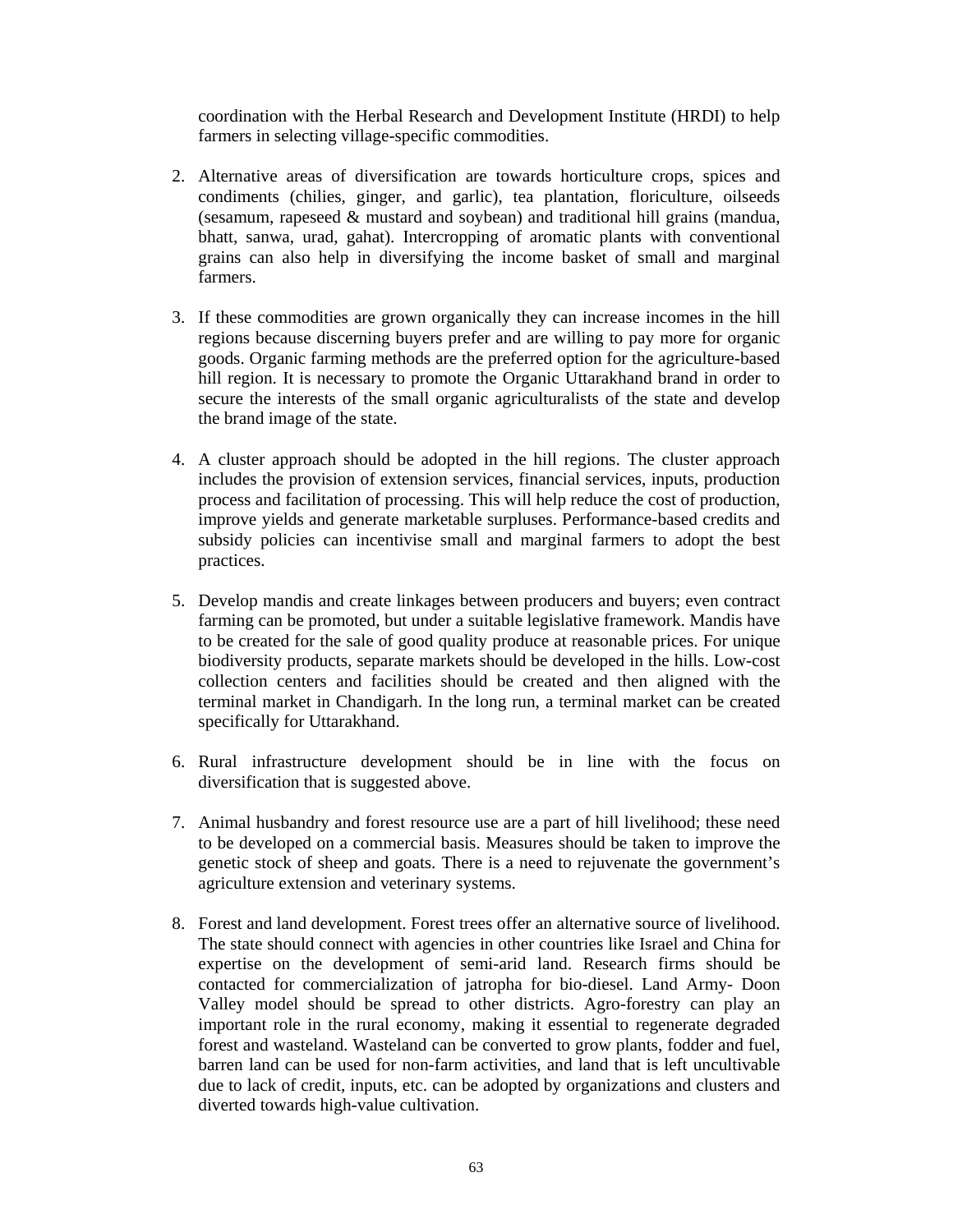coordination with the Herbal Research and Development Institute (HRDI) to help farmers in selecting village-specific commodities.

2. Alternative areas of diversification are towards horticulture crops, spices and condiments (chilies, ginger, and garlic), tea plantation, floriculture, oilseeds (sesamum, rapeseed & mustard and soybean) and traditional hill grains (mandua, bhatt, sanwa, urad, gahat). Intercropping of aromatic plants with conventional grains can also help in diversifying the income basket of small and marginal farmers.

3. If these commodities are grown organically they can increase incomes in the hill regions because discerning buyers prefer and are willing to pay more for organic goods. Organic farming methods are the preferred option for the agriculture-based hill region. It is necessary to promote the Organic Uttarakhand brand in order to secure the interests of the small organic agriculturalists of the state and develop the brand image of the state.

4. A cluster approach should be adopted in the hill regions. The cluster approach includes the provision of extension services, financial services, inputs, production process and facilitation of processing. This will help reduce the cost of production, improve yields and generate marketable surpluses. Performance-based credits and subsidy policies can incentivise small and marginal farmers to adopt the best practices.

5. Develop mandis and create linkages between producers and buyers; even contract farming can be promoted, but under a suitable legislative framework. Mandis have to be created for the sale of good quality produce at reasonable prices. For unique biodiversity products, separate markets should be developed in the hills. Low-cost collection centers and facilities should be created and then aligned with the terminal market in Chandigarh. In the long run, a terminal market can be created specifically for Uttarakhand.

6. Rural infrastructure development should be in line with the focus on diversification that is suggested above.

7. Animal husbandry and forest resource use are a part of hill livelihood; these need to be developed on a commercial basis. Measures should be taken to improve the genetic stock of sheep and goats. There is a need to rejuvenate the government's agriculture extension and veterinary systems.

8. Forest and land development. Forest trees offer an alternative source of livelihood. The state should connect with agencies in other countries like Israel and China for expertise on the development of semi-arid land. Research firms should be contacted for commercialization of jatropha for bio-diesel. Land Army- Doon Valley model should be spread to other districts. Agro-forestry can play an important role in the rural economy, making it essential to regenerate degraded forest and wasteland. Wasteland can be converted to grow plants, fodder and fuel, barren land can be used for non-farm activities, and land that is left uncultivable due to lack of credit, inputs, etc. can be adopted by organizations and clusters and diverted towards high-value cultivation.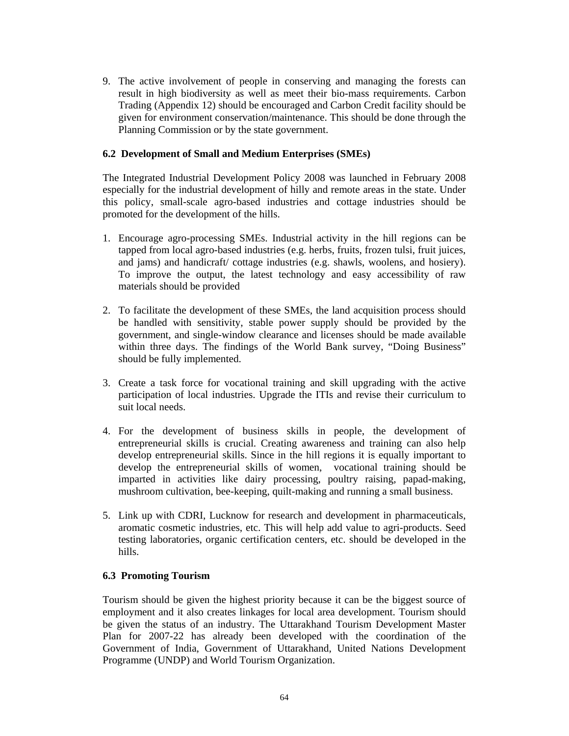9. The active involvement of people in conserving and managing the forests can result in high biodiversity as well as meet their bio-mass requirements. Carbon Trading (Appendix 12) should be encouraged and Carbon Credit facility should be given for environment conservation/maintenance. This should be done through the Planning Commission or by the state government.

### 6.2 Development of Small and Medium Enterprises (SMEs)

The Integrated Industrial Development Policy 2008 was launched in February 2008 especially for the industrial development of hilly and remote areas in the state. Under this policy, small-scale agro-based industries and cottage industries should be promoted for the development of the hills.

1. Encourage agro-processing SMEs. Industrial activity in the hill regions can be tapped from local agro-based industries (e.g. herbs, fruits, frozen tulsi, fruit juices, and jams) and handicraft/ cottage industries (e.g. shawls, woolens, and hosiery). To improve the output, the latest technology and easy accessibility of raw materials should be provided

2. To facilitate the development of these SMEs, the land acquisition process should be handled with sensitivity, stable power supply should be provided by the government, and single-window clearance and licenses should be made available within three days. The findings of the World Bank survey, "Doing Business" should be fully implemented.

3. Create a task force for vocational training and skill upgrading with the active participation of local industries. Upgrade the ITIs and revise their curriculum to suit local needs.

4. For the development of business skills in people, the development of entrepreneurial skills is crucial. Creating awareness and training can also help develop entrepreneurial skills. Since in the hill regions it is equally important to develop the entrepreneurial skills of women, vocational training should be imparted in activities like dairy processing, poultry raising, papad-making, mushroom cultivation, bee-keeping, quilt-making and running a small business.

5. Link up with CDRI, Lucknow for research and development in pharmaceuticals, aromatic cosmetic industries, etc. This will help add value to agri-products. Seed testing laboratories, organic certification centers, etc. should be developed in the hills.

### 6.3 Promoting Tourism

Tourism should be given the highest priority because it can be the biggest source of employment and it also creates linkages for local area development. Tourism should be given the status of an industry. The Uttarakhand Tourism Development Master Plan for 2007-22 has already been developed with the coordination of the Government of India, Government of Uttarakhand, United Nations Development Programme (UNDP) and World Tourism Organization.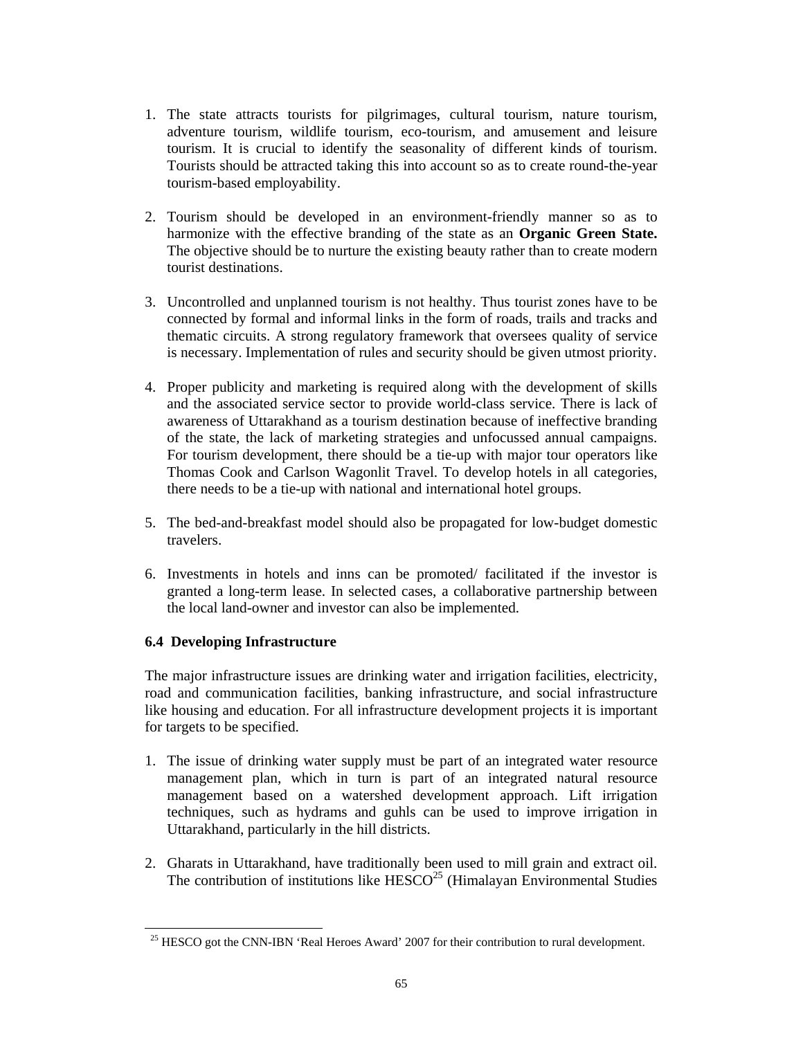1. The state attracts tourists for pilgrimages, cultural tourism, nature tourism, adventure tourism, wildlife tourism, eco-tourism, and amusement and leisure tourism. It is crucial to identify the seasonality of different kinds of tourism. Tourists should be attracted taking this into account so as to create round-the-year tourism-based employability.

2. Tourism should be developed in an environment-friendly manner so as to harmonize with the effective branding of the state as an **Organic Green State.** The objective should be to nurture the existing beauty rather than to create modern tourist destinations.

3. Uncontrolled and unplanned tourism is not healthy. Thus tourist zones have to be connected by formal and informal links in the form of roads, trails and tracks and thematic circuits. A strong regulatory framework that oversees quality of service is necessary. Implementation of rules and security should be given utmost priority.

4. Proper publicity and marketing is required along with the development of skills and the associated service sector to provide world-class service. There is lack of awareness of Uttarakhand as a tourism destination because of ineffective branding of the state, the lack of marketing strategies and unfocussed annual campaigns. For tourism development, there should be a tie-up with major tour operators like Thomas Cook and Carlson Wagonlit Travel. To develop hotels in all categories, there needs to be a tie-up with national and international hotel groups.

5. The bed-and-breakfast model should also be propagated for low-budget domestic travelers.

6. Investments in hotels and inns can be promoted/ facilitated if the investor is granted a long-term lease. In selected cases, a collaborative partnership between the local land-owner and investor can also be implemented.

### 6.4 Developing Infrastructure

The major infrastructure issues are drinking water and irrigation facilities, electricity, road and communication facilities, banking infrastructure, and social infrastructure like housing and education. For all infrastructure development projects it is important for targets to be specified.

1. The issue of drinking water supply must be part of an integrated water resource management plan, which in turn is part of an integrated natural resource management based on a watershed development approach. Lift irrigation techniques, such as hydrams and guhls can be used to improve irrigation in Uttarakhand, particularly in the hill districts.

2. Gharats in Uttarakhand, have traditionally been used to mill grain and extract oil. The contribution of institutions like HESCO[25] (Himalayan Environmental Studies

[25] HESCO got the CNN-IBN 'Real Heroes Award' 2007 for their contribution to rural development.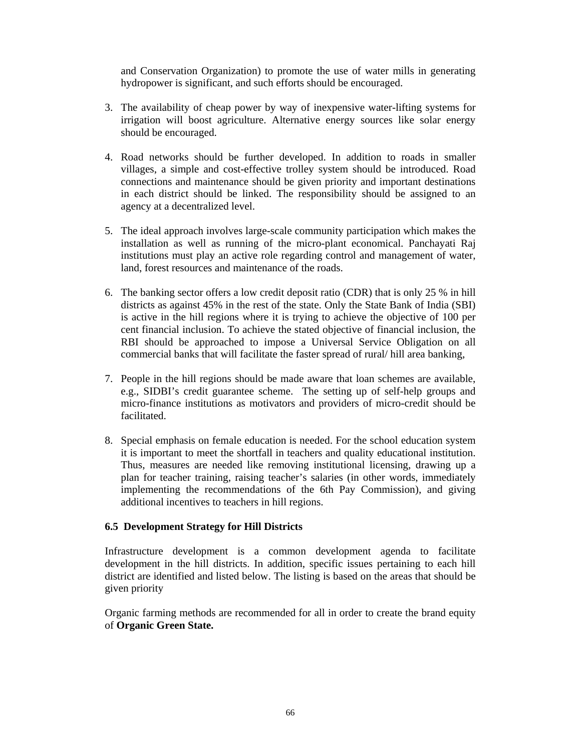and Conservation Organization) to promote the use of water mills in generating hydropower is significant, and such efforts should be encouraged.

3. The availability of cheap power by way of inexpensive water-lifting systems for irrigation will boost agriculture. Alternative energy sources like solar energy should be encouraged.

4. Road networks should be further developed. In addition to roads in smaller villages, a simple and cost-effective trolley system should be introduced. Road connections and maintenance should be given priority and important destinations in each district should be linked. The responsibility should be assigned to an agency at a decentralized level.

5. The ideal approach involves large-scale community participation which makes the installation as well as running of the micro-plant economical. Panchayati Raj institutions must play an active role regarding control and management of water, land, forest resources and maintenance of the roads.

6. The banking sector offers a low credit deposit ratio (CDR) that is only 25 % in hill districts as against 45% in the rest of the state. Only the State Bank of India (SBI) is active in the hill regions where it is trying to achieve the objective of 100 per cent financial inclusion. To achieve the stated objective of financial inclusion, the RBI should be approached to impose a Universal Service Obligation on all commercial banks that will facilitate the faster spread of rural/ hill area banking,

7. People in the hill regions should be made aware that loan schemes are available, e.g., SIDBI's credit guarantee scheme. The setting up of self-help groups and micro-finance institutions as motivators and providers of micro-credit should be facilitated.

8. Special emphasis on female education is needed. For the school education system it is important to meet the shortfall in teachers and quality educational institution. Thus, measures are needed like removing institutional licensing, drawing up a plan for teacher training, raising teacher's salaries (in other words, immediately implementing the recommendations of the 6th Pay Commission), and giving additional incentives to teachers in hill regions.

### 6.5 Development Strategy for Hill Districts

Infrastructure development is a common development agenda to facilitate development in the hill districts. In addition, specific issues pertaining to each hill district are identified and listed below. The listing is based on the areas that should be given priority

Organic farming methods are recommended for all in order to create the brand equity of **Organic Green State.**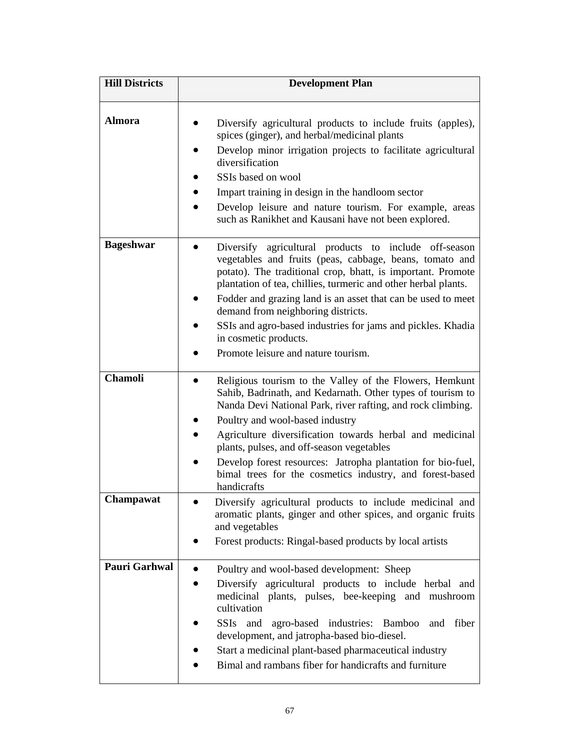| Hill Districts | Development Plan |
|---|---|
| **Almora** | • Diversify agricultural products to include fruits (apples), spices (ginger), and herbal/medicinal plants<br>• Develop minor irrigation projects to facilitate agricultural diversification<br>• SSIs based on wool<br>• Impart training in design in the handloom sector<br>• Develop leisure and nature tourism. For example, areas such as Ranikhet and Kausani have not been explored. |
| **Bageshwar** | • Diversify agricultural products to include off-season vegetables and fruits (peas, cabbage, beans, tomato and potato). The traditional crop, bhatt, is important. Promote plantation of tea, chillies, turmeric and other herbal plants.<br>• Fodder and grazing land is an asset that can be used to meet demand from neighboring districts.<br>• SSIs and agro-based industries for jams and pickles. Khadia in cosmetic products.<br>• Promote leisure and nature tourism. |
| **Chamoli** | • Religious tourism to the Valley of the Flowers, Hemkunt Sahib, Badrinath, and Kedarnath. Other types of tourism to Nanda Devi National Park, river rafting, and rock climbing.<br>• Poultry and wool-based industry<br>• Agriculture diversification towards herbal and medicinal plants, pulses, and off-season vegetables<br>• Develop forest resources: Jatropha plantation for bio-fuel, bimal trees for the cosmetics industry, and forest-based handicrafts |
| **Champawat** | • Diversify agricultural products to include medicinal and aromatic plants, ginger and other spices, and organic fruits and vegetables<br>• Forest products: Ringal-based products by local artists |
| **Pauri Garhwal** | • Poultry and wool-based development: Sheep<br>• Diversify agricultural products to include herbal and medicinal plants, pulses, bee-keeping and mushroom cultivation<br>• SSIs and agro-based industries: Bamboo and fiber development, and jatropha-based bio-diesel.<br>• Start a medicinal plant-based pharmaceutical industry<br>• Bimal and rambans fiber for handicrafts and furniture |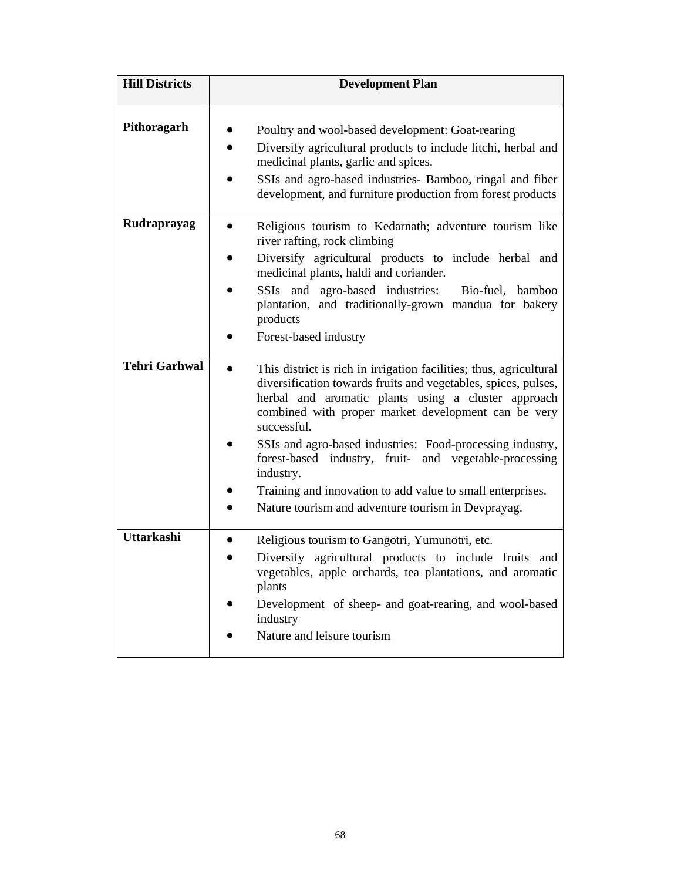| Hill Districts | Development Plan |
|---|---|
| **Pithoragarh** | • Poultry and wool-based development: Goat-rearing<br>• Diversify agricultural products to include litchi, herbal and medicinal plants, garlic and spices.<br>• SSIs and agro-based industries- Bamboo, ringal and fiber development, and furniture production from forest products |
| **Rudraprayag** | • Religious tourism to Kedarnath; adventure tourism like river rafting, rock climbing<br>• Diversify agricultural products to include herbal and medicinal plants, haldi and coriander.<br>• SSIs and agro-based industries: Bio-fuel, bamboo plantation, and traditionally-grown mandua for bakery products<br>• Forest-based industry |
| **Tehri Garhwal** | • This district is rich in irrigation facilities; thus, agricultural diversification towards fruits and vegetables, spices, pulses, herbal and aromatic plants using a cluster approach combined with proper market development can be very successful.<br>• SSIs and agro-based industries: Food-processing industry, forest-based industry, fruit- and vegetable-processing industry.<br>• Training and innovation to add value to small enterprises.<br>• Nature tourism and adventure tourism in Devprayag. |
| **Uttarkashi** | • Religious tourism to Gangotri, Yumunotri, etc.<br>• Diversify agricultural products to include fruits and vegetables, apple orchards, tea plantations, and aromatic plants<br>• Development of sheep- and goat-rearing, and wool-based industry<br>• Nature and leisure tourism |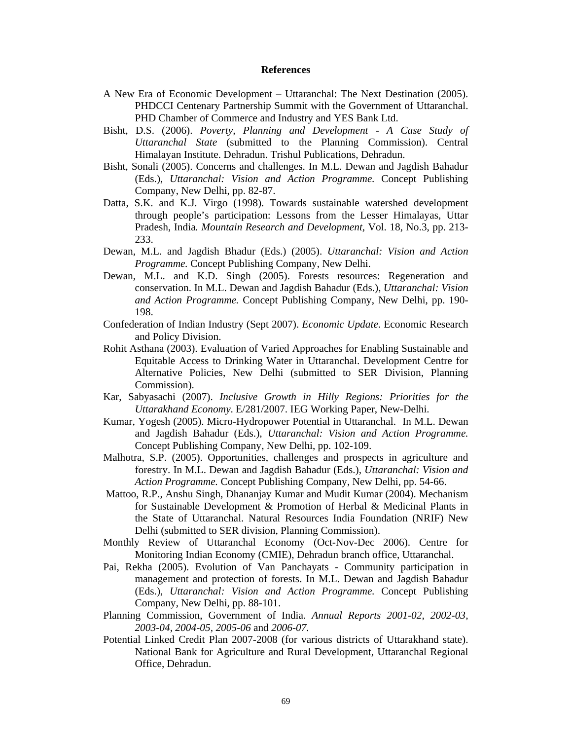## References

A New Era of Economic Development – Uttaranchal: The Next Destination (2005). PHDCCI Centenary Partnership Summit with the Government of Uttaranchal. PHD Chamber of Commerce and Industry and YES Bank Ltd.

Bisht, D.S. (2006). *Poverty, Planning and Development - A Case Study of Uttaranchal State* (submitted to the Planning Commission). Central Himalayan Institute. Dehradun. Trishul Publications, Dehradun.

Bisht, Sonali (2005). Concerns and challenges. In M.L. Dewan and Jagdish Bahadur (Eds.), *Uttaranchal: Vision and Action Programme.* Concept Publishing Company, New Delhi, pp. 82-87.

Datta, S.K. and K.J. Virgo (1998). Towards sustainable watershed development through people's participation: Lessons from the Lesser Himalayas, Uttar Pradesh, India*. Mountain Research and Development*, Vol. 18, No.3, pp. 213-233.

Dewan, M.L. and Jagdish Bhadur (Eds.) (2005). *Uttaranchal: Vision and Action Programme.* Concept Publishing Company, New Delhi.

Dewan, M.L. and K.D. Singh (2005). Forests resources: Regeneration and conservation. In M.L. Dewan and Jagdish Bahadur (Eds.), *Uttaranchal: Vision and Action Programme.* Concept Publishing Company, New Delhi, pp. 190-198.

Confederation of Indian Industry (Sept 2007). *Economic Update*. Economic Research and Policy Division.

Rohit Asthana (2003). Evaluation of Varied Approaches for Enabling Sustainable and Equitable Access to Drinking Water in Uttaranchal. Development Centre for Alternative Policies, New Delhi (submitted to SER Division, Planning Commission).

Kar, Sabyasachi (2007). *Inclusive Growth in Hilly Regions: Priorities for the Uttarakhand Economy*. E/281/2007. IEG Working Paper, New-Delhi.

Kumar, Yogesh (2005). Micro-Hydropower Potential in Uttaranchal. In M.L. Dewan and Jagdish Bahadur (Eds.), *Uttaranchal: Vision and Action Programme.* Concept Publishing Company, New Delhi, pp. 102-109.

Malhotra, S.P. (2005). Opportunities, challenges and prospects in agriculture and forestry. In M.L. Dewan and Jagdish Bahadur (Eds.), *Uttaranchal: Vision and Action Programme.* Concept Publishing Company, New Delhi, pp. 54-66.

Mattoo, R.P., Anshu Singh, Dhananjay Kumar and Mudit Kumar (2004). Mechanism for Sustainable Development & Promotion of Herbal & Medicinal Plants in the State of Uttaranchal. Natural Resources India Foundation (NRIF) New Delhi (submitted to SER division, Planning Commission).

Monthly Review of Uttaranchal Economy (Oct-Nov-Dec 2006). Centre for Monitoring Indian Economy (CMIE), Dehradun branch office, Uttaranchal.

Pai, Rekha (2005). Evolution of Van Panchayats - Community participation in management and protection of forests. In M.L. Dewan and Jagdish Bahadur (Eds.), *Uttaranchal: Vision and Action Programme.* Concept Publishing Company, New Delhi, pp. 88-101.

Planning Commission, Government of India. *Annual Reports 2001-02, 2002-03, 2003-04, 2004-05, 2005-06* and *2006-07.*

Potential Linked Credit Plan 2007-2008 (for various districts of Uttarakhand state). National Bank for Agriculture and Rural Development, Uttaranchal Regional Office, Dehradun.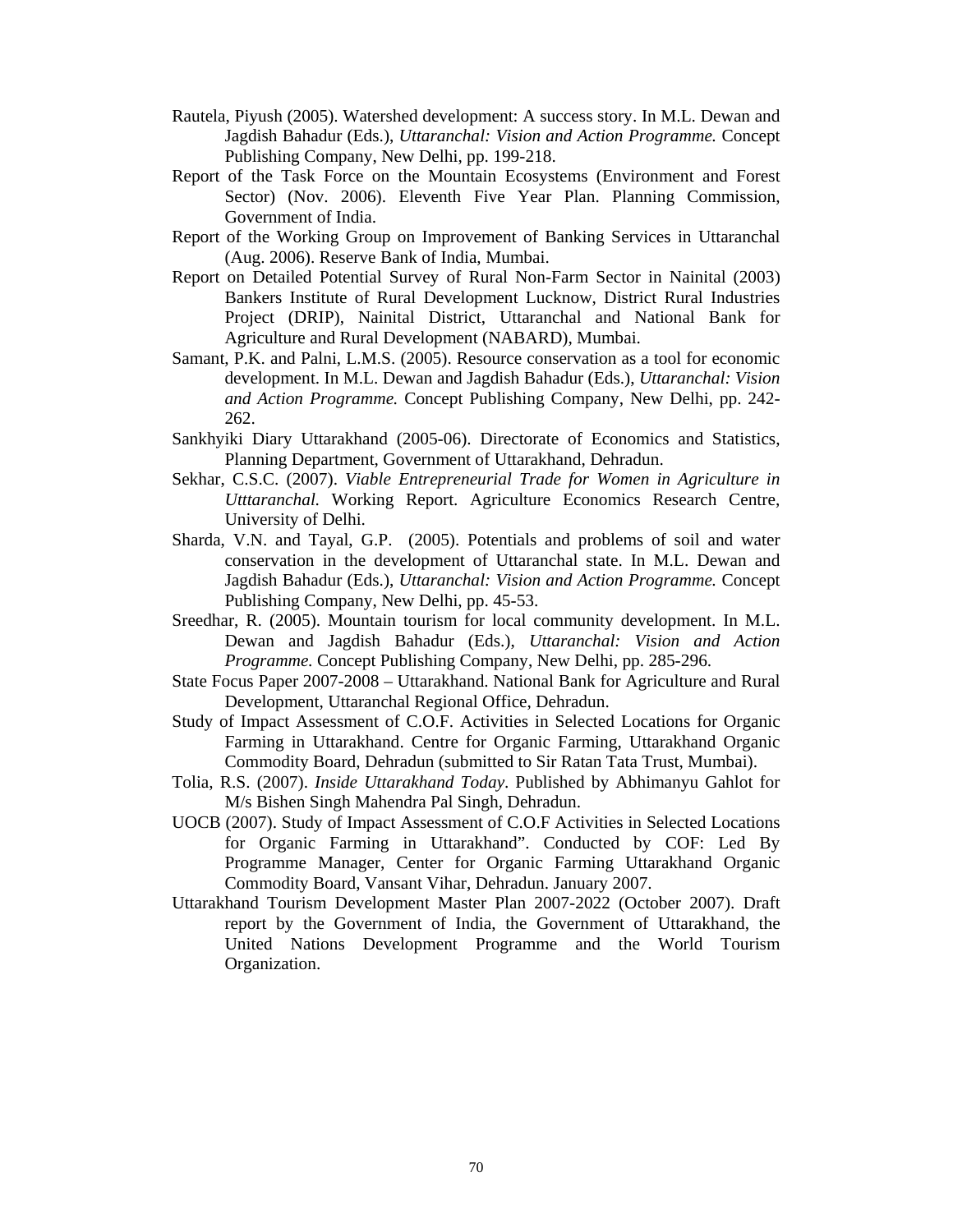Rautela, Piyush (2005). Watershed development: A success story. In M.L. Dewan and Jagdish Bahadur (Eds.), *Uttaranchal: Vision and Action Programme.* Concept Publishing Company, New Delhi, pp. 199-218.

Report of the Task Force on the Mountain Ecosystems (Environment and Forest Sector) (Nov. 2006). Eleventh Five Year Plan. Planning Commission, Government of India.

Report of the Working Group on Improvement of Banking Services in Uttaranchal (Aug. 2006). Reserve Bank of India, Mumbai.

Report on Detailed Potential Survey of Rural Non-Farm Sector in Nainital (2003) Bankers Institute of Rural Development Lucknow, District Rural Industries Project (DRIP), Nainital District, Uttaranchal and National Bank for Agriculture and Rural Development (NABARD), Mumbai.

Samant, P.K. and Palni, L.M.S. (2005). Resource conservation as a tool for economic development. In M.L. Dewan and Jagdish Bahadur (Eds.), *Uttaranchal: Vision and Action Programme.* Concept Publishing Company, New Delhi, pp. 242-262.

Sankhyiki Diary Uttarakhand (2005-06). Directorate of Economics and Statistics, Planning Department, Government of Uttarakhand, Dehradun.

Sekhar, C.S.C. (2007). *Viable Entrepreneurial Trade for Women in Agriculture in Utttaranchal.* Working Report. Agriculture Economics Research Centre, University of Delhi.

Sharda, V.N. and Tayal, G.P. (2005). Potentials and problems of soil and water conservation in the development of Uttaranchal state. In M.L. Dewan and Jagdish Bahadur (Eds.), *Uttaranchal: Vision and Action Programme.* Concept Publishing Company, New Delhi, pp. 45-53.

Sreedhar, R. (2005). Mountain tourism for local community development. In M.L. Dewan and Jagdish Bahadur (Eds.), *Uttaranchal: Vision and Action Programme.* Concept Publishing Company, New Delhi, pp. 285-296.

State Focus Paper 2007-2008 – Uttarakhand. National Bank for Agriculture and Rural Development, Uttaranchal Regional Office, Dehradun.

Study of Impact Assessment of C.O.F. Activities in Selected Locations for Organic Farming in Uttarakhand. Centre for Organic Farming, Uttarakhand Organic Commodity Board, Dehradun (submitted to Sir Ratan Tata Trust, Mumbai).

Tolia, R.S. (2007). *Inside Uttarakhand Today*. Published by Abhimanyu Gahlot for M/s Bishen Singh Mahendra Pal Singh, Dehradun.

UOCB (2007). Study of Impact Assessment of C.O.F Activities in Selected Locations for Organic Farming in Uttarakhand". Conducted by COF: Led By Programme Manager, Center for Organic Farming Uttarakhand Organic Commodity Board, Vansant Vihar, Dehradun. January 2007.

Uttarakhand Tourism Development Master Plan 2007-2022 (October 2007). Draft report by the Government of India, the Government of Uttarakhand, the United Nations Development Programme and the World Tourism Organization.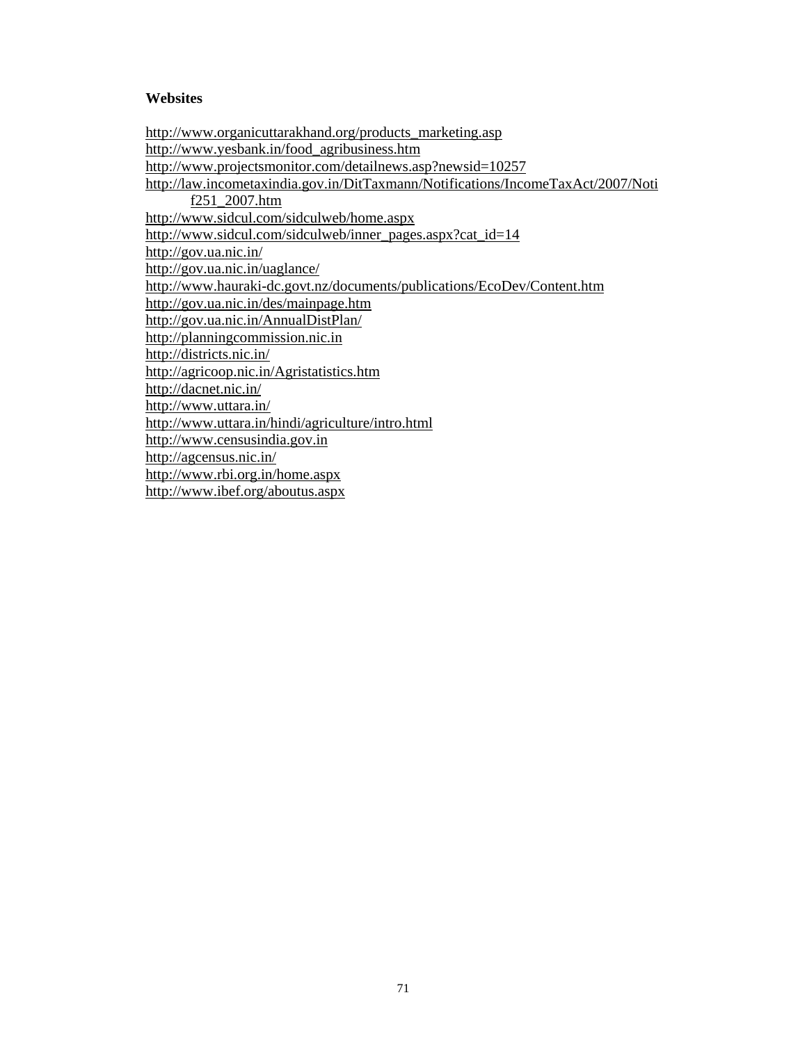**Websites**

http://www.organicuttarakhand.org/products_marketing.asp
http://www.yesbank.in/food_agribusiness.htm
http://www.projectsmonitor.com/detailnews.asp?newsid=10257
http://law.incometaxindia.gov.in/DitTaxmann/Notifications/IncomeTaxAct/2007/Notif251_2007.htm
http://www.sidcul.com/sidculweb/home.aspx
http://www.sidcul.com/sidculweb/inner_pages.aspx?cat_id=14
http://gov.ua.nic.in/
http://gov.ua.nic.in/uaglance/
http://www.hauraki-dc.govt.nz/documents/publications/EcoDev/Content.htm
http://gov.ua.nic.in/des/mainpage.htm
http://gov.ua.nic.in/AnnualDistPlan/
http://planningcommission.nic.in
http://districts.nic.in/
http://agricoop.nic.in/Agristatistics.htm
http://dacnet.nic.in/
http://www.uttara.in/
http://www.uttara.in/hindi/agriculture/intro.html
http://www.censusindia.gov.in
http://agcensus.nic.in/
http://www.rbi.org.in/home.aspx
http://www.ibef.org/aboutus.aspx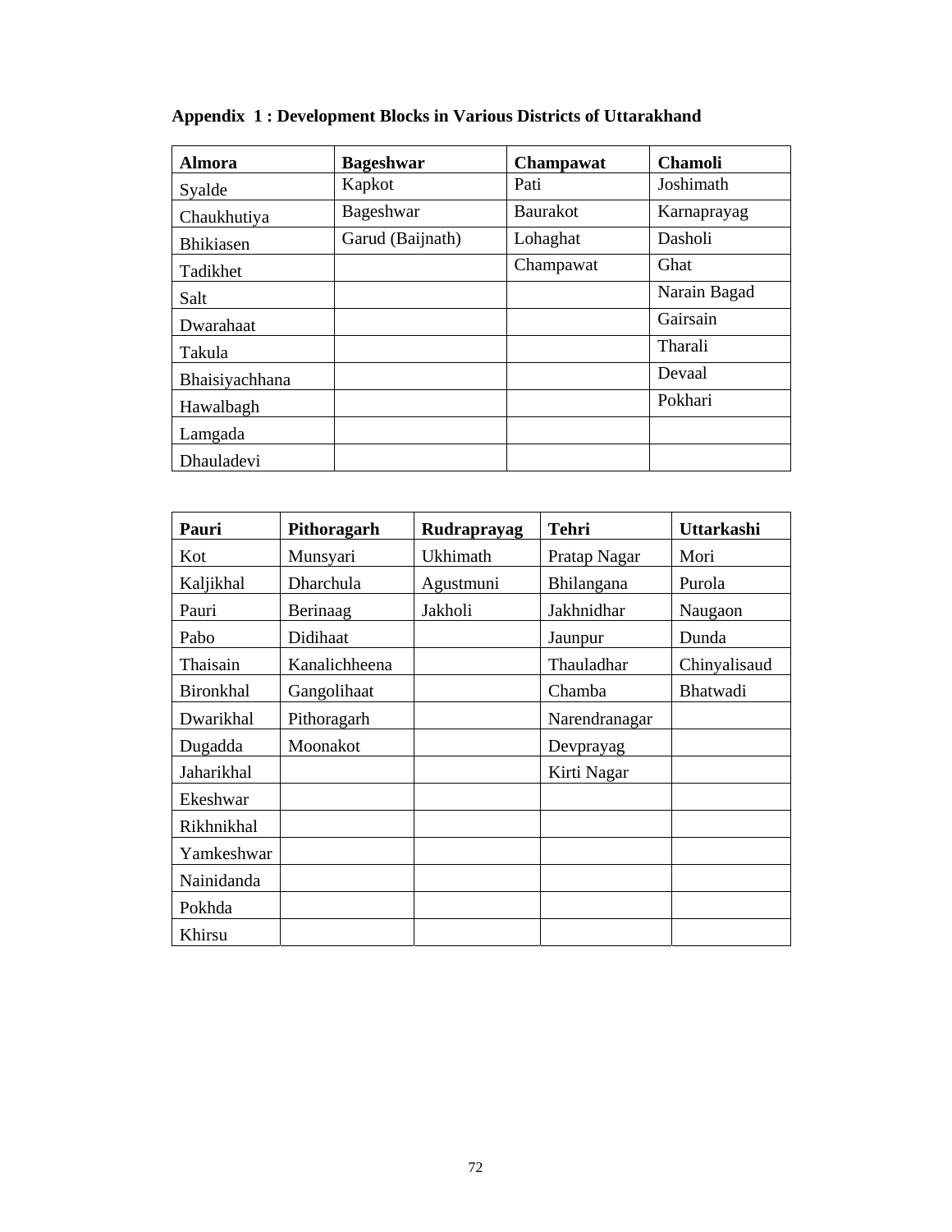**Appendix 1 : Development Blocks in Various Districts of Uttarakhand**

| Almora | Bageshwar | Champawat | Chamoli |
|---|---|---|---|
| Syalde | Kapkot | Pati | Joshimath |
| Chaukhutiya | Bageshwar | Baurakot | Karnaprayag |
| Bhikiasen | Garud (Baijnath) | Lohaghat | Dasholi |
| Tadikhet | | Champawat | Ghat |
| Salt | | | Narain Bagad |
| Dwarahaat | | | Gairsain |
| Takula | | | Tharali |
| Bhaisiyachhana | | | Devaal |
| Hawalbagh | | | Pokhari |
| Lamgada | | | |
| Dhauladevi | | | |

| Pauri | Pithoragarh | Rudraprayag | Tehri | Uttarkashi |
|---|---|---|---|---|
| Kot | Munsyari | Ukhimath | Pratap Nagar | Mori |
| Kaljikhal | Dharchula | Agustmuni | Bhilangana | Purola |
| Pauri | Berinaag | Jakholi | Jakhnidhar | Naugaon |
| Pabo | Didihaat | | Jaunpur | Dunda |
| Thaisain | Kanalichheena | | Thauladhar | Chinyalisaud |
| Bironkhal | Gangolihaat | | Chamba | Bhatwadi |
| Dwarikhal | Pithoragarh | | Narendranagar | |
| Dugadda | Moonakot | | Devprayag | |
| Jaharikhal | | | Kirti Nagar | |
| Ekeshwar | | | | |
| Rikhnikhal | | | | |
| Yamkeshwar | | | | |
| Nainidanda | | | | |
| Pokhda | | | | |
| Khirsu | | | | |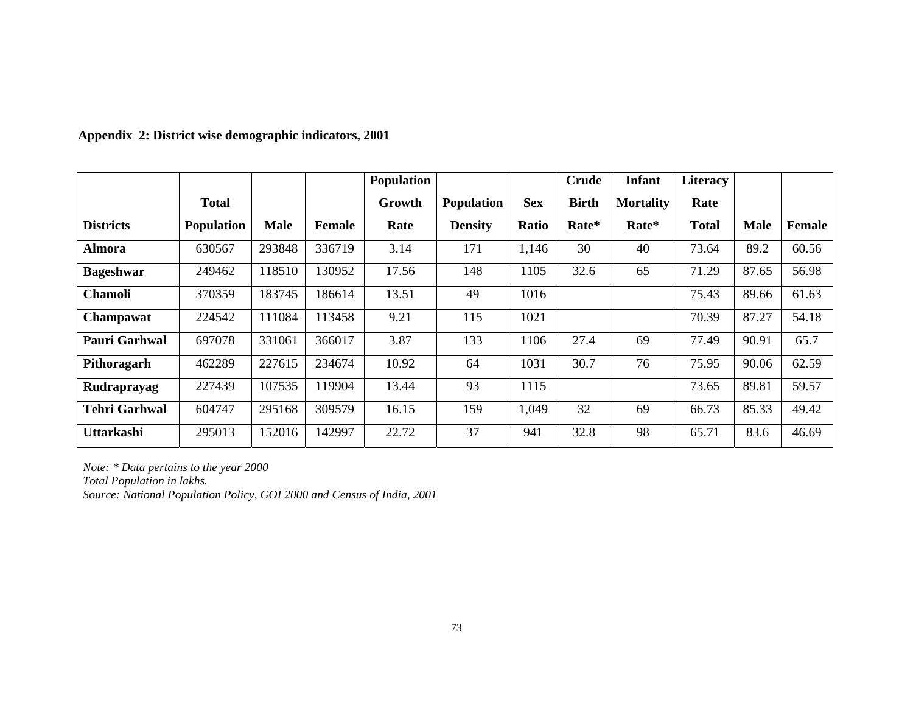**Appendix 2: District wise demographic indicators, 2001**

| Districts | Total Population | Male | Female | Population Growth Rate | Population Density | Sex Ratio | Crude Birth Rate* | Infant Mortality Rate* | Literacy Rate Total | Male | Female |
|---|---|---|---|---|---|---|---|---|---|---|---|
| **Almora** | 630567 | 293848 | 336719 | 3.14 | 171 | 1,146 | 30 | 40 | 73.64 | 89.2 | 60.56 |
| **Bageshwar** | 249462 | 118510 | 130952 | 17.56 | 148 | 1105 | 32.6 | 65 | 71.29 | 87.65 | 56.98 |
| **Chamoli** | 370359 | 183745 | 186614 | 13.51 | 49 | 1016 | | | 75.43 | 89.66 | 61.63 |
| **Champawat** | 224542 | 111084 | 113458 | 9.21 | 115 | 1021 | | | 70.39 | 87.27 | 54.18 |
| **Pauri Garhwal** | 697078 | 331061 | 366017 | 3.87 | 133 | 1106 | 27.4 | 69 | 77.49 | 90.91 | 65.7 |
| **Pithoragarh** | 462289 | 227615 | 234674 | 10.92 | 64 | 1031 | 30.7 | 76 | 75.95 | 90.06 | 62.59 |
| **Rudraprayag** | 227439 | 107535 | 119904 | 13.44 | 93 | 1115 | | | 73.65 | 89.81 | 59.57 |
| **Tehri Garhwal** | 604747 | 295168 | 309579 | 16.15 | 159 | 1,049 | 32 | 69 | 66.73 | 85.33 | 49.42 |
| **Uttarkashi** | 295013 | 152016 | 142997 | 22.72 | 37 | 941 | 32.8 | 98 | 65.71 | 83.6 | 46.69 |

*Note: * Data pertains to the year 2000*
*Total Population in lakhs.*
*Source: National Population Policy, GOI 2000 and Census of India, 2001*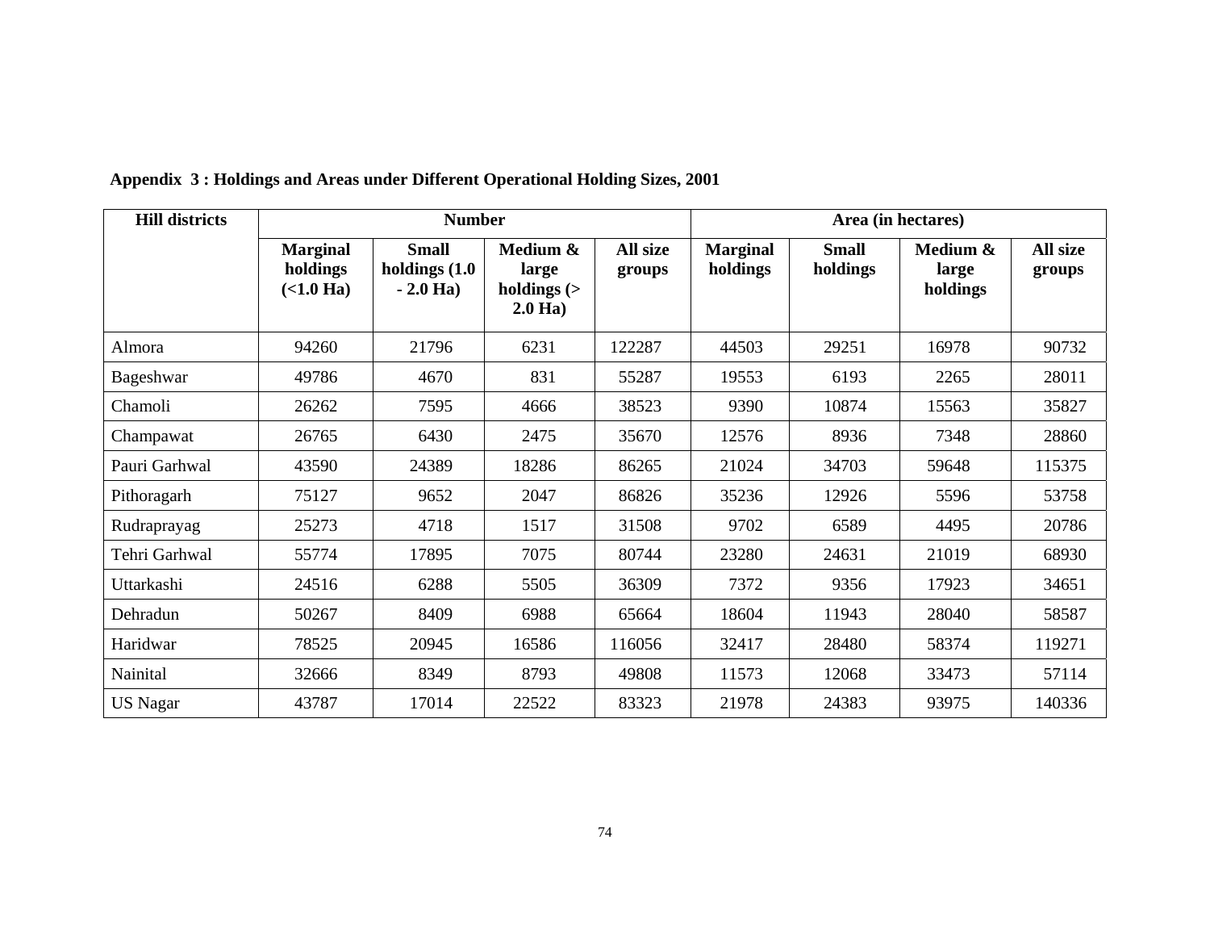**Appendix 3 : Holdings and Areas under Different Operational Holding Sizes, 2001**

| Hill districts | Number | | | | Area (in hectares) | | | |
|---|---|---|---|---|---|---|---|---|
| | Marginal holdings (<1.0 Ha) | Small holdings (1.0 - 2.0 Ha) | Medium & large holdings (> 2.0 Ha) | All size groups | Marginal holdings | Small holdings | Medium & large holdings | All size groups |
| Almora | 94260 | 21796 | 6231 | 122287 | 44503 | 29251 | 16978 | 90732 |
| Bageshwar | 49786 | 4670 | 831 | 55287 | 19553 | 6193 | 2265 | 28011 |
| Chamoli | 26262 | 7595 | 4666 | 38523 | 9390 | 10874 | 15563 | 35827 |
| Champawat | 26765 | 6430 | 2475 | 35670 | 12576 | 8936 | 7348 | 28860 |
| Pauri Garhwal | 43590 | 24389 | 18286 | 86265 | 21024 | 34703 | 59648 | 115375 |
| Pithoragarh | 75127 | 9652 | 2047 | 86826 | 35236 | 12926 | 5596 | 53758 |
| Rudraprayag | 25273 | 4718 | 1517 | 31508 | 9702 | 6589 | 4495 | 20786 |
| Tehri Garhwal | 55774 | 17895 | 7075 | 80744 | 23280 | 24631 | 21019 | 68930 |
| Uttarkashi | 24516 | 6288 | 5505 | 36309 | 7372 | 9356 | 17923 | 34651 |
| Dehradun | 50267 | 8409 | 6988 | 65664 | 18604 | 11943 | 28040 | 58587 |
| Haridwar | 78525 | 20945 | 16586 | 116056 | 32417 | 28480 | 58374 | 119271 |
| Nainital | 32666 | 8349 | 8793 | 49808 | 11573 | 12068 | 33473 | 57114 |
| US Nagar | 43787 | 17014 | 22522 | 83323 | 21978 | 24383 | 93975 | 140336 |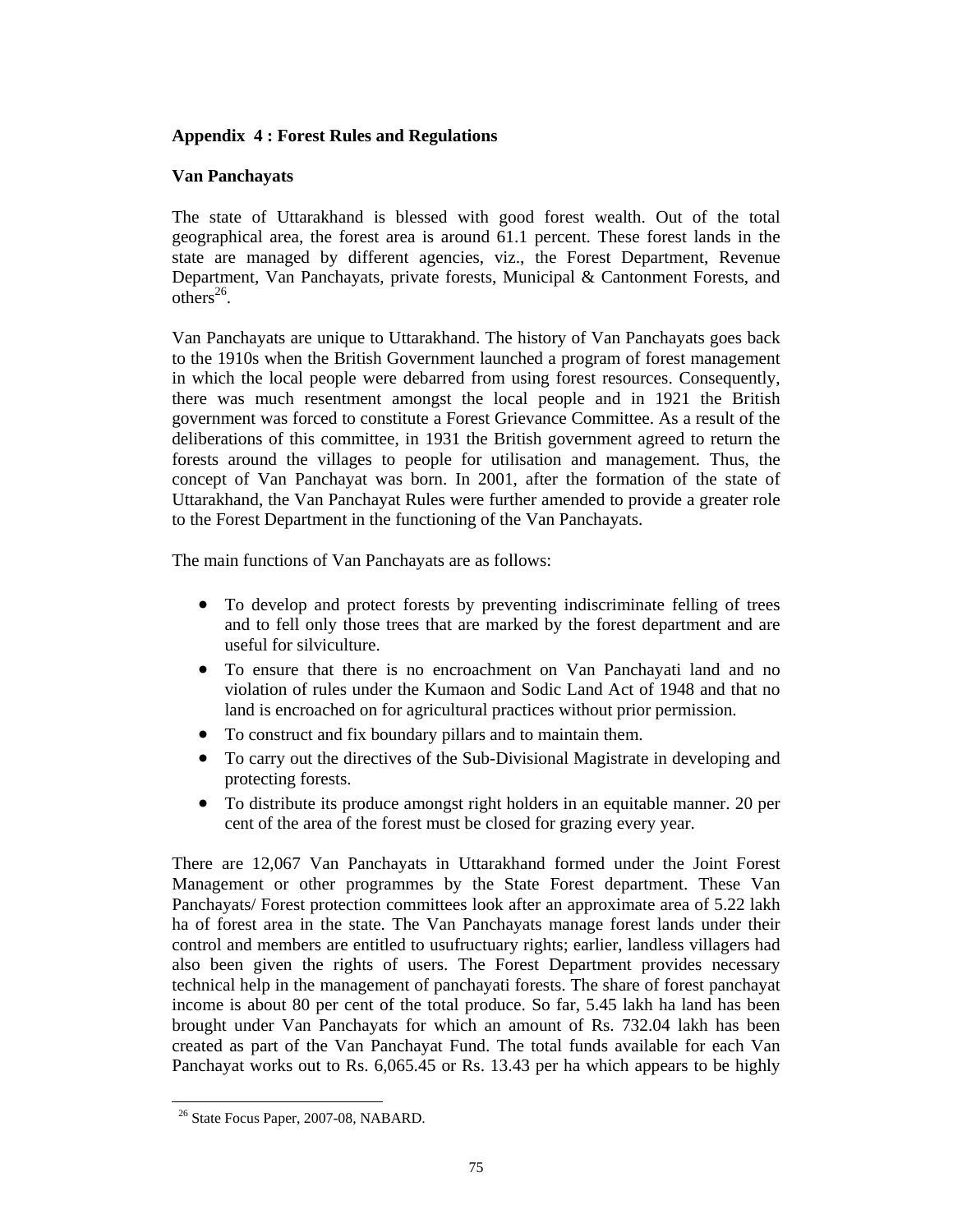## Appendix 4 : Forest Rules and Regulations

### Van Panchayats

The state of Uttarakhand is blessed with good forest wealth. Out of the total geographical area, the forest area is around 61.1 percent. These forest lands in the state are managed by different agencies, viz., the Forest Department, Revenue Department, Van Panchayats, private forests, Municipal & Cantonment Forests, and others[26].

Van Panchayats are unique to Uttarakhand. The history of Van Panchayats goes back to the 1910s when the British Government launched a program of forest management in which the local people were debarred from using forest resources. Consequently, there was much resentment amongst the local people and in 1921 the British government was forced to constitute a Forest Grievance Committee. As a result of the deliberations of this committee, in 1931 the British government agreed to return the forests around the villages to people for utilisation and management. Thus, the concept of Van Panchayat was born. In 2001, after the formation of the state of Uttarakhand, the Van Panchayat Rules were further amended to provide a greater role to the Forest Department in the functioning of the Van Panchayats.

The main functions of Van Panchayats are as follows:

- To develop and protect forests by preventing indiscriminate felling of trees and to fell only those trees that are marked by the forest department and are useful for silviculture.
- To ensure that there is no encroachment on Van Panchayati land and no violation of rules under the Kumaon and Sodic Land Act of 1948 and that no land is encroached on for agricultural practices without prior permission.
- To construct and fix boundary pillars and to maintain them.
- To carry out the directives of the Sub-Divisional Magistrate in developing and protecting forests.
- To distribute its produce amongst right holders in an equitable manner. 20 per cent of the area of the forest must be closed for grazing every year.

There are 12,067 Van Panchayats in Uttarakhand formed under the Joint Forest Management or other programmes by the State Forest department. These Van Panchayats/ Forest protection committees look after an approximate area of 5.22 lakh ha of forest area in the state. The Van Panchayats manage forest lands under their control and members are entitled to usufructuary rights; earlier, landless villagers had also been given the rights of users. The Forest Department provides necessary technical help in the management of panchayati forests. The share of forest panchayat income is about 80 per cent of the total produce. So far, 5.45 lakh ha land has been brought under Van Panchayats for which an amount of Rs. 732.04 lakh has been created as part of the Van Panchayat Fund. The total funds available for each Van Panchayat works out to Rs. 6,065.45 or Rs. 13.43 per ha which appears to be highly

[26] State Focus Paper, 2007-08, NABARD.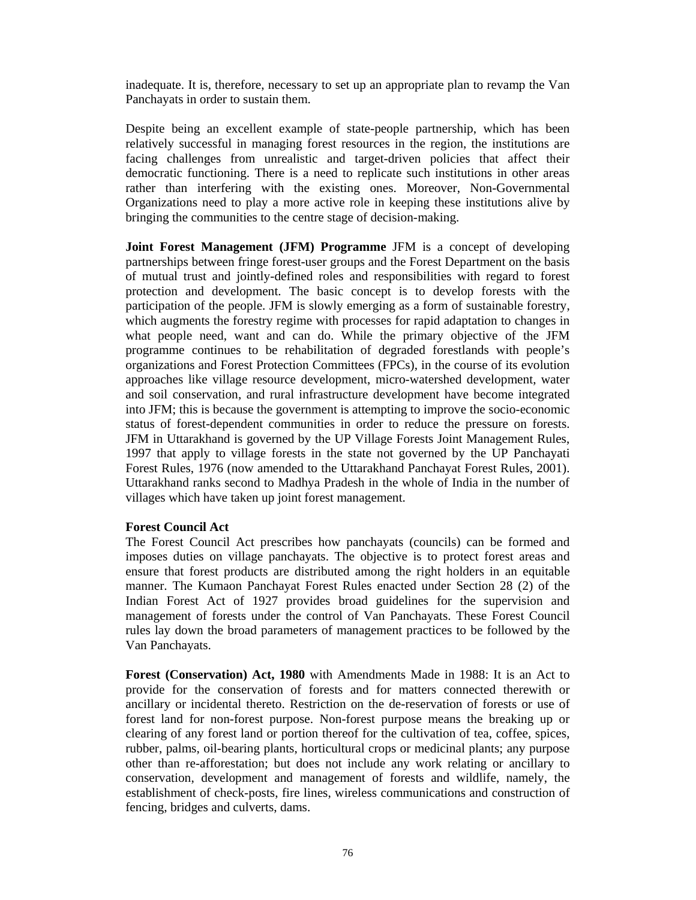inadequate. It is, therefore, necessary to set up an appropriate plan to revamp the Van Panchayats in order to sustain them.

Despite being an excellent example of state-people partnership, which has been relatively successful in managing forest resources in the region, the institutions are facing challenges from unrealistic and target-driven policies that affect their democratic functioning. There is a need to replicate such institutions in other areas rather than interfering with the existing ones. Moreover, Non-Governmental Organizations need to play a more active role in keeping these institutions alive by bringing the communities to the centre stage of decision-making.

**Joint Forest Management (JFM) Programme** JFM is a concept of developing partnerships between fringe forest-user groups and the Forest Department on the basis of mutual trust and jointly-defined roles and responsibilities with regard to forest protection and development. The basic concept is to develop forests with the participation of the people. JFM is slowly emerging as a form of sustainable forestry, which augments the forestry regime with processes for rapid adaptation to changes in what people need, want and can do. While the primary objective of the JFM programme continues to be rehabilitation of degraded forestlands with people's organizations and Forest Protection Committees (FPCs), in the course of its evolution approaches like village resource development, micro-watershed development, water and soil conservation, and rural infrastructure development have become integrated into JFM; this is because the government is attempting to improve the socio-economic status of forest-dependent communities in order to reduce the pressure on forests. JFM in Uttarakhand is governed by the UP Village Forests Joint Management Rules, 1997 that apply to village forests in the state not governed by the UP Panchayati Forest Rules, 1976 (now amended to the Uttarakhand Panchayat Forest Rules, 2001). Uttarakhand ranks second to Madhya Pradesh in the whole of India in the number of villages which have taken up joint forest management.

**Forest Council Act**
The Forest Council Act prescribes how panchayats (councils) can be formed and imposes duties on village panchayats. The objective is to protect forest areas and ensure that forest products are distributed among the right holders in an equitable manner. The Kumaon Panchayat Forest Rules enacted under Section 28 (2) of the Indian Forest Act of 1927 provides broad guidelines for the supervision and management of forests under the control of Van Panchayats. These Forest Council rules lay down the broad parameters of management practices to be followed by the Van Panchayats.

**Forest (Conservation) Act, 1980** with Amendments Made in 1988: It is an Act to provide for the conservation of forests and for matters connected therewith or ancillary or incidental thereto. Restriction on the de-reservation of forests or use of forest land for non-forest purpose. Non-forest purpose means the breaking up or clearing of any forest land or portion thereof for the cultivation of tea, coffee, spices, rubber, palms, oil-bearing plants, horticultural crops or medicinal plants; any purpose other than re-afforestation; but does not include any work relating or ancillary to conservation, development and management of forests and wildlife, namely, the establishment of check-posts, fire lines, wireless communications and construction of fencing, bridges and culverts, dams.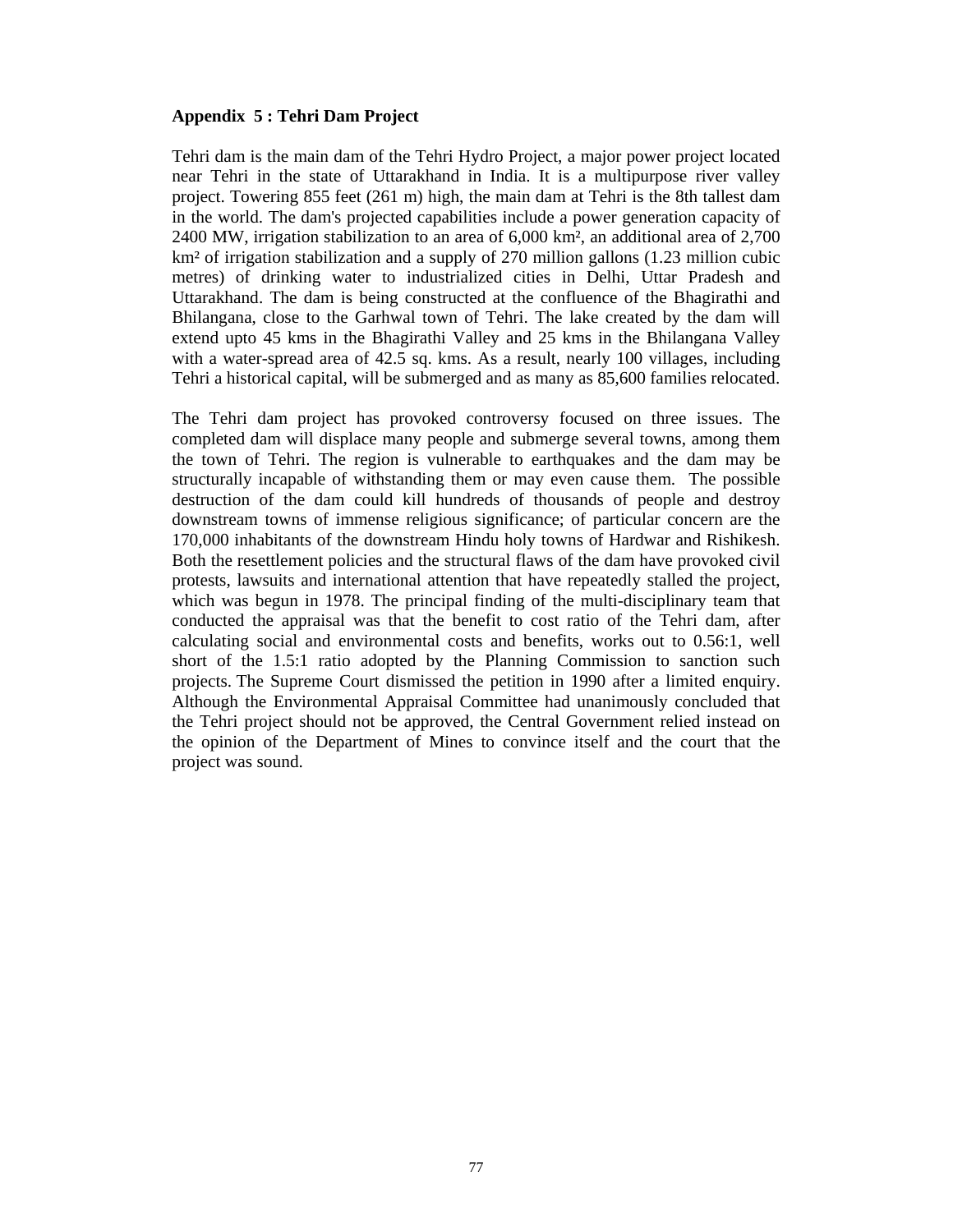## Appendix 5 : Tehri Dam Project

Tehri dam is the main dam of the Tehri Hydro Project, a major power project located near Tehri in the state of Uttarakhand in India. It is a multipurpose river valley project. Towering 855 feet (261 m) high, the main dam at Tehri is the 8th tallest dam in the world. The dam's projected capabilities include a power generation capacity of 2400 MW, irrigation stabilization to an area of 6,000 km², an additional area of 2,700 km² of irrigation stabilization and a supply of 270 million gallons (1.23 million cubic metres) of drinking water to industrialized cities in Delhi, Uttar Pradesh and Uttarakhand. The dam is being constructed at the confluence of the Bhagirathi and Bhilangana, close to the Garhwal town of Tehri. The lake created by the dam will extend upto 45 kms in the Bhagirathi Valley and 25 kms in the Bhilangana Valley with a water-spread area of 42.5 sq. kms. As a result, nearly 100 villages, including Tehri a historical capital, will be submerged and as many as 85,600 families relocated.

The Tehri dam project has provoked controversy focused on three issues. The completed dam will displace many people and submerge several towns, among them the town of Tehri. The region is vulnerable to earthquakes and the dam may be structurally incapable of withstanding them or may even cause them. The possible destruction of the dam could kill hundreds of thousands of people and destroy downstream towns of immense religious significance; of particular concern are the 170,000 inhabitants of the downstream Hindu holy towns of Hardwar and Rishikesh. Both the resettlement policies and the structural flaws of the dam have provoked civil protests, lawsuits and international attention that have repeatedly stalled the project, which was begun in 1978. The principal finding of the multi-disciplinary team that conducted the appraisal was that the benefit to cost ratio of the Tehri dam, after calculating social and environmental costs and benefits, works out to 0.56:1, well short of the 1.5:1 ratio adopted by the Planning Commission to sanction such projects. The Supreme Court dismissed the petition in 1990 after a limited enquiry. Although the Environmental Appraisal Committee had unanimously concluded that the Tehri project should not be approved, the Central Government relied instead on the opinion of the Department of Mines to convince itself and the court that the project was sound.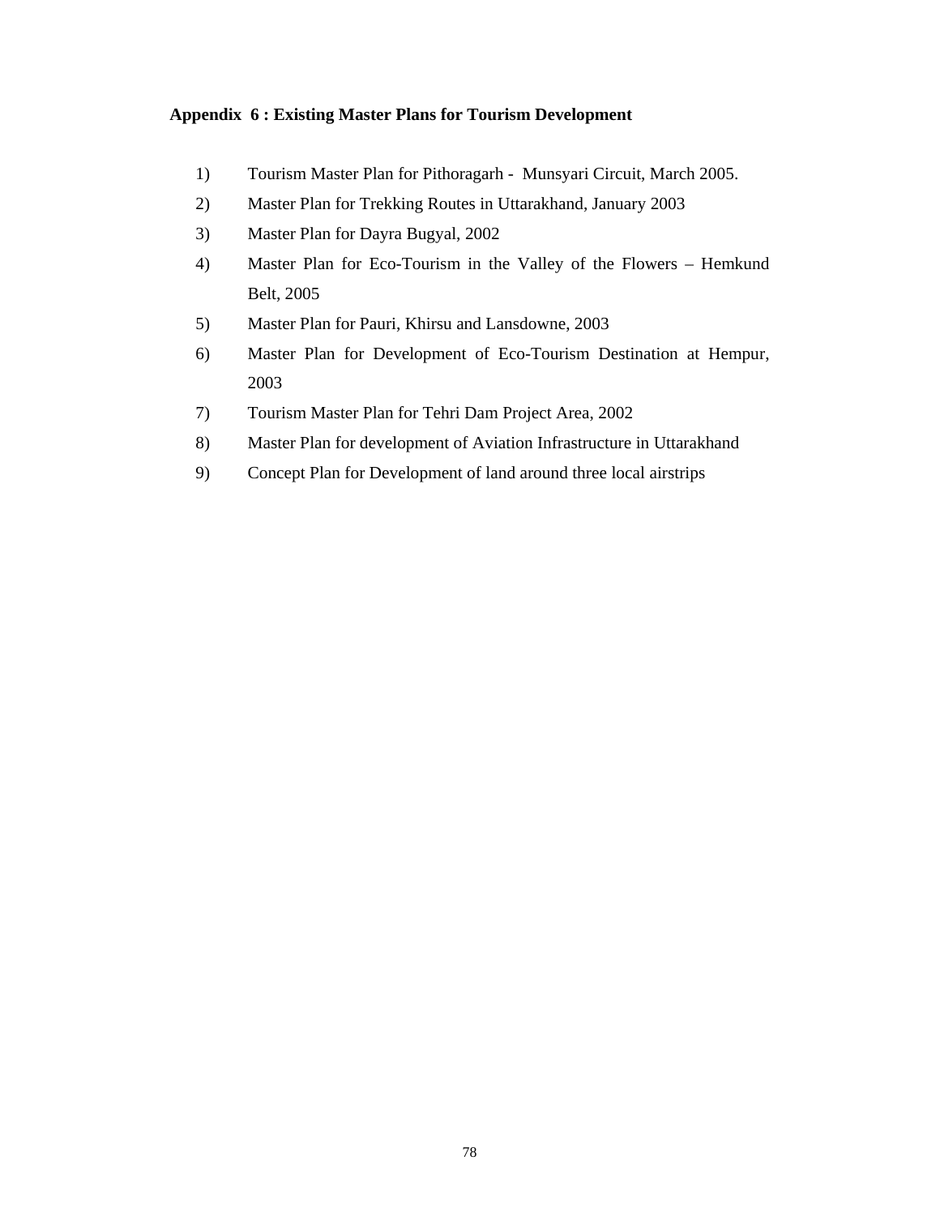## Appendix 6 : Existing Master Plans for Tourism Development

1) Tourism Master Plan for Pithoragarh - Munsyari Circuit, March 2005.
2) Master Plan for Trekking Routes in Uttarakhand, January 2003
3) Master Plan for Dayra Bugyal, 2002
4) Master Plan for Eco-Tourism in the Valley of the Flowers – Hemkund Belt, 2005
5) Master Plan for Pauri, Khirsu and Lansdowne, 2003
6) Master Plan for Development of Eco-Tourism Destination at Hempur, 2003
7) Tourism Master Plan for Tehri Dam Project Area, 2002
8) Master Plan for development of Aviation Infrastructure in Uttarakhand
9) Concept Plan for Development of land around three local airstrips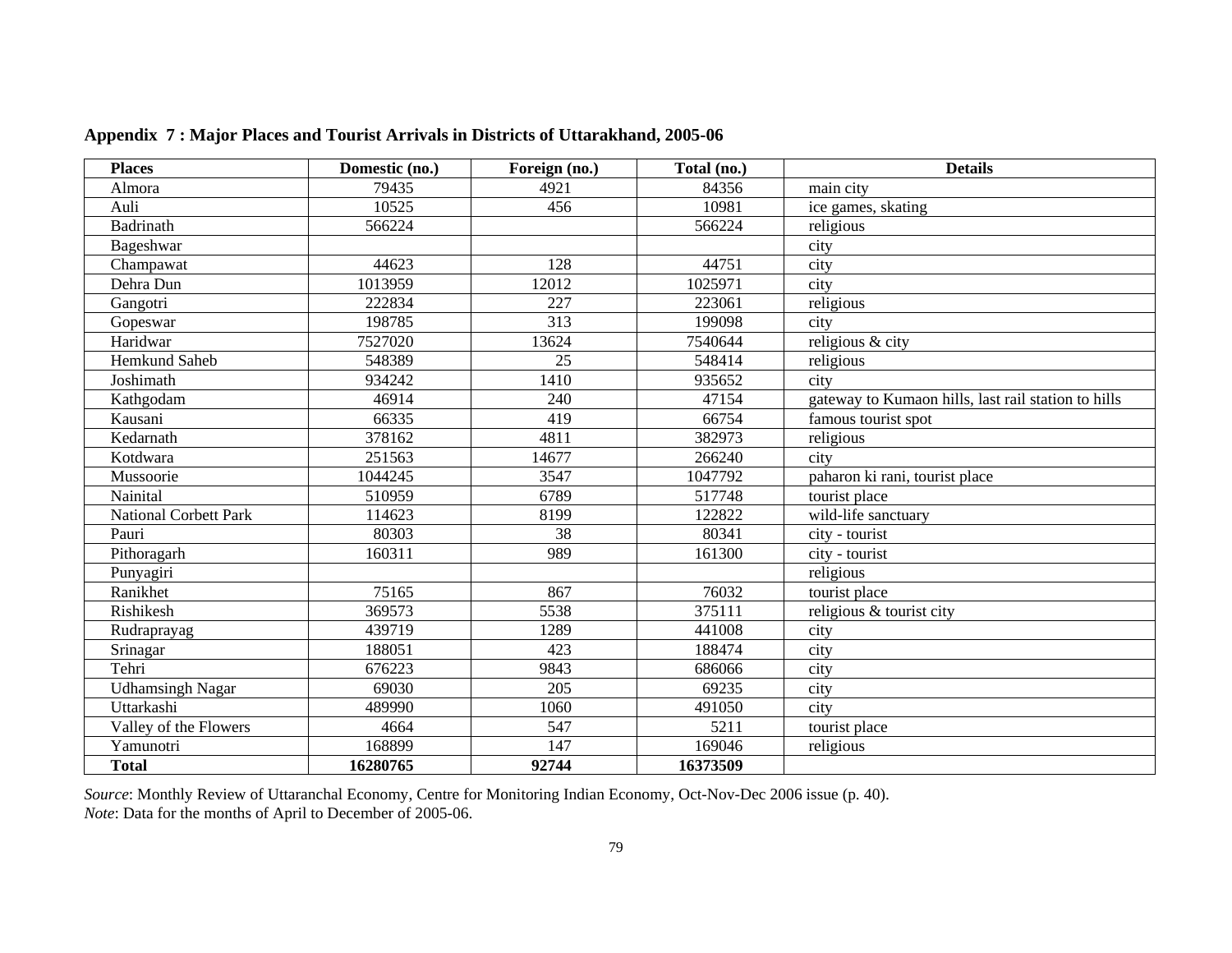**Appendix 7 : Major Places and Tourist Arrivals in Districts of Uttarakhand, 2005-06**

| Places | Domestic (no.) | Foreign (no.) | Total (no.) | Details |
|---|---|---|---|---|
| Almora | 79435 | 4921 | 84356 | main city |
| Auli | 10525 | 456 | 10981 | ice games, skating |
| Badrinath | 566224 | | 566224 | religious |
| Bageshwar | | | | city |
| Champawat | 44623 | 128 | 44751 | city |
| Dehra Dun | 1013959 | 12012 | 1025971 | city |
| Gangotri | 222834 | 227 | 223061 | religious |
| Gopeswar | 198785 | 313 | 199098 | city |
| Haridwar | 7527020 | 13624 | 7540644 | religious & city |
| Hemkund Saheb | 548389 | 25 | 548414 | religious |
| Joshimath | 934242 | 1410 | 935652 | city |
| Kathgodam | 46914 | 240 | 47154 | gateway to Kumaon hills, last rail station to hills |
| Kausani | 66335 | 419 | 66754 | famous tourist spot |
| Kedarnath | 378162 | 4811 | 382973 | religious |
| Kotdwara | 251563 | 14677 | 266240 | city |
| Mussoorie | 1044245 | 3547 | 1047792 | paharon ki rani, tourist place |
| Nainital | 510959 | 6789 | 517748 | tourist place |
| National Corbett Park | 114623 | 8199 | 122822 | wild-life sanctuary |
| Pauri | 80303 | 38 | 80341 | city - tourist |
| Pithoragarh | 160311 | 989 | 161300 | city - tourist |
| Punyagiri | | | | religious |
| Ranikhet | 75165 | 867 | 76032 | tourist place |
| Rishikesh | 369573 | 5538 | 375111 | religious & tourist city |
| Rudraprayag | 439719 | 1289 | 441008 | city |
| Srinagar | 188051 | 423 | 188474 | city |
| Tehri | 676223 | 9843 | 686066 | city |
| Udhamsingh Nagar | 69030 | 205 | 69235 | city |
| Uttarkashi | 489990 | 1060 | 491050 | city |
| Valley of the Flowers | 4664 | 547 | 5211 | tourist place |
| Yamunotri | 168899 | 147 | 169046 | religious |
| **Total** | **16280765** | **92744** | **16373509** | |

*Source*: Monthly Review of Uttaranchal Economy, Centre for Monitoring Indian Economy, Oct-Nov-Dec 2006 issue (p. 40).
*Note*: Data for the months of April to December of 2005-06.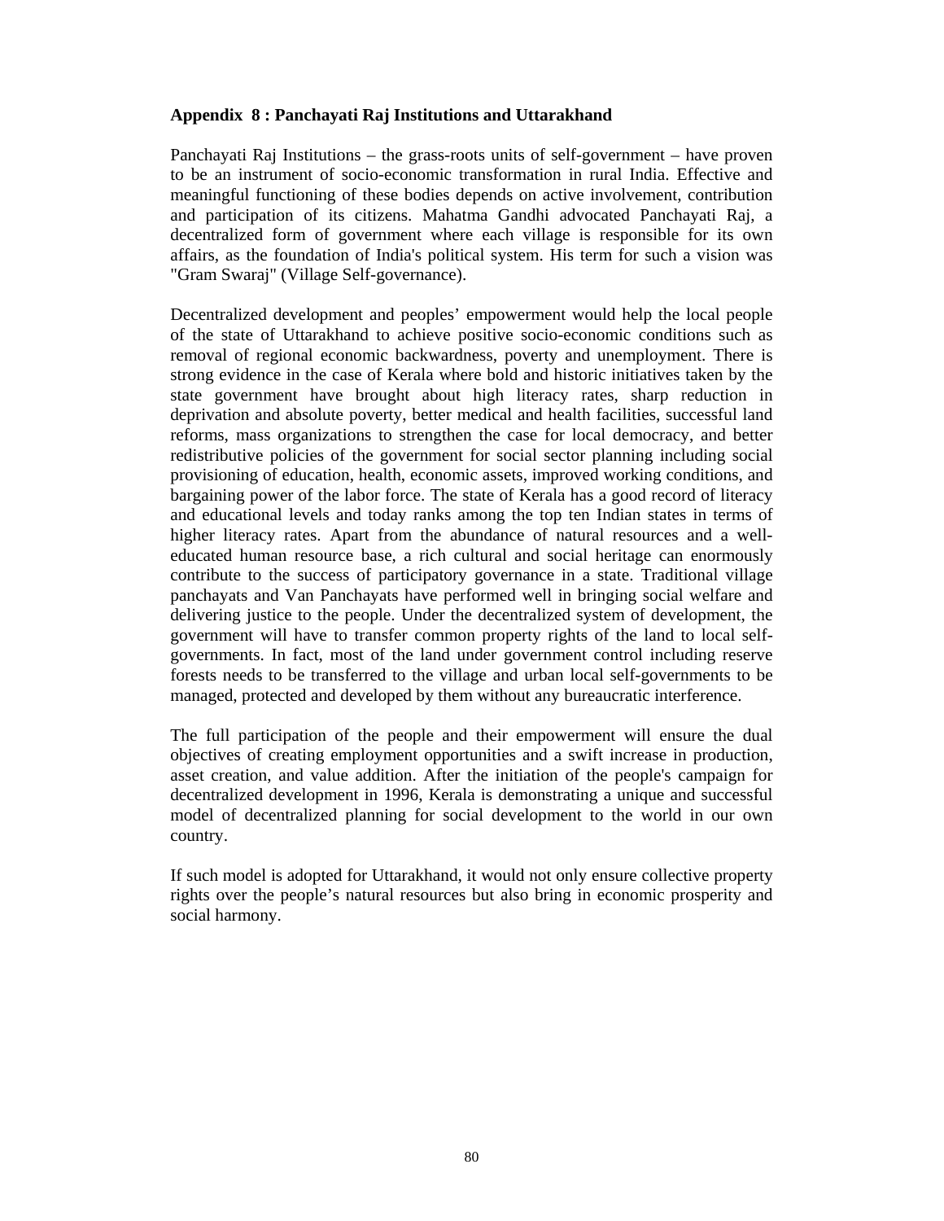## Appendix 8 : Panchayati Raj Institutions and Uttarakhand

Panchayati Raj Institutions – the grass-roots units of self-government – have proven to be an instrument of socio-economic transformation in rural India. Effective and meaningful functioning of these bodies depends on active involvement, contribution and participation of its citizens. Mahatma Gandhi advocated Panchayati Raj, a decentralized form of government where each village is responsible for its own affairs, as the foundation of India's political system. His term for such a vision was "Gram Swaraj" (Village Self-governance).

Decentralized development and peoples' empowerment would help the local people of the state of Uttarakhand to achieve positive socio-economic conditions such as removal of regional economic backwardness, poverty and unemployment. There is strong evidence in the case of Kerala where bold and historic initiatives taken by the state government have brought about high literacy rates, sharp reduction in deprivation and absolute poverty, better medical and health facilities, successful land reforms, mass organizations to strengthen the case for local democracy, and better redistributive policies of the government for social sector planning including social provisioning of education, health, economic assets, improved working conditions, and bargaining power of the labor force. The state of Kerala has a good record of literacy and educational levels and today ranks among the top ten Indian states in terms of higher literacy rates. Apart from the abundance of natural resources and a well-educated human resource base, a rich cultural and social heritage can enormously contribute to the success of participatory governance in a state. Traditional village panchayats and Van Panchayats have performed well in bringing social welfare and delivering justice to the people. Under the decentralized system of development, the government will have to transfer common property rights of the land to local self-governments. In fact, most of the land under government control including reserve forests needs to be transferred to the village and urban local self-governments to be managed, protected and developed by them without any bureaucratic interference.

The full participation of the people and their empowerment will ensure the dual objectives of creating employment opportunities and a swift increase in production, asset creation, and value addition. After the initiation of the people's campaign for decentralized development in 1996, Kerala is demonstrating a unique and successful model of decentralized planning for social development to the world in our own country.

If such model is adopted for Uttarakhand, it would not only ensure collective property rights over the people's natural resources but also bring in economic prosperity and social harmony.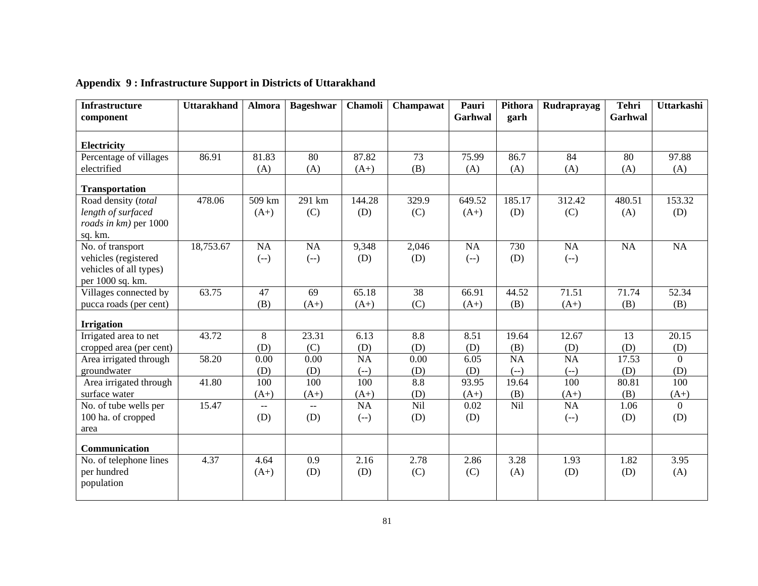## Appendix 9 : Infrastructure Support in Districts of Uttarakhand

| Infrastructure component | Uttarakhand | Almora | Bageshwar | Chamoli | Champawat | Pauri Garhwal | Pithoragarh | Rudraprayag | Tehri Garhwal | Uttarkashi |
|---|---|---|---|---|---|---|---|---|---|---|
| **Electricity** | | | | | | | | | | |
| Percentage of villages electrified | 86.91 | 81.83 (A) | 80 (A) | 87.82 (A+) | 73 (B) | 75.99 (A) | 86.7 (A) | 84 (A) | 80 (A) | 97.88 (A) |
| **Transportation** | | | | | | | | | | |
| Road density (*total length of surfaced roads in km)* per 1000 sq. km. | 478.06 | 509 km (A+) | 291 km (C) | 144.28 (D) | 329.9 (C) | 649.52 (A+) | 185.17 (D) | 312.42 (C) | 480.51 (A) | 153.32 (D) |
| No. of transport vehicles (registered vehicles of all types) per 1000 sq. km. | 18,753.67 | NA (--) | NA (--) | 9,348 (D) | 2,046 (D) | NA (--) | 730 (D) | NA (--) | NA | NA |
| Villages connected by pucca roads (per cent) | 63.75 | 47 (B) | 69 (A+) | 65.18 (A+) | 38 (C) | 66.91 (A+) | 44.52 (B) | 71.51 (A+) | 71.74 (B) | 52.34 (B) |
| **Irrigation** | | | | | | | | | | |
| Irrigated area to net cropped area (per cent) | 43.72 | 8 (D) | 23.31 (C) | 6.13 (D) | 8.8 (D) | 8.51 (D) | 19.64 (B) | 12.67 (D) | 13 (D) | 20.15 (D) |
| Area irrigated through groundwater | 58.20 | 0.00 (D) | 0.00 (D) | NA (--) | 0.00 (D) | 6.05 (D) | NA (--) | NA (--) | 17.53 (D) | 0 (D) |
| Area irrigated through surface water | 41.80 | 100 (A+) | 100 (A+) | 100 (A+) | 8.8 (D) | 93.95 (A+) | 19.64 (B) | 100 (A+) | 80.81 (B) | 100 (A+) |
| No. of tube wells per 100 ha. of cropped area | 15.47 | -- (D) | -- (D) | NA (--) | Nil (D) | 0.02 (D) | Nil | NA (--) | 1.06 (D) | 0 (D) |
| **Communication** | | | | | | | | | | |
| No. of telephone lines per hundred population | 4.37 | 4.64 (A+) | 0.9 (D) | 2.16 (D) | 2.78 (C) | 2.86 (C) | 3.28 (A) | 1.93 (D) | 1.82 (D) | 3.95 (A) |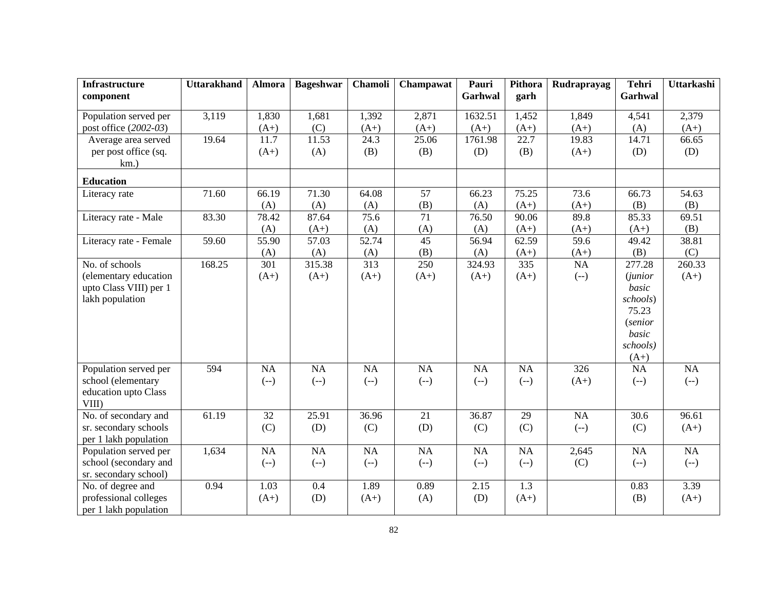| Infrastructure component | Uttarakhand | Almora | Bageshwar | Chamoli | Champawat | Pauri Garhwal | Pithora garh | Rudraprayag | Tehri Garhwal | Uttarkashi |
|---|---|---|---|---|---|---|---|---|---|---|
| Population served per post office (*2002-03*) | 3,119 | 1,830 (A+) | 1,681 (C) | 1,392 (A+) | 2,871 (A+) | 1632.51 (A+) | 1,452 (A+) | 1,849 (A+) | 4,541 (A) | 2,379 (A+) |
| Average area served per post office (sq. km.) | 19.64 | 11.7 (A+) | 11.53 (A) | 24.3 (B) | 25.06 (B) | 1761.98 (D) | 22.7 (B) | 19.83 (A+) | 14.71 (D) | 66.65 (D) |
| **Education** | | | | | | | | | | |
| Literacy rate | 71.60 | 66.19 (A) | 71.30 (A) | 64.08 (A) | 57 (B) | 66.23 (A) | 75.25 (A+) | 73.6 (A+) | 66.73 (B) | 54.63 (B) |
| Literacy rate - Male | 83.30 | 78.42 (A) | 87.64 (A+) | 75.6 (A) | 71 (A) | 76.50 (A) | 90.06 (A+) | 89.8 (A+) | 85.33 (A+) | 69.51 (B) |
| Literacy rate - Female | 59.60 | 55.90 (A) | 57.03 (A) | 52.74 (A) | 45 (B) | 56.94 (A) | 62.59 (A+) | 59.6 (A+) | 49.42 (B) | 38.81 (C) |
| No. of schools (elementary education upto Class VIII) per 1 lakh population | 168.25 | 301 (A+) | 315.38 (A+) | 313 (A+) | 250 (A+) | 324.93 (A+) | 335 (A+) | NA (--) | 277.28 (*junior basic schools*) 75.23 (*senior basic schools)* (A+) | 260.33 (A+) |
| Population served per school (elementary education upto Class VIII) | 594 | NA (--) | NA (--) | NA (--) | NA (--) | NA (--) | NA (--) | 326 (A+) | NA (--) | NA (--) |
| No. of secondary and sr. secondary schools per 1 lakh population | 61.19 | 32 (C) | 25.91 (D) | 36.96 (C) | 21 (D) | 36.87 (C) | 29 (C) | NA (--) | 30.6 (C) | 96.61 (A+) |
| Population served per school (secondary and sr. secondary school) | 1,634 | NA (--) | NA (--) | NA (--) | NA (--) | NA (--) | NA (--) | 2,645 (C) | NA (--) | NA (--) |
| No. of degree and professional colleges per 1 lakh population | 0.94 | 1.03 (A+) | 0.4 (D) | 1.89 (A+) | 0.89 (A) | 2.15 (D) | 1.3 (A+) | | 0.83 (B) | 3.39 (A+) |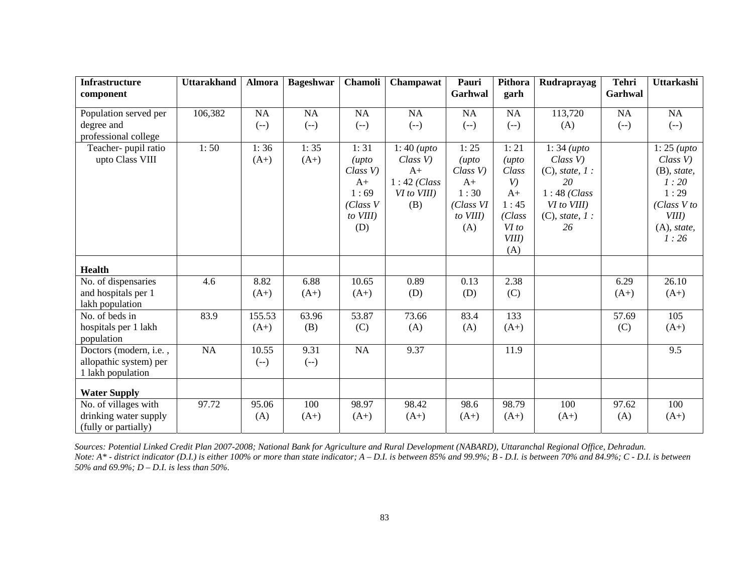| Infrastructure component | Uttarakhand | Almora | Bageshwar | Chamoli | Champawat | Pauri Garhwal | Pithora garh | Rudraprayag | Tehri Garhwal | Uttarkashi |
|---|---|---|---|---|---|---|---|---|---|---|
| Population served per degree and professional college | 106,382 | NA (--) | NA (--) | NA (--) | NA (--) | NA (--) | NA (--) | 113,720 (A) | NA (--) | NA (--) |
| Teacher- pupil ratio upto Class VIII | 1: 50 | 1: 36 (A+) | 1: 35 (A+) | 1: 31 *(upto Class V)* A+ 1 : 69 *(Class V to VIII)* (D) | 1: 40 *(upto Class V)* A+ 1 : 42 *(Class VI to VIII)* (B) | 1: 25 *(upto Class V)* A+ 1 : 30 *(Class VI to VIII)* (A) | 1: 21 *(upto Class V)* A+ 1 : 45 *(Class VI to VIII)* (A) | 1: 34 *(upto Class V)* (C), *state, 1 : 20* 1 : 48 *(Class VI to VIII)* (C), *state, 1 : 26* | | 1: 25 *(upto Class V)* (B), *state, 1 : 20* 1 : 29 *(Class V to VIII)* (A), *state, 1 : 26* |
| **Health** | | | | | | | | | | |
| No. of dispensaries and hospitals per 1 lakh population | 4.6 | 8.82 (A+) | 6.88 (A+) | 10.65 (A+) | 0.89 (D) | 0.13 (D) | 2.38 (C) | | 6.29 (A+) | 26.10 (A+) |
| No. of beds in hospitals per 1 lakh population | 83.9 | 155.53 (A+) | 63.96 (B) | 53.87 (C) | 73.66 (A) | 83.4 (A) | 133 (A+) | | 57.69 (C) | 105 (A+) |
| Doctors (modern, i.e. , allopathic system) per 1 lakh population | NA | 10.55 (--) | 9.31 (--) | NA | 9.37 | | 11.9 | | | 9.5 |
| **Water Supply** | | | | | | | | | | |
| No. of villages with drinking water supply (fully or partially) | 97.72 | 95.06 (A) | 100 (A+) | 98.97 (A+) | 98.42 (A+) | 98.6 (A+) | 98.79 (A+) | 100 (A+) | 97.62 (A) | 100 (A+) |

*Sources: Potential Linked Credit Plan 2007-2008; National Bank for Agriculture and Rural Development (NABARD), Uttaranchal Regional Office, Dehradun.*
*Note: A\* - district indicator (D.I.) is either 100% or more than state indicator; A – D.I. is between 85% and 99.9%; B - D.I. is between 70% and 84.9%; C - D.I. is between 50% and 69.9%; D – D.I. is less than 50%.*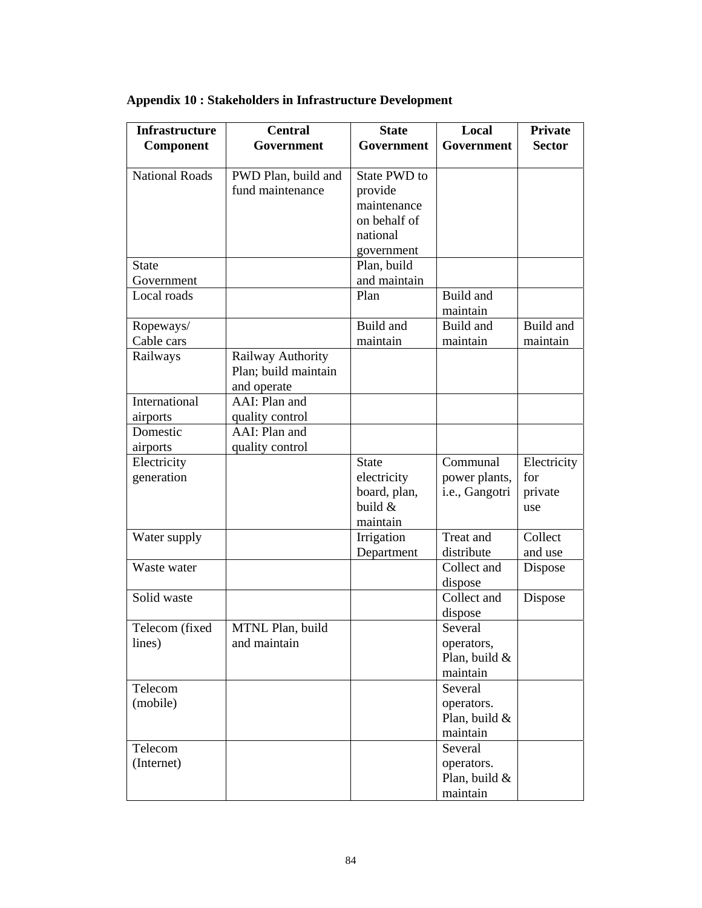**Appendix 10 : Stakeholders in Infrastructure Development**

| Infrastructure Component | Central Government | State Government | Local Government | Private Sector |
|---|---|---|---|---|
| National Roads | PWD Plan, build and fund maintenance | State PWD to provide maintenance on behalf of national government | | |
| State Government | | Plan, build and maintain | | |
| Local roads | | Plan | Build and maintain | |
| Ropeways/ Cable cars | | Build and maintain | Build and maintain | Build and maintain |
| Railways | Railway Authority Plan; build maintain and operate | | | |
| International airports | AAI: Plan and quality control | | | |
| Domestic airports | AAI: Plan and quality control | | | |
| Electricity generation | | State electricity board, plan, build & maintain | Communal power plants, i.e., Gangotri | Electricity for private use |
| Water supply | | Irrigation Department | Treat and distribute | Collect and use |
| Waste water | | | Collect and dispose | Dispose |
| Solid waste | | | Collect and dispose | Dispose |
| Telecom (fixed lines) | MTNL Plan, build and maintain | | Several operators, Plan, build & maintain | |
| Telecom (mobile) | | | Several operators. Plan, build & maintain | |
| Telecom (Internet) | | | Several operators. Plan, build & maintain | |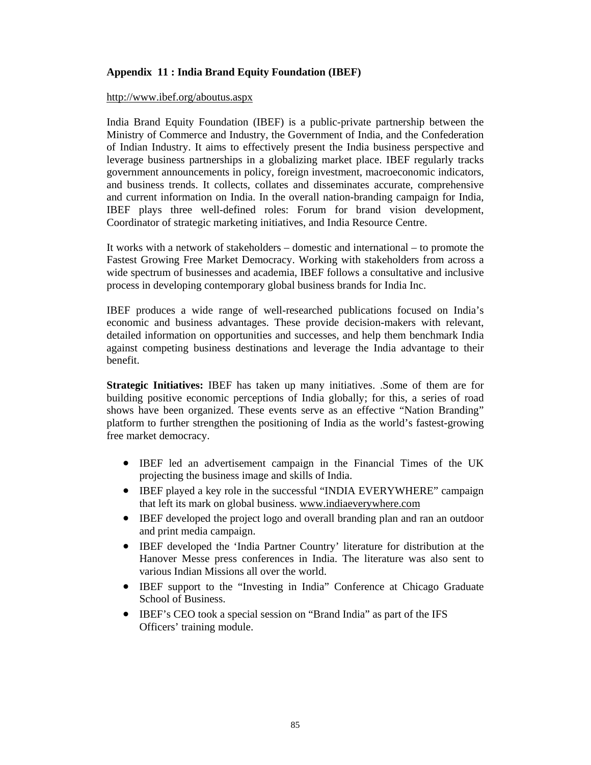**Appendix 11 : India Brand Equity Foundation (IBEF)**

http://www.ibef.org/aboutus.aspx

India Brand Equity Foundation (IBEF) is a public-private partnership between the Ministry of Commerce and Industry, the Government of India, and the Confederation of Indian Industry. It aims to effectively present the India business perspective and leverage business partnerships in a globalizing market place. IBEF regularly tracks government announcements in policy, foreign investment, macroeconomic indicators, and business trends. It collects, collates and disseminates accurate, comprehensive and current information on India. In the overall nation-branding campaign for India, IBEF plays three well-defined roles: Forum for brand vision development, Coordinator of strategic marketing initiatives, and India Resource Centre.

It works with a network of stakeholders – domestic and international – to promote the Fastest Growing Free Market Democracy. Working with stakeholders from across a wide spectrum of businesses and academia, IBEF follows a consultative and inclusive process in developing contemporary global business brands for India Inc.

IBEF produces a wide range of well-researched publications focused on India's economic and business advantages. These provide decision-makers with relevant, detailed information on opportunities and successes, and help them benchmark India against competing business destinations and leverage the India advantage to their benefit.

**Strategic Initiatives:** IBEF has taken up many initiatives. .Some of them are for building positive economic perceptions of India globally; for this, a series of road shows have been organized. These events serve as an effective "Nation Branding" platform to further strengthen the positioning of India as the world's fastest-growing free market democracy.

- IBEF led an advertisement campaign in the Financial Times of the UK projecting the business image and skills of India.
- IBEF played a key role in the successful "INDIA EVERYWHERE" campaign that left its mark on global business. www.indiaeverywhere.com
- IBEF developed the project logo and overall branding plan and ran an outdoor and print media campaign.
- IBEF developed the 'India Partner Country' literature for distribution at the Hanover Messe press conferences in India. The literature was also sent to various Indian Missions all over the world.
- IBEF support to the "Investing in India" Conference at Chicago Graduate School of Business.
- IBEF's CEO took a special session on "Brand India" as part of the IFS Officers' training module.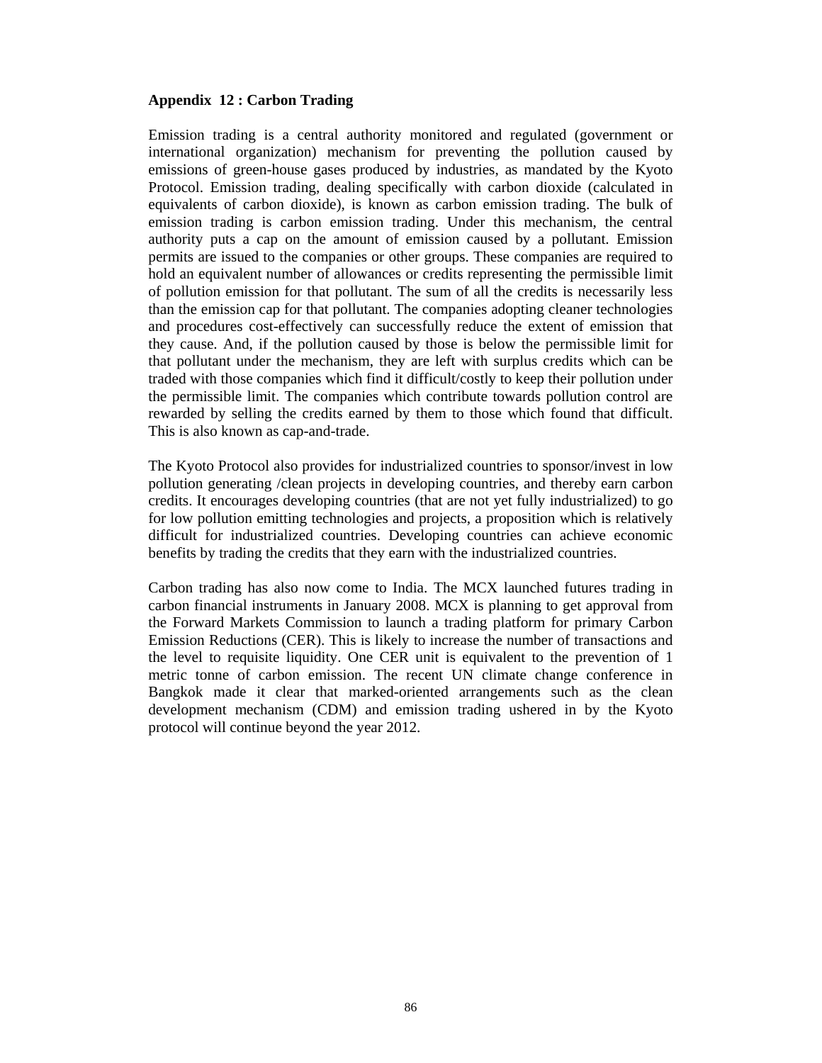**Appendix 12 : Carbon Trading**

Emission trading is a central authority monitored and regulated (government or international organization) mechanism for preventing the pollution caused by emissions of green-house gases produced by industries, as mandated by the Kyoto Protocol. Emission trading, dealing specifically with carbon dioxide (calculated in equivalents of carbon dioxide), is known as carbon emission trading. The bulk of emission trading is carbon emission trading. Under this mechanism, the central authority puts a cap on the amount of emission caused by a pollutant. Emission permits are issued to the companies or other groups. These companies are required to hold an equivalent number of allowances or credits representing the permissible limit of pollution emission for that pollutant. The sum of all the credits is necessarily less than the emission cap for that pollutant. The companies adopting cleaner technologies and procedures cost-effectively can successfully reduce the extent of emission that they cause. And, if the pollution caused by those is below the permissible limit for that pollutant under the mechanism, they are left with surplus credits which can be traded with those companies which find it difficult/costly to keep their pollution under the permissible limit. The companies which contribute towards pollution control are rewarded by selling the credits earned by them to those which found that difficult. This is also known as cap-and-trade.

The Kyoto Protocol also provides for industrialized countries to sponsor/invest in low pollution generating /clean projects in developing countries, and thereby earn carbon credits. It encourages developing countries (that are not yet fully industrialized) to go for low pollution emitting technologies and projects, a proposition which is relatively difficult for industrialized countries. Developing countries can achieve economic benefits by trading the credits that they earn with the industrialized countries.

Carbon trading has also now come to India. The MCX launched futures trading in carbon financial instruments in January 2008. MCX is planning to get approval from the Forward Markets Commission to launch a trading platform for primary Carbon Emission Reductions (CER). This is likely to increase the number of transactions and the level to requisite liquidity. One CER unit is equivalent to the prevention of 1 metric tonne of carbon emission. The recent UN climate change conference in Bangkok made it clear that marked-oriented arrangements such as the clean development mechanism (CDM) and emission trading ushered in by the Kyoto protocol will continue beyond the year 2012.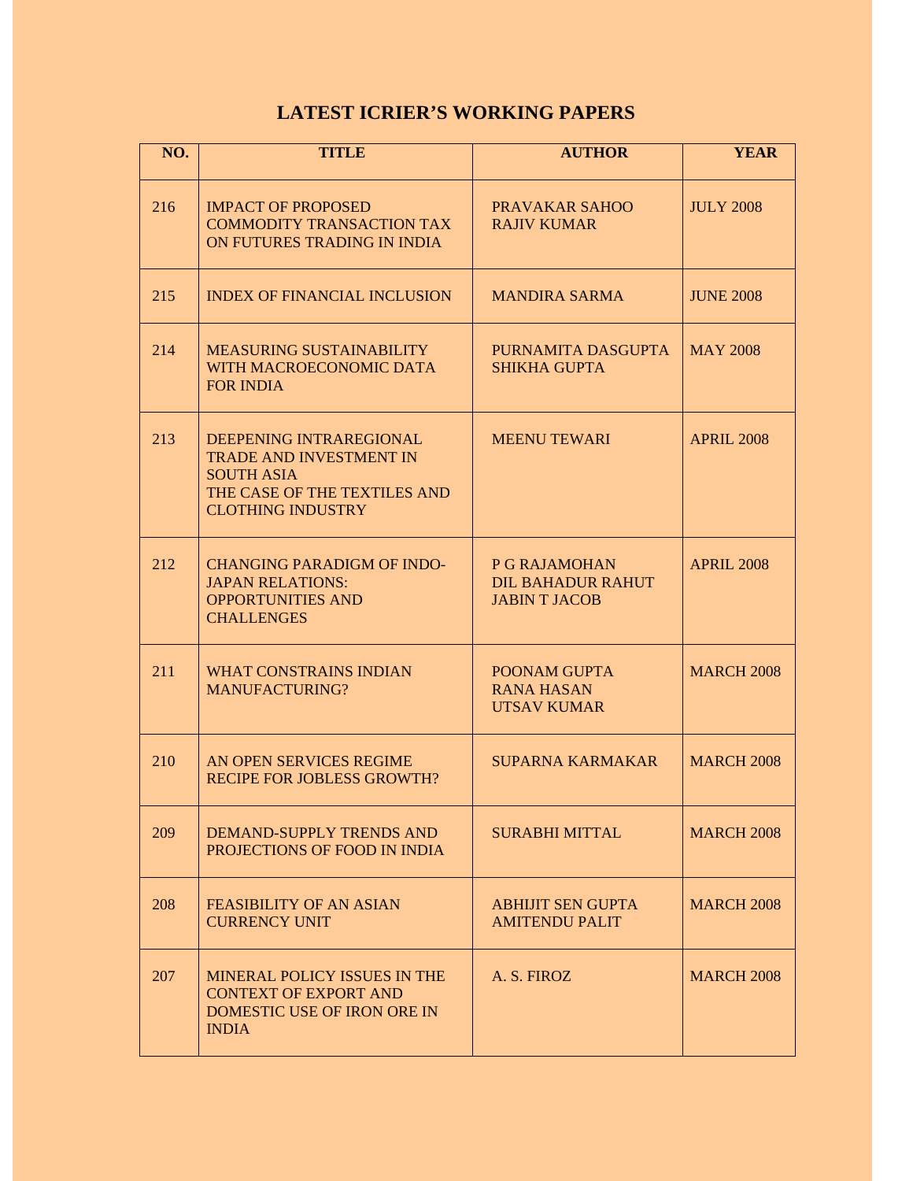# LATEST ICRIER'S WORKING PAPERS

| NO. | TITLE | AUTHOR | YEAR |
|---|---|---|---|
| 216 | IMPACT OF PROPOSED COMMODITY TRANSACTION TAX ON FUTURES TRADING IN INDIA | PRAVAKAR SAHOO<br>RAJIV KUMAR | JULY 2008 |
| 215 | INDEX OF FINANCIAL INCLUSION | MANDIRA SARMA | JUNE 2008 |
| 214 | MEASURING SUSTAINABILITY WITH MACROECONOMIC DATA FOR INDIA | PURNAMITA DASGUPTA<br>SHIKHA GUPTA | MAY 2008 |
| 213 | DEEPENING INTRAREGIONAL TRADE AND INVESTMENT IN SOUTH ASIA<br>THE CASE OF THE TEXTILES AND CLOTHING INDUSTRY | MEENU TEWARI | APRIL 2008 |
| 212 | CHANGING PARADIGM OF INDO-JAPAN RELATIONS: OPPORTUNITIES AND CHALLENGES | P G RAJAMOHAN<br>DIL BAHADUR RAHUT<br>JABIN T JACOB | APRIL 2008 |
| 211 | WHAT CONSTRAINS INDIAN MANUFACTURING? | POONAM GUPTA<br>RANA HASAN<br>UTSAV KUMAR | MARCH 2008 |
| 210 | AN OPEN SERVICES REGIME RECIPE FOR JOBLESS GROWTH? | SUPARNA KARMAKAR | MARCH 2008 |
| 209 | DEMAND-SUPPLY TRENDS AND PROJECTIONS OF FOOD IN INDIA | SURABHI MITTAL | MARCH 2008 |
| 208 | FEASIBILITY OF AN ASIAN CURRENCY UNIT | ABHIJIT SEN GUPTA<br>AMITENDU PALIT | MARCH 2008 |
| 207 | MINERAL POLICY ISSUES IN THE CONTEXT OF EXPORT AND DOMESTIC USE OF IRON ORE IN INDIA | A. S. FIROZ | MARCH 2008 |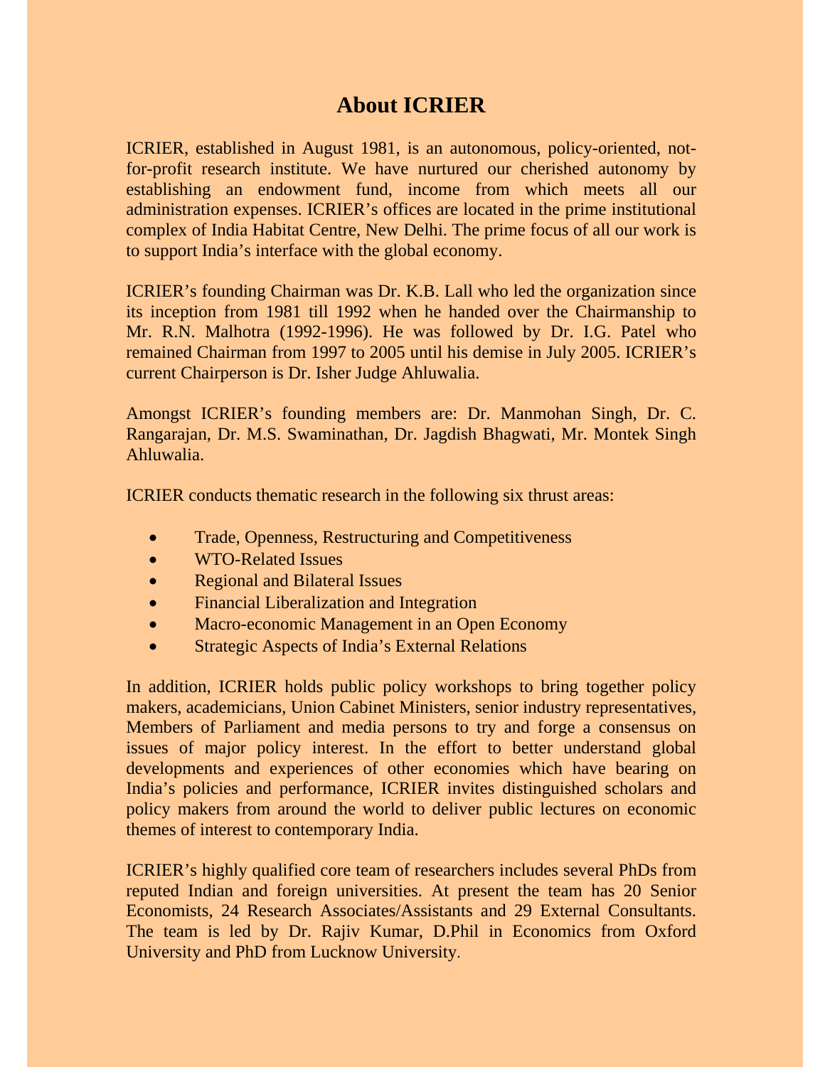# About ICRIER

ICRIER, established in August 1981, is an autonomous, policy-oriented, not-for-profit research institute. We have nurtured our cherished autonomy by establishing an endowment fund, income from which meets all our administration expenses. ICRIER's offices are located in the prime institutional complex of India Habitat Centre, New Delhi. The prime focus of all our work is to support India's interface with the global economy.

ICRIER's founding Chairman was Dr. K.B. Lall who led the organization since its inception from 1981 till 1992 when he handed over the Chairmanship to Mr. R.N. Malhotra (1992-1996). He was followed by Dr. I.G. Patel who remained Chairman from 1997 to 2005 until his demise in July 2005. ICRIER's current Chairperson is Dr. Isher Judge Ahluwalia.

Amongst ICRIER's founding members are: Dr. Manmohan Singh, Dr. C. Rangarajan, Dr. M.S. Swaminathan, Dr. Jagdish Bhagwati, Mr. Montek Singh Ahluwalia.

ICRIER conducts thematic research in the following six thrust areas:

- Trade, Openness, Restructuring and Competitiveness
- WTO-Related Issues
- Regional and Bilateral Issues
- Financial Liberalization and Integration
- Macro-economic Management in an Open Economy
- Strategic Aspects of India's External Relations

In addition, ICRIER holds public policy workshops to bring together policy makers, academicians, Union Cabinet Ministers, senior industry representatives, Members of Parliament and media persons to try and forge a consensus on issues of major policy interest. In the effort to better understand global developments and experiences of other economies which have bearing on India's policies and performance, ICRIER invites distinguished scholars and policy makers from around the world to deliver public lectures on economic themes of interest to contemporary India.

ICRIER's highly qualified core team of researchers includes several PhDs from reputed Indian and foreign universities. At present the team has 20 Senior Economists, 24 Research Associates/Assistants and 29 External Consultants. The team is led by Dr. Rajiv Kumar, D.Phil in Economics from Oxford University and PhD from Lucknow University.